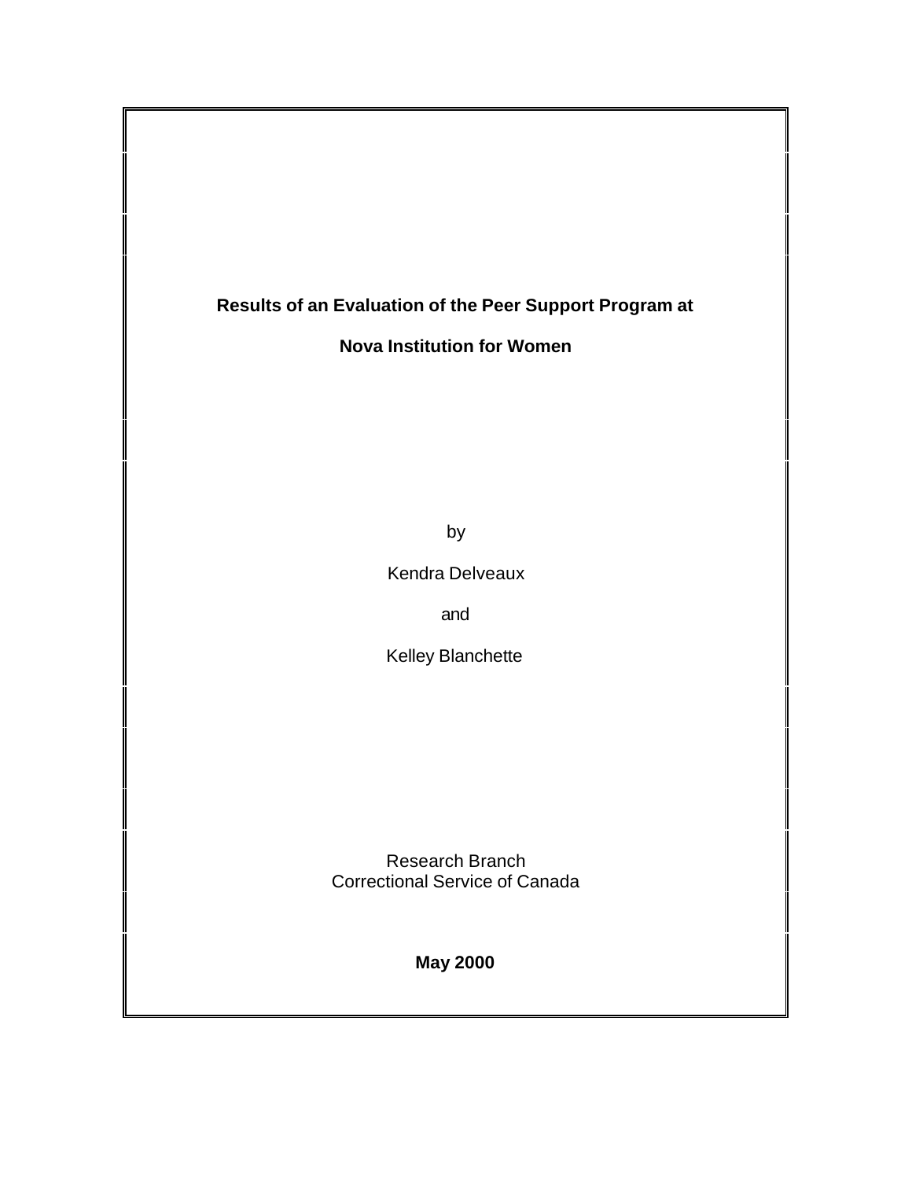# Results of an Evaluation of the Peer Support Program at Nova Institution for Women

by

Kendra Delveaux

and

Kelley Blanchette

Research Branch
Correctional Service of Canada

**May 2000**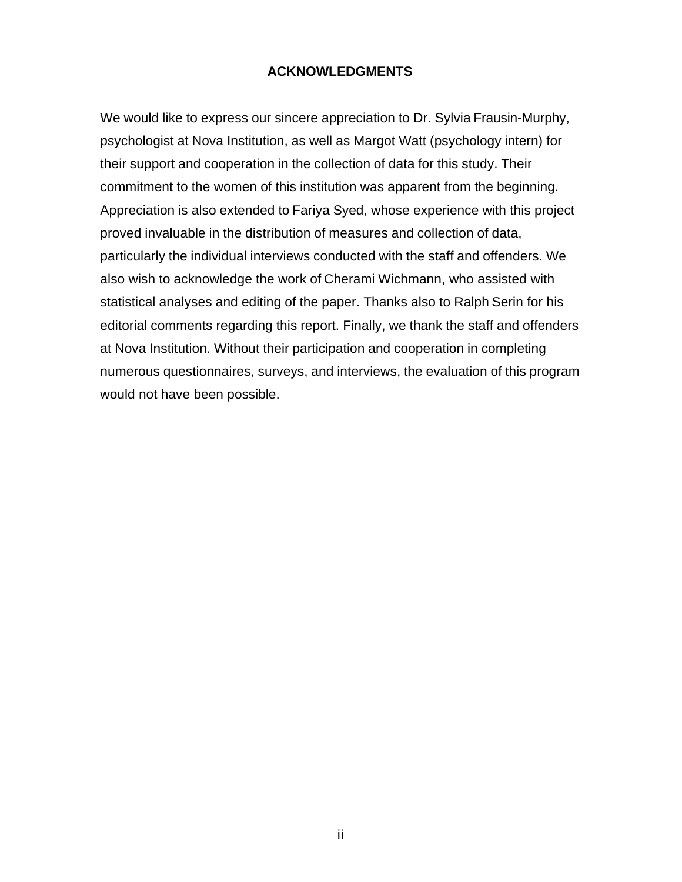# ACKNOWLEDGMENTS

We would like to express our sincere appreciation to Dr. Sylvia Frausin-Murphy, psychologist at Nova Institution, as well as Margot Watt (psychology intern) for their support and cooperation in the collection of data for this study. Their commitment to the women of this institution was apparent from the beginning. Appreciation is also extended to Fariya Syed, whose experience with this project proved invaluable in the distribution of measures and collection of data, particularly the individual interviews conducted with the staff and offenders. We also wish to acknowledge the work of Cherami Wichmann, who assisted with statistical analyses and editing of the paper. Thanks also to Ralph Serin for his editorial comments regarding this report. Finally, we thank the staff and offenders at Nova Institution. Without their participation and cooperation in completing numerous questionnaires, surveys, and interviews, the evaluation of this program would not have been possible.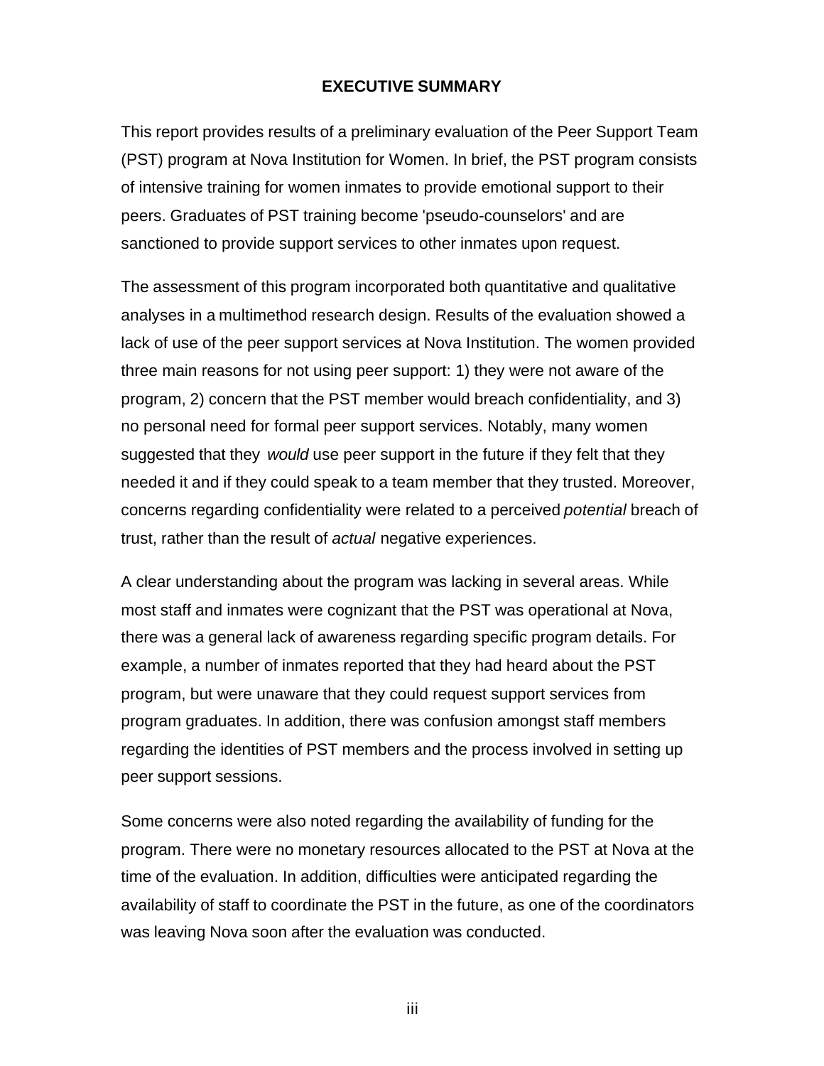# EXECUTIVE SUMMARY

This report provides results of a preliminary evaluation of the Peer Support Team (PST) program at Nova Institution for Women. In brief, the PST program consists of intensive training for women inmates to provide emotional support to their peers. Graduates of PST training become 'pseudo-counselors' and are sanctioned to provide support services to other inmates upon request.

The assessment of this program incorporated both quantitative and qualitative analyses in a multimethod research design. Results of the evaluation showed a lack of use of the peer support services at Nova Institution. The women provided three main reasons for not using peer support: 1) they were not aware of the program, 2) concern that the PST member would breach confidentiality, and 3) no personal need for formal peer support services. Notably, many women suggested that they *would* use peer support in the future if they felt that they needed it and if they could speak to a team member that they trusted. Moreover, concerns regarding confidentiality were related to a perceived *potential* breach of trust, rather than the result of *actual* negative experiences.

A clear understanding about the program was lacking in several areas. While most staff and inmates were cognizant that the PST was operational at Nova, there was a general lack of awareness regarding specific program details. For example, a number of inmates reported that they had heard about the PST program, but were unaware that they could request support services from program graduates. In addition, there was confusion amongst staff members regarding the identities of PST members and the process involved in setting up peer support sessions.

Some concerns were also noted regarding the availability of funding for the program. There were no monetary resources allocated to the PST at Nova at the time of the evaluation. In addition, difficulties were anticipated regarding the availability of staff to coordinate the PST in the future, as one of the coordinators was leaving Nova soon after the evaluation was conducted.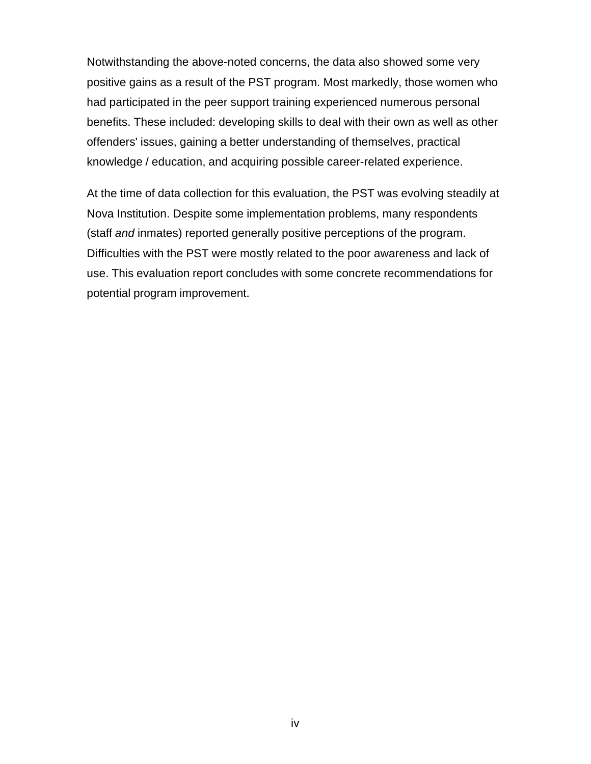Notwithstanding the above-noted concerns, the data also showed some very positive gains as a result of the PST program. Most markedly, those women who had participated in the peer support training experienced numerous personal benefits. These included: developing skills to deal with their own as well as other offenders' issues, gaining a better understanding of themselves, practical knowledge / education, and acquiring possible career-related experience.

At the time of data collection for this evaluation, the PST was evolving steadily at Nova Institution. Despite some implementation problems, many respondents (staff *and* inmates) reported generally positive perceptions of the program. Difficulties with the PST were mostly related to the poor awareness and lack of use. This evaluation report concludes with some concrete recommendations for potential program improvement.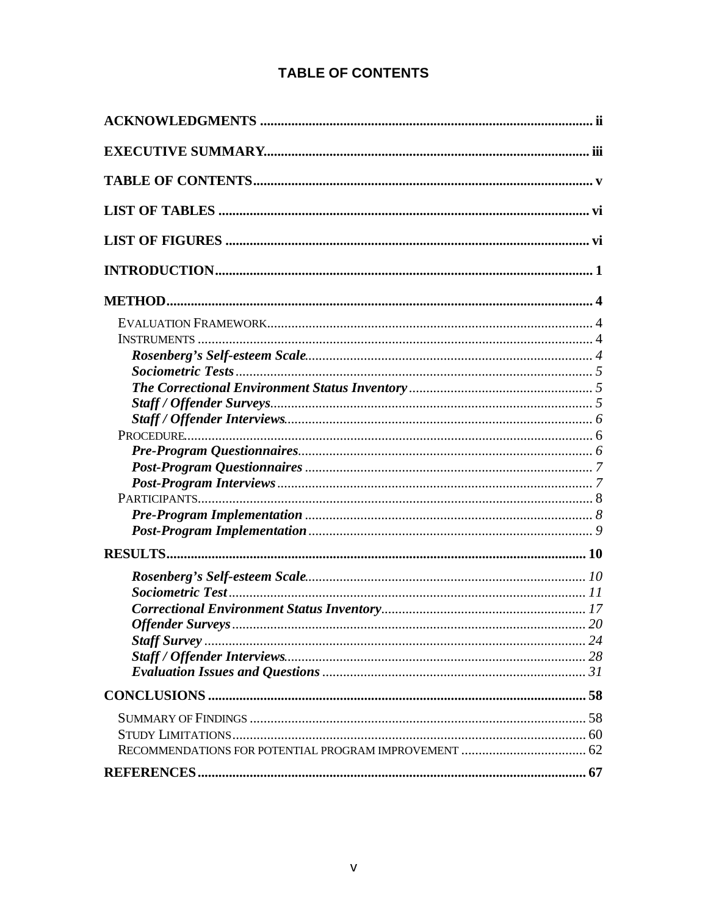# TABLE OF CONTENTS

**ACKNOWLEDGMENTS** .......... ii

**EXECUTIVE SUMMARY** .......... iii

**TABLE OF CONTENTS** .......... v

**LIST OF TABLES** .......... vi

**LIST OF FIGURES** .......... vi

**INTRODUCTION** .......... 1

**METHOD** .......... 4

- EVALUATION FRAMEWORK .......... 4
- INSTRUMENTS .......... 4
  - ***Rosenberg's Self-esteem Scale*** .......... *4*
  - ***Sociometric Tests*** .......... *5*
  - ***The Correctional Environment Status Inventory*** .......... *5*
  - ***Staff / Offender Surveys*** .......... *5*
  - ***Staff / Offender Interviews*** .......... *6*
- PROCEDURE .......... 6
  - ***Pre-Program Questionnaires*** .......... *6*
  - ***Post-Program Questionnaires*** .......... *7*
  - ***Post-Program Interviews*** .......... *7*
- PARTICIPANTS .......... 8
  - ***Pre-Program Implementation*** .......... *8*
  - ***Post-Program Implementation*** .......... *9*

**RESULTS** .......... 10

- ***Rosenberg's Self-esteem Scale*** .......... *10*
- ***Sociometric Test*** .......... *11*
- ***Correctional Environment Status Inventory*** .......... *17*
- ***Offender Surveys*** .......... *20*
- ***Staff Survey*** .......... *24*
- ***Staff / Offender Interviews*** .......... *28*
- ***Evaluation Issues and Questions*** .......... *31*

**CONCLUSIONS** .......... 58

- SUMMARY OF FINDINGS .......... 58
- STUDY LIMITATIONS .......... 60
- RECOMMENDATIONS FOR POTENTIAL PROGRAM IMPROVEMENT .......... 62

**REFERENCES** .......... 67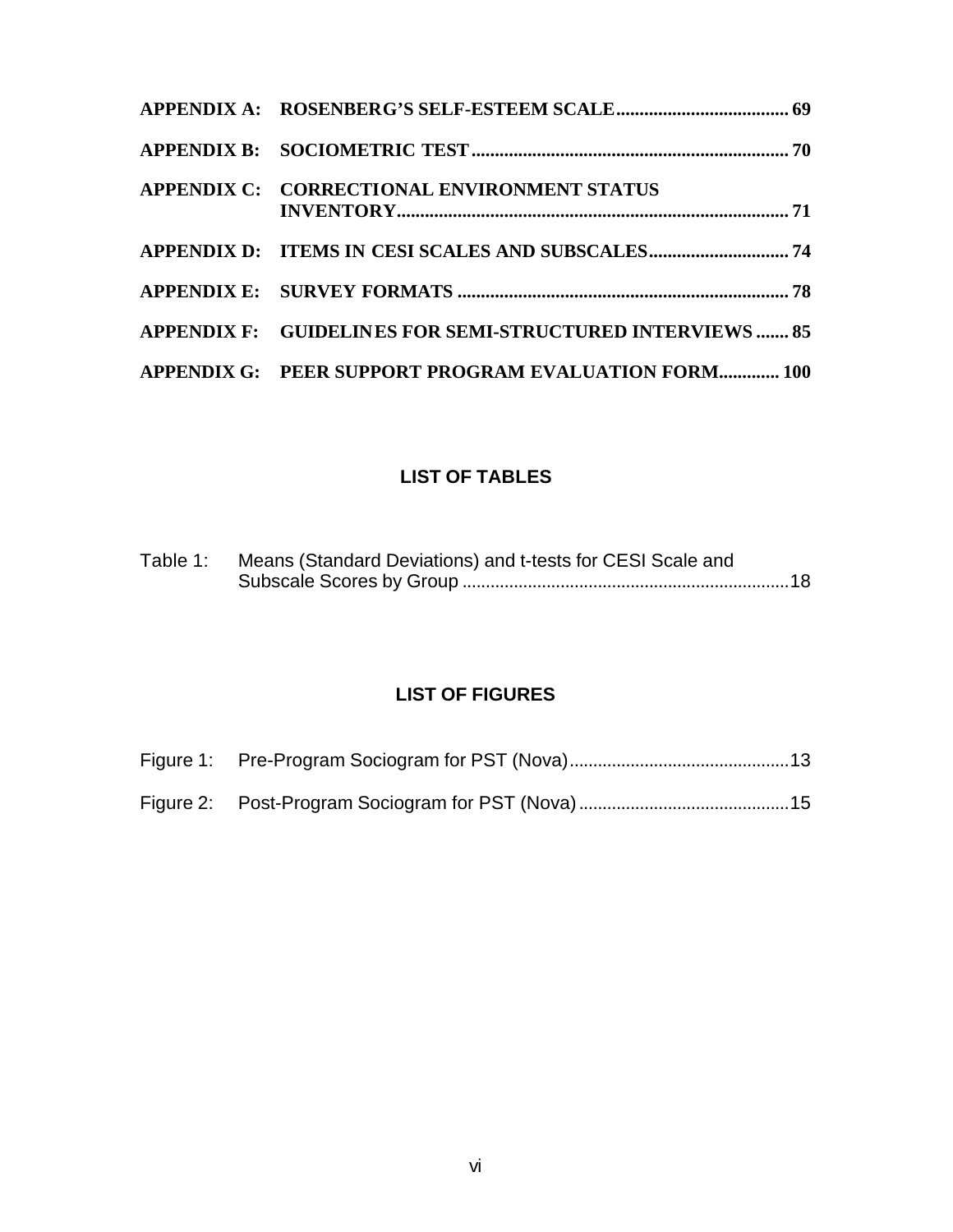**APPENDIX A: ROSENBERG'S SELF-ESTEEM SCALE..................................... 69**

**APPENDIX B: SOCIOMETRIC TEST.................................................................... 70**

**APPENDIX C: CORRECTIONAL ENVIRONMENT STATUS INVENTORY.................................................................................... 71**

**APPENDIX D: ITEMS IN CESI SCALES AND SUBSCALES.............................. 74**

**APPENDIX E: SURVEY FORMATS ....................................................................... 78**

**APPENDIX F: GUIDELINES FOR SEMI-STRUCTURED INTERVIEWS ....... 85**

**APPENDIX G: PEER SUPPORT PROGRAM EVALUATION FORM............. 100**

## LIST OF TABLES

Table 1: Means (Standard Deviations) and t-tests for CESI Scale and Subscale Scores by Group ......................................................................18

## LIST OF FIGURES

Figure 1: Pre-Program Sociogram for PST (Nova)..............................................13

Figure 2: Post-Program Sociogram for PST (Nova)............................................15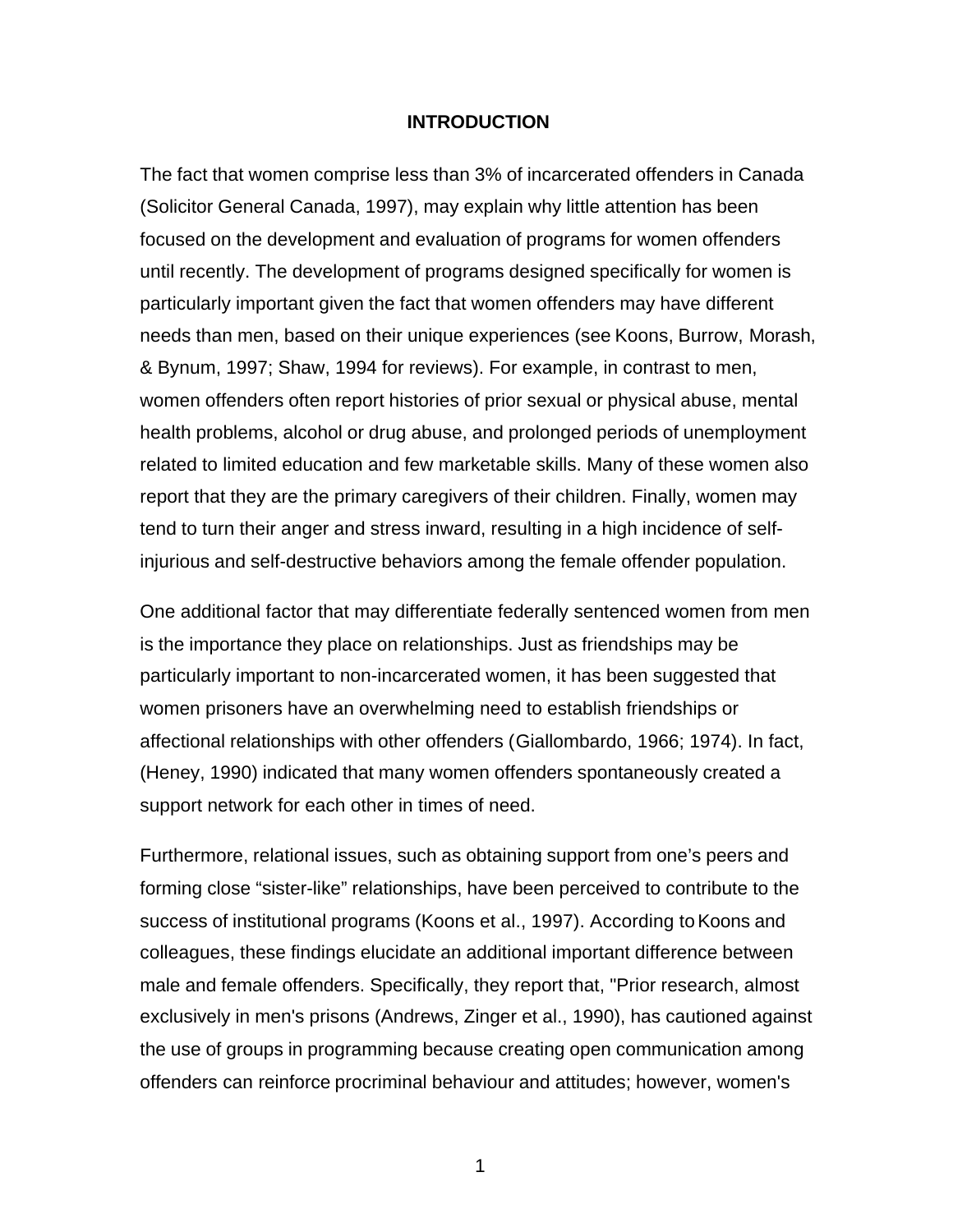# INTRODUCTION

The fact that women comprise less than 3% of incarcerated offenders in Canada (Solicitor General Canada, 1997), may explain why little attention has been focused on the development and evaluation of programs for women offenders until recently. The development of programs designed specifically for women is particularly important given the fact that women offenders may have different needs than men, based on their unique experiences (see Koons, Burrow, Morash, & Bynum, 1997; Shaw, 1994 for reviews). For example, in contrast to men, women offenders often report histories of prior sexual or physical abuse, mental health problems, alcohol or drug abuse, and prolonged periods of unemployment related to limited education and few marketable skills. Many of these women also report that they are the primary caregivers of their children. Finally, women may tend to turn their anger and stress inward, resulting in a high incidence of self-injurious and self-destructive behaviors among the female offender population.

One additional factor that may differentiate federally sentenced women from men is the importance they place on relationships. Just as friendships may be particularly important to non-incarcerated women, it has been suggested that women prisoners have an overwhelming need to establish friendships or affectional relationships with other offenders (Giallombardo, 1966; 1974). In fact, (Heney, 1990) indicated that many women offenders spontaneously created a support network for each other in times of need.

Furthermore, relational issues, such as obtaining support from one's peers and forming close "sister-like" relationships, have been perceived to contribute to the success of institutional programs (Koons et al., 1997). According to Koons and colleagues, these findings elucidate an additional important difference between male and female offenders. Specifically, they report that, "Prior research, almost exclusively in men's prisons (Andrews, Zinger et al., 1990), has cautioned against the use of groups in programming because creating open communication among offenders can reinforce procriminal behaviour and attitudes; however, women's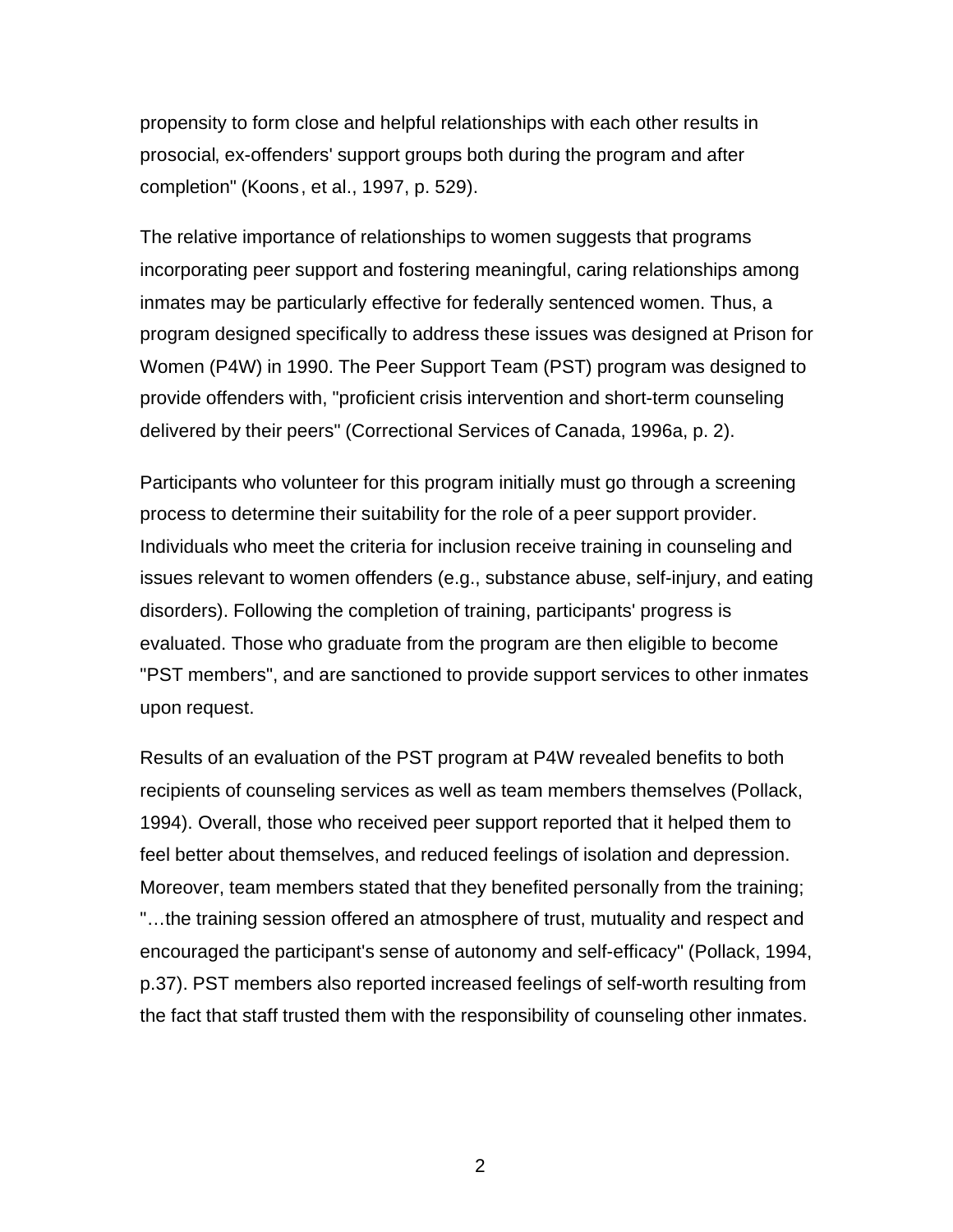propensity to form close and helpful relationships with each other results in prosocial, ex-offenders' support groups both during the program and after completion" (Koons, et al., 1997, p. 529).

The relative importance of relationships to women suggests that programs incorporating peer support and fostering meaningful, caring relationships among inmates may be particularly effective for federally sentenced women. Thus, a program designed specifically to address these issues was designed at Prison for Women (P4W) in 1990. The Peer Support Team (PST) program was designed to provide offenders with, "proficient crisis intervention and short-term counseling delivered by their peers" (Correctional Services of Canada, 1996a, p. 2).

Participants who volunteer for this program initially must go through a screening process to determine their suitability for the role of a peer support provider. Individuals who meet the criteria for inclusion receive training in counseling and issues relevant to women offenders (e.g., substance abuse, self-injury, and eating disorders). Following the completion of training, participants' progress is evaluated. Those who graduate from the program are then eligible to become "PST members", and are sanctioned to provide support services to other inmates upon request.

Results of an evaluation of the PST program at P4W revealed benefits to both recipients of counseling services as well as team members themselves (Pollack, 1994). Overall, those who received peer support reported that it helped them to feel better about themselves, and reduced feelings of isolation and depression. Moreover, team members stated that they benefited personally from the training; "…the training session offered an atmosphere of trust, mutuality and respect and encouraged the participant's sense of autonomy and self-efficacy" (Pollack, 1994, p.37). PST members also reported increased feelings of self-worth resulting from the fact that staff trusted them with the responsibility of counseling other inmates.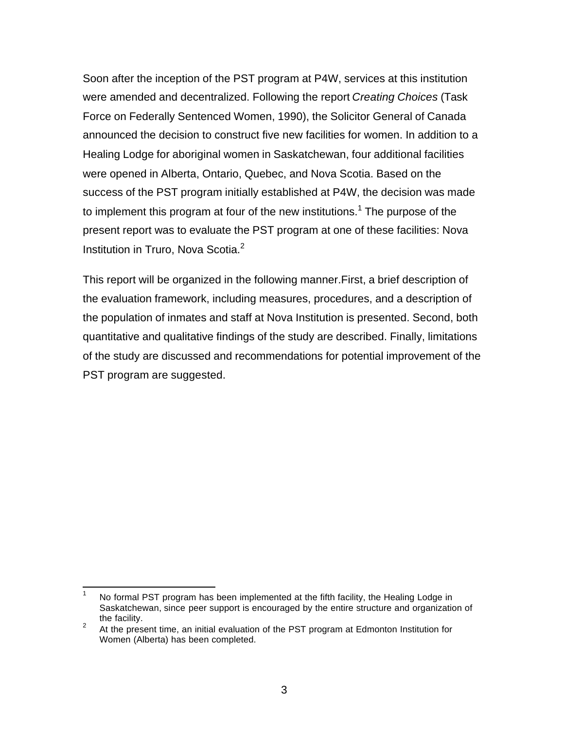Soon after the inception of the PST program at P4W, services at this institution were amended and decentralized. Following the report *Creating Choices* (Task Force on Federally Sentenced Women, 1990), the Solicitor General of Canada announced the decision to construct five new facilities for women. In addition to a Healing Lodge for aboriginal women in Saskatchewan, four additional facilities were opened in Alberta, Ontario, Quebec, and Nova Scotia. Based on the success of the PST program initially established at P4W, the decision was made to implement this program at four of the new institutions.[1] The purpose of the present report was to evaluate the PST program at one of these facilities: Nova Institution in Truro, Nova Scotia.[2]

This report will be organized in the following manner.First, a brief description of the evaluation framework, including measures, procedures, and a description of the population of inmates and staff at Nova Institution is presented. Second, both quantitative and qualitative findings of the study are described. Finally, limitations of the study are discussed and recommendations for potential improvement of the PST program are suggested.

---

[1] No formal PST program has been implemented at the fifth facility, the Healing Lodge in Saskatchewan, since peer support is encouraged by the entire structure and organization of the facility.

[2] At the present time, an initial evaluation of the PST program at Edmonton Institution for Women (Alberta) has been completed.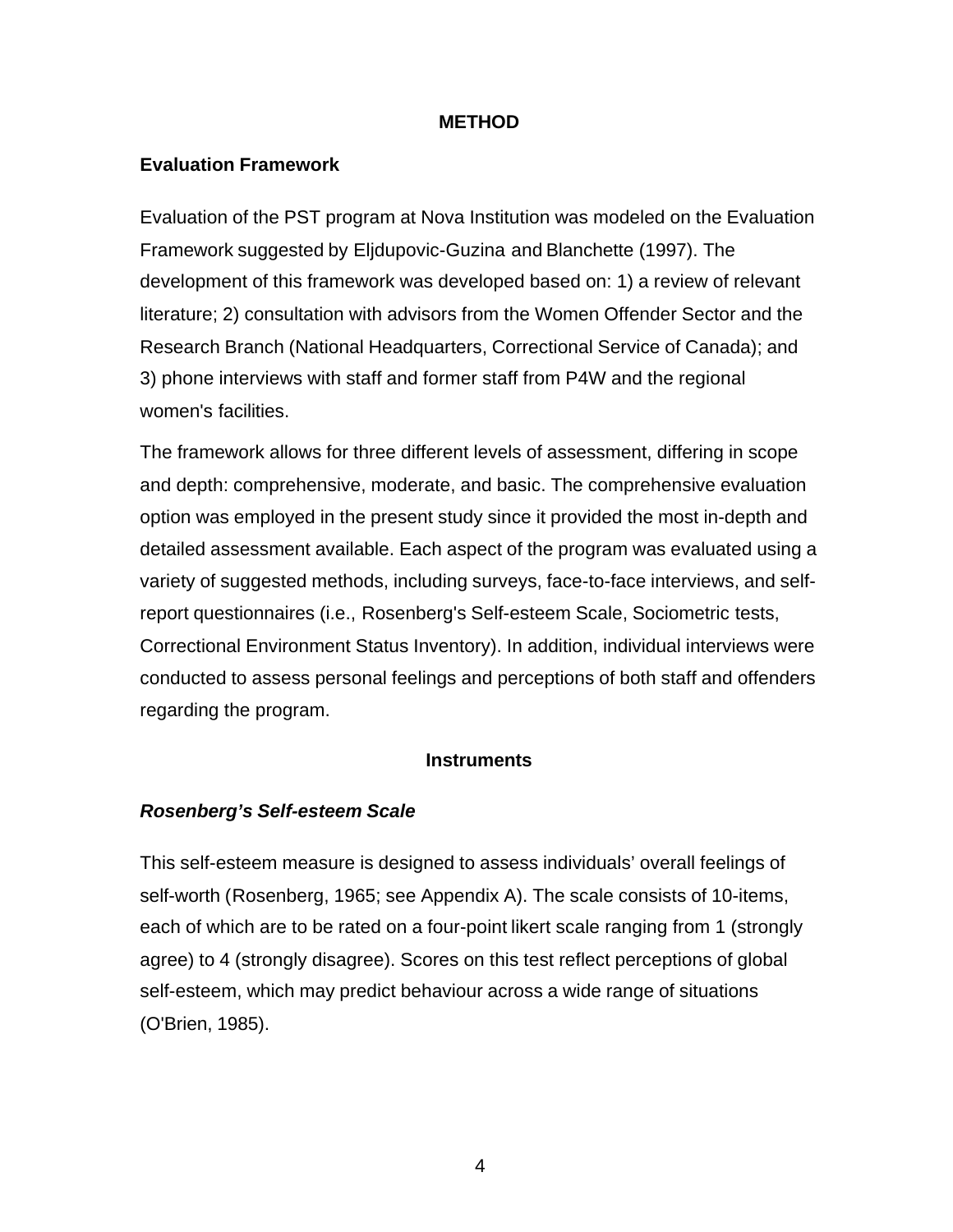## METHOD

### Evaluation Framework

Evaluation of the PST program at Nova Institution was modeled on the Evaluation Framework suggested by Eljdupovic-Guzina and Blanchette (1997). The development of this framework was developed based on: 1) a review of relevant literature; 2) consultation with advisors from the Women Offender Sector and the Research Branch (National Headquarters, Correctional Service of Canada); and 3) phone interviews with staff and former staff from P4W and the regional women's facilities.

The framework allows for three different levels of assessment, differing in scope and depth: comprehensive, moderate, and basic. The comprehensive evaluation option was employed in the present study since it provided the most in-depth and detailed assessment available. Each aspect of the program was evaluated using a variety of suggested methods, including surveys, face-to-face interviews, and self-report questionnaires (i.e., Rosenberg's Self-esteem Scale, Sociometric tests, Correctional Environment Status Inventory). In addition, individual interviews were conducted to assess personal feelings and perceptions of both staff and offenders regarding the program.

## Instruments

### *Rosenberg's Self-esteem Scale*

This self-esteem measure is designed to assess individuals' overall feelings of self-worth (Rosenberg, 1965; see Appendix A). The scale consists of 10-items, each of which are to be rated on a four-point likert scale ranging from 1 (strongly agree) to 4 (strongly disagree). Scores on this test reflect perceptions of global self-esteem, which may predict behaviour across a wide range of situations (O'Brien, 1985).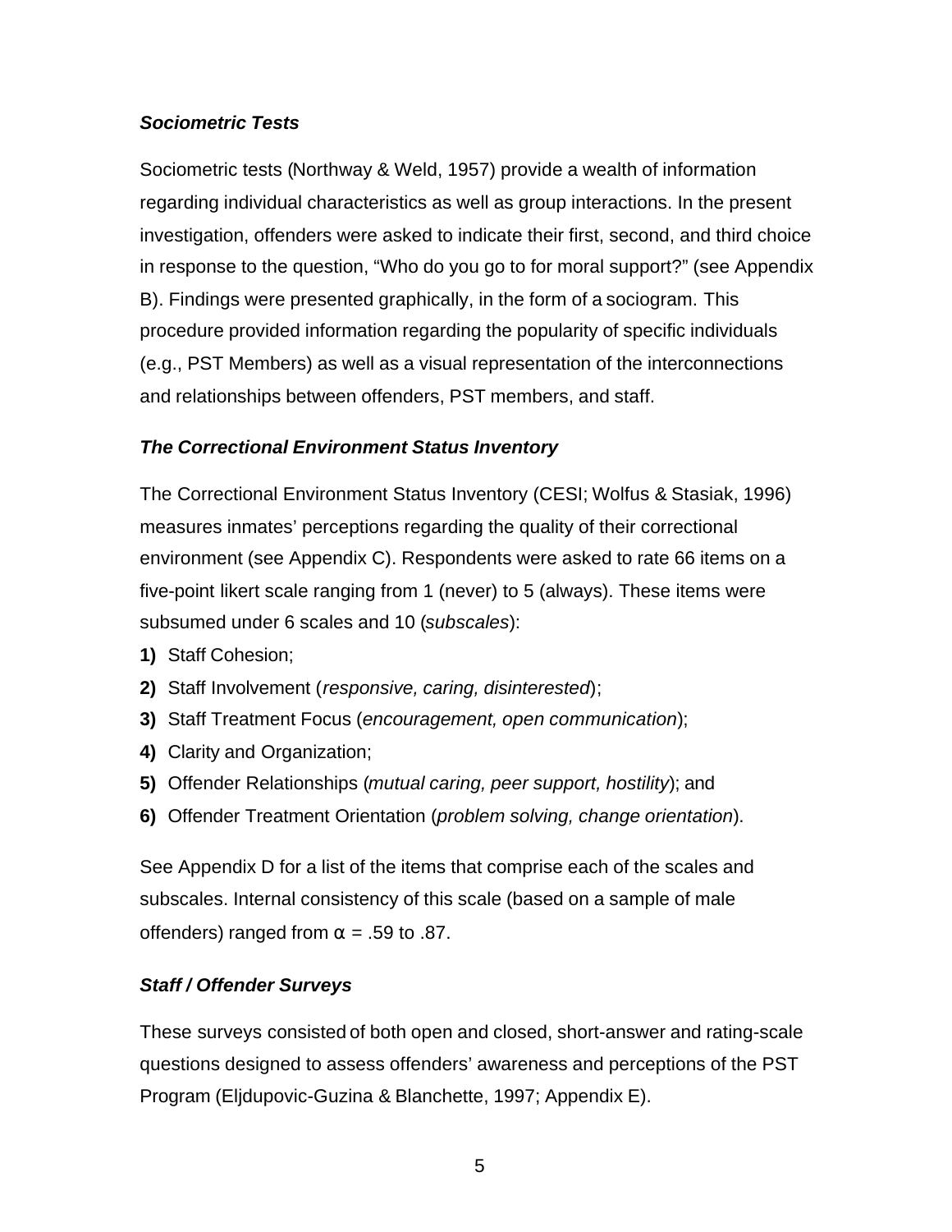### *Sociometric Tests*

Sociometric tests (Northway & Weld, 1957) provide a wealth of information regarding individual characteristics as well as group interactions. In the present investigation, offenders were asked to indicate their first, second, and third choice in response to the question, "Who do you go to for moral support?" (see Appendix B). Findings were presented graphically, in the form of a sociogram. This procedure provided information regarding the popularity of specific individuals (e.g., PST Members) as well as a visual representation of the interconnections and relationships between offenders, PST members, and staff.

### *The Correctional Environment Status Inventory*

The Correctional Environment Status Inventory (CESI; Wolfus & Stasiak, 1996) measures inmates' perceptions regarding the quality of their correctional environment (see Appendix C). Respondents were asked to rate 66 items on a five-point likert scale ranging from 1 (never) to 5 (always). These items were subsumed under 6 scales and 10 (*subscales*):

**1)** Staff Cohesion;
**2)** Staff Involvement (*responsive, caring, disinterested*);
**3)** Staff Treatment Focus (*encouragement, open communication*);
**4)** Clarity and Organization;
**5)** Offender Relationships (*mutual caring, peer support, hostility*); and
**6)** Offender Treatment Orientation (*problem solving, change orientation*).

See Appendix D for a list of the items that comprise each of the scales and subscales. Internal consistency of this scale (based on a sample of male offenders) ranged from $\alpha$ = .59 to .87.

### *Staff / Offender Surveys*

These surveys consisted of both open and closed, short-answer and rating-scale questions designed to assess offenders' awareness and perceptions of the PST Program (Eljdupovic-Guzina & Blanchette, 1997; Appendix E).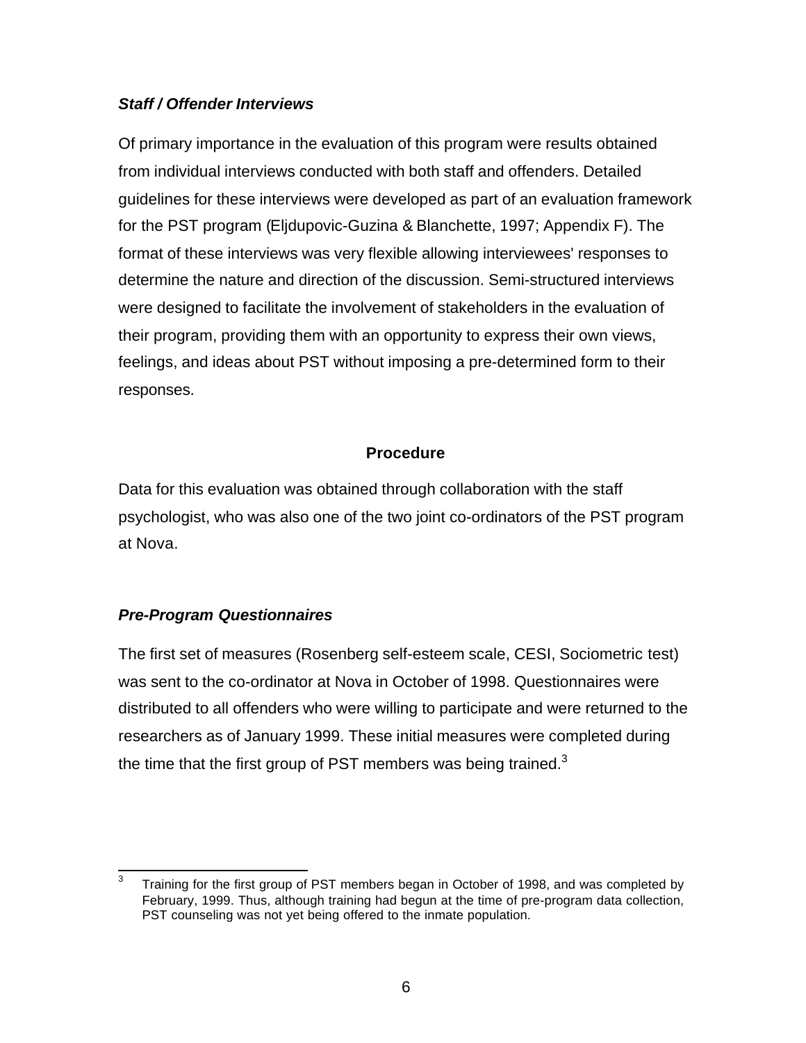### *Staff / Offender Interviews*

Of primary importance in the evaluation of this program were results obtained from individual interviews conducted with both staff and offenders. Detailed guidelines for these interviews were developed as part of an evaluation framework for the PST program (Eljdupovic-Guzina & Blanchette, 1997; Appendix F). The format of these interviews was very flexible allowing interviewees' responses to determine the nature and direction of the discussion. Semi-structured interviews were designed to facilitate the involvement of stakeholders in the evaluation of their program, providing them with an opportunity to express their own views, feelings, and ideas about PST without imposing a pre-determined form to their responses.

## Procedure

Data for this evaluation was obtained through collaboration with the staff psychologist, who was also one of the two joint co-ordinators of the PST program at Nova.

### *Pre-Program Questionnaires*

The first set of measures (Rosenberg self-esteem scale, CESI, Sociometric test) was sent to the co-ordinator at Nova in October of 1998. Questionnaires were distributed to all offenders who were willing to participate and were returned to the researchers as of January 1999. These initial measures were completed during the time that the first group of PST members was being trained.[3]

---

[3] Training for the first group of PST members began in October of 1998, and was completed by February, 1999. Thus, although training had begun at the time of pre-program data collection, PST counseling was not yet being offered to the inmate population.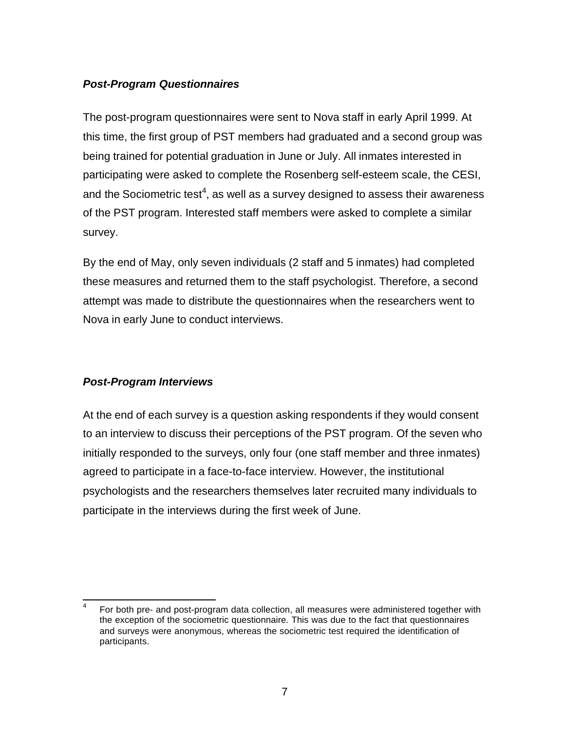### *Post-Program Questionnaires*

The post-program questionnaires were sent to Nova staff in early April 1999. At this time, the first group of PST members had graduated and a second group was being trained for potential graduation in June or July. All inmates interested in participating were asked to complete the Rosenberg self-esteem scale, the CESI, and the Sociometric test[4], as well as a survey designed to assess their awareness of the PST program. Interested staff members were asked to complete a similar survey.

By the end of May, only seven individuals (2 staff and 5 inmates) had completed these measures and returned them to the staff psychologist. Therefore, a second attempt was made to distribute the questionnaires when the researchers went to Nova in early June to conduct interviews.

### *Post-Program Interviews*

At the end of each survey is a question asking respondents if they would consent to an interview to discuss their perceptions of the PST program. Of the seven who initially responded to the surveys, only four (one staff member and three inmates) agreed to participate in a face-to-face interview. However, the institutional psychologists and the researchers themselves later recruited many individuals to participate in the interviews during the first week of June.

---

[4] For both pre- and post-program data collection, all measures were administered together with the exception of the sociometric questionnaire. This was due to the fact that questionnaires and surveys were anonymous, whereas the sociometric test required the identification of participants.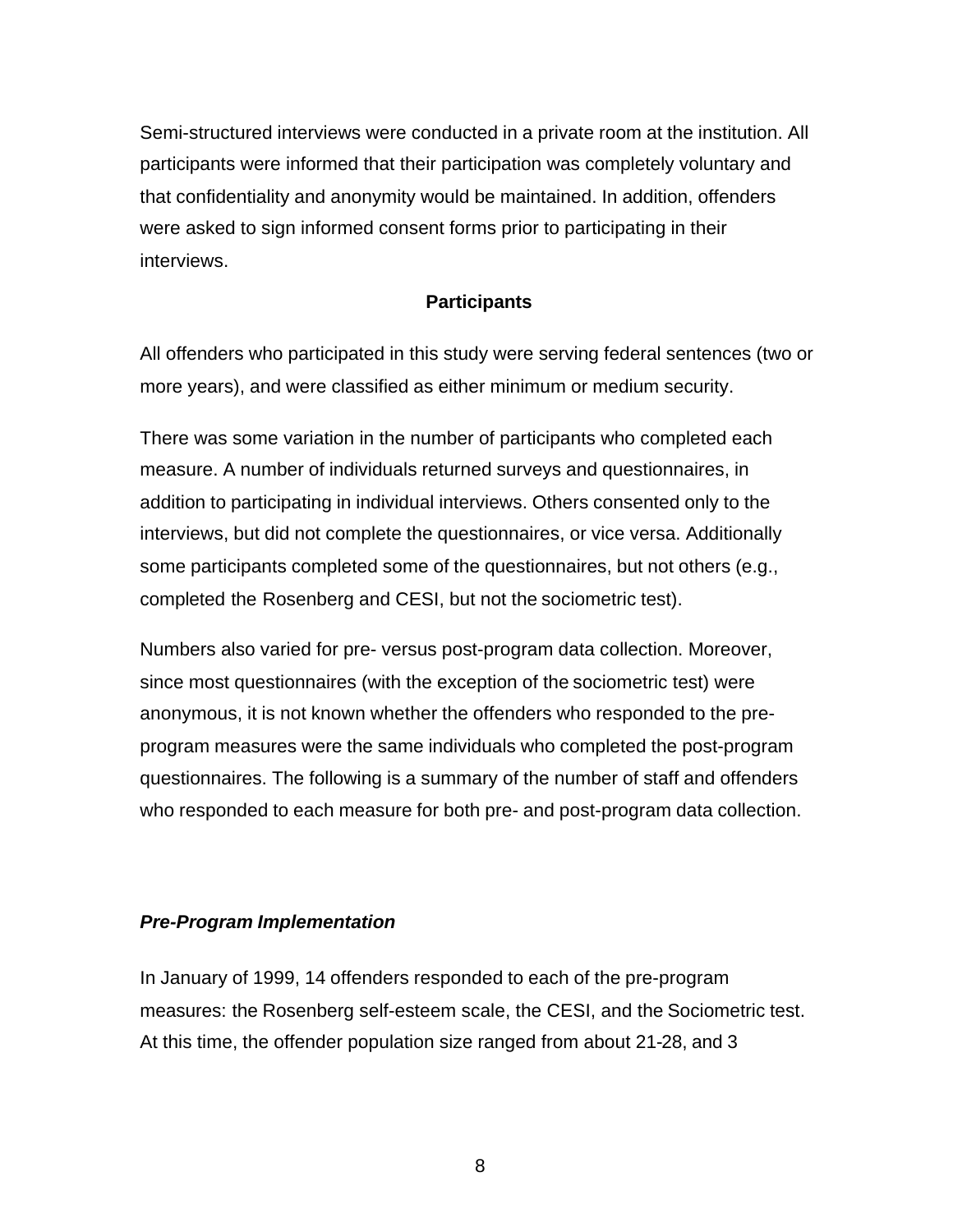Semi-structured interviews were conducted in a private room at the institution. All participants were informed that their participation was completely voluntary and that confidentiality and anonymity would be maintained. In addition, offenders were asked to sign informed consent forms prior to participating in their interviews.

## Participants

All offenders who participated in this study were serving federal sentences (two or more years), and were classified as either minimum or medium security.

There was some variation in the number of participants who completed each measure. A number of individuals returned surveys and questionnaires, in addition to participating in individual interviews. Others consented only to the interviews, but did not complete the questionnaires, or vice versa. Additionally some participants completed some of the questionnaires, but not others (e.g., completed the Rosenberg and CESI, but not the sociometric test).

Numbers also varied for pre- versus post-program data collection. Moreover, since most questionnaires (with the exception of the sociometric test) were anonymous, it is not known whether the offenders who responded to the pre-program measures were the same individuals who completed the post-program questionnaires. The following is a summary of the number of staff and offenders who responded to each measure for both pre- and post-program data collection.

### *Pre-Program Implementation*

In January of 1999, 14 offenders responded to each of the pre-program measures: the Rosenberg self-esteem scale, the CESI, and the Sociometric test. At this time, the offender population size ranged from about 21-28, and 3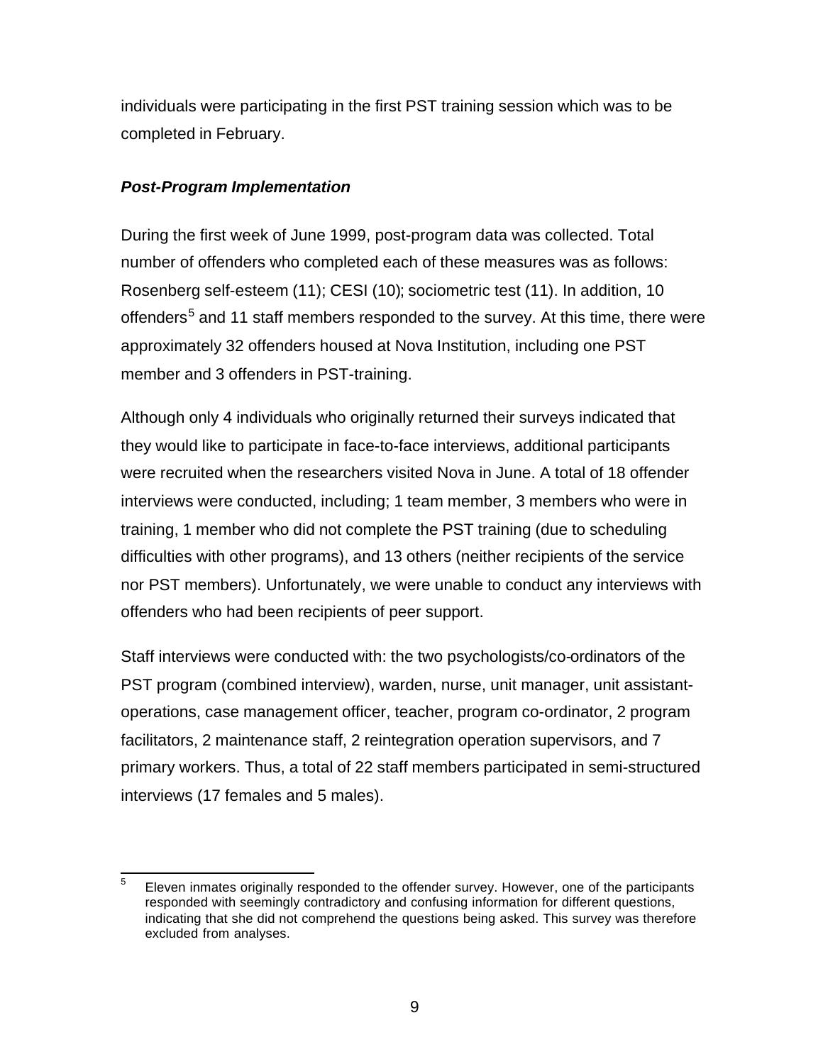individuals were participating in the first PST training session which was to be completed in February.

***Post-Program Implementation***

During the first week of June 1999, post-program data was collected. Total number of offenders who completed each of these measures was as follows: Rosenberg self-esteem (11); CESI (10); sociometric test (11). In addition, 10 offenders[5] and 11 staff members responded to the survey. At this time, there were approximately 32 offenders housed at Nova Institution, including one PST member and 3 offenders in PST-training.

Although only 4 individuals who originally returned their surveys indicated that they would like to participate in face-to-face interviews, additional participants were recruited when the researchers visited Nova in June. A total of 18 offender interviews were conducted, including; 1 team member, 3 members who were in training, 1 member who did not complete the PST training (due to scheduling difficulties with other programs), and 13 others (neither recipients of the service nor PST members). Unfortunately, we were unable to conduct any interviews with offenders who had been recipients of peer support.

Staff interviews were conducted with: the two psychologists/co-ordinators of the PST program (combined interview), warden, nurse, unit manager, unit assistant-operations, case management officer, teacher, program co-ordinator, 2 program facilitators, 2 maintenance staff, 2 reintegration operation supervisors, and 7 primary workers. Thus, a total of 22 staff members participated in semi-structured interviews (17 females and 5 males).

---

[5] Eleven inmates originally responded to the offender survey. However, one of the participants responded with seemingly contradictory and confusing information for different questions, indicating that she did not comprehend the questions being asked. This survey was therefore excluded from analyses.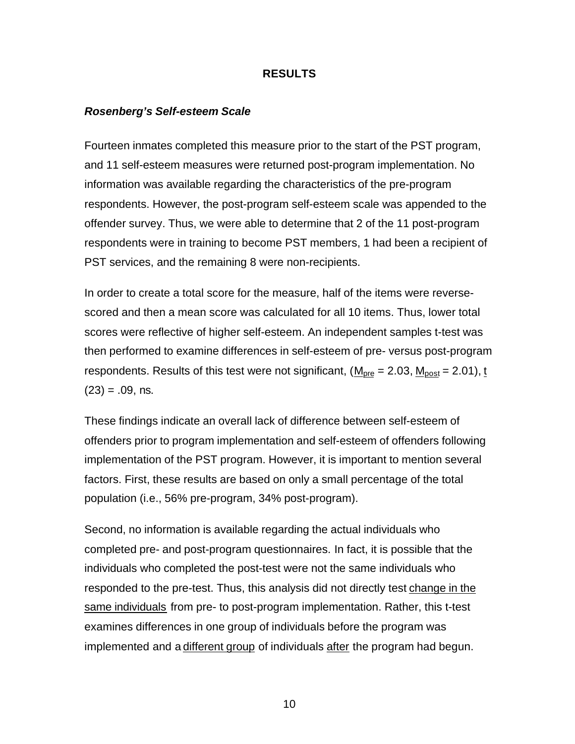# RESULTS

### *Rosenberg's Self-esteem Scale*

Fourteen inmates completed this measure prior to the start of the PST program, and 11 self-esteem measures were returned post-program implementation. No information was available regarding the characteristics of the pre-program respondents. However, the post-program self-esteem scale was appended to the offender survey. Thus, we were able to determine that 2 of the 11 post-program respondents were in training to become PST members, 1 had been a recipient of PST services, and the remaining 8 were non-recipients.

In order to create a total score for the measure, half of the items were reverse-scored and then a mean score was calculated for all 10 items. Thus, lower total scores were reflective of higher self-esteem. An independent samples t-test was then performed to examine differences in self-esteem of pre- versus post-program respondents. Results of this test were not significant, ($M_{pre}$ = 2.03, $M_{post}$ = 2.01), $t$ (23) = .09, ns.

These findings indicate an overall lack of difference between self-esteem of offenders prior to program implementation and self-esteem of offenders following implementation of the PST program. However, it is important to mention several factors. First, these results are based on only a small percentage of the total population (i.e., 56% pre-program, 34% post-program).

Second, no information is available regarding the actual individuals who completed pre- and post-program questionnaires. In fact, it is possible that the individuals who completed the post-test were not the same individuals who responded to the pre-test. Thus, this analysis did not directly test change in the same individuals from pre- to post-program implementation. Rather, this t-test examines differences in one group of individuals before the program was implemented and a different group of individuals after the program had begun.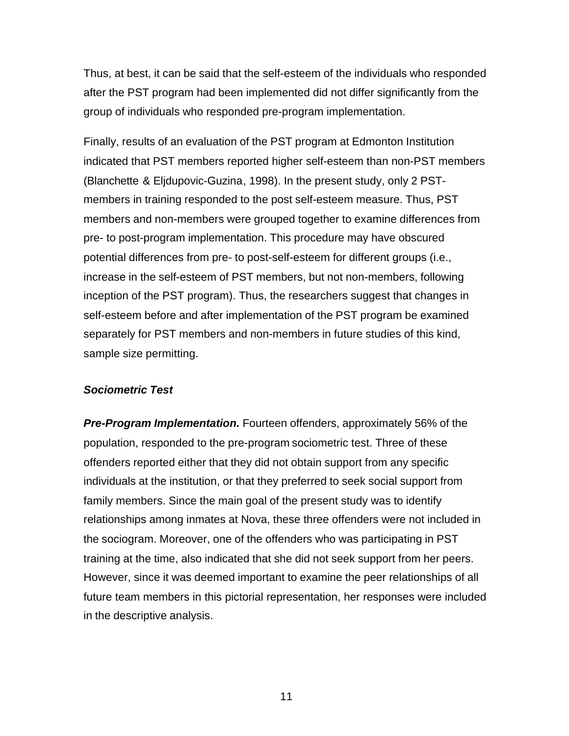Thus, at best, it can be said that the self-esteem of the individuals who responded after the PST program had been implemented did not differ significantly from the group of individuals who responded pre-program implementation.

Finally, results of an evaluation of the PST program at Edmonton Institution indicated that PST members reported higher self-esteem than non-PST members (Blanchette & Eljdupovic-Guzina, 1998). In the present study, only 2 PST-members in training responded to the post self-esteem measure. Thus, PST members and non-members were grouped together to examine differences from pre- to post-program implementation. This procedure may have obscured potential differences from pre- to post-self-esteem for different groups (i.e., increase in the self-esteem of PST members, but not non-members, following inception of the PST program). Thus, the researchers suggest that changes in self-esteem before and after implementation of the PST program be examined separately for PST members and non-members in future studies of this kind, sample size permitting.

### *Sociometric Test*

***Pre-Program Implementation.*** Fourteen offenders, approximately 56% of the population, responded to the pre-program sociometric test. Three of these offenders reported either that they did not obtain support from any specific individuals at the institution, or that they preferred to seek social support from family members. Since the main goal of the present study was to identify relationships among inmates at Nova, these three offenders were not included in the sociogram. Moreover, one of the offenders who was participating in PST training at the time, also indicated that she did not seek support from her peers. However, since it was deemed important to examine the peer relationships of all future team members in this pictorial representation, her responses were included in the descriptive analysis.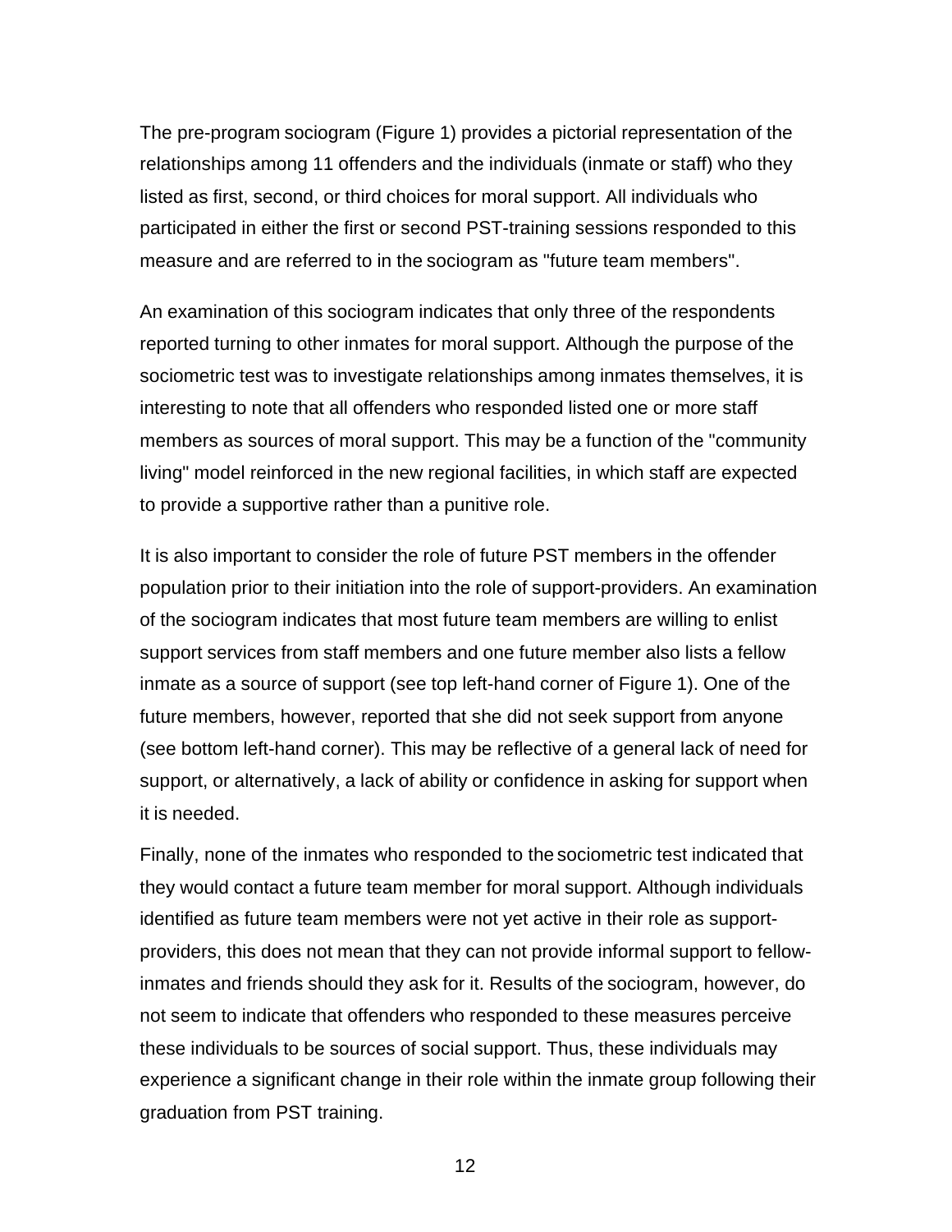The pre-program sociogram (Figure 1) provides a pictorial representation of the relationships among 11 offenders and the individuals (inmate or staff) who they listed as first, second, or third choices for moral support. All individuals who participated in either the first or second PST-training sessions responded to this measure and are referred to in the sociogram as "future team members".

An examination of this sociogram indicates that only three of the respondents reported turning to other inmates for moral support. Although the purpose of the sociometric test was to investigate relationships among inmates themselves, it is interesting to note that all offenders who responded listed one or more staff members as sources of moral support. This may be a function of the "community living" model reinforced in the new regional facilities, in which staff are expected to provide a supportive rather than a punitive role.

It is also important to consider the role of future PST members in the offender population prior to their initiation into the role of support-providers. An examination of the sociogram indicates that most future team members are willing to enlist support services from staff members and one future member also lists a fellow inmate as a source of support (see top left-hand corner of Figure 1). One of the future members, however, reported that she did not seek support from anyone (see bottom left-hand corner). This may be reflective of a general lack of need for support, or alternatively, a lack of ability or confidence in asking for support when it is needed.

Finally, none of the inmates who responded to the sociometric test indicated that they would contact a future team member for moral support. Although individuals identified as future team members were not yet active in their role as support-providers, this does not mean that they can not provide informal support to fellow-inmates and friends should they ask for it. Results of the sociogram, however, do not seem to indicate that offenders who responded to these measures perceive these individuals to be sources of social support. Thus, these individuals may experience a significant change in their role within the inmate group following their graduation from PST training.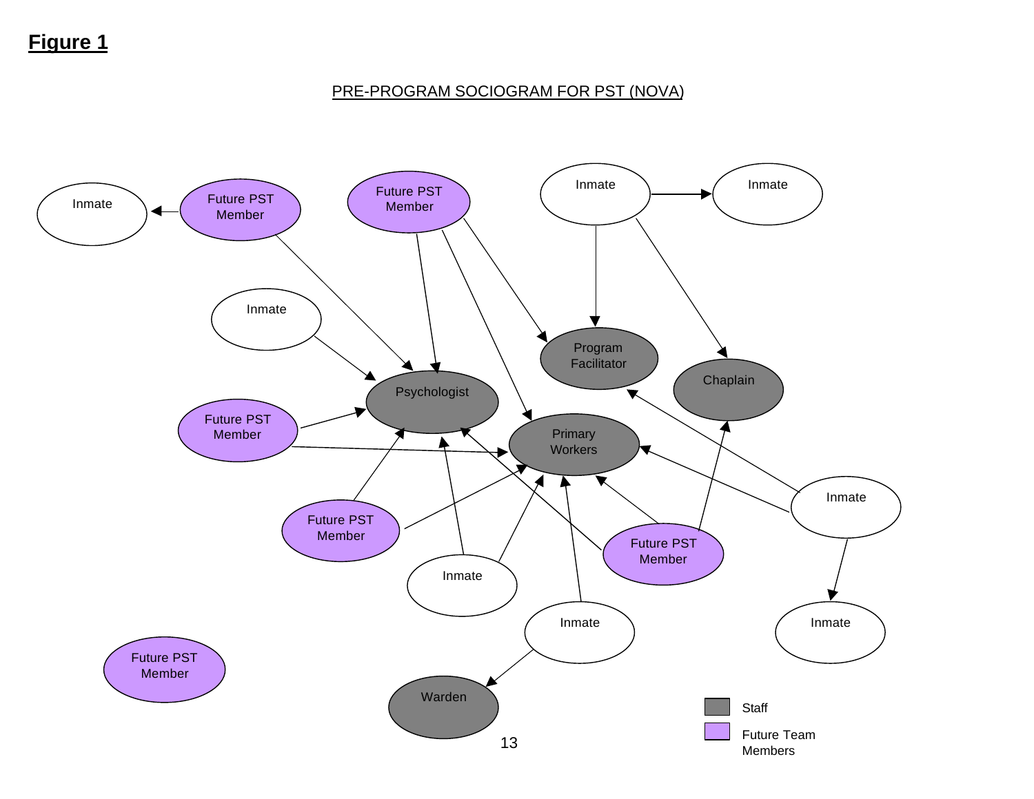## Figure 1

PRE-PROGRAM SOCIOGRAM FOR PST (NOVA)

Inmate

Future PST Member

Future PST Member

Inmate

Inmate

Inmate

Program Facilitator

Chaplain

Psychologist

Future PST Member

Primary Workers

Future PST Member

Inmate

Future PST Member

Inmate

Inmate

Inmate

Future PST Member

Warden

Staff

Future Team Members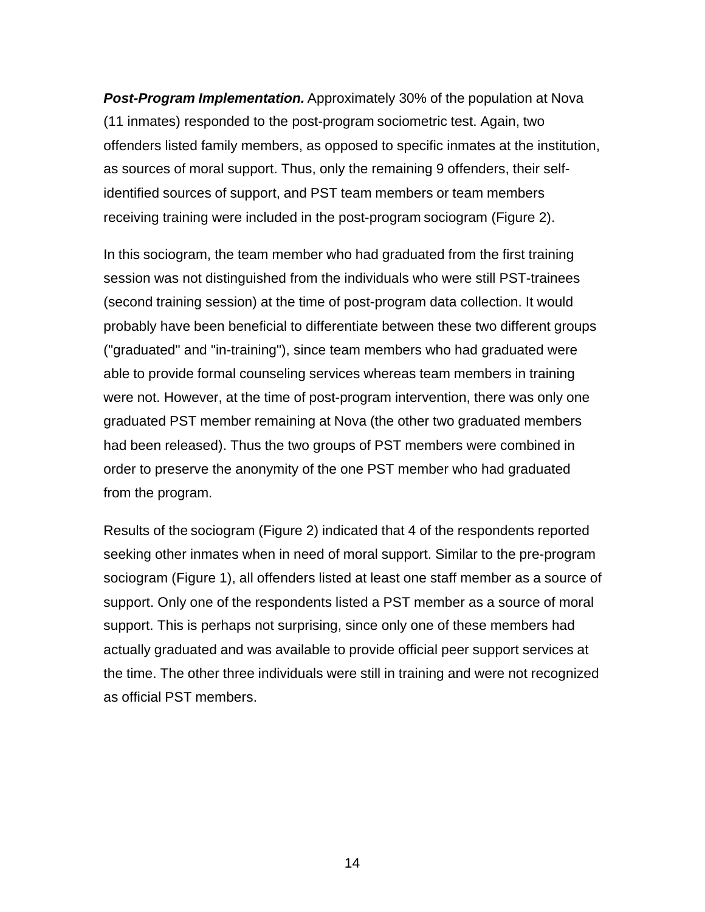***Post-Program Implementation.*** Approximately 30% of the population at Nova (11 inmates) responded to the post-program sociometric test. Again, two offenders listed family members, as opposed to specific inmates at the institution, as sources of moral support. Thus, only the remaining 9 offenders, their self-identified sources of support, and PST team members or team members receiving training were included in the post-program sociogram (Figure 2).

In this sociogram, the team member who had graduated from the first training session was not distinguished from the individuals who were still PST-trainees (second training session) at the time of post-program data collection. It would probably have been beneficial to differentiate between these two different groups ("graduated" and "in-training"), since team members who had graduated were able to provide formal counseling services whereas team members in training were not. However, at the time of post-program intervention, there was only one graduated PST member remaining at Nova (the other two graduated members had been released). Thus the two groups of PST members were combined in order to preserve the anonymity of the one PST member who had graduated from the program.

Results of the sociogram (Figure 2) indicated that 4 of the respondents reported seeking other inmates when in need of moral support. Similar to the pre-program sociogram (Figure 1), all offenders listed at least one staff member as a source of support. Only one of the respondents listed a PST member as a source of moral support. This is perhaps not surprising, since only one of these members had actually graduated and was available to provide official peer support services at the time. The other three individuals were still in training and were not recognized as official PST members.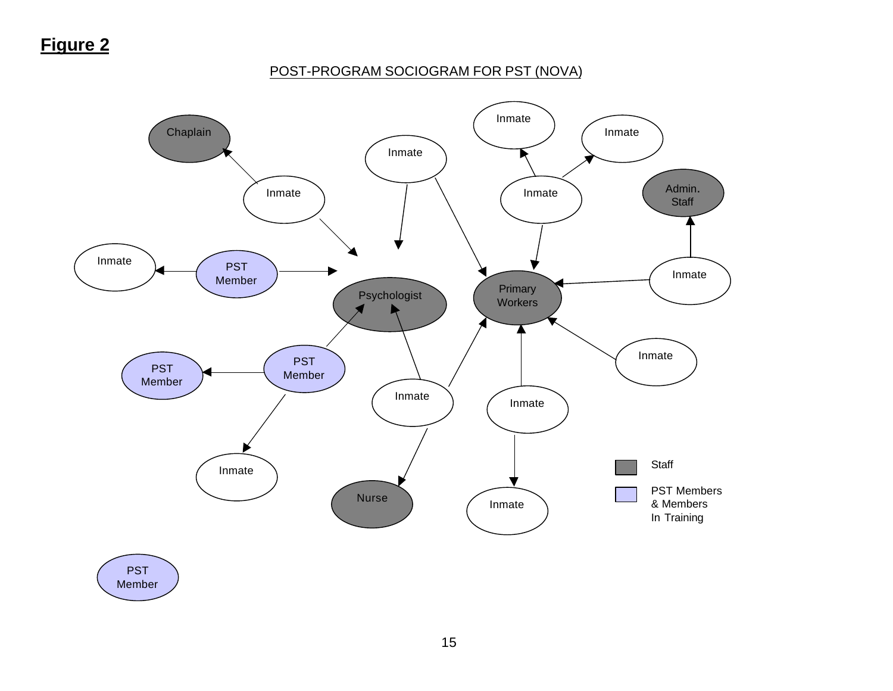## Figure 2

POST-PROGRAM SOCIOGRAM FOR PST (NOVA)

Chaplain

Inmate

Inmate

Inmate

Inmate

Inmate

Admin. Staff

Inmate

PST Member

Inmate

Psychologist

Primary Workers

PST Member

PST Member

Inmate

Inmate

Inmate

Inmate

Nurse

Inmate

PST Member

Staff

PST Members & Members In Training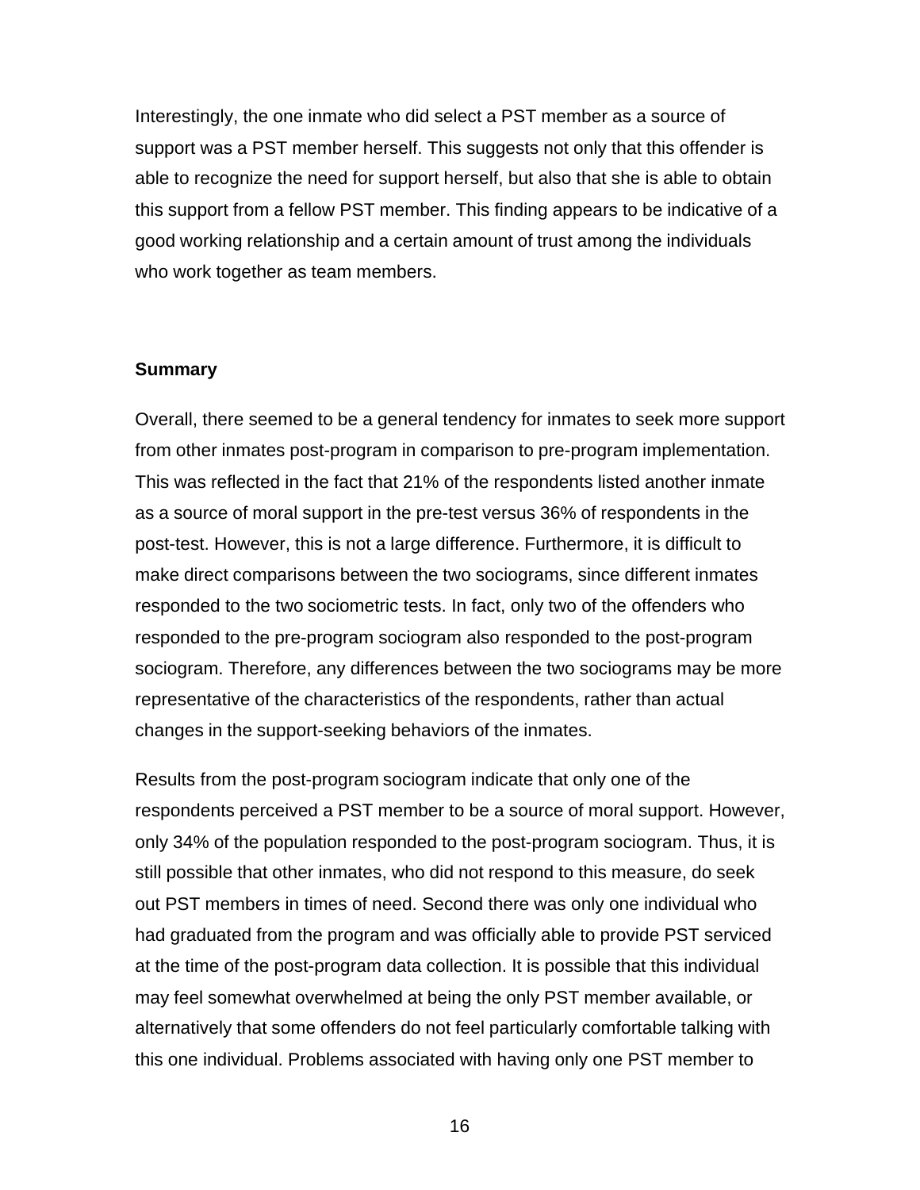Interestingly, the one inmate who did select a PST member as a source of support was a PST member herself. This suggests not only that this offender is able to recognize the need for support herself, but also that she is able to obtain this support from a fellow PST member. This finding appears to be indicative of a good working relationship and a certain amount of trust among the individuals who work together as team members.

**Summary**

Overall, there seemed to be a general tendency for inmates to seek more support from other inmates post-program in comparison to pre-program implementation. This was reflected in the fact that 21% of the respondents listed another inmate as a source of moral support in the pre-test versus 36% of respondents in the post-test. However, this is not a large difference. Furthermore, it is difficult to make direct comparisons between the two sociograms, since different inmates responded to the two sociometric tests. In fact, only two of the offenders who responded to the pre-program sociogram also responded to the post-program sociogram. Therefore, any differences between the two sociograms may be more representative of the characteristics of the respondents, rather than actual changes in the support-seeking behaviors of the inmates.

Results from the post-program sociogram indicate that only one of the respondents perceived a PST member to be a source of moral support. However, only 34% of the population responded to the post-program sociogram. Thus, it is still possible that other inmates, who did not respond to this measure, do seek out PST members in times of need. Second there was only one individual who had graduated from the program and was officially able to provide PST serviced at the time of the post-program data collection. It is possible that this individual may feel somewhat overwhelmed at being the only PST member available, or alternatively that some offenders do not feel particularly comfortable talking with this one individual. Problems associated with having only one PST member to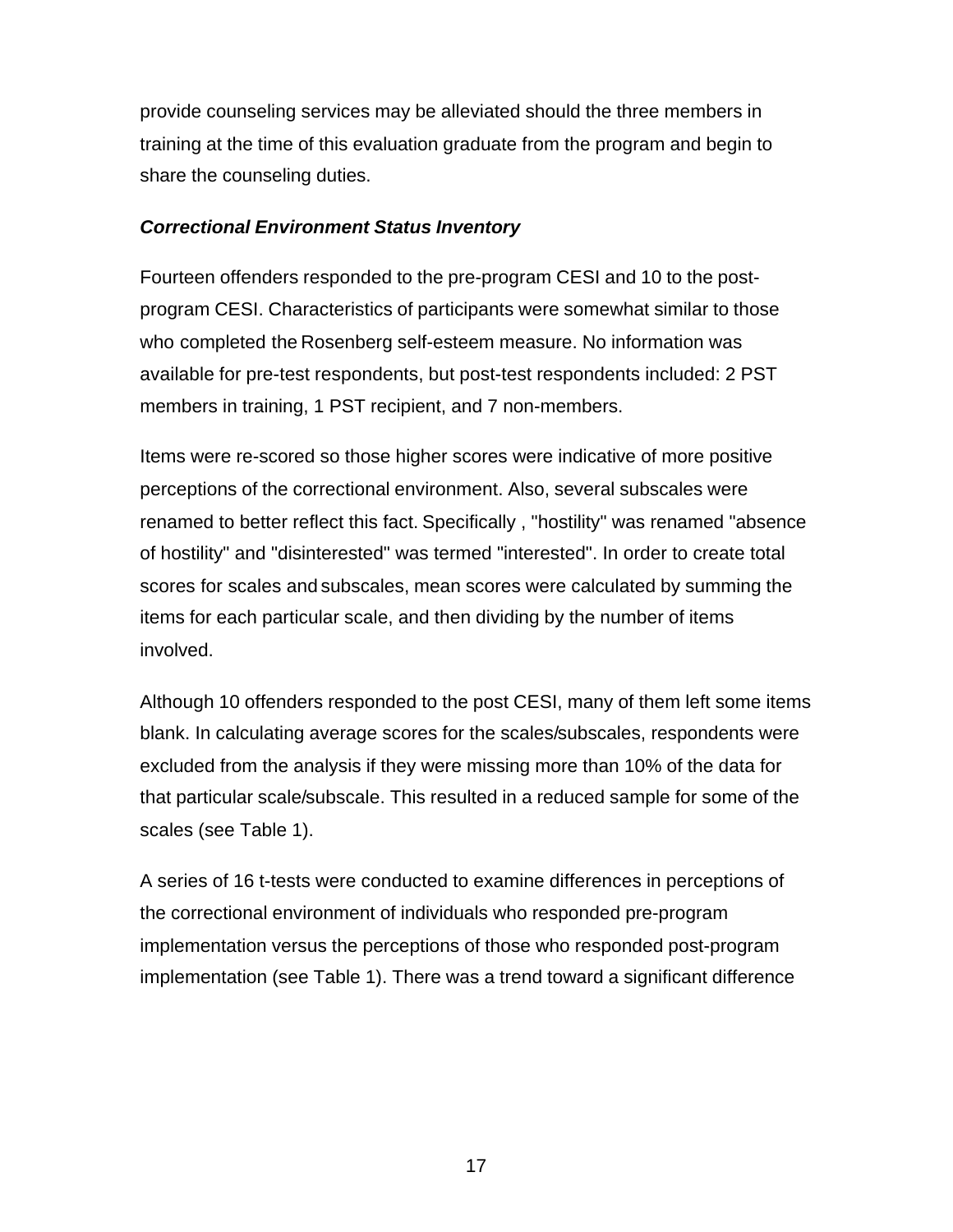provide counseling services may be alleviated should the three members in training at the time of this evaluation graduate from the program and begin to share the counseling duties.

### *Correctional Environment Status Inventory*

Fourteen offenders responded to the pre-program CESI and 10 to the post-program CESI. Characteristics of participants were somewhat similar to those who completed the Rosenberg self-esteem measure. No information was available for pre-test respondents, but post-test respondents included: 2 PST members in training, 1 PST recipient, and 7 non-members.

Items were re-scored so those higher scores were indicative of more positive perceptions of the correctional environment. Also, several subscales were renamed to better reflect this fact. Specifically , "hostility" was renamed "absence of hostility" and "disinterested" was termed "interested". In order to create total scores for scales and subscales, mean scores were calculated by summing the items for each particular scale, and then dividing by the number of items involved.

Although 10 offenders responded to the post CESI, many of them left some items blank. In calculating average scores for the scales/subscales, respondents were excluded from the analysis if they were missing more than 10% of the data for that particular scale/subscale. This resulted in a reduced sample for some of the scales (see Table 1).

A series of 16 t-tests were conducted to examine differences in perceptions of the correctional environment of individuals who responded pre-program implementation versus the perceptions of those who responded post-program implementation (see Table 1). There was a trend toward a significant difference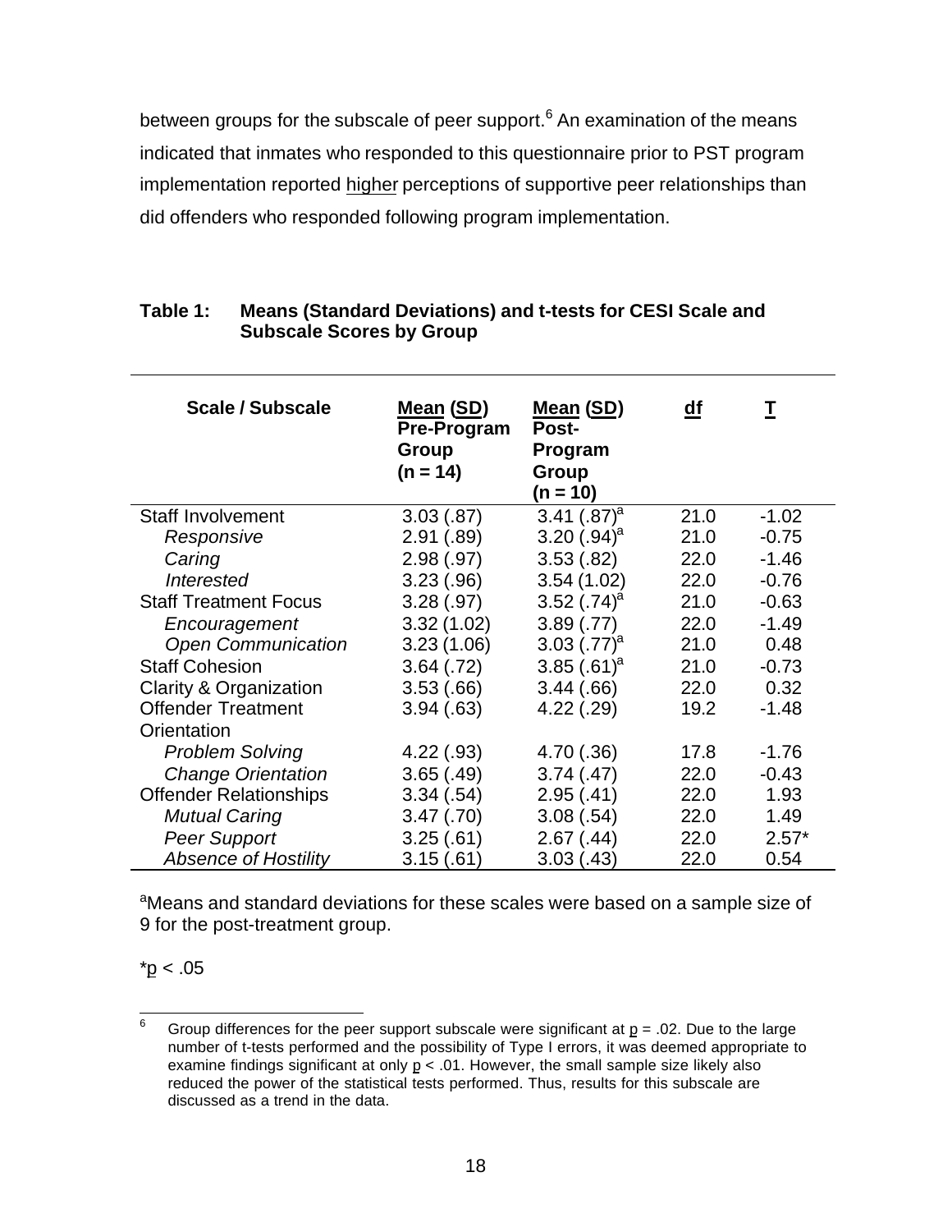between groups for the subscale of peer support.[6] An examination of the means indicated that inmates who responded to this questionnaire prior to PST program implementation reported higher perceptions of supportive peer relationships than did offenders who responded following program implementation.

**Table 1: Means (Standard Deviations) and t-tests for CESI Scale and Subscale Scores by Group**

| Scale / Subscale | Mean (SD) Pre-Program Group (n = 14) | Mean (SD) Post-Program Group (n = 10) | df | T |
|---|---|---|---|---|
| Staff Involvement | 3.03 (.87) | 3.41 (.87)[a] | 21.0 | -1.02 |
| *Responsive* | 2.91 (.89) | 3.20 (.94)[a] | 21.0 | -0.75 |
| *Caring* | 2.98 (.97) | 3.53 (.82) | 22.0 | -1.46 |
| *Interested* | 3.23 (.96) | 3.54 (1.02) | 22.0 | -0.76 |
| Staff Treatment Focus | 3.28 (.97) | 3.52 (.74)[a] | 21.0 | -0.63 |
| *Encouragement* | 3.32 (1.02) | 3.89 (.77) | 22.0 | -1.49 |
| *Open Communication* | 3.23 (1.06) | 3.03 (.77)[a] | 21.0 | 0.48 |
| Staff Cohesion | 3.64 (.72) | 3.85 (.61)[a] | 21.0 | -0.73 |
| Clarity & Organization | 3.53 (.66) | 3.44 (.66) | 22.0 | 0.32 |
| Offender Treatment Orientation | 3.94 (.63) | 4.22 (.29) | 19.2 | -1.48 |
| *Problem Solving* | 4.22 (.93) | 4.70 (.36) | 17.8 | -1.76 |
| *Change Orientation* | 3.65 (.49) | 3.74 (.47) | 22.0 | -0.43 |
| Offender Relationships | 3.34 (.54) | 2.95 (.41) | 22.0 | 1.93 |
| *Mutual Caring* | 3.47 (.70) | 3.08 (.54) | 22.0 | 1.49 |
| *Peer Support* | 3.25 (.61) | 2.67 (.44) | 22.0 | 2.57* |
| *Absence of Hostility* | 3.15 (.61) | 3.03 (.43) | 22.0 | 0.54 |

[a]Means and standard deviations for these scales were based on a sample size of 9 for the post-treatment group.

*$p < .05$

[6] Group differences for the peer support subscale were significant at $p = .02$. Due to the large number of t-tests performed and the possibility of Type I errors, it was deemed appropriate to examine findings significant at only $p < .01$. However, the small sample size likely also reduced the power of the statistical tests performed. Thus, results for this subscale are discussed as a trend in the data.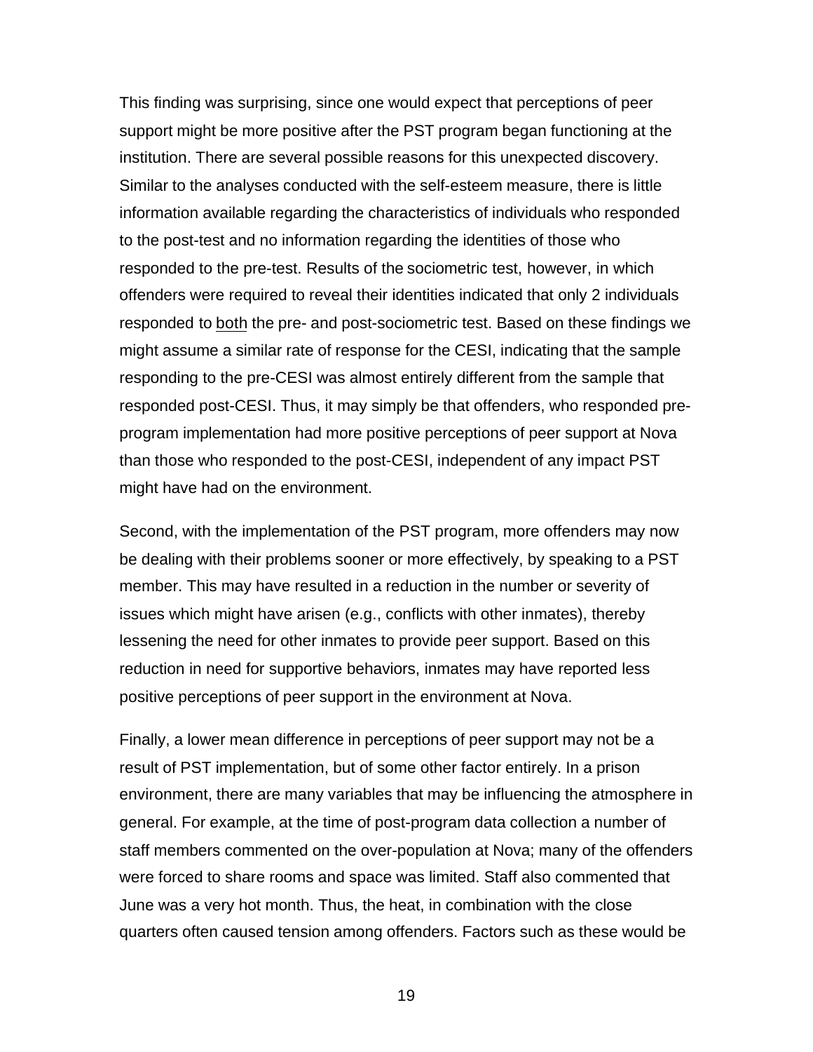This finding was surprising, since one would expect that perceptions of peer support might be more positive after the PST program began functioning at the institution. There are several possible reasons for this unexpected discovery. Similar to the analyses conducted with the self-esteem measure, there is little information available regarding the characteristics of individuals who responded to the post-test and no information regarding the identities of those who responded to the pre-test. Results of the sociometric test, however, in which offenders were required to reveal their identities indicated that only 2 individuals responded to both the pre- and post-sociometric test. Based on these findings we might assume a similar rate of response for the CESI, indicating that the sample responding to the pre-CESI was almost entirely different from the sample that responded post-CESI. Thus, it may simply be that offenders, who responded pre-program implementation had more positive perceptions of peer support at Nova than those who responded to the post-CESI, independent of any impact PST might have had on the environment.

Second, with the implementation of the PST program, more offenders may now be dealing with their problems sooner or more effectively, by speaking to a PST member. This may have resulted in a reduction in the number or severity of issues which might have arisen (e.g., conflicts with other inmates), thereby lessening the need for other inmates to provide peer support. Based on this reduction in need for supportive behaviors, inmates may have reported less positive perceptions of peer support in the environment at Nova.

Finally, a lower mean difference in perceptions of peer support may not be a result of PST implementation, but of some other factor entirely. In a prison environment, there are many variables that may be influencing the atmosphere in general. For example, at the time of post-program data collection a number of staff members commented on the over-population at Nova; many of the offenders were forced to share rooms and space was limited. Staff also commented that June was a very hot month. Thus, the heat, in combination with the close quarters often caused tension among offenders. Factors such as these would be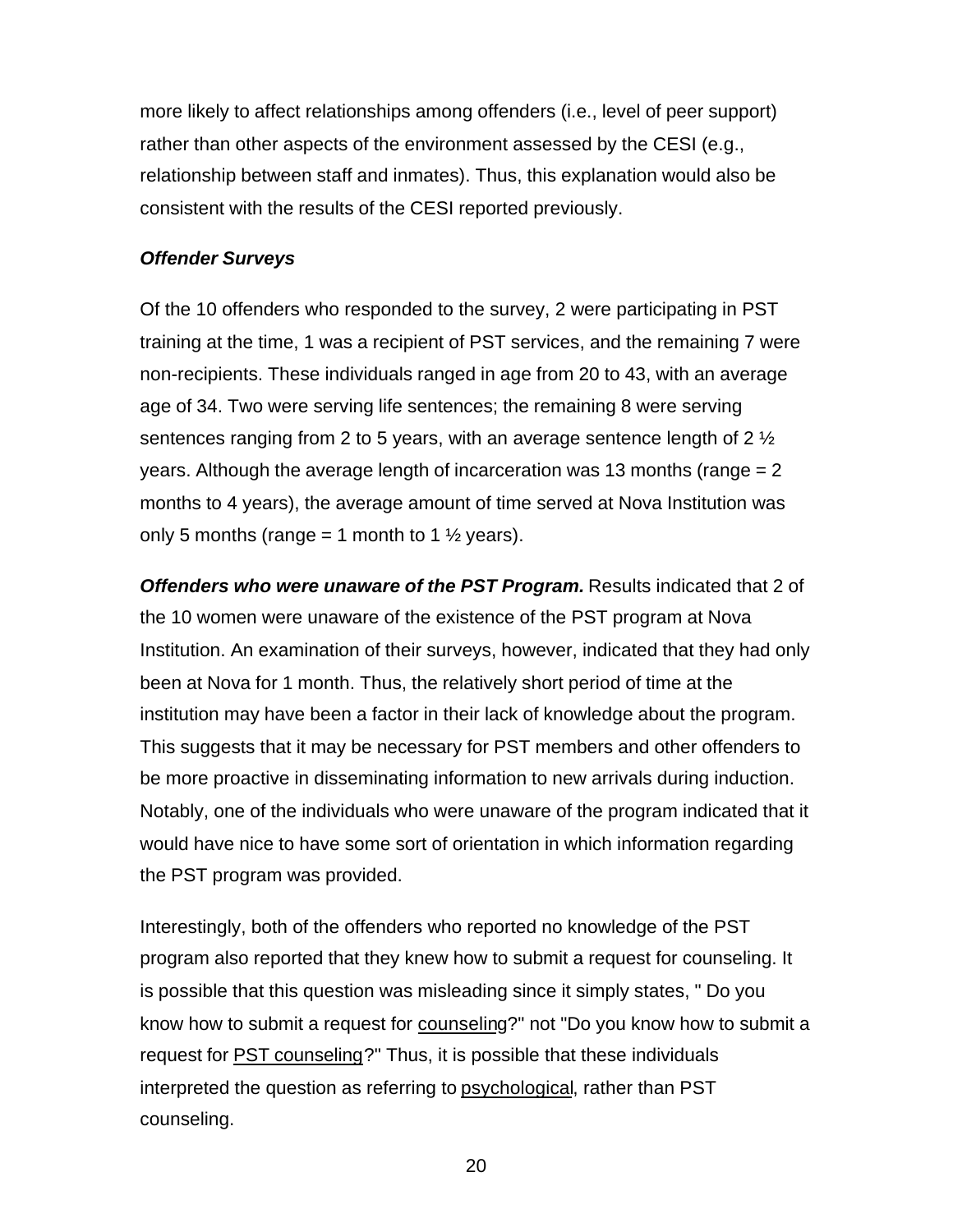more likely to affect relationships among offenders (i.e., level of peer support) rather than other aspects of the environment assessed by the CESI (e.g., relationship between staff and inmates). Thus, this explanation would also be consistent with the results of the CESI reported previously.

### *Offender Surveys*

Of the 10 offenders who responded to the survey, 2 were participating in PST training at the time, 1 was a recipient of PST services, and the remaining 7 were non-recipients. These individuals ranged in age from 20 to 43, with an average age of 34. Two were serving life sentences; the remaining 8 were serving sentences ranging from 2 to 5 years, with an average sentence length of 2 ½ years. Although the average length of incarceration was 13 months (range = 2 months to 4 years), the average amount of time served at Nova Institution was only 5 months (range = 1 month to 1 ½ years).

***Offenders who were unaware of the PST Program.*** Results indicated that 2 of the 10 women were unaware of the existence of the PST program at Nova Institution. An examination of their surveys, however, indicated that they had only been at Nova for 1 month. Thus, the relatively short period of time at the institution may have been a factor in their lack of knowledge about the program. This suggests that it may be necessary for PST members and other offenders to be more proactive in disseminating information to new arrivals during induction. Notably, one of the individuals who were unaware of the program indicated that it would have nice to have some sort of orientation in which information regarding the PST program was provided.

Interestingly, both of the offenders who reported no knowledge of the PST program also reported that they knew how to submit a request for counseling. It is possible that this question was misleading since it simply states, " Do you know how to submit a request for <u>counselin</u>g?" not "Do you know how to submit a request for <u>PST counseling</u>?" Thus, it is possible that these individuals interpreted the question as referring to <u>psychological</u>, rather than PST counseling.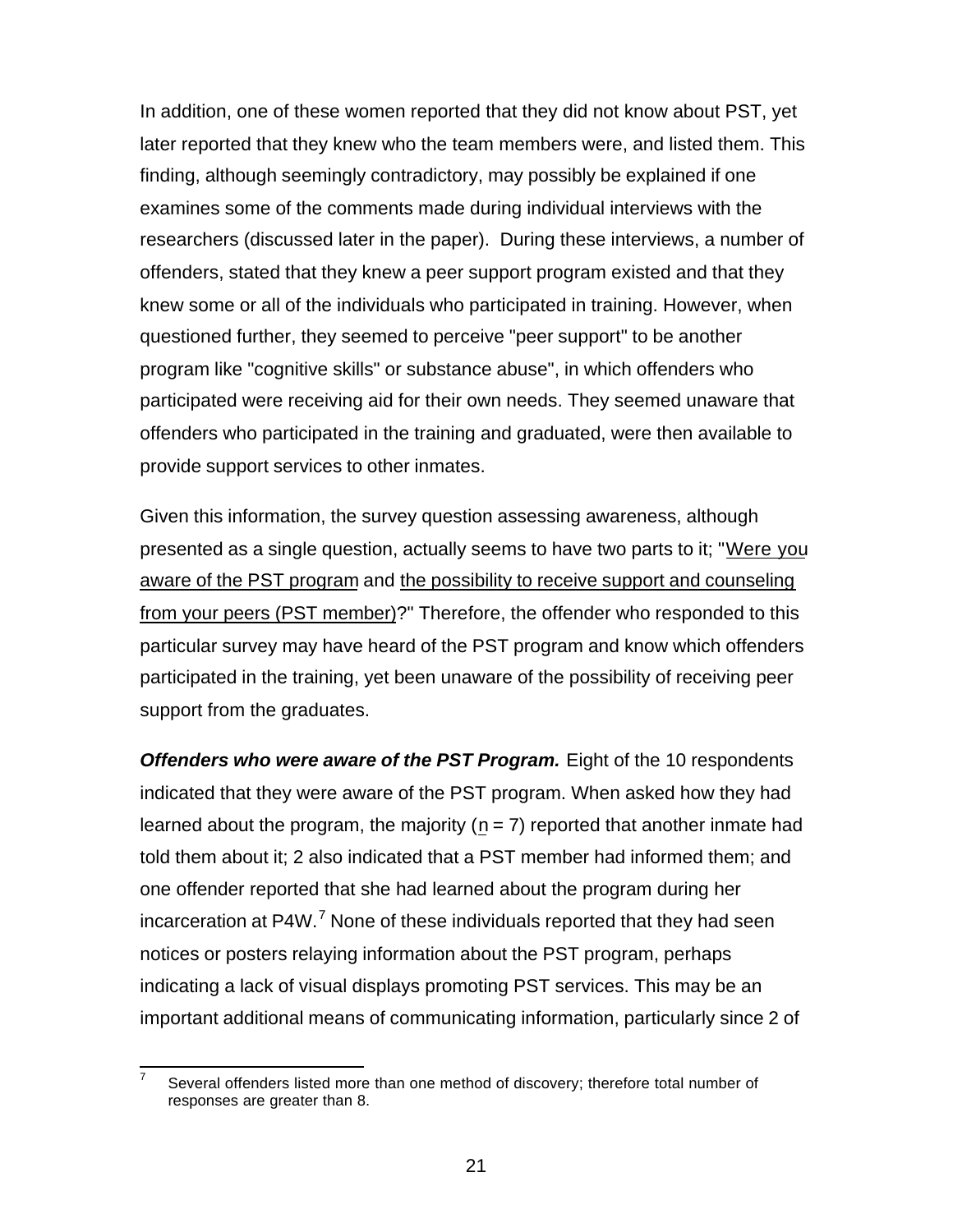In addition, one of these women reported that they did not know about PST, yet later reported that they knew who the team members were, and listed them. This finding, although seemingly contradictory, may possibly be explained if one examines some of the comments made during individual interviews with the researchers (discussed later in the paper). During these interviews, a number of offenders, stated that they knew a peer support program existed and that they knew some or all of the individuals who participated in training. However, when questioned further, they seemed to perceive "peer support" to be another program like "cognitive skills" or substance abuse", in which offenders who participated were receiving aid for their own needs. They seemed unaware that offenders who participated in the training and graduated, were then available to provide support services to other inmates.

Given this information, the survey question assessing awareness, although presented as a single question, actually seems to have two parts to it; "Were you aware of the PST program and the possibility to receive support and counseling from your peers (PST member)?" Therefore, the offender who responded to this particular survey may have heard of the PST program and know which offenders participated in the training, yet been unaware of the possibility of receiving peer support from the graduates.

***Offenders who were aware of the PST Program.*** Eight of the 10 respondents indicated that they were aware of the PST program. When asked how they had learned about the program, the majority ($n$ = 7) reported that another inmate had told them about it; 2 also indicated that a PST member had informed them; and one offender reported that she had learned about the program during her incarceration at P4W.[7] None of these individuals reported that they had seen notices or posters relaying information about the PST program, perhaps indicating a lack of visual displays promoting PST services. This may be an important additional means of communicating information, particularly since 2 of

[7] Several offenders listed more than one method of discovery; therefore total number of responses are greater than 8.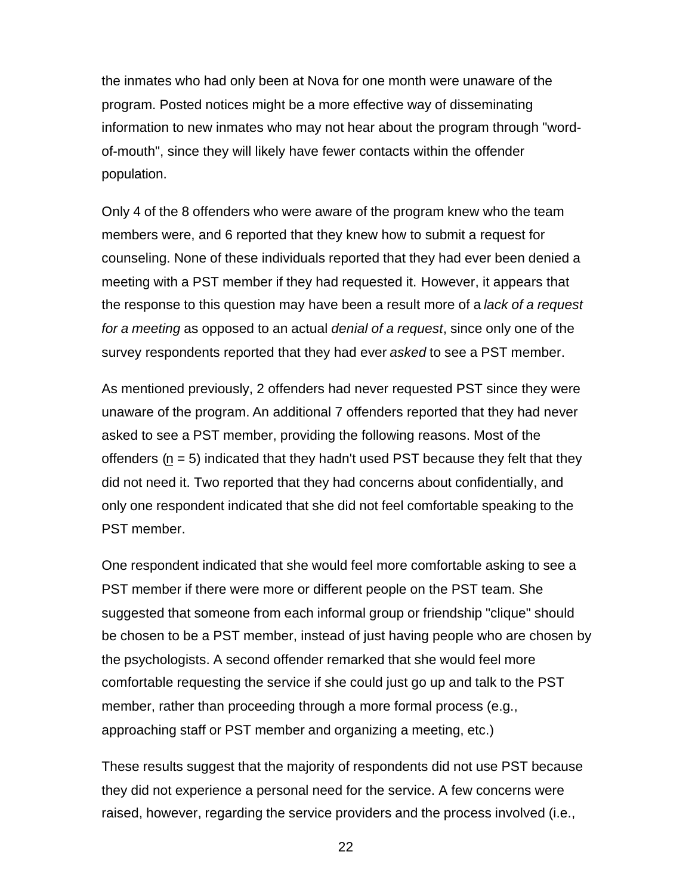the inmates who had only been at Nova for one month were unaware of the program. Posted notices might be a more effective way of disseminating information to new inmates who may not hear about the program through "word-of-mouth", since they will likely have fewer contacts within the offender population.

Only 4 of the 8 offenders who were aware of the program knew who the team members were, and 6 reported that they knew how to submit a request for counseling. None of these individuals reported that they had ever been denied a meeting with a PST member if they had requested it. However, it appears that the response to this question may have been a result more of a *lack of a request for a meeting* as opposed to an actual *denial of a request*, since only one of the survey respondents reported that they had ever *asked* to see a PST member.

As mentioned previously, 2 offenders had never requested PST since they were unaware of the program. An additional 7 offenders reported that they had never asked to see a PST member, providing the following reasons. Most of the offenders ($n$ = 5) indicated that they hadn't used PST because they felt that they did not need it. Two reported that they had concerns about confidentially, and only one respondent indicated that she did not feel comfortable speaking to the PST member.

One respondent indicated that she would feel more comfortable asking to see a PST member if there were more or different people on the PST team. She suggested that someone from each informal group or friendship "clique" should be chosen to be a PST member, instead of just having people who are chosen by the psychologists. A second offender remarked that she would feel more comfortable requesting the service if she could just go up and talk to the PST member, rather than proceeding through a more formal process (e.g., approaching staff or PST member and organizing a meeting, etc.)

These results suggest that the majority of respondents did not use PST because they did not experience a personal need for the service. A few concerns were raised, however, regarding the service providers and the process involved (i.e.,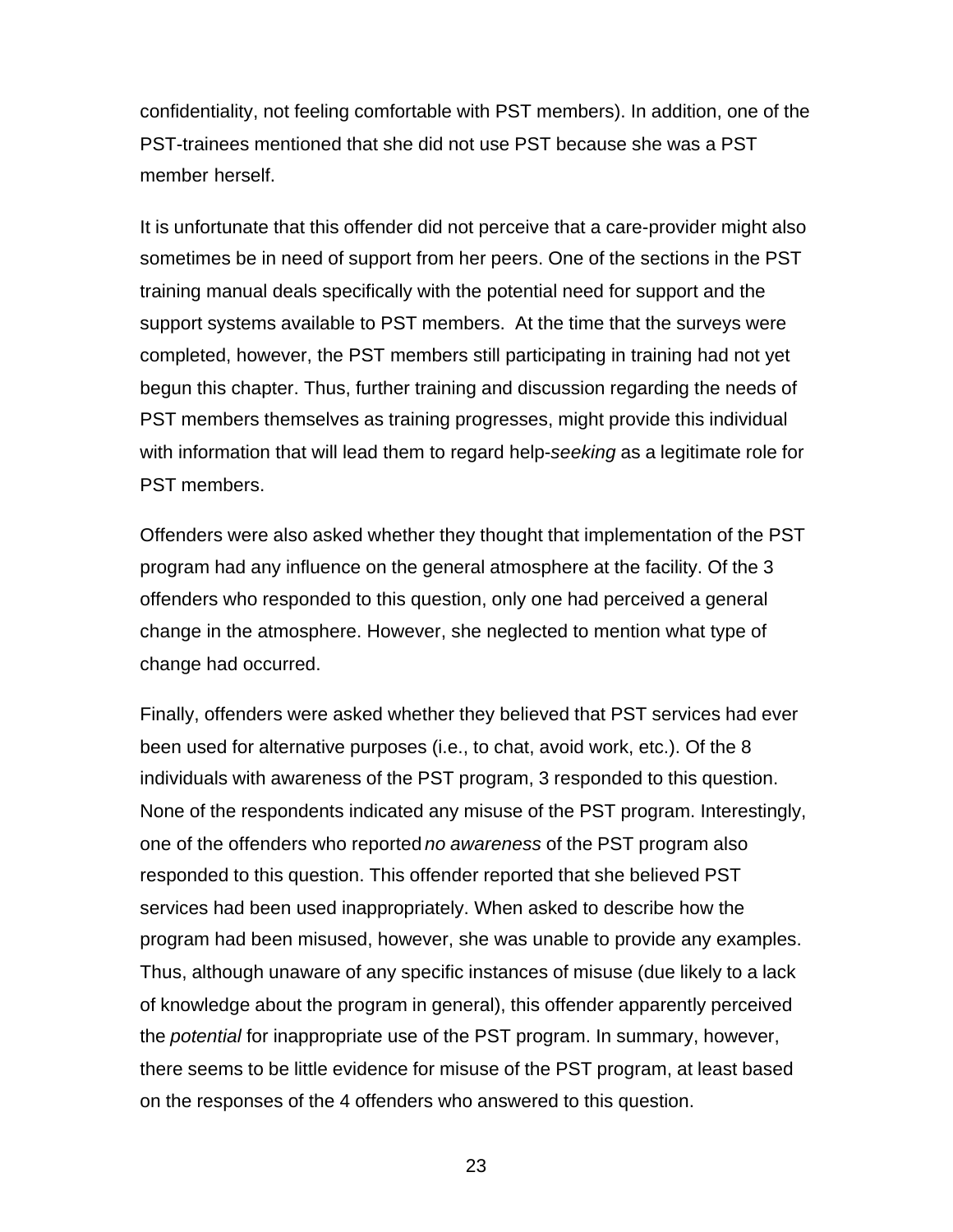confidentiality, not feeling comfortable with PST members). In addition, one of the PST-trainees mentioned that she did not use PST because she was a PST member herself.

It is unfortunate that this offender did not perceive that a care-provider might also sometimes be in need of support from her peers. One of the sections in the PST training manual deals specifically with the potential need for support and the support systems available to PST members. At the time that the surveys were completed, however, the PST members still participating in training had not yet begun this chapter. Thus, further training and discussion regarding the needs of PST members themselves as training progresses, might provide this individual with information that will lead them to regard help-*seeking* as a legitimate role for PST members.

Offenders were also asked whether they thought that implementation of the PST program had any influence on the general atmosphere at the facility. Of the 3 offenders who responded to this question, only one had perceived a general change in the atmosphere. However, she neglected to mention what type of change had occurred.

Finally, offenders were asked whether they believed that PST services had ever been used for alternative purposes (i.e., to chat, avoid work, etc.). Of the 8 individuals with awareness of the PST program, 3 responded to this question. None of the respondents indicated any misuse of the PST program. Interestingly, one of the offenders who reported *no awareness* of the PST program also responded to this question. This offender reported that she believed PST services had been used inappropriately. When asked to describe how the program had been misused, however, she was unable to provide any examples. Thus, although unaware of any specific instances of misuse (due likely to a lack of knowledge about the program in general), this offender apparently perceived the *potential* for inappropriate use of the PST program. In summary, however, there seems to be little evidence for misuse of the PST program, at least based on the responses of the 4 offenders who answered to this question.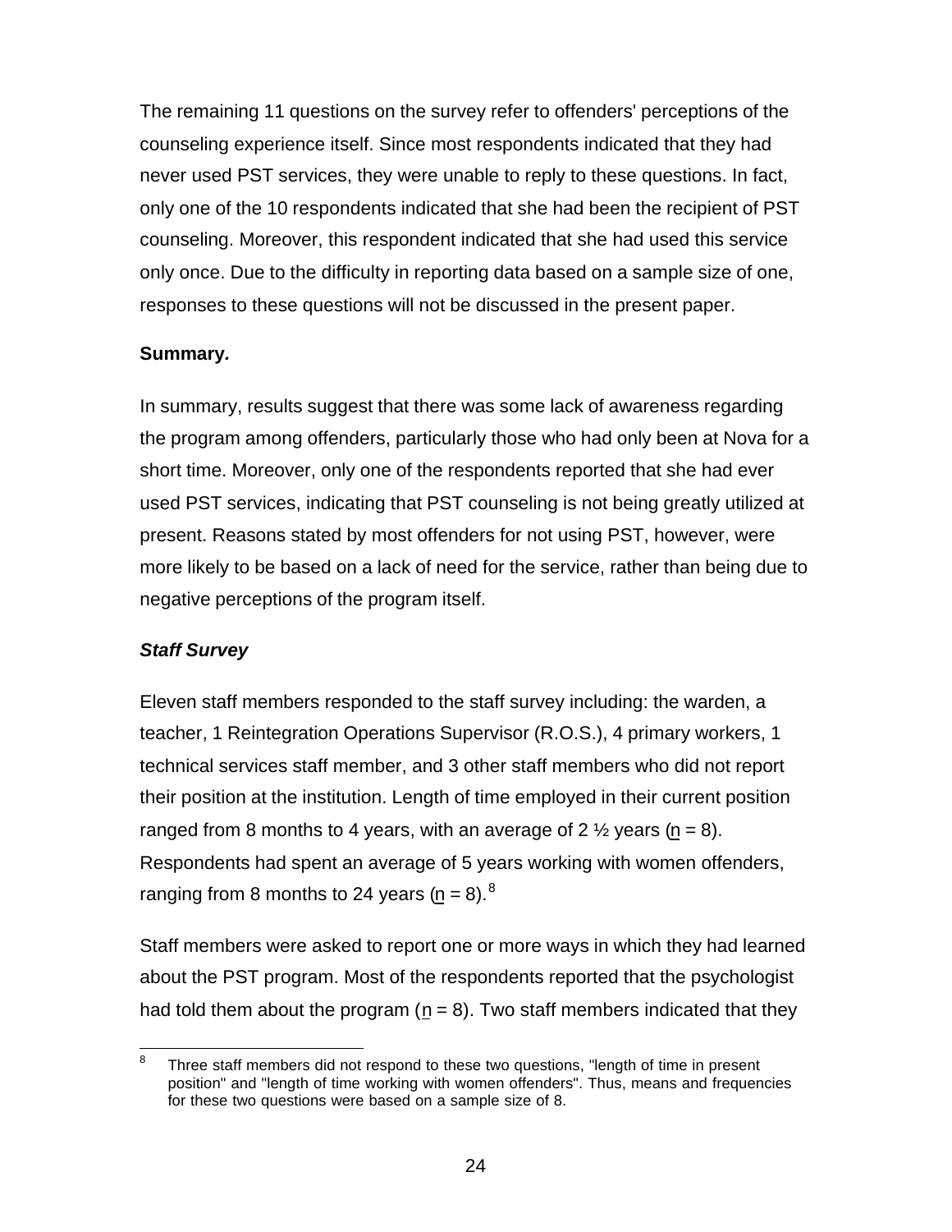The remaining 11 questions on the survey refer to offenders' perceptions of the counseling experience itself. Since most respondents indicated that they had never used PST services, they were unable to reply to these questions. In fact, only one of the 10 respondents indicated that she had been the recipient of PST counseling. Moreover, this respondent indicated that she had used this service only once. Due to the difficulty in reporting data based on a sample size of one, responses to these questions will not be discussed in the present paper.

**Summary.**

In summary, results suggest that there was some lack of awareness regarding the program among offenders, particularly those who had only been at Nova for a short time. Moreover, only one of the respondents reported that she had ever used PST services, indicating that PST counseling is not being greatly utilized at present. Reasons stated by most offenders for not using PST, however, were more likely to be based on a lack of need for the service, rather than being due to negative perceptions of the program itself.

***Staff Survey***

Eleven staff members responded to the staff survey including: the warden, a teacher, 1 Reintegration Operations Supervisor (R.O.S.), 4 primary workers, 1 technical services staff member, and 3 other staff members who did not report their position at the institution. Length of time employed in their current position ranged from 8 months to 4 years, with an average of 2 ½ years ($n$ = 8). Respondents had spent an average of 5 years working with women offenders, ranging from 8 months to 24 years ($n$ = 8).[8]

Staff members were asked to report one or more ways in which they had learned about the PST program. Most of the respondents reported that the psychologist had told them about the program ($n$ = 8). Two staff members indicated that they

[8] Three staff members did not respond to these two questions, "length of time in present position" and "length of time working with women offenders". Thus, means and frequencies for these two questions were based on a sample size of 8.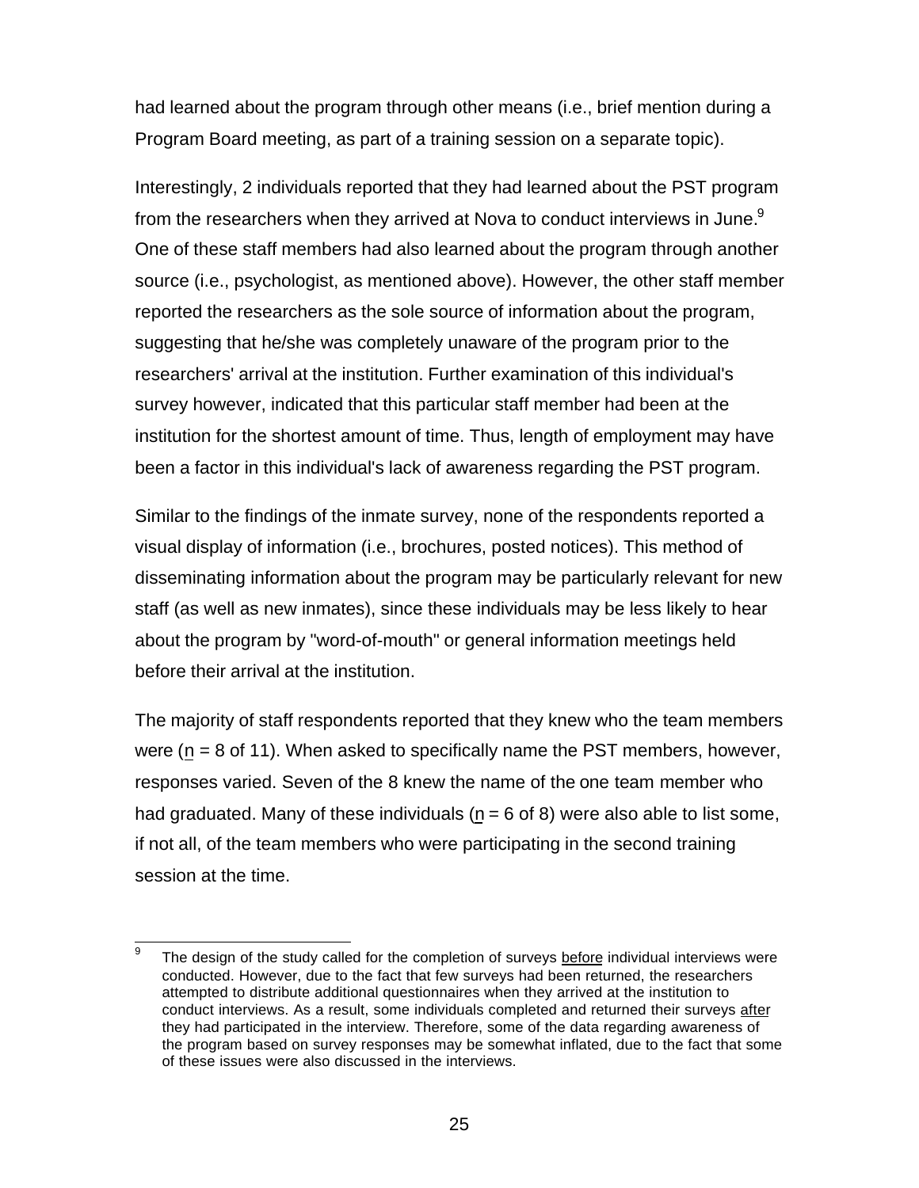had learned about the program through other means (i.e., brief mention during a Program Board meeting, as part of a training session on a separate topic).

Interestingly, 2 individuals reported that they had learned about the PST program from the researchers when they arrived at Nova to conduct interviews in June.[9] One of these staff members had also learned about the program through another source (i.e., psychologist, as mentioned above). However, the other staff member reported the researchers as the sole source of information about the program, suggesting that he/she was completely unaware of the program prior to the researchers' arrival at the institution. Further examination of this individual's survey however, indicated that this particular staff member had been at the institution for the shortest amount of time. Thus, length of employment may have been a factor in this individual's lack of awareness regarding the PST program.

Similar to the findings of the inmate survey, none of the respondents reported a visual display of information (i.e., brochures, posted notices). This method of disseminating information about the program may be particularly relevant for new staff (as well as new inmates), since these individuals may be less likely to hear about the program by "word-of-mouth" or general information meetings held before their arrival at the institution.

The majority of staff respondents reported that they knew who the team members were (n = 8 of 11). When asked to specifically name the PST members, however, responses varied. Seven of the 8 knew the name of the one team member who had graduated. Many of these individuals (n = 6 of 8) were also able to list some, if not all, of the team members who were participating in the second training session at the time.

---

[9] The design of the study called for the completion of surveys before individual interviews were conducted. However, due to the fact that few surveys had been returned, the researchers attempted to distribute additional questionnaires when they arrived at the institution to conduct interviews. As a result, some individuals completed and returned their surveys after they had participated in the interview. Therefore, some of the data regarding awareness of the program based on survey responses may be somewhat inflated, due to the fact that some of these issues were also discussed in the interviews.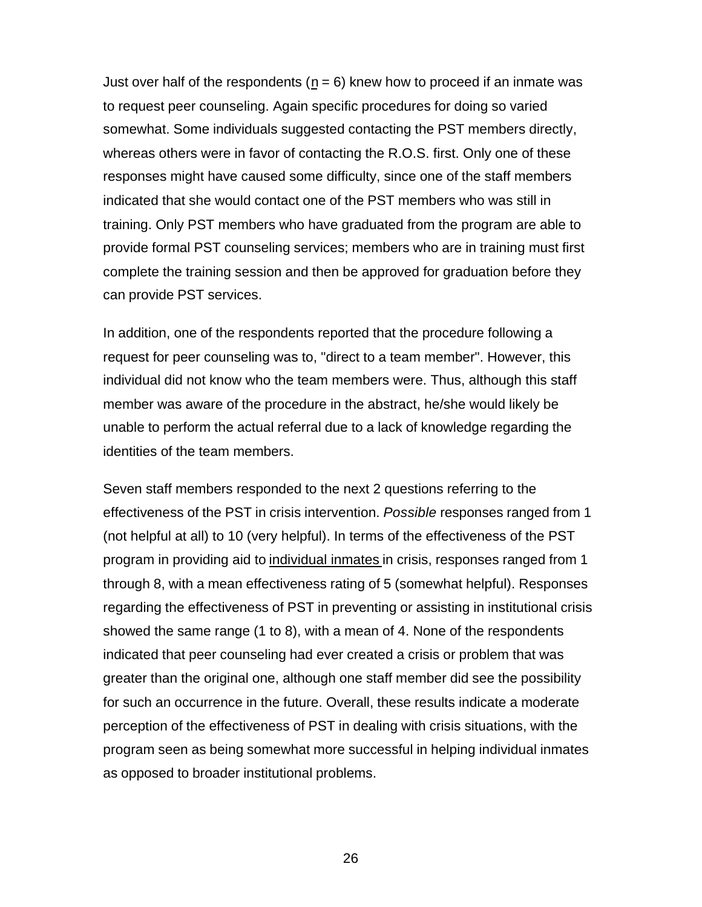Just over half of the respondents (n = 6) knew how to proceed if an inmate was to request peer counseling. Again specific procedures for doing so varied somewhat. Some individuals suggested contacting the PST members directly, whereas others were in favor of contacting the R.O.S. first. Only one of these responses might have caused some difficulty, since one of the staff members indicated that she would contact one of the PST members who was still in training. Only PST members who have graduated from the program are able to provide formal PST counseling services; members who are in training must first complete the training session and then be approved for graduation before they can provide PST services.

In addition, one of the respondents reported that the procedure following a request for peer counseling was to, "direct to a team member". However, this individual did not know who the team members were. Thus, although this staff member was aware of the procedure in the abstract, he/she would likely be unable to perform the actual referral due to a lack of knowledge regarding the identities of the team members.

Seven staff members responded to the next 2 questions referring to the effectiveness of the PST in crisis intervention. *Possible* responses ranged from 1 (not helpful at all) to 10 (very helpful). In terms of the effectiveness of the PST program in providing aid to individual inmates in crisis, responses ranged from 1 through 8, with a mean effectiveness rating of 5 (somewhat helpful). Responses regarding the effectiveness of PST in preventing or assisting in institutional crisis showed the same range (1 to 8), with a mean of 4. None of the respondents indicated that peer counseling had ever created a crisis or problem that was greater than the original one, although one staff member did see the possibility for such an occurrence in the future. Overall, these results indicate a moderate perception of the effectiveness of PST in dealing with crisis situations, with the program seen as being somewhat more successful in helping individual inmates as opposed to broader institutional problems.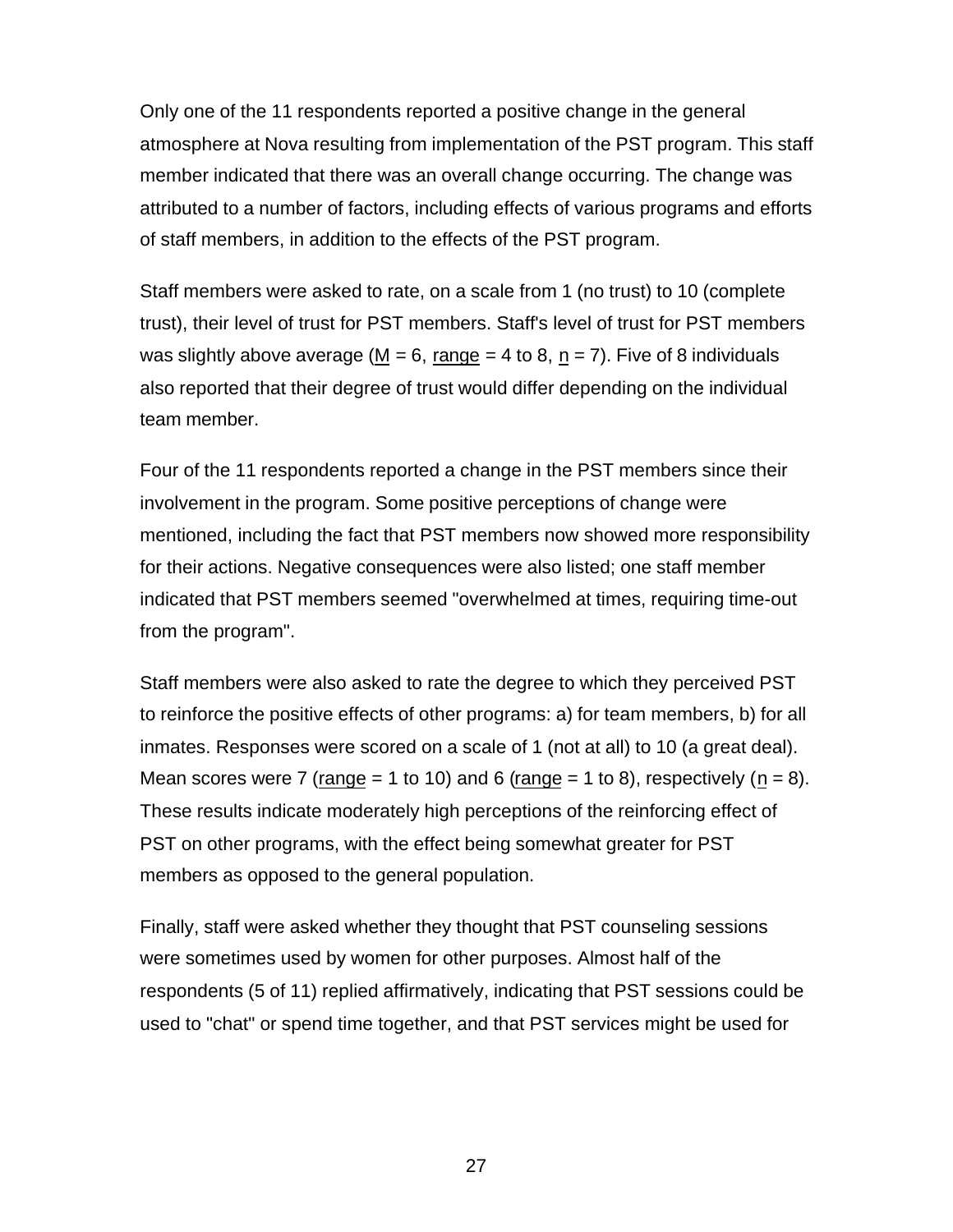Only one of the 11 respondents reported a positive change in the general atmosphere at Nova resulting from implementation of the PST program. This staff member indicated that there was an overall change occurring. The change was attributed to a number of factors, including effects of various programs and efforts of staff members, in addition to the effects of the PST program.

Staff members were asked to rate, on a scale from 1 (no trust) to 10 (complete trust), their level of trust for PST members. Staff's level of trust for PST members was slightly above average ($M = 6$, range = 4 to 8, $n = 7$). Five of 8 individuals also reported that their degree of trust would differ depending on the individual team member.

Four of the 11 respondents reported a change in the PST members since their involvement in the program. Some positive perceptions of change were mentioned, including the fact that PST members now showed more responsibility for their actions. Negative consequences were also listed; one staff member indicated that PST members seemed "overwhelmed at times, requiring time-out from the program".

Staff members were also asked to rate the degree to which they perceived PST to reinforce the positive effects of other programs: a) for team members, b) for all inmates. Responses were scored on a scale of 1 (not at all) to 10 (a great deal). Mean scores were 7 (range = 1 to 10) and 6 (range = 1 to 8), respectively ($n = 8$). These results indicate moderately high perceptions of the reinforcing effect of PST on other programs, with the effect being somewhat greater for PST members as opposed to the general population.

Finally, staff were asked whether they thought that PST counseling sessions were sometimes used by women for other purposes. Almost half of the respondents (5 of 11) replied affirmatively, indicating that PST sessions could be used to "chat" or spend time together, and that PST services might be used for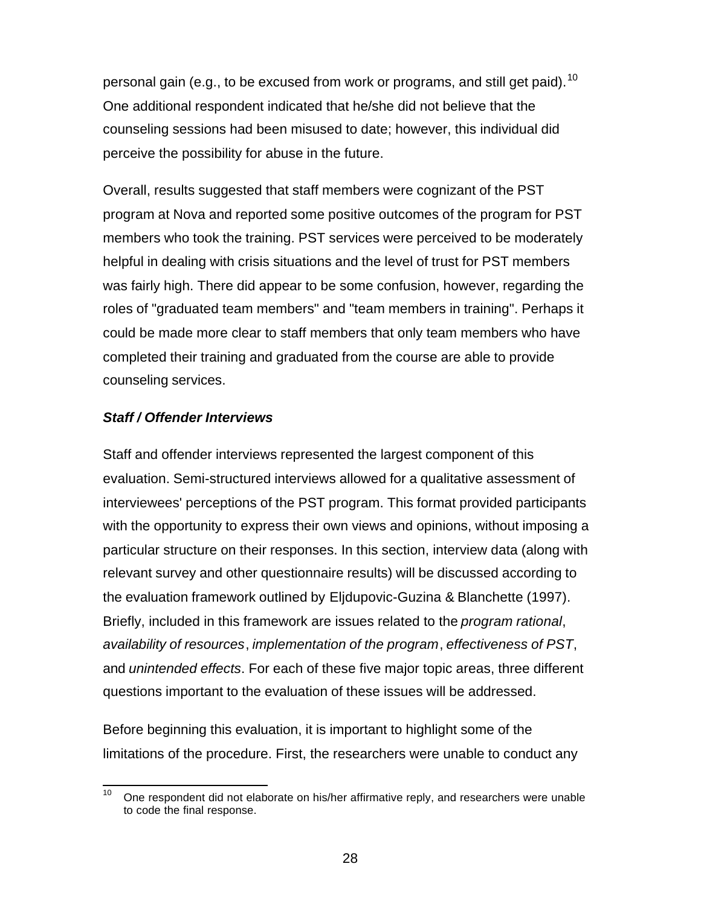personal gain (e.g., to be excused from work or programs, and still get paid).[10] One additional respondent indicated that he/she did not believe that the counseling sessions had been misused to date; however, this individual did perceive the possibility for abuse in the future.

Overall, results suggested that staff members were cognizant of the PST program at Nova and reported some positive outcomes of the program for PST members who took the training. PST services were perceived to be moderately helpful in dealing with crisis situations and the level of trust for PST members was fairly high. There did appear to be some confusion, however, regarding the roles of "graduated team members" and "team members in training". Perhaps it could be made more clear to staff members that only team members who have completed their training and graduated from the course are able to provide counseling services.

### *Staff / Offender Interviews*

Staff and offender interviews represented the largest component of this evaluation. Semi-structured interviews allowed for a qualitative assessment of interviewees' perceptions of the PST program. This format provided participants with the opportunity to express their own views and opinions, without imposing a particular structure on their responses. In this section, interview data (along with relevant survey and other questionnaire results) will be discussed according to the evaluation framework outlined by Eljdupovic-Guzina & Blanchette (1997). Briefly, included in this framework are issues related to the *program rational*, *availability of resources*, *implementation of the program*, *effectiveness of PST*, and *unintended effects*. For each of these five major topic areas, three different questions important to the evaluation of these issues will be addressed.

Before beginning this evaluation, it is important to highlight some of the limitations of the procedure. First, the researchers were unable to conduct any

---

[10] One respondent did not elaborate on his/her affirmative reply, and researchers were unable to code the final response.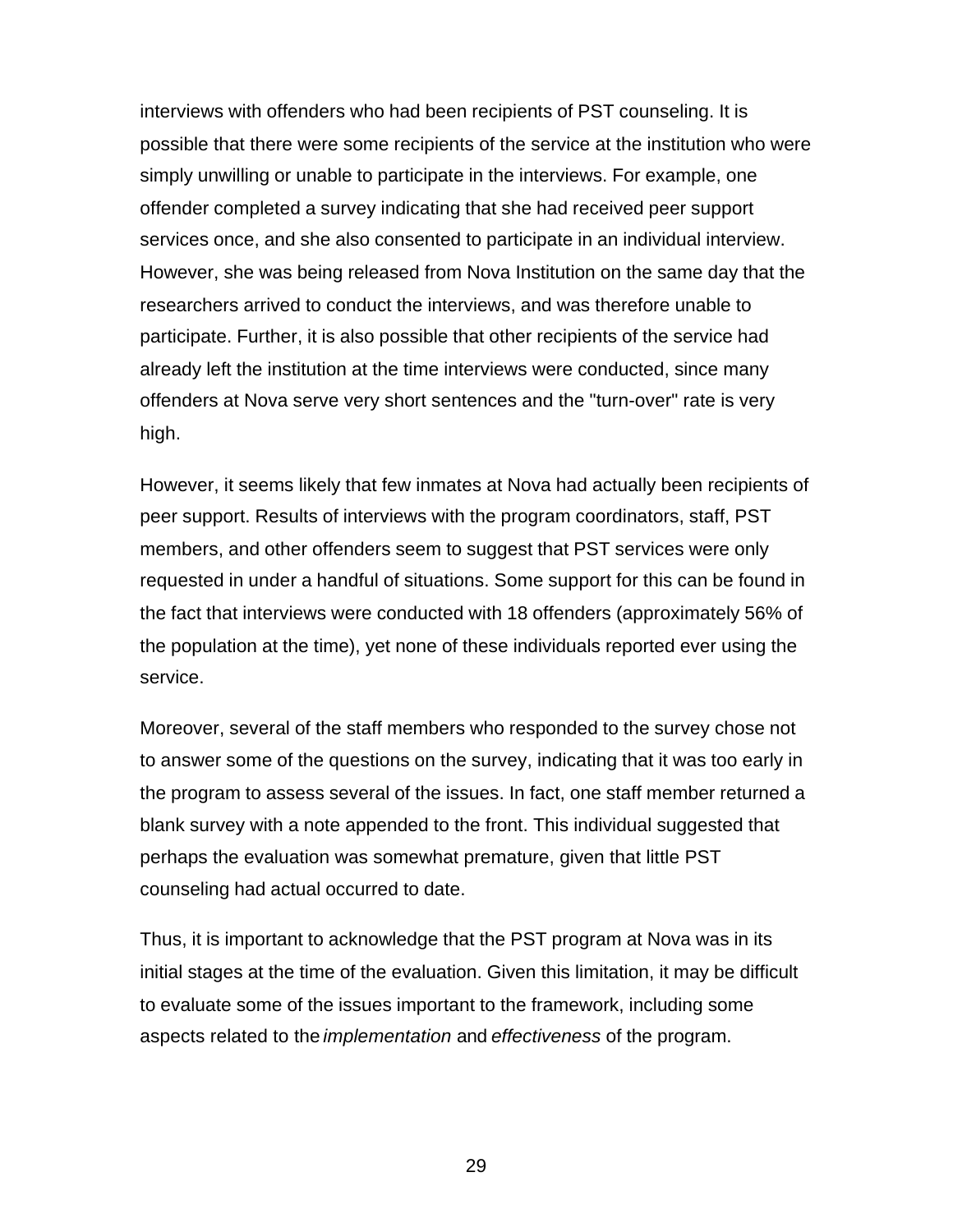interviews with offenders who had been recipients of PST counseling. It is possible that there were some recipients of the service at the institution who were simply unwilling or unable to participate in the interviews. For example, one offender completed a survey indicating that she had received peer support services once, and she also consented to participate in an individual interview. However, she was being released from Nova Institution on the same day that the researchers arrived to conduct the interviews, and was therefore unable to participate. Further, it is also possible that other recipients of the service had already left the institution at the time interviews were conducted, since many offenders at Nova serve very short sentences and the "turn-over" rate is very high.

However, it seems likely that few inmates at Nova had actually been recipients of peer support. Results of interviews with the program coordinators, staff, PST members, and other offenders seem to suggest that PST services were only requested in under a handful of situations. Some support for this can be found in the fact that interviews were conducted with 18 offenders (approximately 56% of the population at the time), yet none of these individuals reported ever using the service.

Moreover, several of the staff members who responded to the survey chose not to answer some of the questions on the survey, indicating that it was too early in the program to assess several of the issues. In fact, one staff member returned a blank survey with a note appended to the front. This individual suggested that perhaps the evaluation was somewhat premature, given that little PST counseling had actual occurred to date.

Thus, it is important to acknowledge that the PST program at Nova was in its initial stages at the time of the evaluation. Given this limitation, it may be difficult to evaluate some of the issues important to the framework, including some aspects related to the *implementation* and *effectiveness* of the program.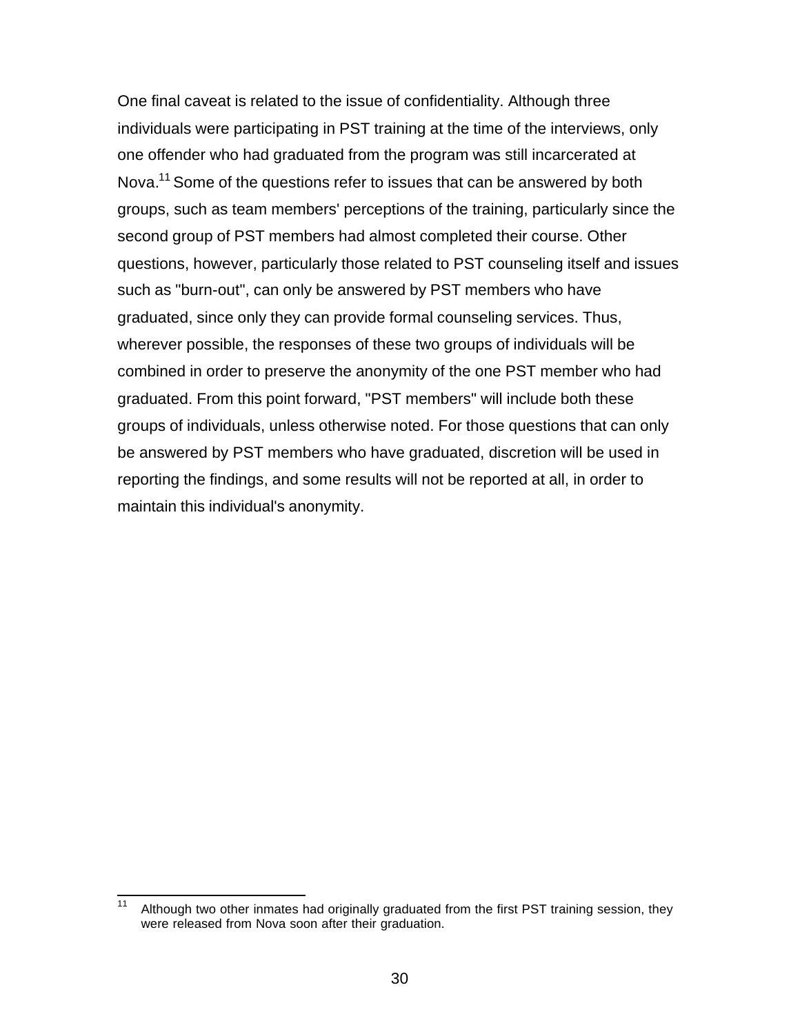One final caveat is related to the issue of confidentiality. Although three individuals were participating in PST training at the time of the interviews, only one offender who had graduated from the program was still incarcerated at Nova.[11] Some of the questions refer to issues that can be answered by both groups, such as team members' perceptions of the training, particularly since the second group of PST members had almost completed their course. Other questions, however, particularly those related to PST counseling itself and issues such as "burn-out", can only be answered by PST members who have graduated, since only they can provide formal counseling services. Thus, wherever possible, the responses of these two groups of individuals will be combined in order to preserve the anonymity of the one PST member who had graduated. From this point forward, "PST members" will include both these groups of individuals, unless otherwise noted. For those questions that can only be answered by PST members who have graduated, discretion will be used in reporting the findings, and some results will not be reported at all, in order to maintain this individual's anonymity.

[11] Although two other inmates had originally graduated from the first PST training session, they were released from Nova soon after their graduation.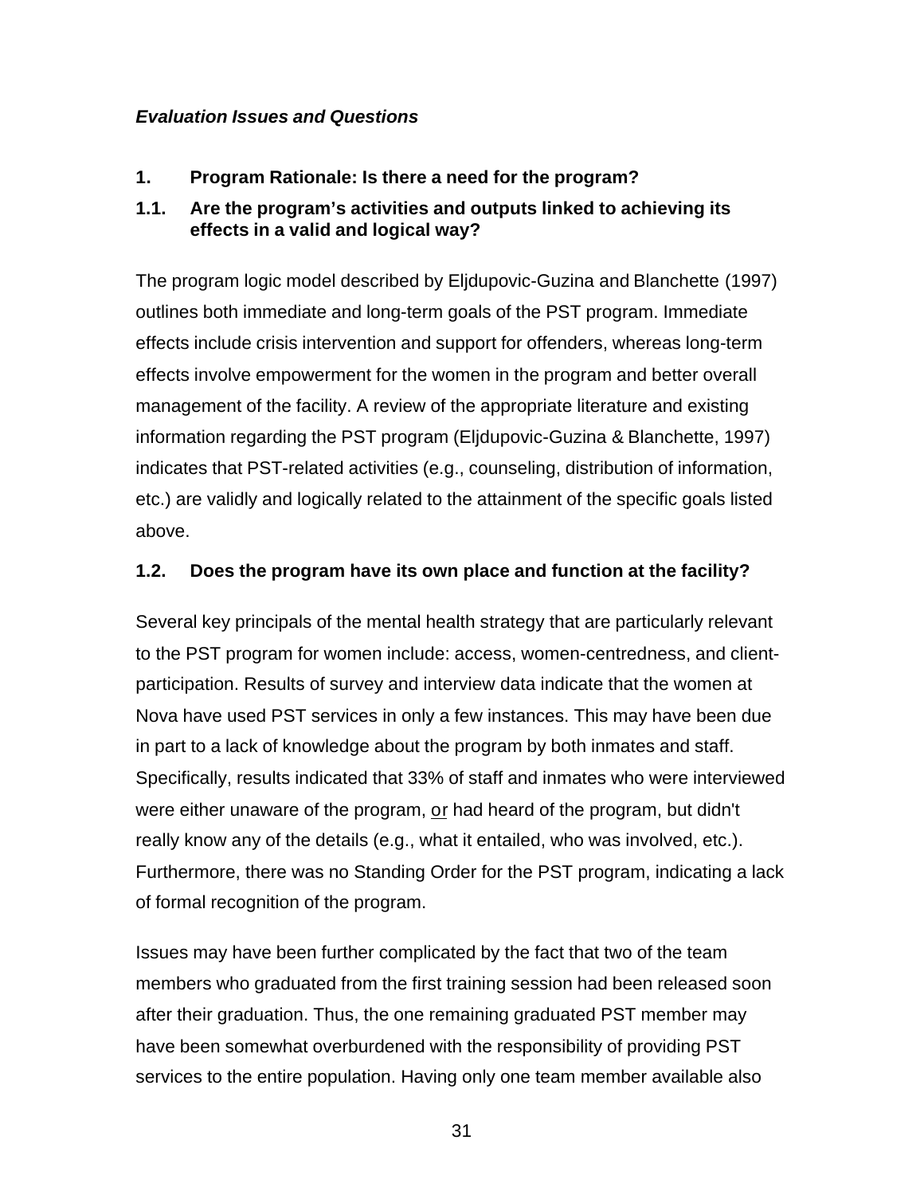### *Evaluation Issues and Questions*

**1. Program Rationale: Is there a need for the program?**

**1.1. Are the program's activities and outputs linked to achieving its effects in a valid and logical way?**

The program logic model described by Eljdupovic-Guzina and Blanchette (1997) outlines both immediate and long-term goals of the PST program. Immediate effects include crisis intervention and support for offenders, whereas long-term effects involve empowerment for the women in the program and better overall management of the facility. A review of the appropriate literature and existing information regarding the PST program (Eljdupovic-Guzina & Blanchette, 1997) indicates that PST-related activities (e.g., counseling, distribution of information, etc.) are validly and logically related to the attainment of the specific goals listed above.

**1.2. Does the program have its own place and function at the facility?**

Several key principals of the mental health strategy that are particularly relevant to the PST program for women include: access, women-centredness, and client-participation. Results of survey and interview data indicate that the women at Nova have used PST services in only a few instances. This may have been due in part to a lack of knowledge about the program by both inmates and staff. Specifically, results indicated that 33% of staff and inmates who were interviewed were either unaware of the program, <u>or</u> had heard of the program, but didn't really know any of the details (e.g., what it entailed, who was involved, etc.). Furthermore, there was no Standing Order for the PST program, indicating a lack of formal recognition of the program.

Issues may have been further complicated by the fact that two of the team members who graduated from the first training session had been released soon after their graduation. Thus, the one remaining graduated PST member may have been somewhat overburdened with the responsibility of providing PST services to the entire population. Having only one team member available also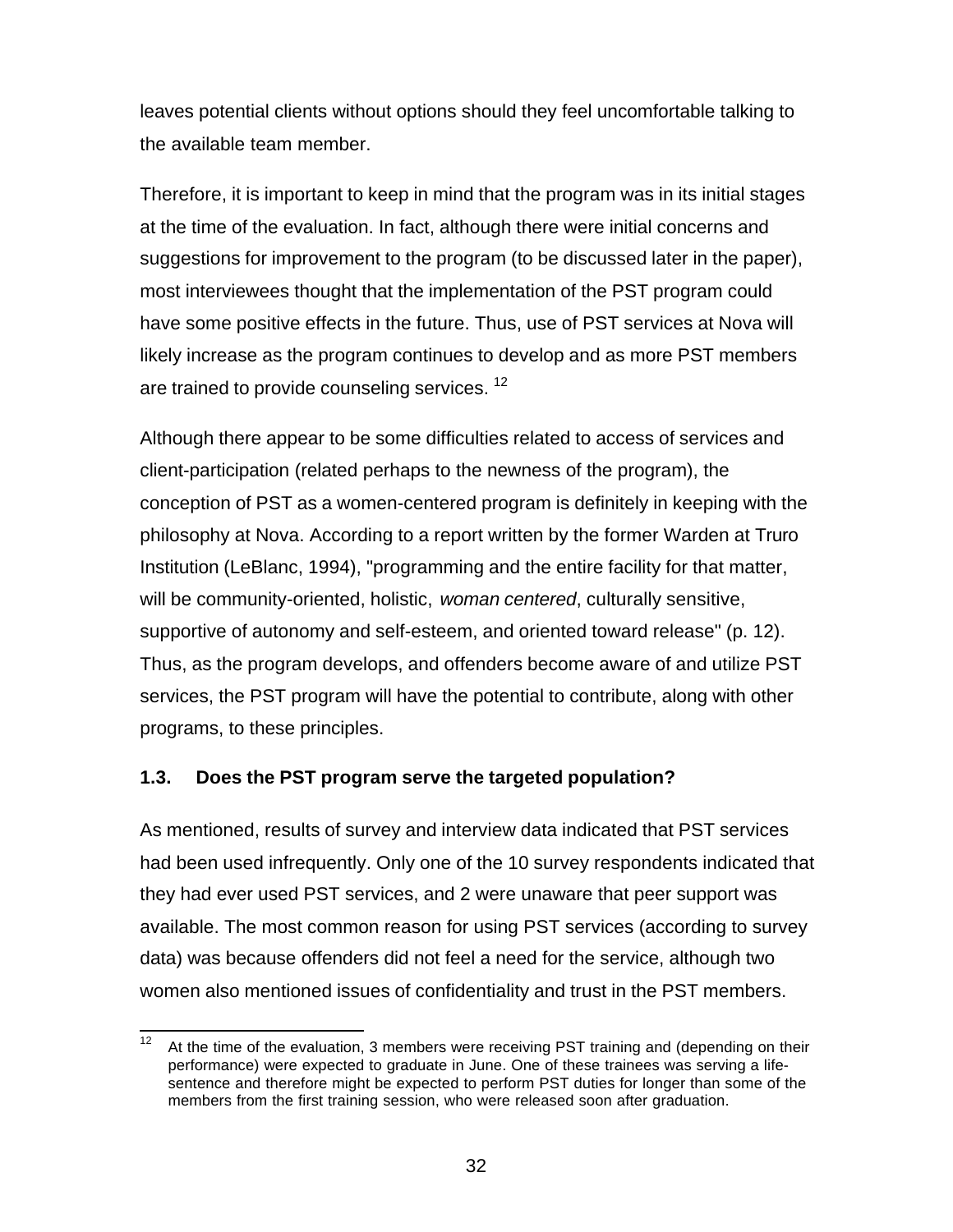leaves potential clients without options should they feel uncomfortable talking to the available team member.

Therefore, it is important to keep in mind that the program was in its initial stages at the time of the evaluation. In fact, although there were initial concerns and suggestions for improvement to the program (to be discussed later in the paper), most interviewees thought that the implementation of the PST program could have some positive effects in the future. Thus, use of PST services at Nova will likely increase as the program continues to develop and as more PST members are trained to provide counseling services. [12]

Although there appear to be some difficulties related to access of services and client-participation (related perhaps to the newness of the program), the conception of PST as a women-centered program is definitely in keeping with the philosophy at Nova. According to a report written by the former Warden at Truro Institution (LeBlanc, 1994), "programming and the entire facility for that matter, will be community-oriented, holistic, *woman centered*, culturally sensitive, supportive of autonomy and self-esteem, and oriented toward release" (p. 12). Thus, as the program develops, and offenders become aware of and utilize PST services, the PST program will have the potential to contribute, along with other programs, to these principles.

### 1.3. Does the PST program serve the targeted population?

As mentioned, results of survey and interview data indicated that PST services had been used infrequently. Only one of the 10 survey respondents indicated that they had ever used PST services, and 2 were unaware that peer support was available. The most common reason for using PST services (according to survey data) was because offenders did not feel a need for the service, although two women also mentioned issues of confidentiality and trust in the PST members.

[12] At the time of the evaluation, 3 members were receiving PST training and (depending on their performance) were expected to graduate in June. One of these trainees was serving a life-sentence and therefore might be expected to perform PST duties for longer than some of the members from the first training session, who were released soon after graduation.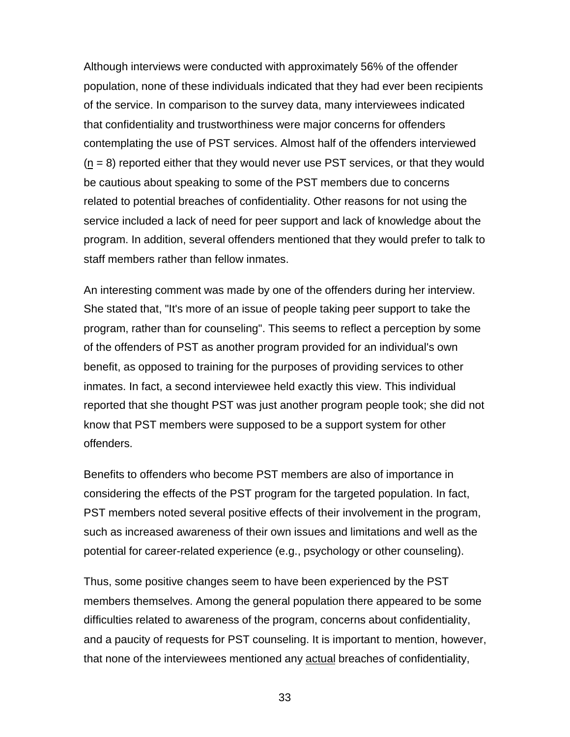Although interviews were conducted with approximately 56% of the offender population, none of these individuals indicated that they had ever been recipients of the service. In comparison to the survey data, many interviewees indicated that confidentiality and trustworthiness were major concerns for offenders contemplating the use of PST services. Almost half of the offenders interviewed ($n$ = 8) reported either that they would never use PST services, or that they would be cautious about speaking to some of the PST members due to concerns related to potential breaches of confidentiality. Other reasons for not using the service included a lack of need for peer support and lack of knowledge about the program. In addition, several offenders mentioned that they would prefer to talk to staff members rather than fellow inmates.

An interesting comment was made by one of the offenders during her interview. She stated that, "It's more of an issue of people taking peer support to take the program, rather than for counseling". This seems to reflect a perception by some of the offenders of PST as another program provided for an individual's own benefit, as opposed to training for the purposes of providing services to other inmates. In fact, a second interviewee held exactly this view. This individual reported that she thought PST was just another program people took; she did not know that PST members were supposed to be a support system for other offenders.

Benefits to offenders who become PST members are also of importance in considering the effects of the PST program for the targeted population. In fact, PST members noted several positive effects of their involvement in the program, such as increased awareness of their own issues and limitations and well as the potential for career-related experience (e.g., psychology or other counseling).

Thus, some positive changes seem to have been experienced by the PST members themselves. Among the general population there appeared to be some difficulties related to awareness of the program, concerns about confidentiality, and a paucity of requests for PST counseling. It is important to mention, however, that none of the interviewees mentioned any <u>actual</u> breaches of confidentiality,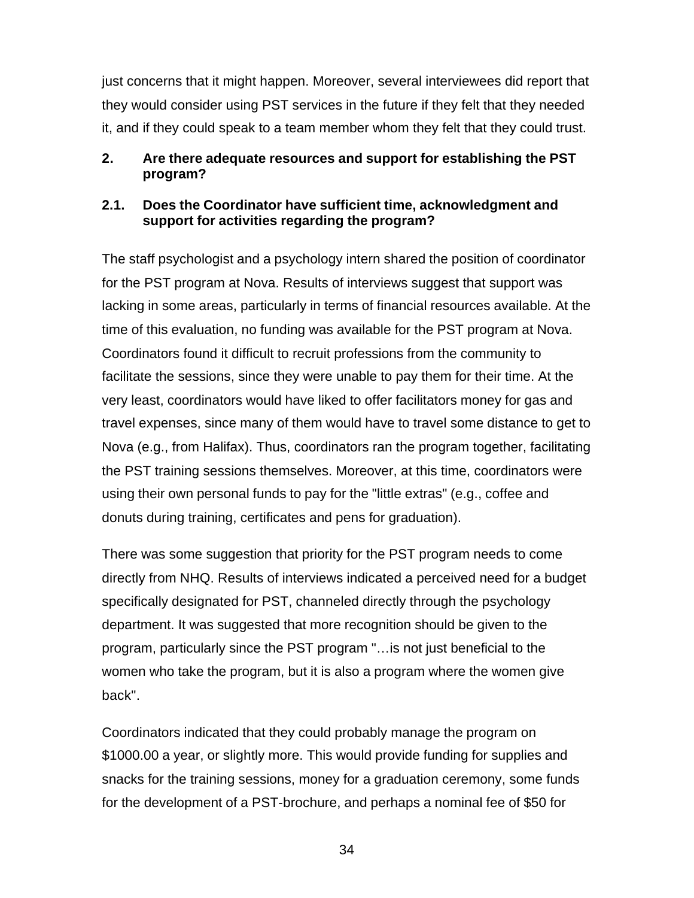just concerns that it might happen. Moreover, several interviewees did report that they would consider using PST services in the future if they felt that they needed it, and if they could speak to a team member whom they felt that they could trust.

### 2. Are there adequate resources and support for establishing the PST program?

### 2.1. Does the Coordinator have sufficient time, acknowledgment and support for activities regarding the program?

The staff psychologist and a psychology intern shared the position of coordinator for the PST program at Nova. Results of interviews suggest that support was lacking in some areas, particularly in terms of financial resources available. At the time of this evaluation, no funding was available for the PST program at Nova. Coordinators found it difficult to recruit professions from the community to facilitate the sessions, since they were unable to pay them for their time. At the very least, coordinators would have liked to offer facilitators money for gas and travel expenses, since many of them would have to travel some distance to get to Nova (e.g., from Halifax). Thus, coordinators ran the program together, facilitating the PST training sessions themselves. Moreover, at this time, coordinators were using their own personal funds to pay for the "little extras" (e.g., coffee and donuts during training, certificates and pens for graduation).

There was some suggestion that priority for the PST program needs to come directly from NHQ. Results of interviews indicated a perceived need for a budget specifically designated for PST, channeled directly through the psychology department. It was suggested that more recognition should be given to the program, particularly since the PST program "…is not just beneficial to the women who take the program, but it is also a program where the women give back".

Coordinators indicated that they could probably manage the program on $1000.00 a year, or slightly more. This would provide funding for supplies and snacks for the training sessions, money for a graduation ceremony, some funds for the development of a PST-brochure, and perhaps a nominal fee of $50 for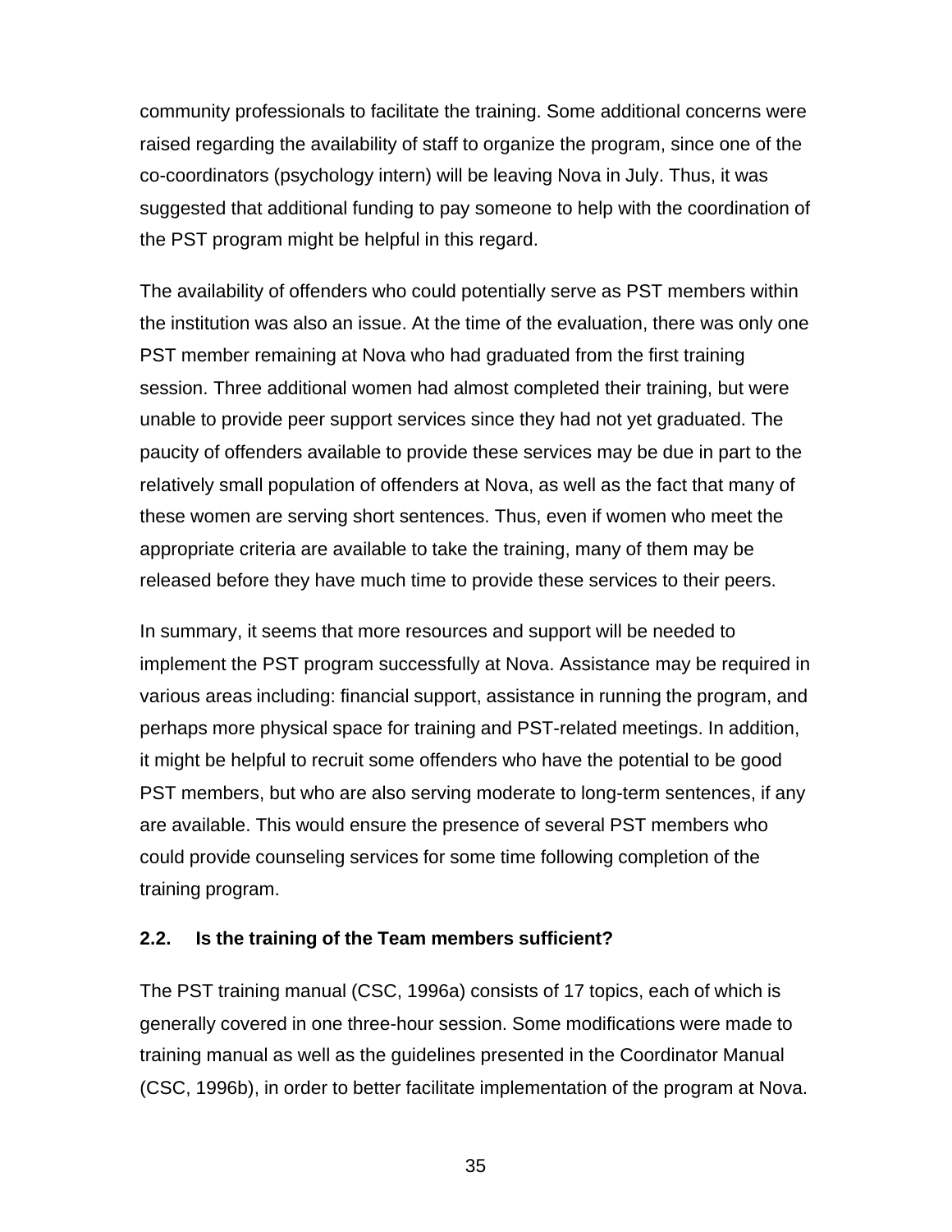community professionals to facilitate the training. Some additional concerns were raised regarding the availability of staff to organize the program, since one of the co-coordinators (psychology intern) will be leaving Nova in July. Thus, it was suggested that additional funding to pay someone to help with the coordination of the PST program might be helpful in this regard.

The availability of offenders who could potentially serve as PST members within the institution was also an issue. At the time of the evaluation, there was only one PST member remaining at Nova who had graduated from the first training session. Three additional women had almost completed their training, but were unable to provide peer support services since they had not yet graduated. The paucity of offenders available to provide these services may be due in part to the relatively small population of offenders at Nova, as well as the fact that many of these women are serving short sentences. Thus, even if women who meet the appropriate criteria are available to take the training, many of them may be released before they have much time to provide these services to their peers.

In summary, it seems that more resources and support will be needed to implement the PST program successfully at Nova. Assistance may be required in various areas including: financial support, assistance in running the program, and perhaps more physical space for training and PST-related meetings. In addition, it might be helpful to recruit some offenders who have the potential to be good PST members, but who are also serving moderate to long-term sentences, if any are available. This would ensure the presence of several PST members who could provide counseling services for some time following completion of the training program.

### 2.2. Is the training of the Team members sufficient?

The PST training manual (CSC, 1996a) consists of 17 topics, each of which is generally covered in one three-hour session. Some modifications were made to training manual as well as the guidelines presented in the Coordinator Manual (CSC, 1996b), in order to better facilitate implementation of the program at Nova.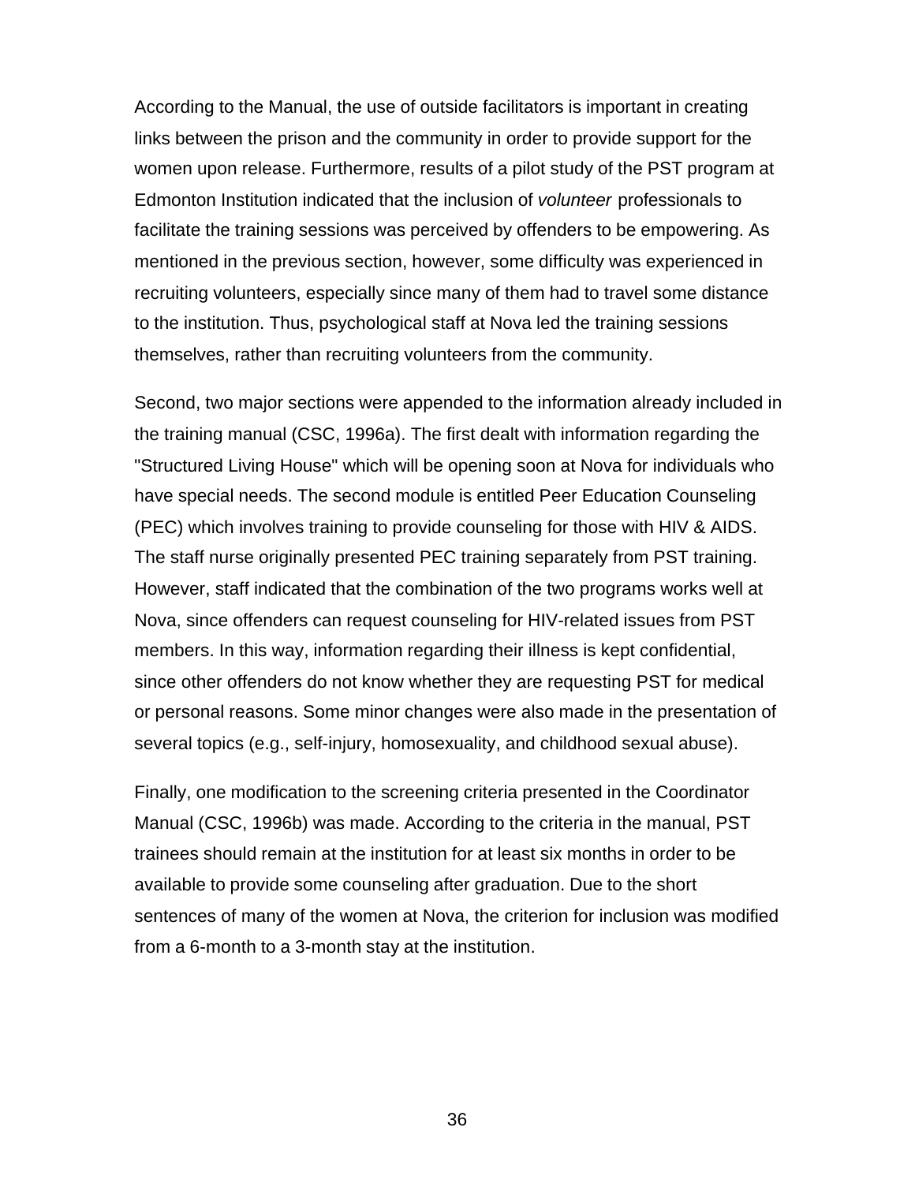According to the Manual, the use of outside facilitators is important in creating links between the prison and the community in order to provide support for the women upon release. Furthermore, results of a pilot study of the PST program at Edmonton Institution indicated that the inclusion of *volunteer* professionals to facilitate the training sessions was perceived by offenders to be empowering. As mentioned in the previous section, however, some difficulty was experienced in recruiting volunteers, especially since many of them had to travel some distance to the institution. Thus, psychological staff at Nova led the training sessions themselves, rather than recruiting volunteers from the community.

Second, two major sections were appended to the information already included in the training manual (CSC, 1996a). The first dealt with information regarding the "Structured Living House" which will be opening soon at Nova for individuals who have special needs. The second module is entitled Peer Education Counseling (PEC) which involves training to provide counseling for those with HIV & AIDS. The staff nurse originally presented PEC training separately from PST training. However, staff indicated that the combination of the two programs works well at Nova, since offenders can request counseling for HIV-related issues from PST members. In this way, information regarding their illness is kept confidential, since other offenders do not know whether they are requesting PST for medical or personal reasons. Some minor changes were also made in the presentation of several topics (e.g., self-injury, homosexuality, and childhood sexual abuse).

Finally, one modification to the screening criteria presented in the Coordinator Manual (CSC, 1996b) was made. According to the criteria in the manual, PST trainees should remain at the institution for at least six months in order to be available to provide some counseling after graduation. Due to the short sentences of many of the women at Nova, the criterion for inclusion was modified from a 6-month to a 3-month stay at the institution.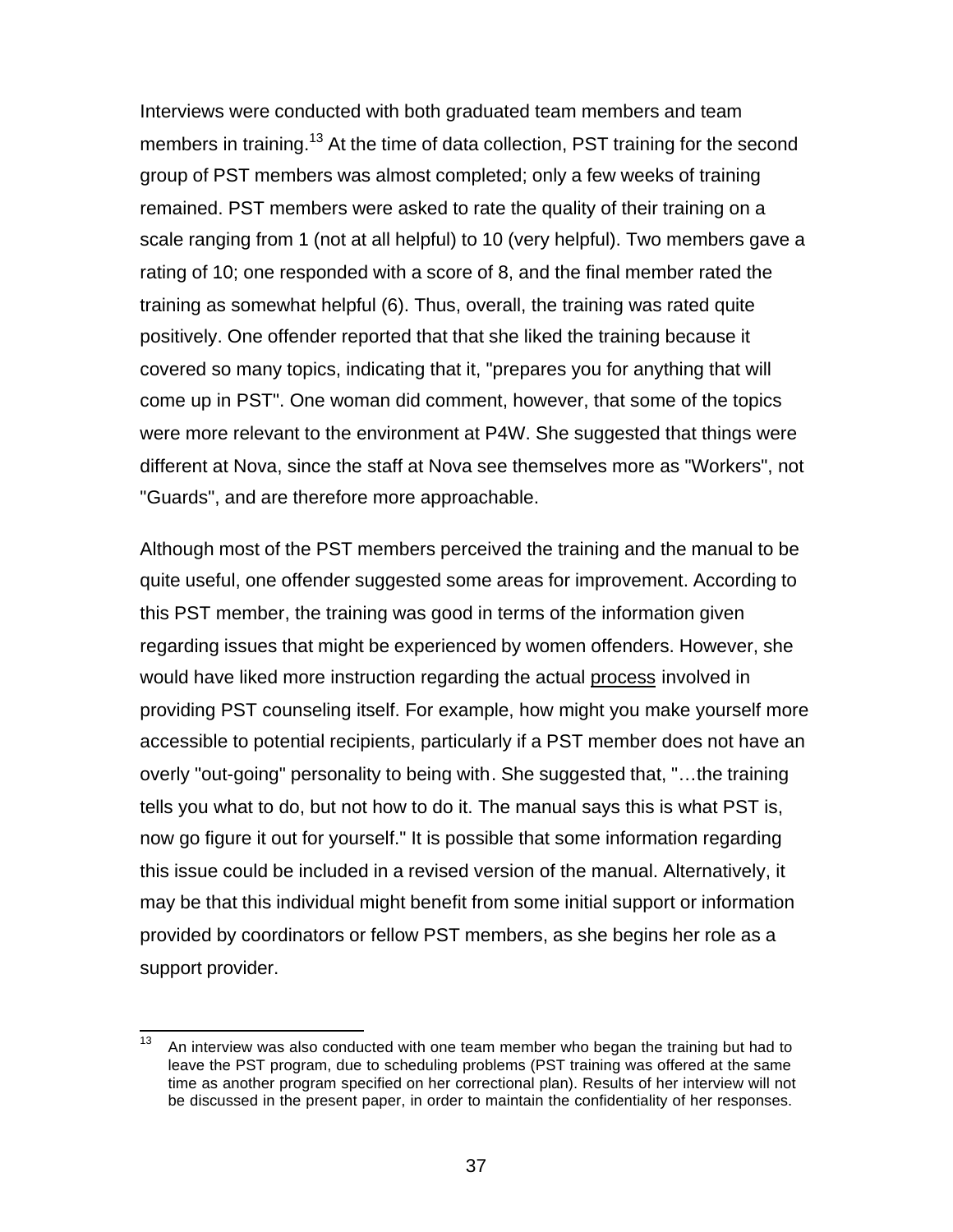Interviews were conducted with both graduated team members and team members in training.[13] At the time of data collection, PST training for the second group of PST members was almost completed; only a few weeks of training remained. PST members were asked to rate the quality of their training on a scale ranging from 1 (not at all helpful) to 10 (very helpful). Two members gave a rating of 10; one responded with a score of 8, and the final member rated the training as somewhat helpful (6). Thus, overall, the training was rated quite positively. One offender reported that that she liked the training because it covered so many topics, indicating that it, "prepares you for anything that will come up in PST". One woman did comment, however, that some of the topics were more relevant to the environment at P4W. She suggested that things were different at Nova, since the staff at Nova see themselves more as "Workers", not "Guards", and are therefore more approachable.

Although most of the PST members perceived the training and the manual to be quite useful, one offender suggested some areas for improvement. According to this PST member, the training was good in terms of the information given regarding issues that might be experienced by women offenders. However, she would have liked more instruction regarding the actual process involved in providing PST counseling itself. For example, how might you make yourself more accessible to potential recipients, particularly if a PST member does not have an overly "out-going" personality to being with. She suggested that, "…the training tells you what to do, but not how to do it. The manual says this is what PST is, now go figure it out for yourself." It is possible that some information regarding this issue could be included in a revised version of the manual. Alternatively, it may be that this individual might benefit from some initial support or information provided by coordinators or fellow PST members, as she begins her role as a support provider.

[13] An interview was also conducted with one team member who began the training but had to leave the PST program, due to scheduling problems (PST training was offered at the same time as another program specified on her correctional plan). Results of her interview will not be discussed in the present paper, in order to maintain the confidentiality of her responses.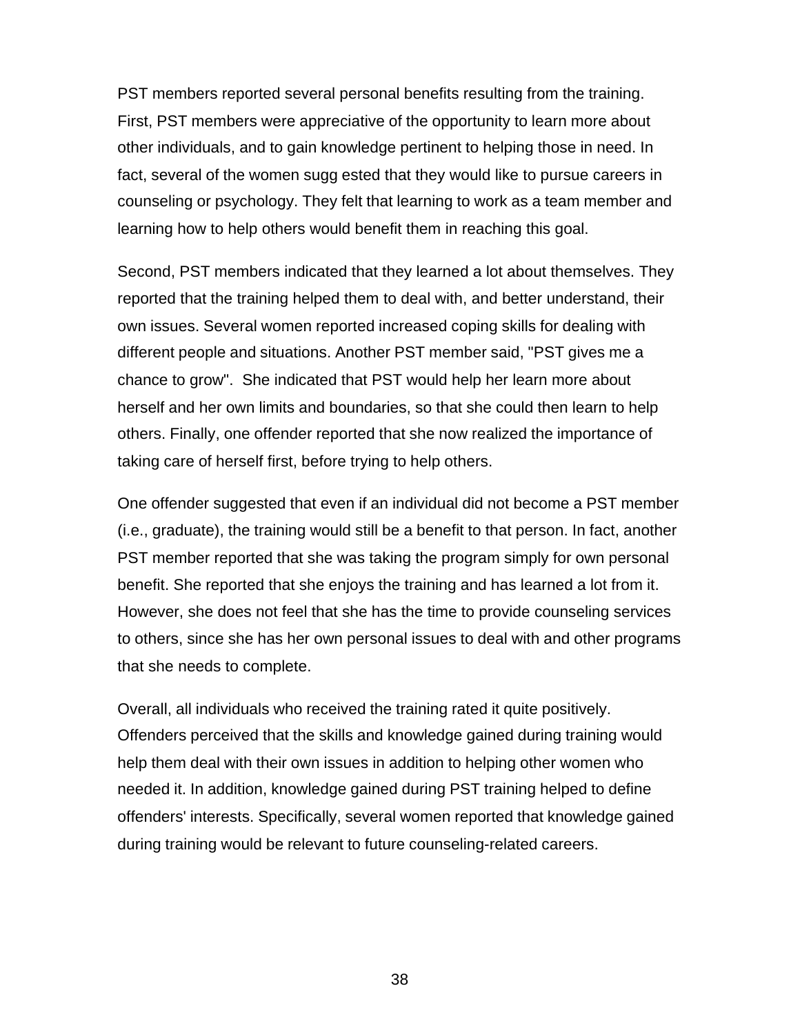PST members reported several personal benefits resulting from the training. First, PST members were appreciative of the opportunity to learn more about other individuals, and to gain knowledge pertinent to helping those in need. In fact, several of the women sugg ested that they would like to pursue careers in counseling or psychology. They felt that learning to work as a team member and learning how to help others would benefit them in reaching this goal.

Second, PST members indicated that they learned a lot about themselves. They reported that the training helped them to deal with, and better understand, their own issues. Several women reported increased coping skills for dealing with different people and situations. Another PST member said, "PST gives me a chance to grow". She indicated that PST would help her learn more about herself and her own limits and boundaries, so that she could then learn to help others. Finally, one offender reported that she now realized the importance of taking care of herself first, before trying to help others.

One offender suggested that even if an individual did not become a PST member (i.e., graduate), the training would still be a benefit to that person. In fact, another PST member reported that she was taking the program simply for own personal benefit. She reported that she enjoys the training and has learned a lot from it. However, she does not feel that she has the time to provide counseling services to others, since she has her own personal issues to deal with and other programs that she needs to complete.

Overall, all individuals who received the training rated it quite positively. Offenders perceived that the skills and knowledge gained during training would help them deal with their own issues in addition to helping other women who needed it. In addition, knowledge gained during PST training helped to define offenders' interests. Specifically, several women reported that knowledge gained during training would be relevant to future counseling-related careers.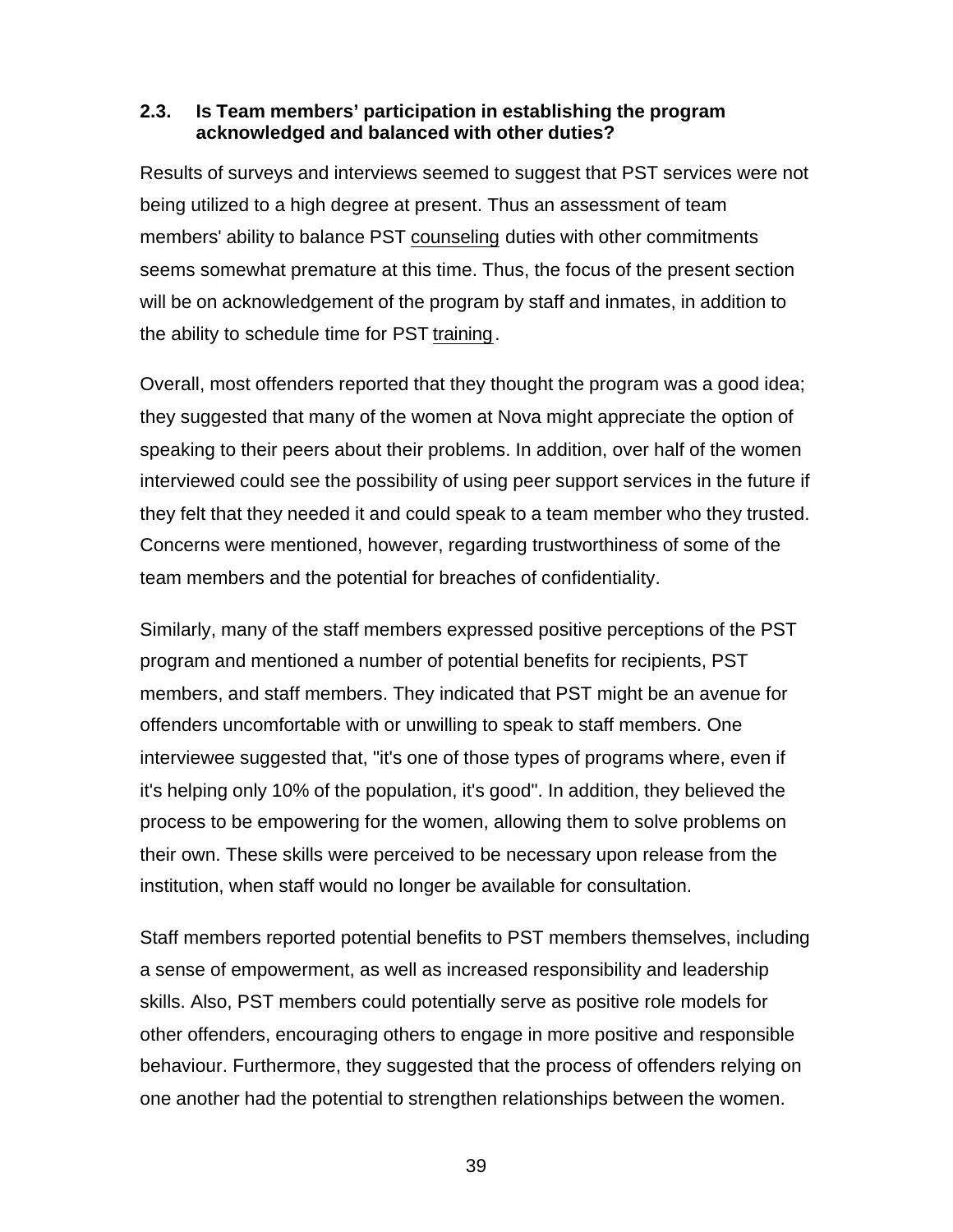### 2.3. Is Team members' participation in establishing the program acknowledged and balanced with other duties?

Results of surveys and interviews seemed to suggest that PST services were not being utilized to a high degree at present. Thus an assessment of team members' ability to balance PST <u>counseling</u> duties with other commitments seems somewhat premature at this time. Thus, the focus of the present section will be on acknowledgement of the program by staff and inmates, in addition to the ability to schedule time for PST <u>training</u>.

Overall, most offenders reported that they thought the program was a good idea; they suggested that many of the women at Nova might appreciate the option of speaking to their peers about their problems. In addition, over half of the women interviewed could see the possibility of using peer support services in the future if they felt that they needed it and could speak to a team member who they trusted. Concerns were mentioned, however, regarding trustworthiness of some of the team members and the potential for breaches of confidentiality.

Similarly, many of the staff members expressed positive perceptions of the PST program and mentioned a number of potential benefits for recipients, PST members, and staff members. They indicated that PST might be an avenue for offenders uncomfortable with or unwilling to speak to staff members. One interviewee suggested that, "it's one of those types of programs where, even if it's helping only 10% of the population, it's good". In addition, they believed the process to be empowering for the women, allowing them to solve problems on their own. These skills were perceived to be necessary upon release from the institution, when staff would no longer be available for consultation.

Staff members reported potential benefits to PST members themselves, including a sense of empowerment, as well as increased responsibility and leadership skills. Also, PST members could potentially serve as positive role models for other offenders, encouraging others to engage in more positive and responsible behaviour. Furthermore, they suggested that the process of offenders relying on one another had the potential to strengthen relationships between the women.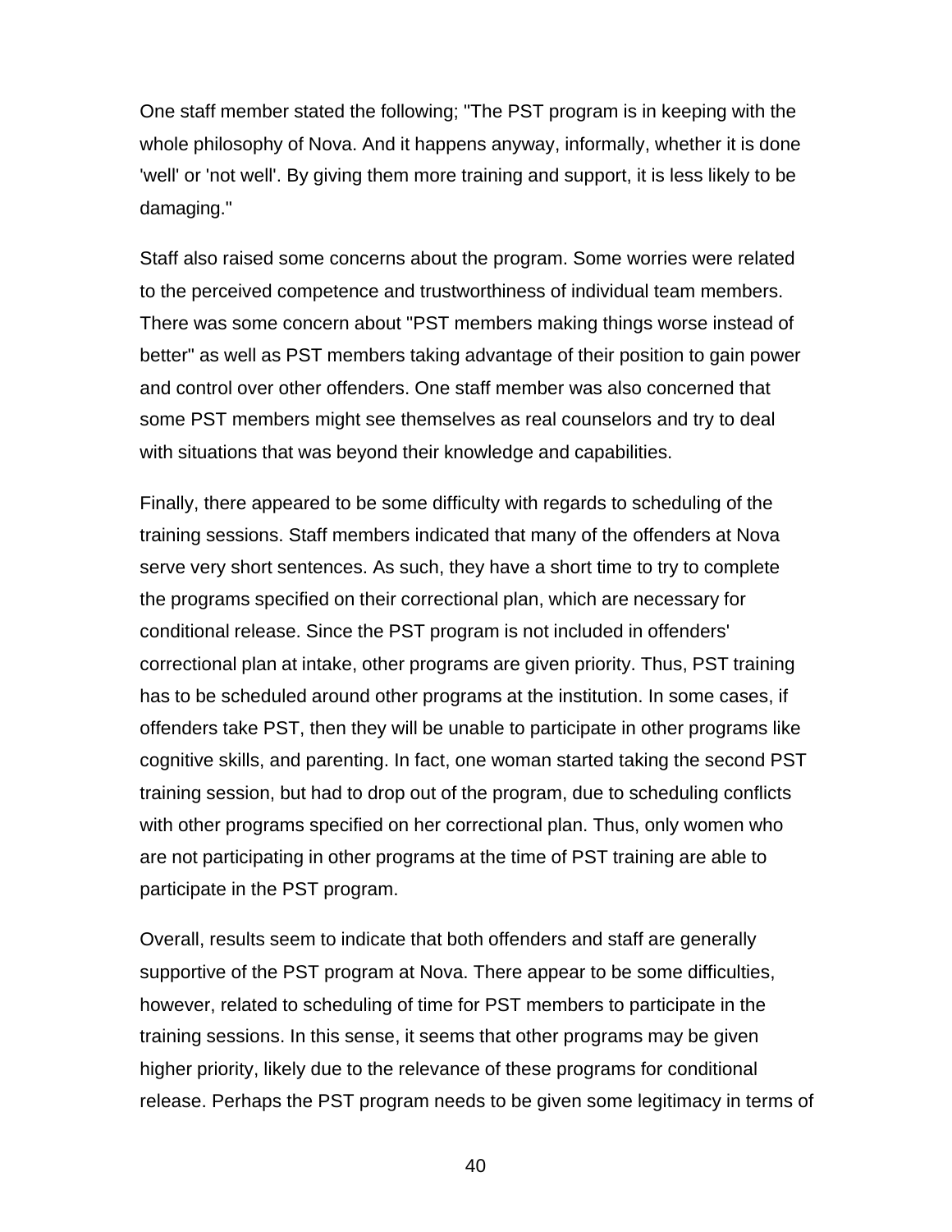One staff member stated the following; "The PST program is in keeping with the whole philosophy of Nova. And it happens anyway, informally, whether it is done 'well' or 'not well'. By giving them more training and support, it is less likely to be damaging."

Staff also raised some concerns about the program. Some worries were related to the perceived competence and trustworthiness of individual team members. There was some concern about "PST members making things worse instead of better" as well as PST members taking advantage of their position to gain power and control over other offenders. One staff member was also concerned that some PST members might see themselves as real counselors and try to deal with situations that was beyond their knowledge and capabilities.

Finally, there appeared to be some difficulty with regards to scheduling of the training sessions. Staff members indicated that many of the offenders at Nova serve very short sentences. As such, they have a short time to try to complete the programs specified on their correctional plan, which are necessary for conditional release. Since the PST program is not included in offenders' correctional plan at intake, other programs are given priority. Thus, PST training has to be scheduled around other programs at the institution. In some cases, if offenders take PST, then they will be unable to participate in other programs like cognitive skills, and parenting. In fact, one woman started taking the second PST training session, but had to drop out of the program, due to scheduling conflicts with other programs specified on her correctional plan. Thus, only women who are not participating in other programs at the time of PST training are able to participate in the PST program.

Overall, results seem to indicate that both offenders and staff are generally supportive of the PST program at Nova. There appear to be some difficulties, however, related to scheduling of time for PST members to participate in the training sessions. In this sense, it seems that other programs may be given higher priority, likely due to the relevance of these programs for conditional release. Perhaps the PST program needs to be given some legitimacy in terms of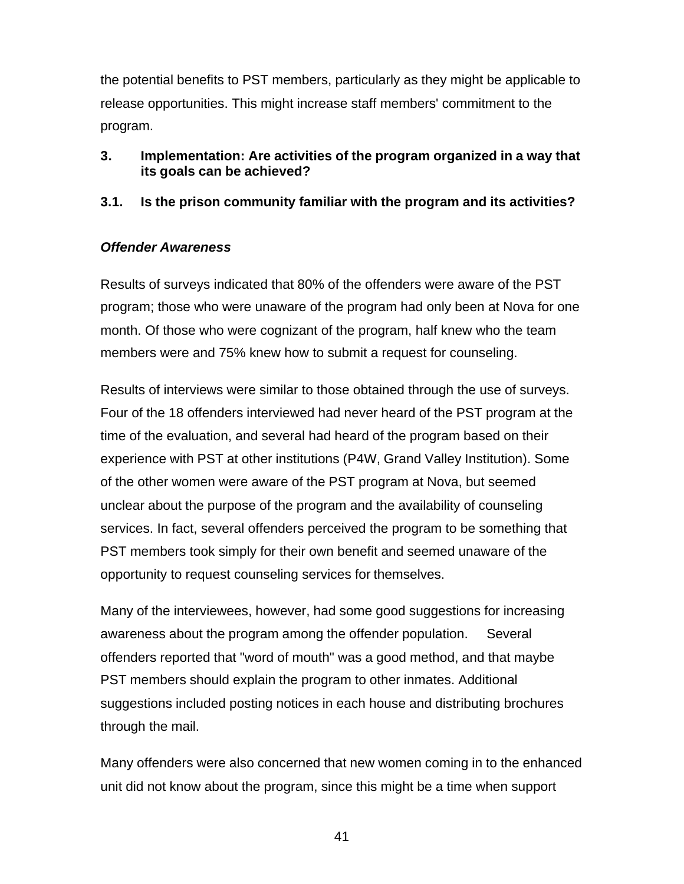the potential benefits to PST members, particularly as they might be applicable to release opportunities. This might increase staff members' commitment to the program.

### 3. Implementation: Are activities of the program organized in a way that its goals can be achieved?

### 3.1. Is the prison community familiar with the program and its activities?

#### *Offender Awareness*

Results of surveys indicated that 80% of the offenders were aware of the PST program; those who were unaware of the program had only been at Nova for one month. Of those who were cognizant of the program, half knew who the team members were and 75% knew how to submit a request for counseling.

Results of interviews were similar to those obtained through the use of surveys. Four of the 18 offenders interviewed had never heard of the PST program at the time of the evaluation, and several had heard of the program based on their experience with PST at other institutions (P4W, Grand Valley Institution). Some of the other women were aware of the PST program at Nova, but seemed unclear about the purpose of the program and the availability of counseling services. In fact, several offenders perceived the program to be something that PST members took simply for their own benefit and seemed unaware of the opportunity to request counseling services for themselves.

Many of the interviewees, however, had some good suggestions for increasing awareness about the program among the offender population. Several offenders reported that "word of mouth" was a good method, and that maybe PST members should explain the program to other inmates. Additional suggestions included posting notices in each house and distributing brochures through the mail.

Many offenders were also concerned that new women coming in to the enhanced unit did not know about the program, since this might be a time when support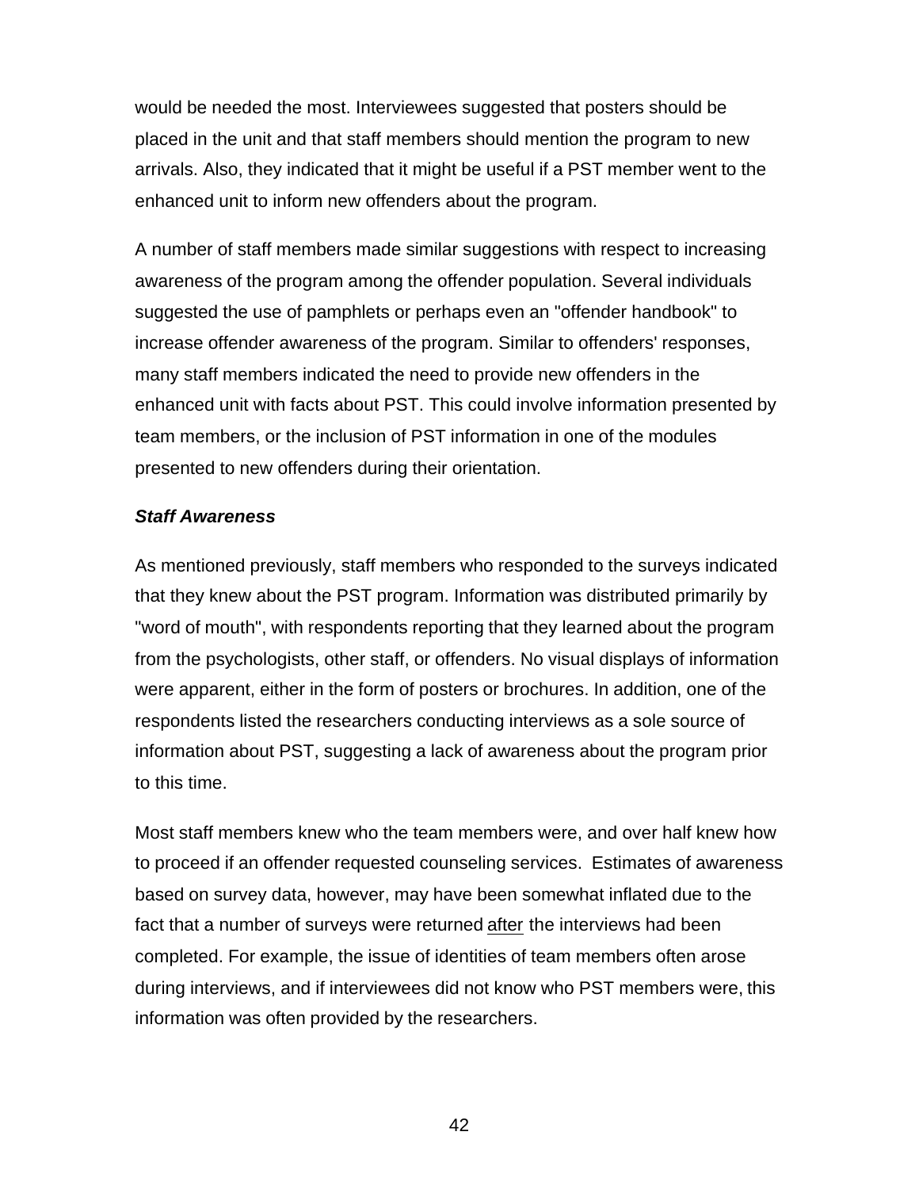would be needed the most. Interviewees suggested that posters should be placed in the unit and that staff members should mention the program to new arrivals. Also, they indicated that it might be useful if a PST member went to the enhanced unit to inform new offenders about the program.

A number of staff members made similar suggestions with respect to increasing awareness of the program among the offender population. Several individuals suggested the use of pamphlets or perhaps even an "offender handbook" to increase offender awareness of the program. Similar to offenders' responses, many staff members indicated the need to provide new offenders in the enhanced unit with facts about PST. This could involve information presented by team members, or the inclusion of PST information in one of the modules presented to new offenders during their orientation.

***Staff Awareness***

As mentioned previously, staff members who responded to the surveys indicated that they knew about the PST program. Information was distributed primarily by "word of mouth", with respondents reporting that they learned about the program from the psychologists, other staff, or offenders. No visual displays of information were apparent, either in the form of posters or brochures. In addition, one of the respondents listed the researchers conducting interviews as a sole source of information about PST, suggesting a lack of awareness about the program prior to this time.

Most staff members knew who the team members were, and over half knew how to proceed if an offender requested counseling services. Estimates of awareness based on survey data, however, may have been somewhat inflated due to the fact that a number of surveys were returned <u>after</u> the interviews had been completed. For example, the issue of identities of team members often arose during interviews, and if interviewees did not know who PST members were, this information was often provided by the researchers.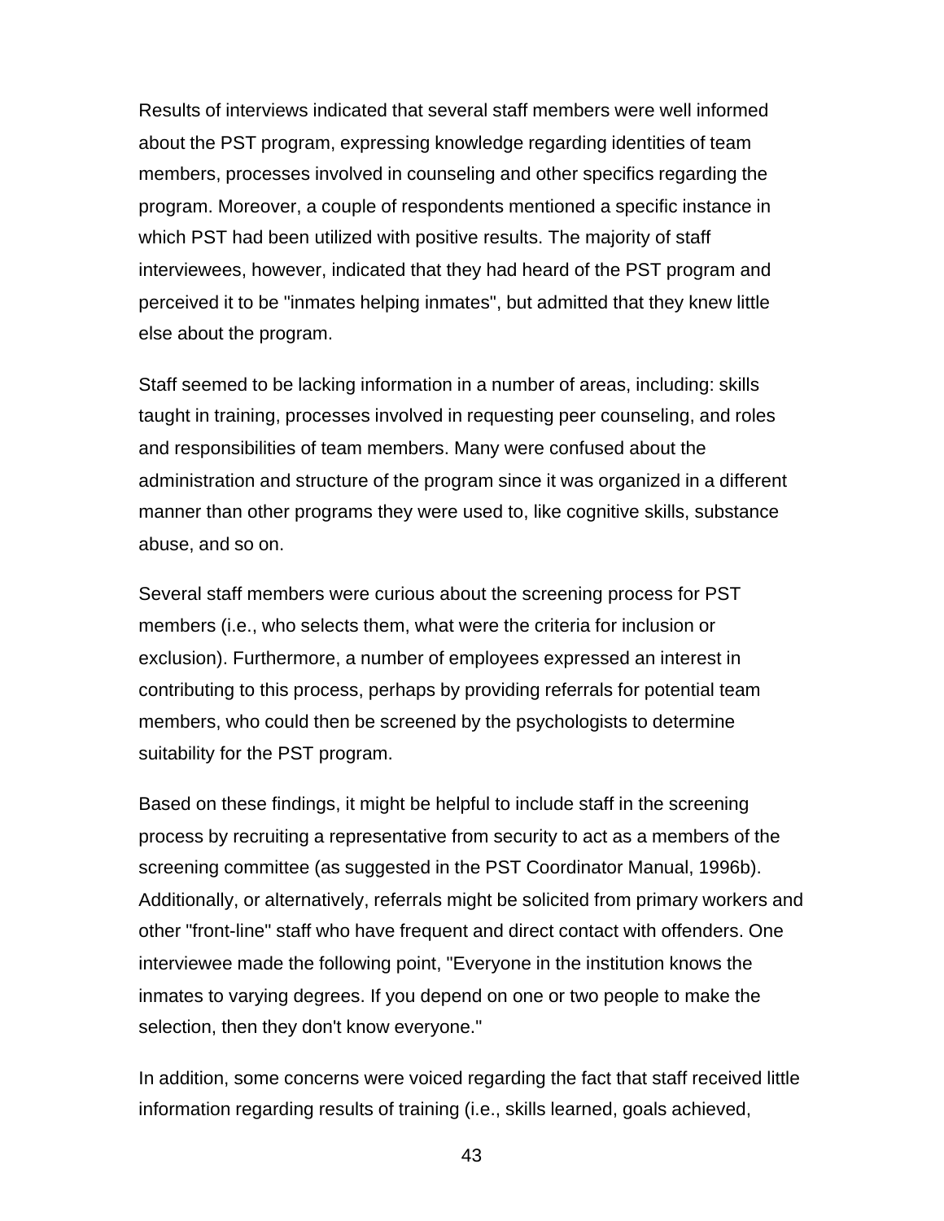Results of interviews indicated that several staff members were well informed about the PST program, expressing knowledge regarding identities of team members, processes involved in counseling and other specifics regarding the program. Moreover, a couple of respondents mentioned a specific instance in which PST had been utilized with positive results. The majority of staff interviewees, however, indicated that they had heard of the PST program and perceived it to be "inmates helping inmates", but admitted that they knew little else about the program.

Staff seemed to be lacking information in a number of areas, including: skills taught in training, processes involved in requesting peer counseling, and roles and responsibilities of team members. Many were confused about the administration and structure of the program since it was organized in a different manner than other programs they were used to, like cognitive skills, substance abuse, and so on.

Several staff members were curious about the screening process for PST members (i.e., who selects them, what were the criteria for inclusion or exclusion). Furthermore, a number of employees expressed an interest in contributing to this process, perhaps by providing referrals for potential team members, who could then be screened by the psychologists to determine suitability for the PST program.

Based on these findings, it might be helpful to include staff in the screening process by recruiting a representative from security to act as a members of the screening committee (as suggested in the PST Coordinator Manual, 1996b). Additionally, or alternatively, referrals might be solicited from primary workers and other "front-line" staff who have frequent and direct contact with offenders. One interviewee made the following point, "Everyone in the institution knows the inmates to varying degrees. If you depend on one or two people to make the selection, then they don't know everyone."

In addition, some concerns were voiced regarding the fact that staff received little information regarding results of training (i.e., skills learned, goals achieved,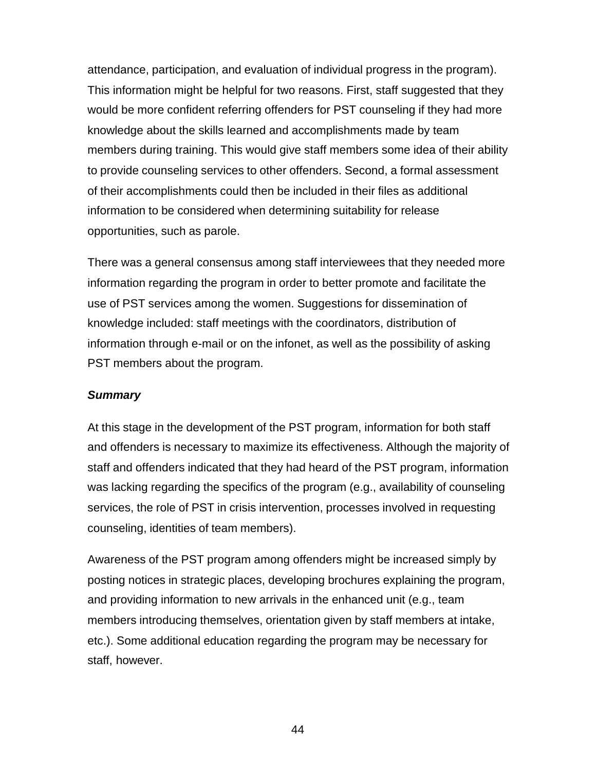attendance, participation, and evaluation of individual progress in the program). This information might be helpful for two reasons. First, staff suggested that they would be more confident referring offenders for PST counseling if they had more knowledge about the skills learned and accomplishments made by team members during training. This would give staff members some idea of their ability to provide counseling services to other offenders. Second, a formal assessment of their accomplishments could then be included in their files as additional information to be considered when determining suitability for release opportunities, such as parole.

There was a general consensus among staff interviewees that they needed more information regarding the program in order to better promote and facilitate the use of PST services among the women. Suggestions for dissemination of knowledge included: staff meetings with the coordinators, distribution of information through e-mail or on the infonet, as well as the possibility of asking PST members about the program.

***Summary***

At this stage in the development of the PST program, information for both staff and offenders is necessary to maximize its effectiveness. Although the majority of staff and offenders indicated that they had heard of the PST program, information was lacking regarding the specifics of the program (e.g., availability of counseling services, the role of PST in crisis intervention, processes involved in requesting counseling, identities of team members).

Awareness of the PST program among offenders might be increased simply by posting notices in strategic places, developing brochures explaining the program, and providing information to new arrivals in the enhanced unit (e.g., team members introducing themselves, orientation given by staff members at intake, etc.). Some additional education regarding the program may be necessary for staff, however.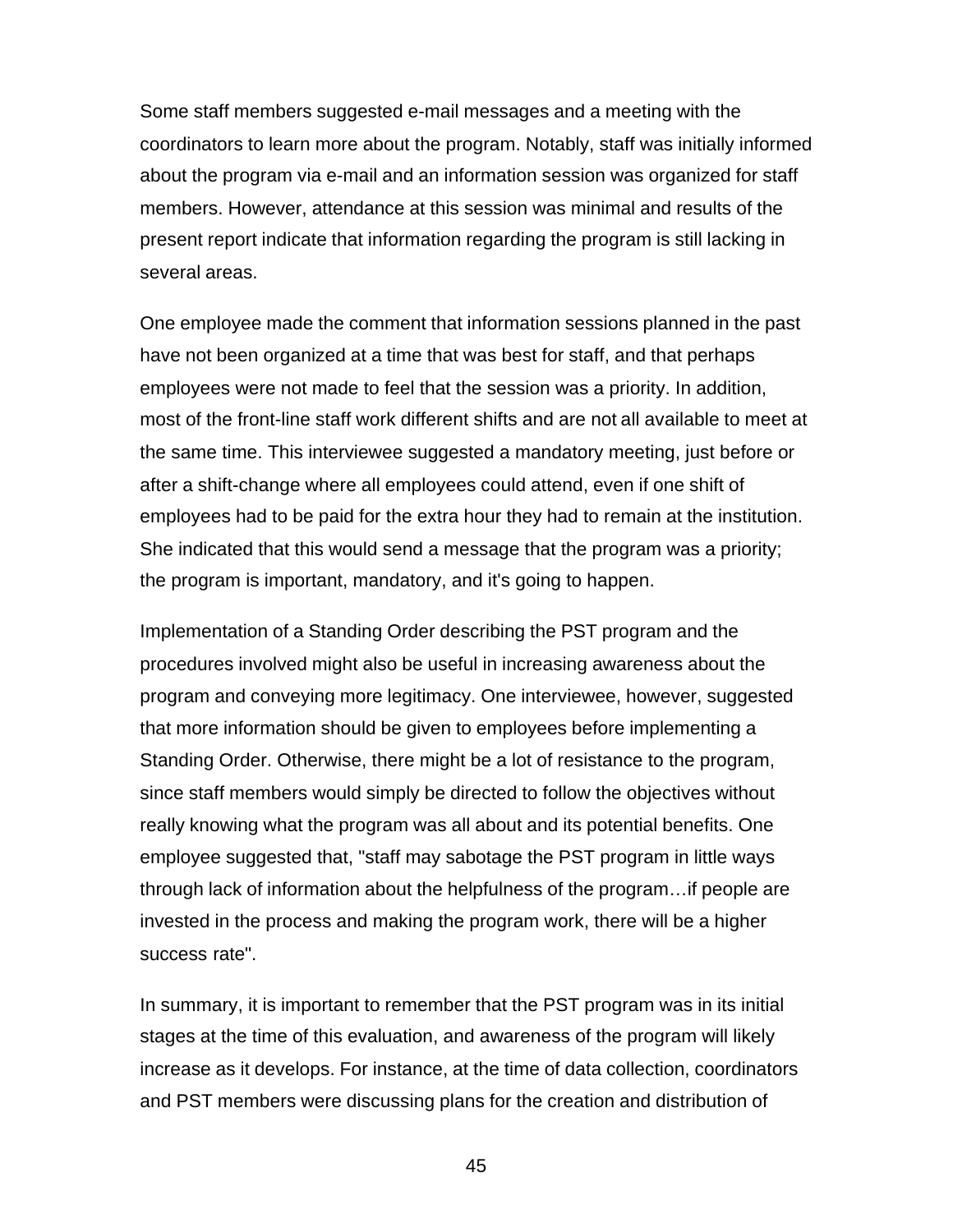Some staff members suggested e-mail messages and a meeting with the coordinators to learn more about the program. Notably, staff was initially informed about the program via e-mail and an information session was organized for staff members. However, attendance at this session was minimal and results of the present report indicate that information regarding the program is still lacking in several areas.

One employee made the comment that information sessions planned in the past have not been organized at a time that was best for staff, and that perhaps employees were not made to feel that the session was a priority. In addition, most of the front-line staff work different shifts and are not all available to meet at the same time. This interviewee suggested a mandatory meeting, just before or after a shift-change where all employees could attend, even if one shift of employees had to be paid for the extra hour they had to remain at the institution. She indicated that this would send a message that the program was a priority; the program is important, mandatory, and it's going to happen.

Implementation of a Standing Order describing the PST program and the procedures involved might also be useful in increasing awareness about the program and conveying more legitimacy. One interviewee, however, suggested that more information should be given to employees before implementing a Standing Order. Otherwise, there might be a lot of resistance to the program, since staff members would simply be directed to follow the objectives without really knowing what the program was all about and its potential benefits. One employee suggested that, "staff may sabotage the PST program in little ways through lack of information about the helpfulness of the program…if people are invested in the process and making the program work, there will be a higher success rate".

In summary, it is important to remember that the PST program was in its initial stages at the time of this evaluation, and awareness of the program will likely increase as it develops. For instance, at the time of data collection, coordinators and PST members were discussing plans for the creation and distribution of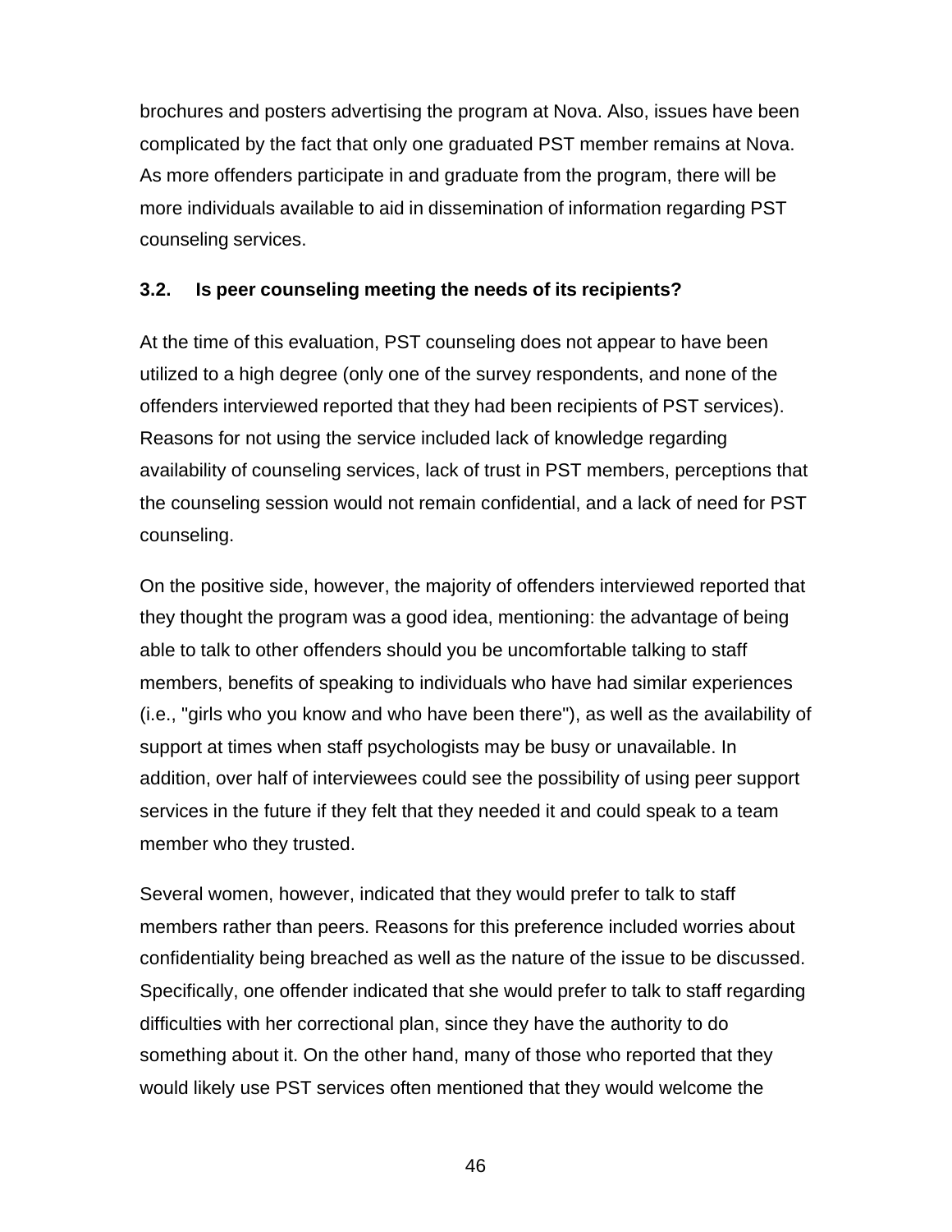brochures and posters advertising the program at Nova. Also, issues have been complicated by the fact that only one graduated PST member remains at Nova. As more offenders participate in and graduate from the program, there will be more individuals available to aid in dissemination of information regarding PST counseling services.

### 3.2. Is peer counseling meeting the needs of its recipients?

At the time of this evaluation, PST counseling does not appear to have been utilized to a high degree (only one of the survey respondents, and none of the offenders interviewed reported that they had been recipients of PST services). Reasons for not using the service included lack of knowledge regarding availability of counseling services, lack of trust in PST members, perceptions that the counseling session would not remain confidential, and a lack of need for PST counseling.

On the positive side, however, the majority of offenders interviewed reported that they thought the program was a good idea, mentioning: the advantage of being able to talk to other offenders should you be uncomfortable talking to staff members, benefits of speaking to individuals who have had similar experiences (i.e., "girls who you know and who have been there"), as well as the availability of support at times when staff psychologists may be busy or unavailable. In addition, over half of interviewees could see the possibility of using peer support services in the future if they felt that they needed it and could speak to a team member who they trusted.

Several women, however, indicated that they would prefer to talk to staff members rather than peers. Reasons for this preference included worries about confidentiality being breached as well as the nature of the issue to be discussed. Specifically, one offender indicated that she would prefer to talk to staff regarding difficulties with her correctional plan, since they have the authority to do something about it. On the other hand, many of those who reported that they would likely use PST services often mentioned that they would welcome the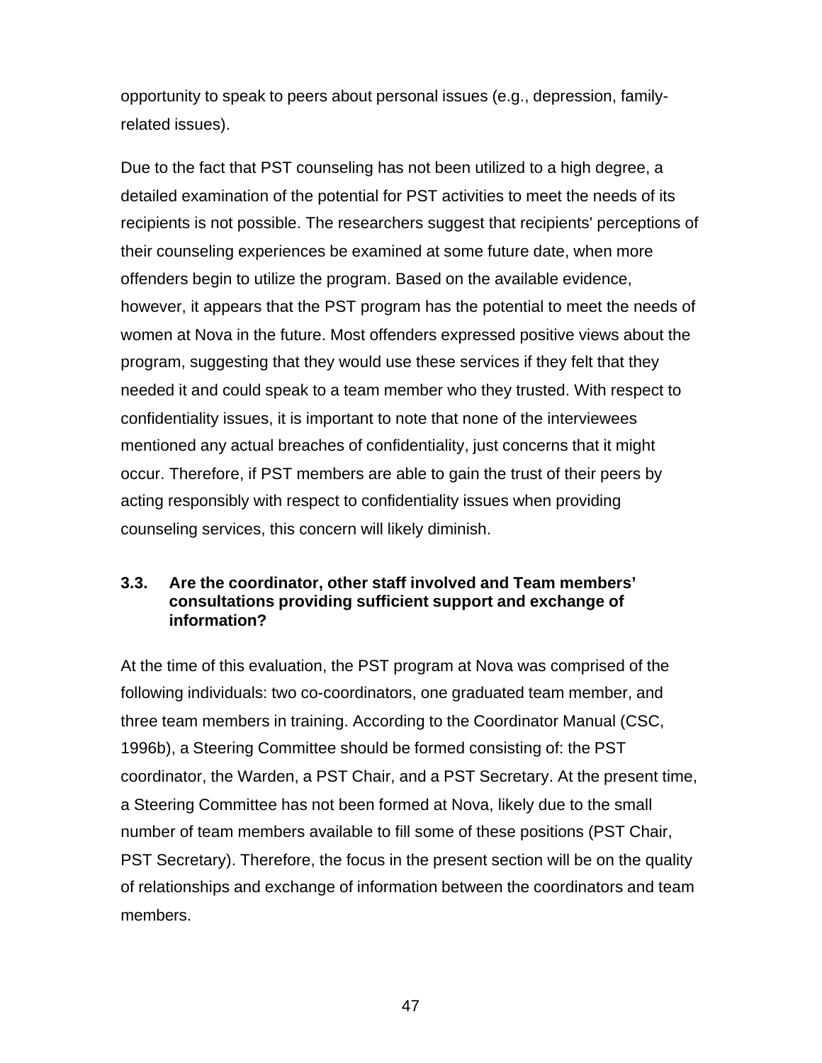opportunity to speak to peers about personal issues (e.g., depression, family-related issues).

Due to the fact that PST counseling has not been utilized to a high degree, a detailed examination of the potential for PST activities to meet the needs of its recipients is not possible. The researchers suggest that recipients' perceptions of their counseling experiences be examined at some future date, when more offenders begin to utilize the program. Based on the available evidence, however, it appears that the PST program has the potential to meet the needs of women at Nova in the future. Most offenders expressed positive views about the program, suggesting that they would use these services if they felt that they needed it and could speak to a team member who they trusted. With respect to confidentiality issues, it is important to note that none of the interviewees mentioned any actual breaches of confidentiality, just concerns that it might occur. Therefore, if PST members are able to gain the trust of their peers by acting responsibly with respect to confidentiality issues when providing counseling services, this concern will likely diminish.

### 3.3. Are the coordinator, other staff involved and Team members' consultations providing sufficient support and exchange of information?

At the time of this evaluation, the PST program at Nova was comprised of the following individuals: two co-coordinators, one graduated team member, and three team members in training. According to the Coordinator Manual (CSC, 1996b), a Steering Committee should be formed consisting of: the PST coordinator, the Warden, a PST Chair, and a PST Secretary. At the present time, a Steering Committee has not been formed at Nova, likely due to the small number of team members available to fill some of these positions (PST Chair, PST Secretary). Therefore, the focus in the present section will be on the quality of relationships and exchange of information between the coordinators and team members.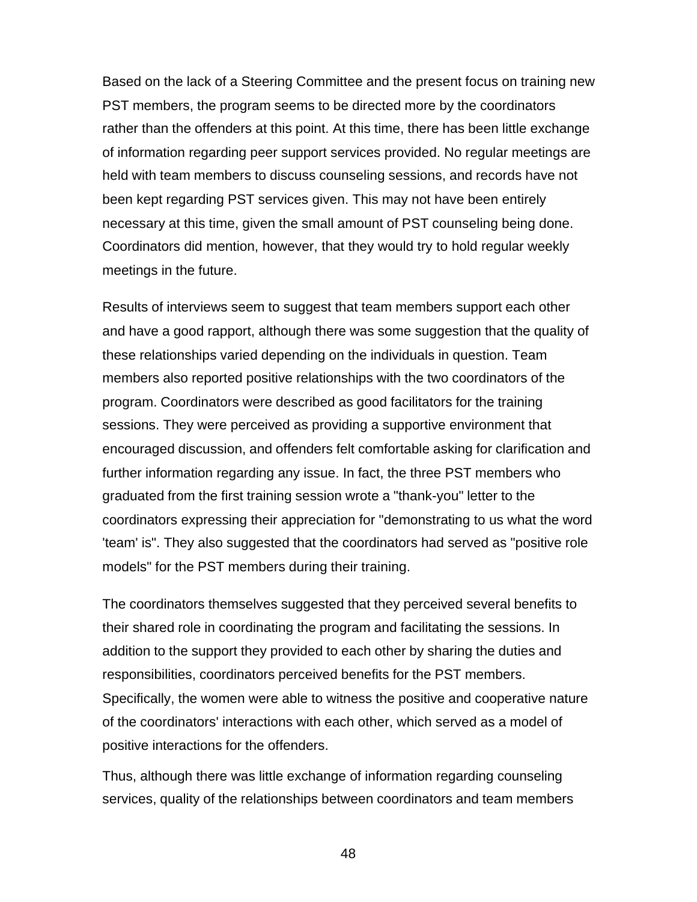Based on the lack of a Steering Committee and the present focus on training new PST members, the program seems to be directed more by the coordinators rather than the offenders at this point. At this time, there has been little exchange of information regarding peer support services provided. No regular meetings are held with team members to discuss counseling sessions, and records have not been kept regarding PST services given. This may not have been entirely necessary at this time, given the small amount of PST counseling being done. Coordinators did mention, however, that they would try to hold regular weekly meetings in the future.

Results of interviews seem to suggest that team members support each other and have a good rapport, although there was some suggestion that the quality of these relationships varied depending on the individuals in question. Team members also reported positive relationships with the two coordinators of the program. Coordinators were described as good facilitators for the training sessions. They were perceived as providing a supportive environment that encouraged discussion, and offenders felt comfortable asking for clarification and further information regarding any issue. In fact, the three PST members who graduated from the first training session wrote a "thank-you" letter to the coordinators expressing their appreciation for "demonstrating to us what the word 'team' is". They also suggested that the coordinators had served as "positive role models" for the PST members during their training.

The coordinators themselves suggested that they perceived several benefits to their shared role in coordinating the program and facilitating the sessions. In addition to the support they provided to each other by sharing the duties and responsibilities, coordinators perceived benefits for the PST members. Specifically, the women were able to witness the positive and cooperative nature of the coordinators' interactions with each other, which served as a model of positive interactions for the offenders.

Thus, although there was little exchange of information regarding counseling services, quality of the relationships between coordinators and team members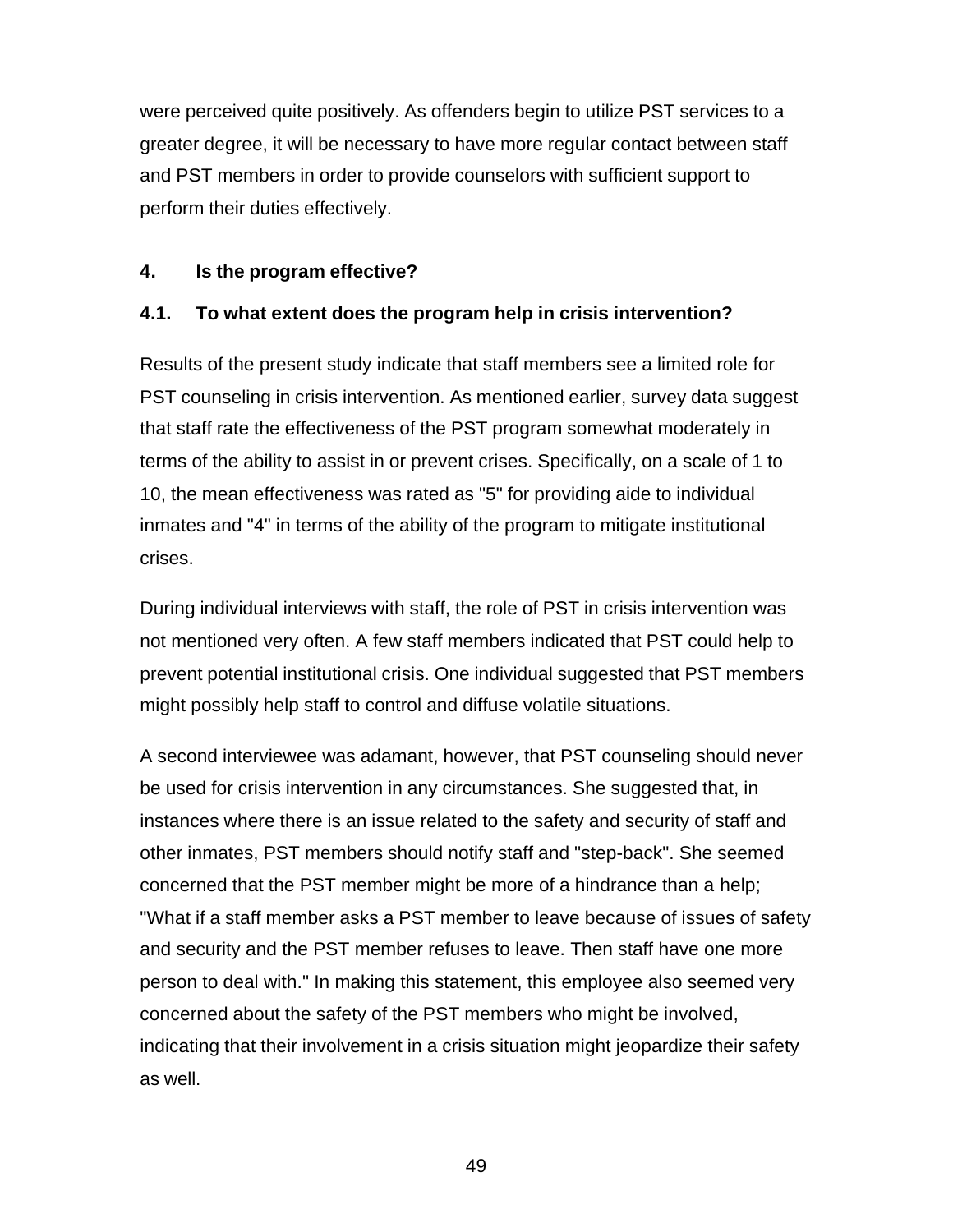were perceived quite positively. As offenders begin to utilize PST services to a greater degree, it will be necessary to have more regular contact between staff and PST members in order to provide counselors with sufficient support to perform their duties effectively.

## 4. Is the program effective?

### 4.1. To what extent does the program help in crisis intervention?

Results of the present study indicate that staff members see a limited role for PST counseling in crisis intervention. As mentioned earlier, survey data suggest that staff rate the effectiveness of the PST program somewhat moderately in terms of the ability to assist in or prevent crises. Specifically, on a scale of 1 to 10, the mean effectiveness was rated as "5" for providing aide to individual inmates and "4" in terms of the ability of the program to mitigate institutional crises.

During individual interviews with staff, the role of PST in crisis intervention was not mentioned very often. A few staff members indicated that PST could help to prevent potential institutional crisis. One individual suggested that PST members might possibly help staff to control and diffuse volatile situations.

A second interviewee was adamant, however, that PST counseling should never be used for crisis intervention in any circumstances. She suggested that, in instances where there is an issue related to the safety and security of staff and other inmates, PST members should notify staff and "step-back". She seemed concerned that the PST member might be more of a hindrance than a help; "What if a staff member asks a PST member to leave because of issues of safety and security and the PST member refuses to leave. Then staff have one more person to deal with." In making this statement, this employee also seemed very concerned about the safety of the PST members who might be involved, indicating that their involvement in a crisis situation might jeopardize their safety as well.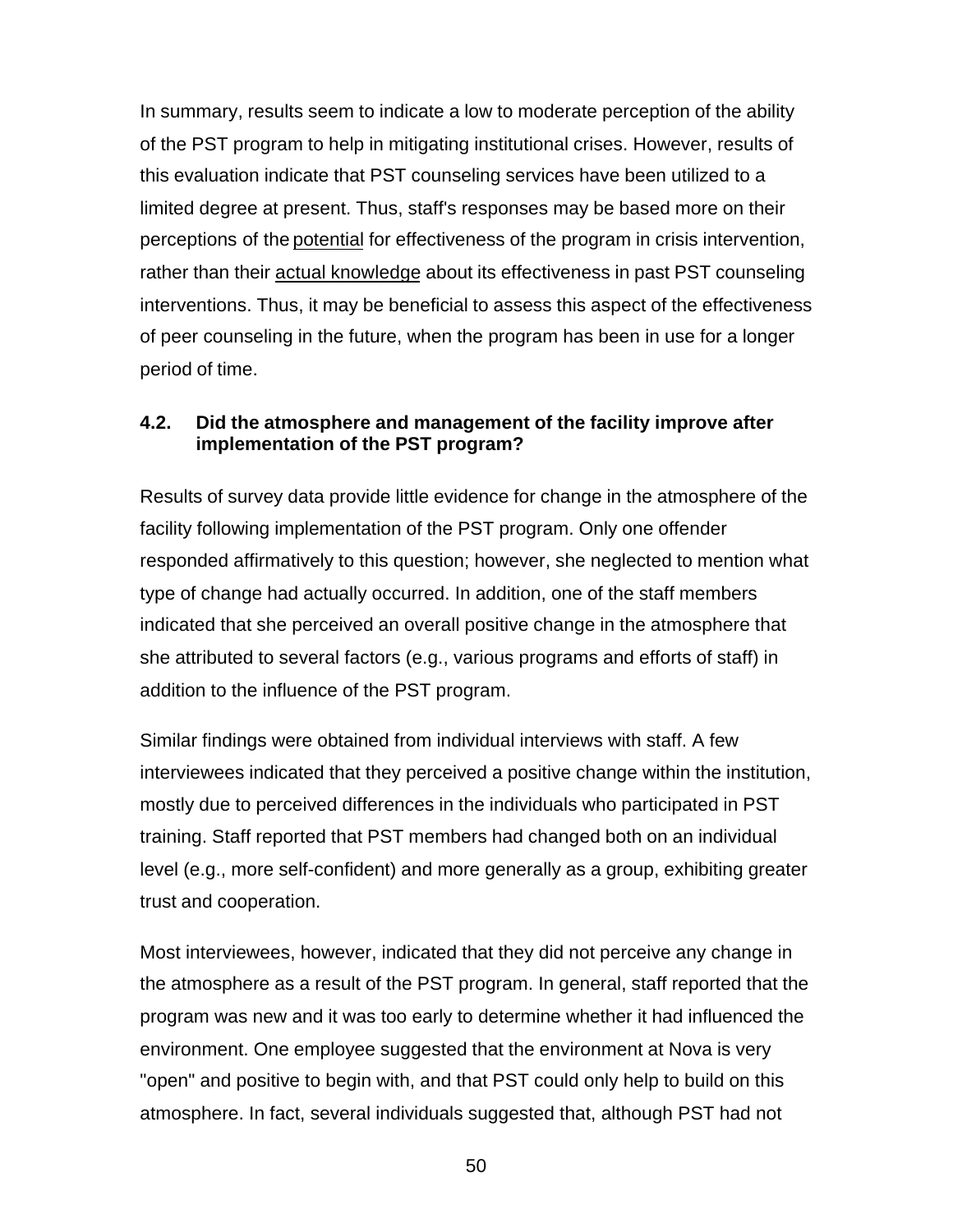In summary, results seem to indicate a low to moderate perception of the ability of the PST program to help in mitigating institutional crises. However, results of this evaluation indicate that PST counseling services have been utilized to a limited degree at present. Thus, staff's responses may be based more on their perceptions of the <u>potential</u> for effectiveness of the program in crisis intervention, rather than their <u>actual knowledge</u> about its effectiveness in past PST counseling interventions. Thus, it may be beneficial to assess this aspect of the effectiveness of peer counseling in the future, when the program has been in use for a longer period of time.

### 4.2. Did the atmosphere and management of the facility improve after implementation of the PST program?

Results of survey data provide little evidence for change in the atmosphere of the facility following implementation of the PST program. Only one offender responded affirmatively to this question; however, she neglected to mention what type of change had actually occurred. In addition, one of the staff members indicated that she perceived an overall positive change in the atmosphere that she attributed to several factors (e.g., various programs and efforts of staff) in addition to the influence of the PST program.

Similar findings were obtained from individual interviews with staff. A few interviewees indicated that they perceived a positive change within the institution, mostly due to perceived differences in the individuals who participated in PST training. Staff reported that PST members had changed both on an individual level (e.g., more self-confident) and more generally as a group, exhibiting greater trust and cooperation.

Most interviewees, however, indicated that they did not perceive any change in the atmosphere as a result of the PST program. In general, staff reported that the program was new and it was too early to determine whether it had influenced the environment. One employee suggested that the environment at Nova is very "open" and positive to begin with, and that PST could only help to build on this atmosphere. In fact, several individuals suggested that, although PST had not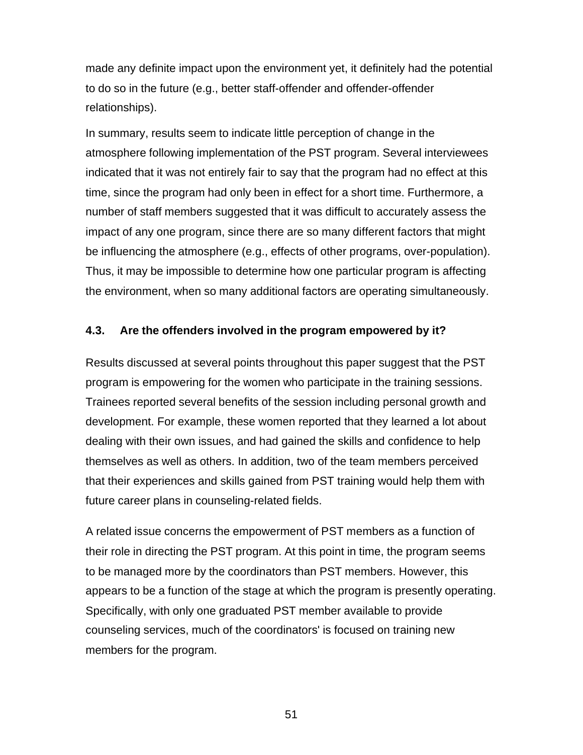made any definite impact upon the environment yet, it definitely had the potential to do so in the future (e.g., better staff-offender and offender-offender relationships).

In summary, results seem to indicate little perception of change in the atmosphere following implementation of the PST program. Several interviewees indicated that it was not entirely fair to say that the program had no effect at this time, since the program had only been in effect for a short time. Furthermore, a number of staff members suggested that it was difficult to accurately assess the impact of any one program, since there are so many different factors that might be influencing the atmosphere (e.g., effects of other programs, over-population). Thus, it may be impossible to determine how one particular program is affecting the environment, when so many additional factors are operating simultaneously.

### 4.3. Are the offenders involved in the program empowered by it?

Results discussed at several points throughout this paper suggest that the PST program is empowering for the women who participate in the training sessions. Trainees reported several benefits of the session including personal growth and development. For example, these women reported that they learned a lot about dealing with their own issues, and had gained the skills and confidence to help themselves as well as others. In addition, two of the team members perceived that their experiences and skills gained from PST training would help them with future career plans in counseling-related fields.

A related issue concerns the empowerment of PST members as a function of their role in directing the PST program. At this point in time, the program seems to be managed more by the coordinators than PST members. However, this appears to be a function of the stage at which the program is presently operating. Specifically, with only one graduated PST member available to provide counseling services, much of the coordinators' is focused on training new members for the program.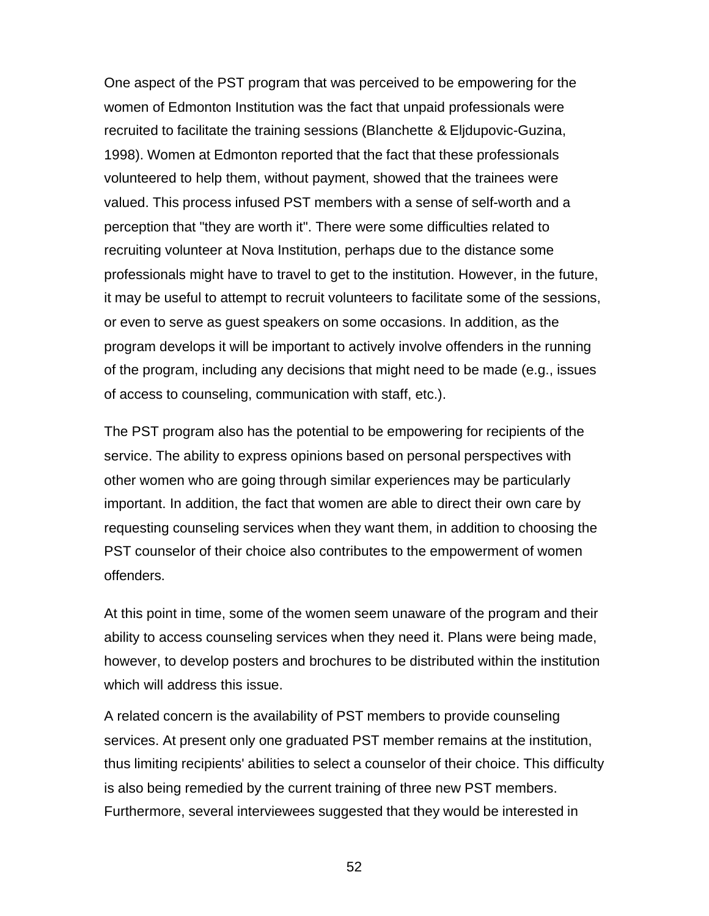One aspect of the PST program that was perceived to be empowering for the women of Edmonton Institution was the fact that unpaid professionals were recruited to facilitate the training sessions (Blanchette & Eljdupovic-Guzina, 1998). Women at Edmonton reported that the fact that these professionals volunteered to help them, without payment, showed that the trainees were valued. This process infused PST members with a sense of self-worth and a perception that "they are worth it". There were some difficulties related to recruiting volunteer at Nova Institution, perhaps due to the distance some professionals might have to travel to get to the institution. However, in the future, it may be useful to attempt to recruit volunteers to facilitate some of the sessions, or even to serve as guest speakers on some occasions. In addition, as the program develops it will be important to actively involve offenders in the running of the program, including any decisions that might need to be made (e.g., issues of access to counseling, communication with staff, etc.).

The PST program also has the potential to be empowering for recipients of the service. The ability to express opinions based on personal perspectives with other women who are going through similar experiences may be particularly important. In addition, the fact that women are able to direct their own care by requesting counseling services when they want them, in addition to choosing the PST counselor of their choice also contributes to the empowerment of women offenders.

At this point in time, some of the women seem unaware of the program and their ability to access counseling services when they need it. Plans were being made, however, to develop posters and brochures to be distributed within the institution which will address this issue.

A related concern is the availability of PST members to provide counseling services. At present only one graduated PST member remains at the institution, thus limiting recipients' abilities to select a counselor of their choice. This difficulty is also being remedied by the current training of three new PST members. Furthermore, several interviewees suggested that they would be interested in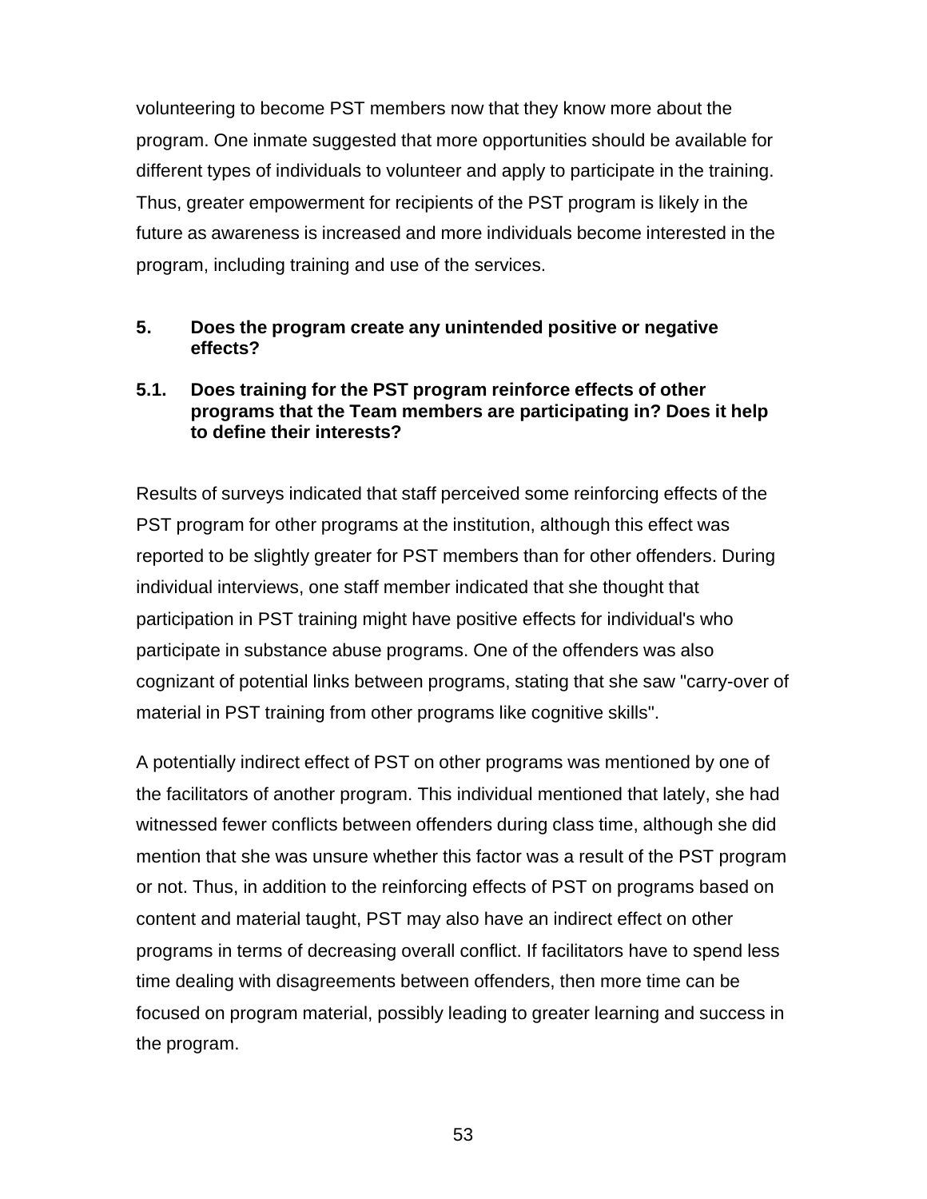volunteering to become PST members now that they know more about the program. One inmate suggested that more opportunities should be available for different types of individuals to volunteer and apply to participate in the training. Thus, greater empowerment for recipients of the PST program is likely in the future as awareness is increased and more individuals become interested in the program, including training and use of the services.

### 5. Does the program create any unintended positive or negative effects?

#### 5.1. Does training for the PST program reinforce effects of other programs that the Team members are participating in? Does it help to define their interests?

Results of surveys indicated that staff perceived some reinforcing effects of the PST program for other programs at the institution, although this effect was reported to be slightly greater for PST members than for other offenders. During individual interviews, one staff member indicated that she thought that participation in PST training might have positive effects for individual's who participate in substance abuse programs. One of the offenders was also cognizant of potential links between programs, stating that she saw "carry-over of material in PST training from other programs like cognitive skills".

A potentially indirect effect of PST on other programs was mentioned by one of the facilitators of another program. This individual mentioned that lately, she had witnessed fewer conflicts between offenders during class time, although she did mention that she was unsure whether this factor was a result of the PST program or not. Thus, in addition to the reinforcing effects of PST on programs based on content and material taught, PST may also have an indirect effect on other programs in terms of decreasing overall conflict. If facilitators have to spend less time dealing with disagreements between offenders, then more time can be focused on program material, possibly leading to greater learning and success in the program.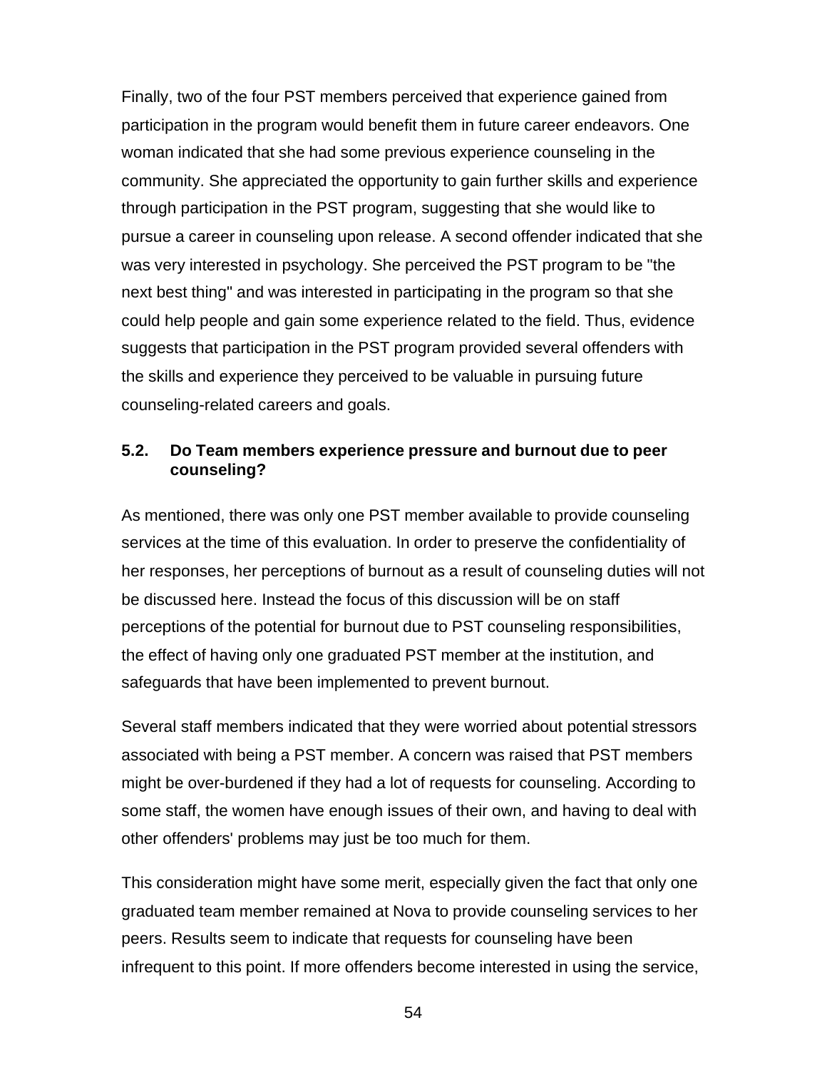Finally, two of the four PST members perceived that experience gained from participation in the program would benefit them in future career endeavors. One woman indicated that she had some previous experience counseling in the community. She appreciated the opportunity to gain further skills and experience through participation in the PST program, suggesting that she would like to pursue a career in counseling upon release. A second offender indicated that she was very interested in psychology. She perceived the PST program to be "the next best thing" and was interested in participating in the program so that she could help people and gain some experience related to the field. Thus, evidence suggests that participation in the PST program provided several offenders with the skills and experience they perceived to be valuable in pursuing future counseling-related careers and goals.

### 5.2. Do Team members experience pressure and burnout due to peer counseling?

As mentioned, there was only one PST member available to provide counseling services at the time of this evaluation. In order to preserve the confidentiality of her responses, her perceptions of burnout as a result of counseling duties will not be discussed here. Instead the focus of this discussion will be on staff perceptions of the potential for burnout due to PST counseling responsibilities, the effect of having only one graduated PST member at the institution, and safeguards that have been implemented to prevent burnout.

Several staff members indicated that they were worried about potential stressors associated with being a PST member. A concern was raised that PST members might be over-burdened if they had a lot of requests for counseling. According to some staff, the women have enough issues of their own, and having to deal with other offenders' problems may just be too much for them.

This consideration might have some merit, especially given the fact that only one graduated team member remained at Nova to provide counseling services to her peers. Results seem to indicate that requests for counseling have been infrequent to this point. If more offenders become interested in using the service,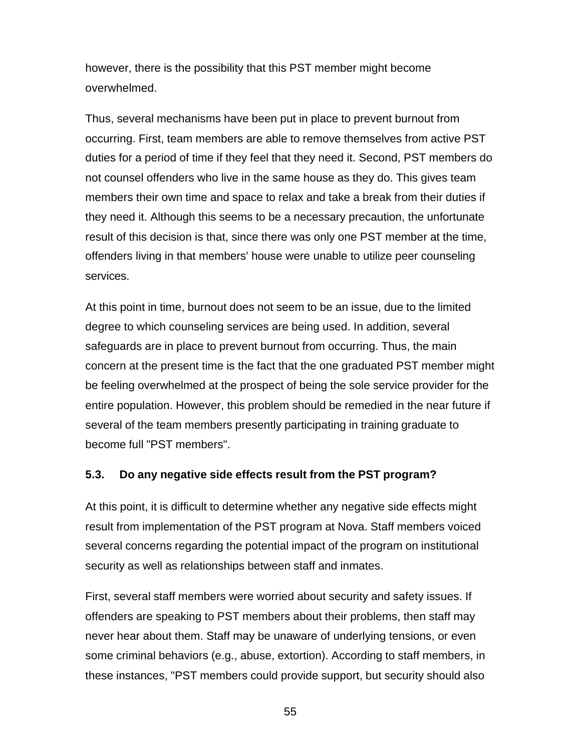however, there is the possibility that this PST member might become overwhelmed.

Thus, several mechanisms have been put in place to prevent burnout from occurring. First, team members are able to remove themselves from active PST duties for a period of time if they feel that they need it. Second, PST members do not counsel offenders who live in the same house as they do. This gives team members their own time and space to relax and take a break from their duties if they need it. Although this seems to be a necessary precaution, the unfortunate result of this decision is that, since there was only one PST member at the time, offenders living in that members' house were unable to utilize peer counseling services.

At this point in time, burnout does not seem to be an issue, due to the limited degree to which counseling services are being used. In addition, several safeguards are in place to prevent burnout from occurring. Thus, the main concern at the present time is the fact that the one graduated PST member might be feeling overwhelmed at the prospect of being the sole service provider for the entire population. However, this problem should be remedied in the near future if several of the team members presently participating in training graduate to become full "PST members".

### 5.3. Do any negative side effects result from the PST program?

At this point, it is difficult to determine whether any negative side effects might result from implementation of the PST program at Nova. Staff members voiced several concerns regarding the potential impact of the program on institutional security as well as relationships between staff and inmates.

First, several staff members were worried about security and safety issues. If offenders are speaking to PST members about their problems, then staff may never hear about them. Staff may be unaware of underlying tensions, or even some criminal behaviors (e.g., abuse, extortion). According to staff members, in these instances, "PST members could provide support, but security should also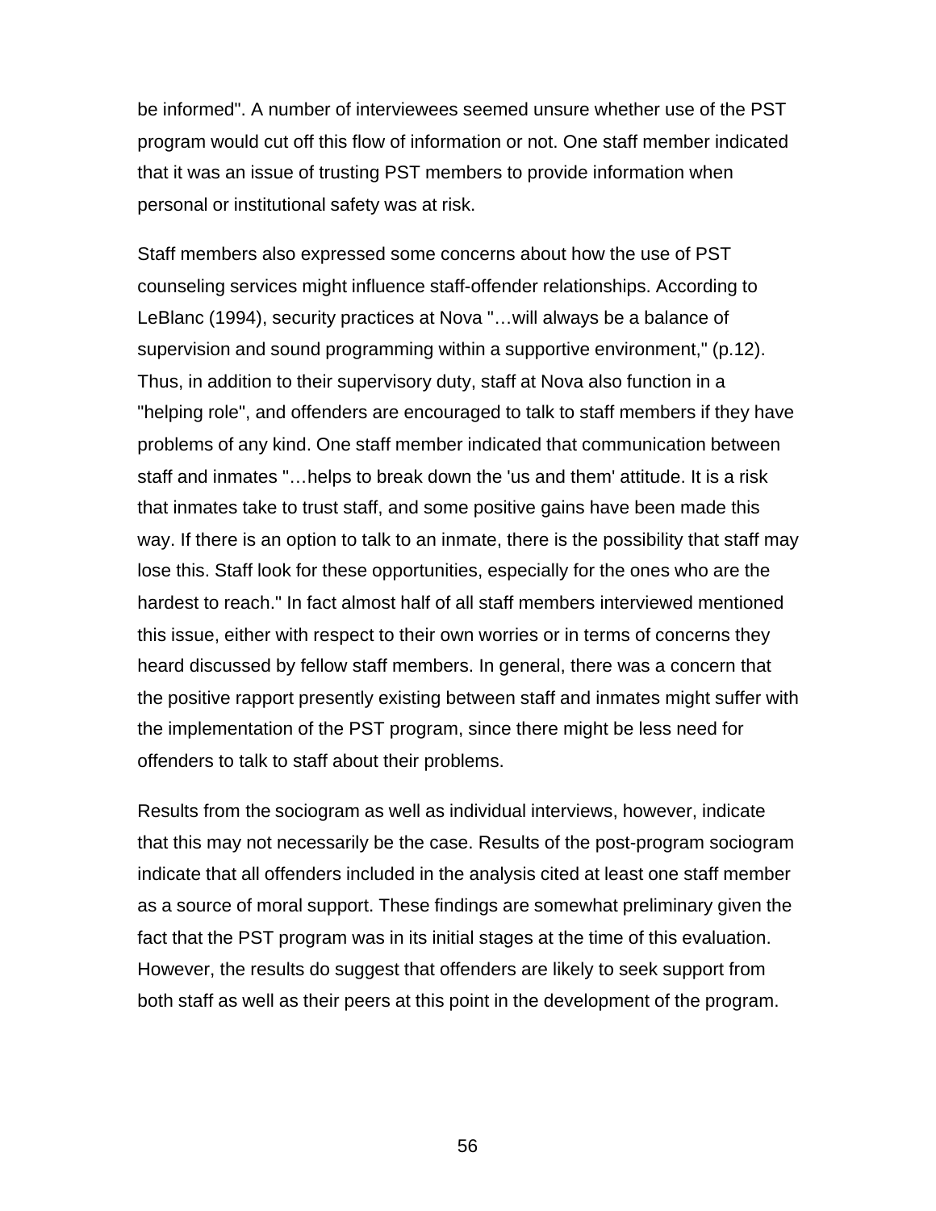be informed". A number of interviewees seemed unsure whether use of the PST program would cut off this flow of information or not. One staff member indicated that it was an issue of trusting PST members to provide information when personal or institutional safety was at risk.

Staff members also expressed some concerns about how the use of PST counseling services might influence staff-offender relationships. According to LeBlanc (1994), security practices at Nova "…will always be a balance of supervision and sound programming within a supportive environment," (p.12). Thus, in addition to their supervisory duty, staff at Nova also function in a "helping role", and offenders are encouraged to talk to staff members if they have problems of any kind. One staff member indicated that communication between staff and inmates "…helps to break down the 'us and them' attitude. It is a risk that inmates take to trust staff, and some positive gains have been made this way. If there is an option to talk to an inmate, there is the possibility that staff may lose this. Staff look for these opportunities, especially for the ones who are the hardest to reach." In fact almost half of all staff members interviewed mentioned this issue, either with respect to their own worries or in terms of concerns they heard discussed by fellow staff members. In general, there was a concern that the positive rapport presently existing between staff and inmates might suffer with the implementation of the PST program, since there might be less need for offenders to talk to staff about their problems.

Results from the sociogram as well as individual interviews, however, indicate that this may not necessarily be the case. Results of the post-program sociogram indicate that all offenders included in the analysis cited at least one staff member as a source of moral support. These findings are somewhat preliminary given the fact that the PST program was in its initial stages at the time of this evaluation. However, the results do suggest that offenders are likely to seek support from both staff as well as their peers at this point in the development of the program.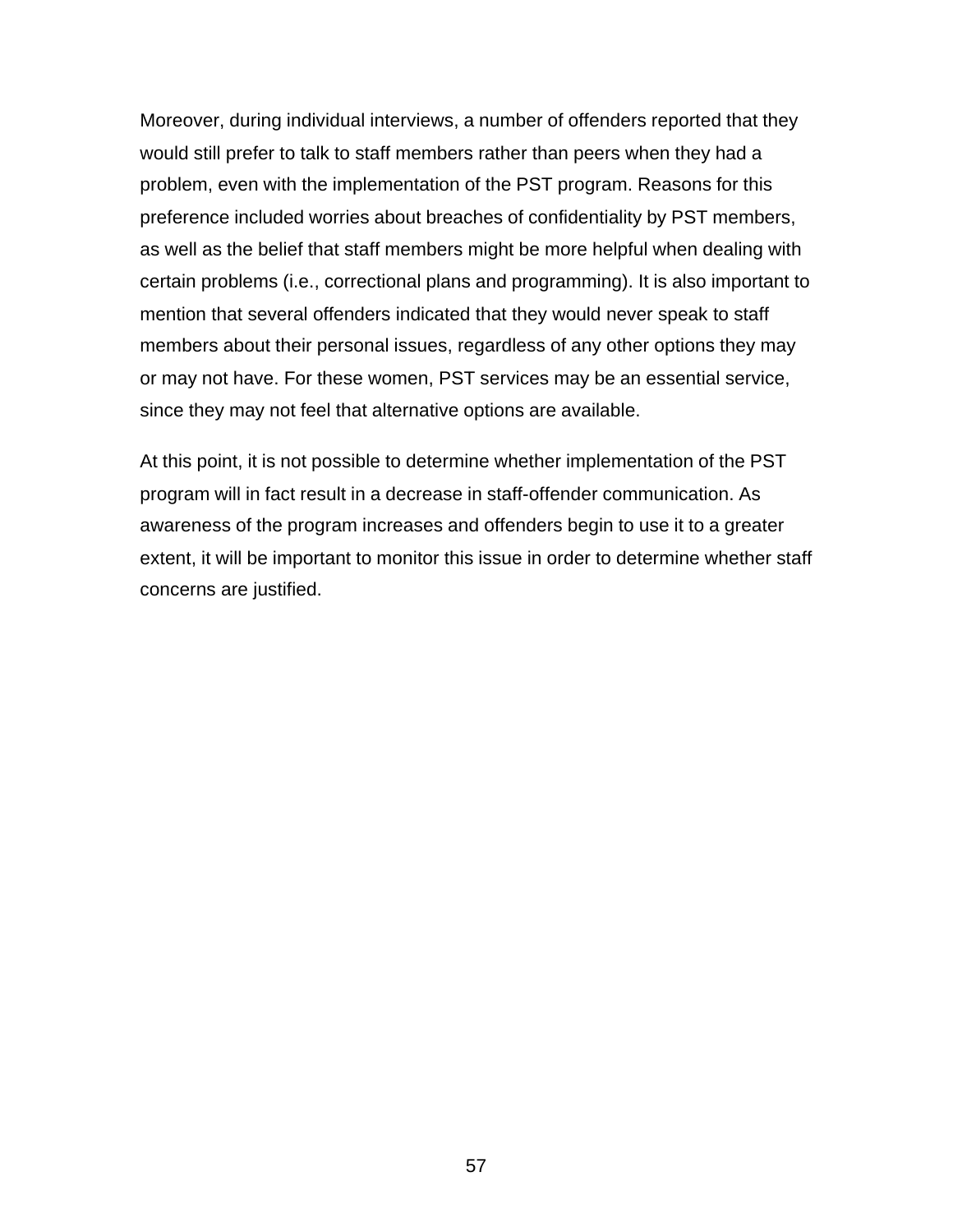Moreover, during individual interviews, a number of offenders reported that they would still prefer to talk to staff members rather than peers when they had a problem, even with the implementation of the PST program. Reasons for this preference included worries about breaches of confidentiality by PST members, as well as the belief that staff members might be more helpful when dealing with certain problems (i.e., correctional plans and programming). It is also important to mention that several offenders indicated that they would never speak to staff members about their personal issues, regardless of any other options they may or may not have. For these women, PST services may be an essential service, since they may not feel that alternative options are available.

At this point, it is not possible to determine whether implementation of the PST program will in fact result in a decrease in staff-offender communication. As awareness of the program increases and offenders begin to use it to a greater extent, it will be important to monitor this issue in order to determine whether staff concerns are justified.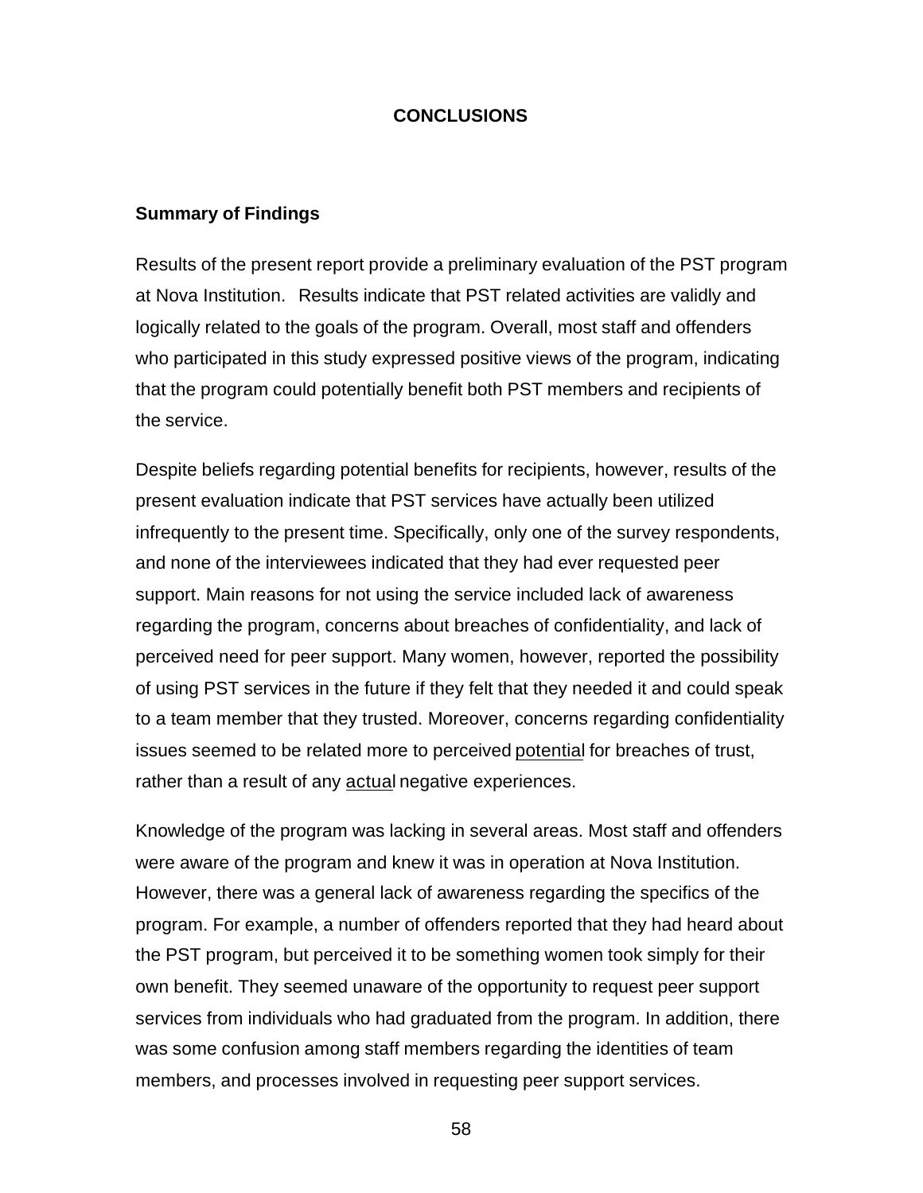# CONCLUSIONS

## Summary of Findings

Results of the present report provide a preliminary evaluation of the PST program at Nova Institution. Results indicate that PST related activities are validly and logically related to the goals of the program. Overall, most staff and offenders who participated in this study expressed positive views of the program, indicating that the program could potentially benefit both PST members and recipients of the service.

Despite beliefs regarding potential benefits for recipients, however, results of the present evaluation indicate that PST services have actually been utilized infrequently to the present time. Specifically, only one of the survey respondents, and none of the interviewees indicated that they had ever requested peer support. Main reasons for not using the service included lack of awareness regarding the program, concerns about breaches of confidentiality, and lack of perceived need for peer support. Many women, however, reported the possibility of using PST services in the future if they felt that they needed it and could speak to a team member that they trusted. Moreover, concerns regarding confidentiality issues seemed to be related more to perceived <u>potential</u> for breaches of trust, rather than a result of any <u>actual</u> negative experiences.

Knowledge of the program was lacking in several areas. Most staff and offenders were aware of the program and knew it was in operation at Nova Institution. However, there was a general lack of awareness regarding the specifics of the program. For example, a number of offenders reported that they had heard about the PST program, but perceived it to be something women took simply for their own benefit. They seemed unaware of the opportunity to request peer support services from individuals who had graduated from the program. In addition, there was some confusion among staff members regarding the identities of team members, and processes involved in requesting peer support services.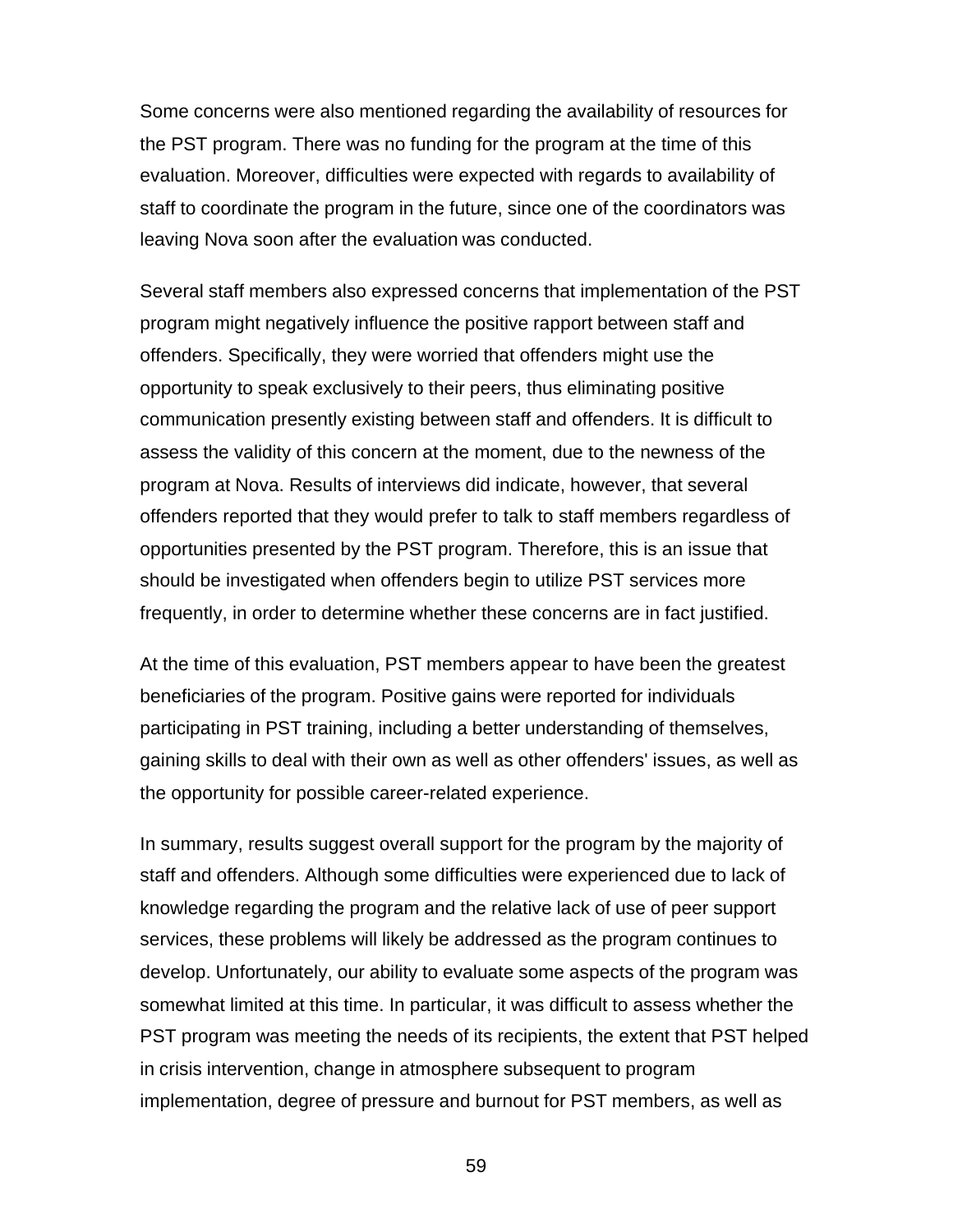Some concerns were also mentioned regarding the availability of resources for the PST program. There was no funding for the program at the time of this evaluation. Moreover, difficulties were expected with regards to availability of staff to coordinate the program in the future, since one of the coordinators was leaving Nova soon after the evaluation was conducted.

Several staff members also expressed concerns that implementation of the PST program might negatively influence the positive rapport between staff and offenders. Specifically, they were worried that offenders might use the opportunity to speak exclusively to their peers, thus eliminating positive communication presently existing between staff and offenders. It is difficult to assess the validity of this concern at the moment, due to the newness of the program at Nova. Results of interviews did indicate, however, that several offenders reported that they would prefer to talk to staff members regardless of opportunities presented by the PST program. Therefore, this is an issue that should be investigated when offenders begin to utilize PST services more frequently, in order to determine whether these concerns are in fact justified.

At the time of this evaluation, PST members appear to have been the greatest beneficiaries of the program. Positive gains were reported for individuals participating in PST training, including a better understanding of themselves, gaining skills to deal with their own as well as other offenders' issues, as well as the opportunity for possible career-related experience.

In summary, results suggest overall support for the program by the majority of staff and offenders. Although some difficulties were experienced due to lack of knowledge regarding the program and the relative lack of use of peer support services, these problems will likely be addressed as the program continues to develop. Unfortunately, our ability to evaluate some aspects of the program was somewhat limited at this time. In particular, it was difficult to assess whether the PST program was meeting the needs of its recipients, the extent that PST helped in crisis intervention, change in atmosphere subsequent to program implementation, degree of pressure and burnout for PST members, as well as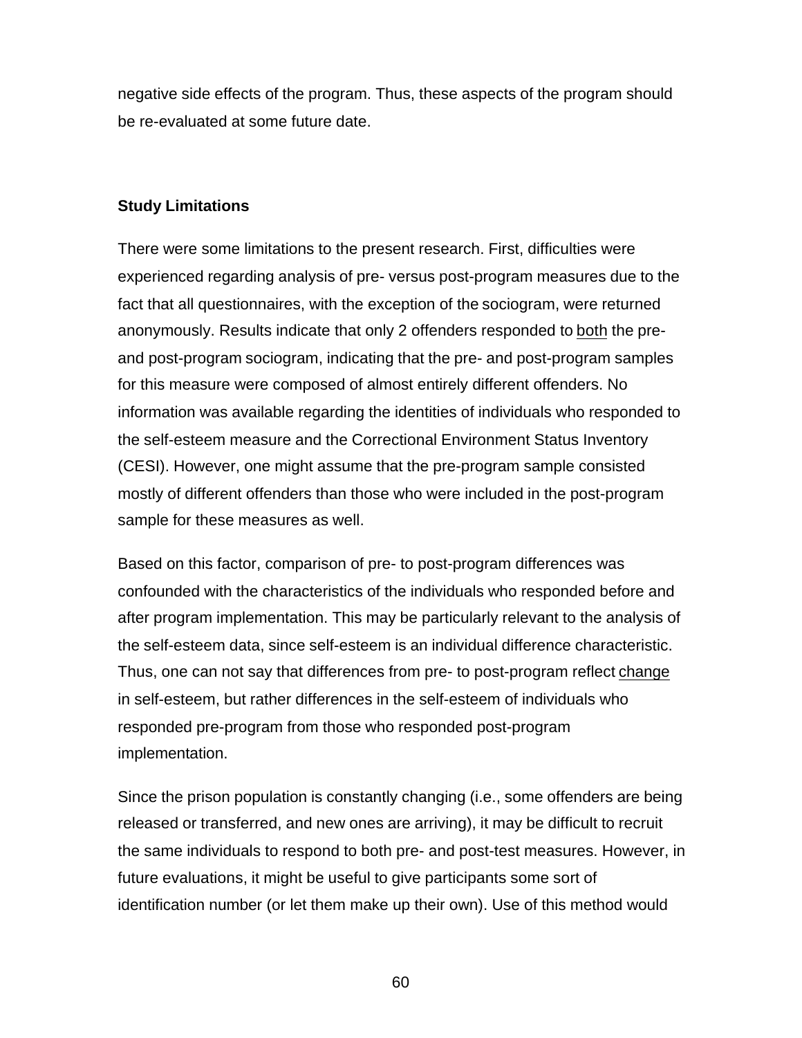negative side effects of the program. Thus, these aspects of the program should be re-evaluated at some future date.

### Study Limitations

There were some limitations to the present research. First, difficulties were experienced regarding analysis of pre- versus post-program measures due to the fact that all questionnaires, with the exception of the sociogram, were returned anonymously. Results indicate that only 2 offenders responded to both the pre- and post-program sociogram, indicating that the pre- and post-program samples for this measure were composed of almost entirely different offenders. No information was available regarding the identities of individuals who responded to the self-esteem measure and the Correctional Environment Status Inventory (CESI). However, one might assume that the pre-program sample consisted mostly of different offenders than those who were included in the post-program sample for these measures as well.

Based on this factor, comparison of pre- to post-program differences was confounded with the characteristics of the individuals who responded before and after program implementation. This may be particularly relevant to the analysis of the self-esteem data, since self-esteem is an individual difference characteristic. Thus, one can not say that differences from pre- to post-program reflect change in self-esteem, but rather differences in the self-esteem of individuals who responded pre-program from those who responded post-program implementation.

Since the prison population is constantly changing (i.e., some offenders are being released or transferred, and new ones are arriving), it may be difficult to recruit the same individuals to respond to both pre- and post-test measures. However, in future evaluations, it might be useful to give participants some sort of identification number (or let them make up their own). Use of this method would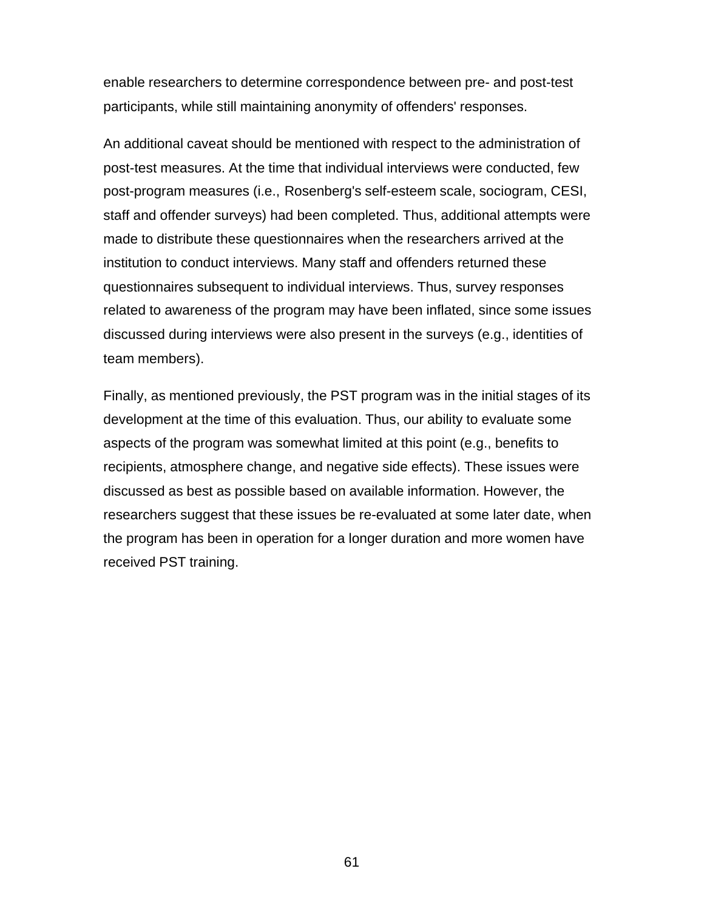enable researchers to determine correspondence between pre- and post-test participants, while still maintaining anonymity of offenders' responses.

An additional caveat should be mentioned with respect to the administration of post-test measures. At the time that individual interviews were conducted, few post-program measures (i.e., Rosenberg's self-esteem scale, sociogram, CESI, staff and offender surveys) had been completed. Thus, additional attempts were made to distribute these questionnaires when the researchers arrived at the institution to conduct interviews. Many staff and offenders returned these questionnaires subsequent to individual interviews. Thus, survey responses related to awareness of the program may have been inflated, since some issues discussed during interviews were also present in the surveys (e.g., identities of team members).

Finally, as mentioned previously, the PST program was in the initial stages of its development at the time of this evaluation. Thus, our ability to evaluate some aspects of the program was somewhat limited at this point (e.g., benefits to recipients, atmosphere change, and negative side effects). These issues were discussed as best as possible based on available information. However, the researchers suggest that these issues be re-evaluated at some later date, when the program has been in operation for a longer duration and more women have received PST training.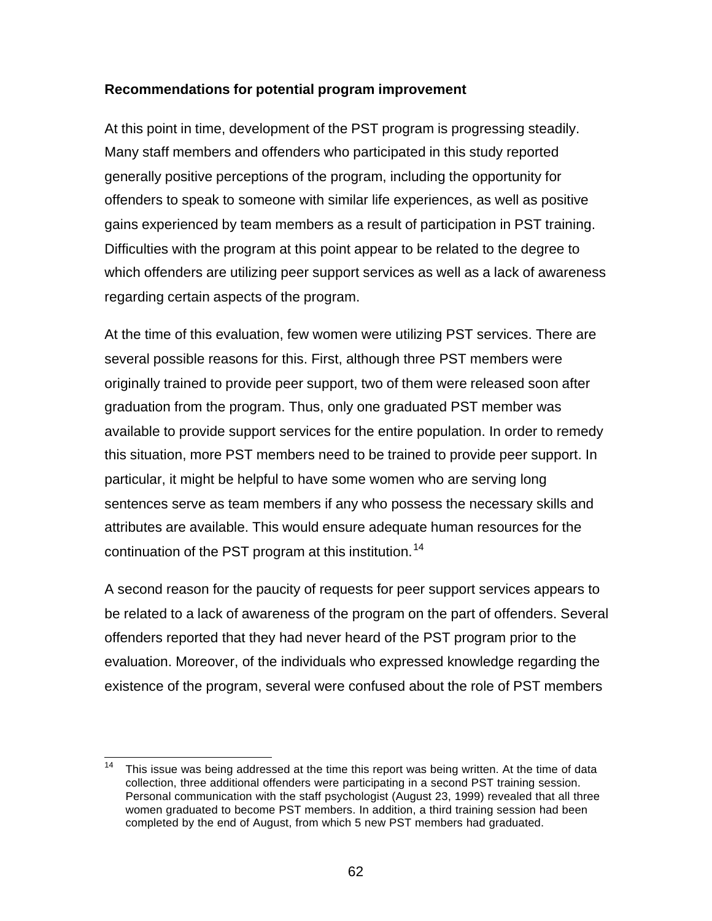**Recommendations for potential program improvement**

At this point in time, development of the PST program is progressing steadily. Many staff members and offenders who participated in this study reported generally positive perceptions of the program, including the opportunity for offenders to speak to someone with similar life experiences, as well as positive gains experienced by team members as a result of participation in PST training. Difficulties with the program at this point appear to be related to the degree to which offenders are utilizing peer support services as well as a lack of awareness regarding certain aspects of the program.

At the time of this evaluation, few women were utilizing PST services. There are several possible reasons for this. First, although three PST members were originally trained to provide peer support, two of them were released soon after graduation from the program. Thus, only one graduated PST member was available to provide support services for the entire population. In order to remedy this situation, more PST members need to be trained to provide peer support. In particular, it might be helpful to have some women who are serving long sentences serve as team members if any who possess the necessary skills and attributes are available. This would ensure adequate human resources for the continuation of the PST program at this institution.[14]

A second reason for the paucity of requests for peer support services appears to be related to a lack of awareness of the program on the part of offenders. Several offenders reported that they had never heard of the PST program prior to the evaluation. Moreover, of the individuals who expressed knowledge regarding the existence of the program, several were confused about the role of PST members

---

[14] This issue was being addressed at the time this report was being written. At the time of data collection, three additional offenders were participating in a second PST training session. Personal communication with the staff psychologist (August 23, 1999) revealed that all three women graduated to become PST members. In addition, a third training session had been completed by the end of August, from which 5 new PST members had graduated.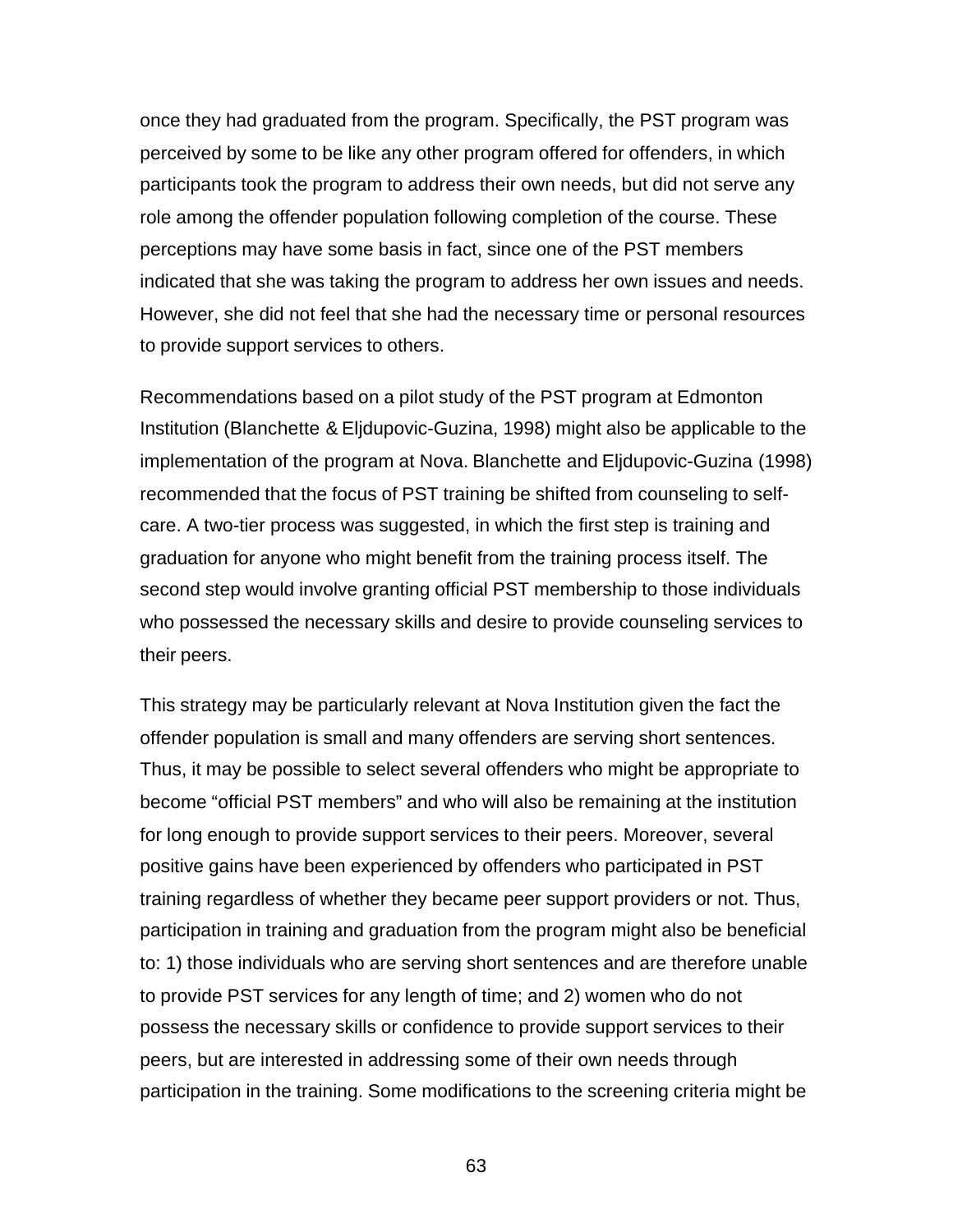once they had graduated from the program. Specifically, the PST program was perceived by some to be like any other program offered for offenders, in which participants took the program to address their own needs, but did not serve any role among the offender population following completion of the course. These perceptions may have some basis in fact, since one of the PST members indicated that she was taking the program to address her own issues and needs. However, she did not feel that she had the necessary time or personal resources to provide support services to others.

Recommendations based on a pilot study of the PST program at Edmonton Institution (Blanchette & Eljdupovic-Guzina, 1998) might also be applicable to the implementation of the program at Nova. Blanchette and Eljdupovic-Guzina (1998) recommended that the focus of PST training be shifted from counseling to self-care. A two-tier process was suggested, in which the first step is training and graduation for anyone who might benefit from the training process itself. The second step would involve granting official PST membership to those individuals who possessed the necessary skills and desire to provide counseling services to their peers.

This strategy may be particularly relevant at Nova Institution given the fact the offender population is small and many offenders are serving short sentences. Thus, it may be possible to select several offenders who might be appropriate to become “official PST members” and who will also be remaining at the institution for long enough to provide support services to their peers. Moreover, several positive gains have been experienced by offenders who participated in PST training regardless of whether they became peer support providers or not. Thus, participation in training and graduation from the program might also be beneficial to: 1) those individuals who are serving short sentences and are therefore unable to provide PST services for any length of time; and 2) women who do not possess the necessary skills or confidence to provide support services to their peers, but are interested in addressing some of their own needs through participation in the training. Some modifications to the screening criteria might be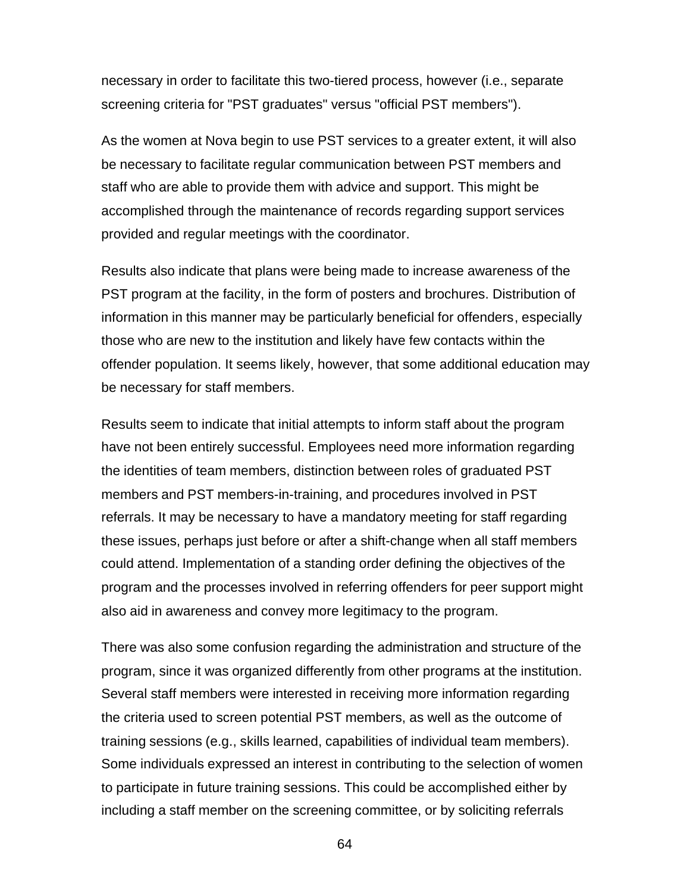necessary in order to facilitate this two-tiered process, however (i.e., separate screening criteria for "PST graduates" versus "official PST members").

As the women at Nova begin to use PST services to a greater extent, it will also be necessary to facilitate regular communication between PST members and staff who are able to provide them with advice and support. This might be accomplished through the maintenance of records regarding support services provided and regular meetings with the coordinator.

Results also indicate that plans were being made to increase awareness of the PST program at the facility, in the form of posters and brochures. Distribution of information in this manner may be particularly beneficial for offenders, especially those who are new to the institution and likely have few contacts within the offender population. It seems likely, however, that some additional education may be necessary for staff members.

Results seem to indicate that initial attempts to inform staff about the program have not been entirely successful. Employees need more information regarding the identities of team members, distinction between roles of graduated PST members and PST members-in-training, and procedures involved in PST referrals. It may be necessary to have a mandatory meeting for staff regarding these issues, perhaps just before or after a shift-change when all staff members could attend. Implementation of a standing order defining the objectives of the program and the processes involved in referring offenders for peer support might also aid in awareness and convey more legitimacy to the program.

There was also some confusion regarding the administration and structure of the program, since it was organized differently from other programs at the institution. Several staff members were interested in receiving more information regarding the criteria used to screen potential PST members, as well as the outcome of training sessions (e.g., skills learned, capabilities of individual team members). Some individuals expressed an interest in contributing to the selection of women to participate in future training sessions. This could be accomplished either by including a staff member on the screening committee, or by soliciting referrals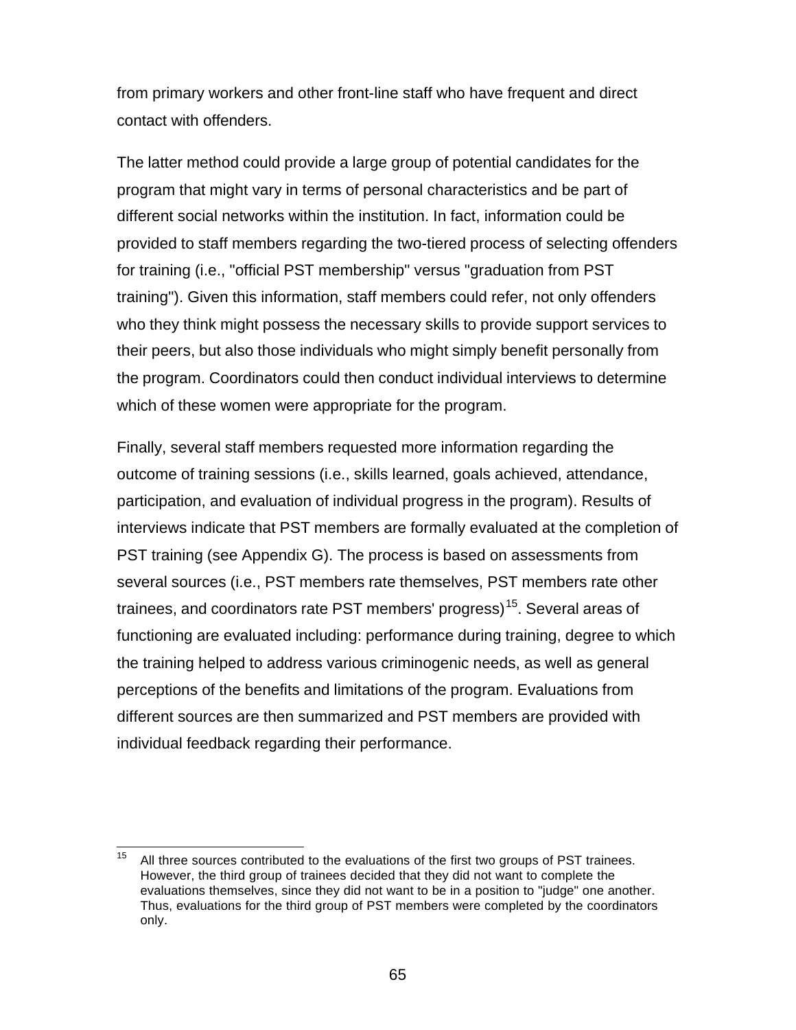from primary workers and other front-line staff who have frequent and direct contact with offenders.

The latter method could provide a large group of potential candidates for the program that might vary in terms of personal characteristics and be part of different social networks within the institution. In fact, information could be provided to staff members regarding the two-tiered process of selecting offenders for training (i.e., "official PST membership" versus "graduation from PST training"). Given this information, staff members could refer, not only offenders who they think might possess the necessary skills to provide support services to their peers, but also those individuals who might simply benefit personally from the program. Coordinators could then conduct individual interviews to determine which of these women were appropriate for the program.

Finally, several staff members requested more information regarding the outcome of training sessions (i.e., skills learned, goals achieved, attendance, participation, and evaluation of individual progress in the program). Results of interviews indicate that PST members are formally evaluated at the completion of PST training (see Appendix G). The process is based on assessments from several sources (i.e., PST members rate themselves, PST members rate other trainees, and coordinators rate PST members' progress)[15]. Several areas of functioning are evaluated including: performance during training, degree to which the training helped to address various criminogenic needs, as well as general perceptions of the benefits and limitations of the program. Evaluations from different sources are then summarized and PST members are provided with individual feedback regarding their performance.

---

[15] All three sources contributed to the evaluations of the first two groups of PST trainees. However, the third group of trainees decided that they did not want to complete the evaluations themselves, since they did not want to be in a position to "judge" one another. Thus, evaluations for the third group of PST members were completed by the coordinators only.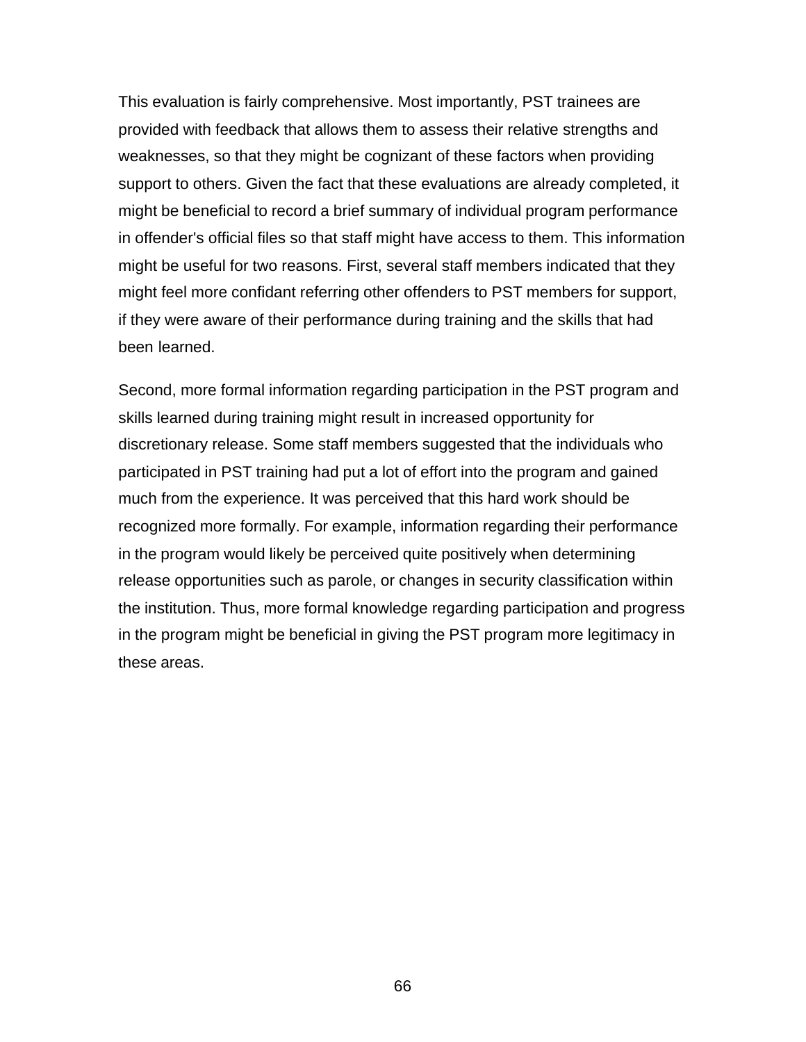This evaluation is fairly comprehensive. Most importantly, PST trainees are provided with feedback that allows them to assess their relative strengths and weaknesses, so that they might be cognizant of these factors when providing support to others. Given the fact that these evaluations are already completed, it might be beneficial to record a brief summary of individual program performance in offender's official files so that staff might have access to them. This information might be useful for two reasons. First, several staff members indicated that they might feel more confidant referring other offenders to PST members for support, if they were aware of their performance during training and the skills that had been learned.

Second, more formal information regarding participation in the PST program and skills learned during training might result in increased opportunity for discretionary release. Some staff members suggested that the individuals who participated in PST training had put a lot of effort into the program and gained much from the experience. It was perceived that this hard work should be recognized more formally. For example, information regarding their performance in the program would likely be perceived quite positively when determining release opportunities such as parole, or changes in security classification within the institution. Thus, more formal knowledge regarding participation and progress in the program might be beneficial in giving the PST program more legitimacy in these areas.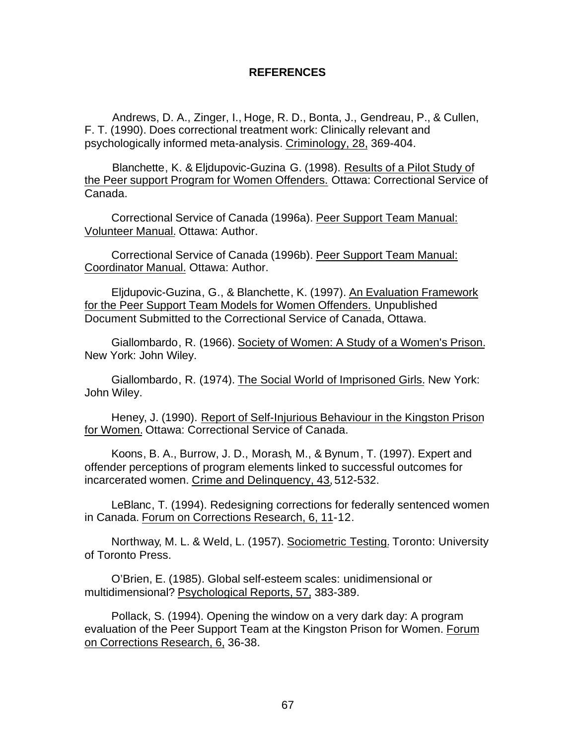# REFERENCES

Andrews, D. A., Zinger, I., Hoge, R. D., Bonta, J., Gendreau, P., & Cullen, F. T. (1990). Does correctional treatment work: Clinically relevant and psychologically informed meta-analysis. Criminology, 28, 369-404.

Blanchette, K. & Eljdupovic-Guzina G. (1998). Results of a Pilot Study of the Peer support Program for Women Offenders. Ottawa: Correctional Service of Canada.

Correctional Service of Canada (1996a). Peer Support Team Manual: Volunteer Manual. Ottawa: Author.

Correctional Service of Canada (1996b). Peer Support Team Manual: Coordinator Manual. Ottawa: Author.

Eljdupovic-Guzina, G., & Blanchette, K. (1997). An Evaluation Framework for the Peer Support Team Models for Women Offenders. Unpublished Document Submitted to the Correctional Service of Canada, Ottawa.

Giallombardo, R. (1966). Society of Women: A Study of a Women's Prison. New York: John Wiley.

Giallombardo, R. (1974). The Social World of Imprisoned Girls. New York: John Wiley.

Heney, J. (1990). Report of Self-Injurious Behaviour in the Kingston Prison for Women. Ottawa: Correctional Service of Canada.

Koons, B. A., Burrow, J. D., Morash, M., & Bynum, T. (1997). Expert and offender perceptions of program elements linked to successful outcomes for incarcerated women. Crime and Delinquency, 43, 512-532.

LeBlanc, T. (1994). Redesigning corrections for federally sentenced women in Canada. Forum on Corrections Research, 6, 11-12.

Northway, M. L. & Weld, L. (1957). Sociometric Testing. Toronto: University of Toronto Press.

O'Brien, E. (1985). Global self-esteem scales: unidimensional or multidimensional? Psychological Reports, 57, 383-389.

Pollack, S. (1994). Opening the window on a very dark day: A program evaluation of the Peer Support Team at the Kingston Prison for Women. Forum on Corrections Research, 6, 36-38.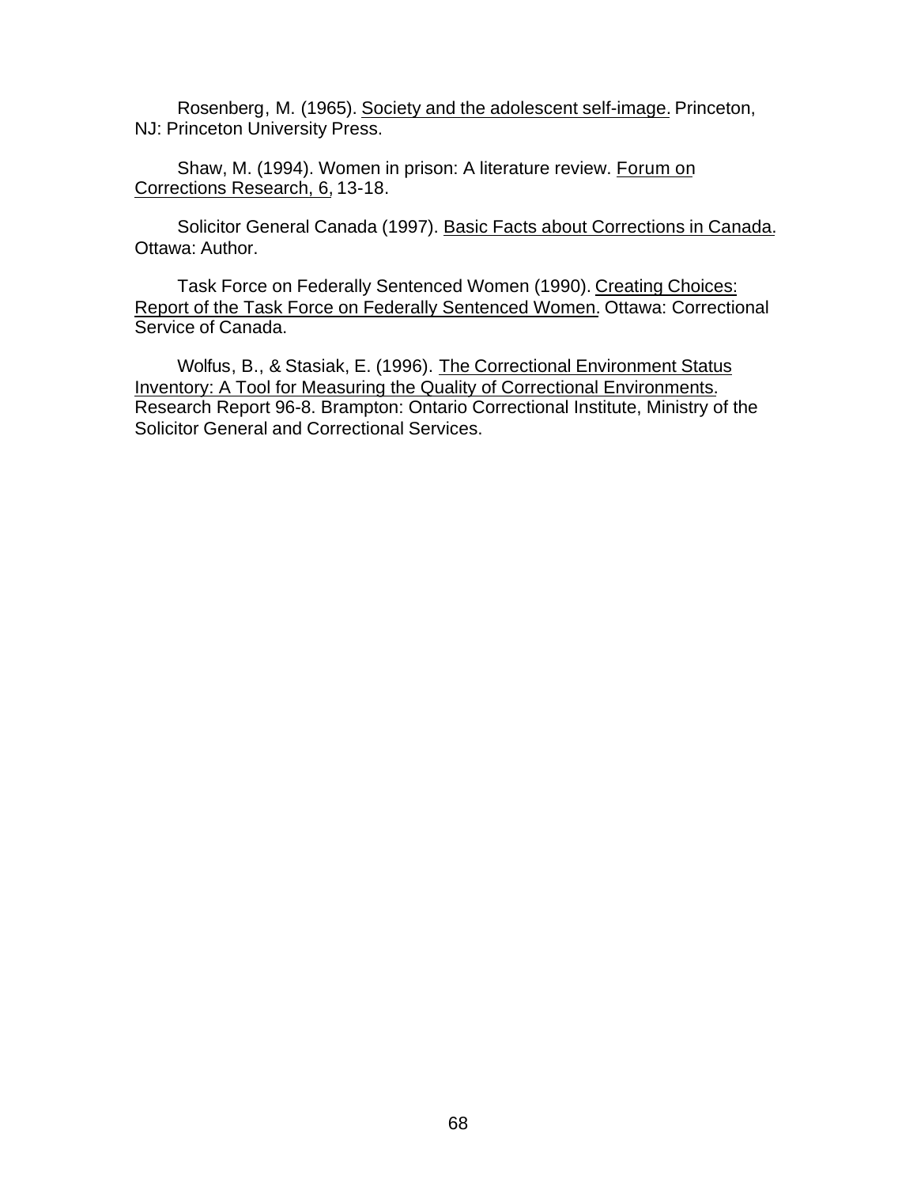Rosenberg, M. (1965). Society and the adolescent self-image. Princeton, NJ: Princeton University Press.

Shaw, M. (1994). Women in prison: A literature review. Forum on Corrections Research, 6, 13-18.

Solicitor General Canada (1997). Basic Facts about Corrections in Canada. Ottawa: Author.

Task Force on Federally Sentenced Women (1990). Creating Choices: Report of the Task Force on Federally Sentenced Women. Ottawa: Correctional Service of Canada.

Wolfus, B., & Stasiak, E. (1996). The Correctional Environment Status Inventory: A Tool for Measuring the Quality of Correctional Environments. Research Report 96-8. Brampton: Ontario Correctional Institute, Ministry of the Solicitor General and Correctional Services.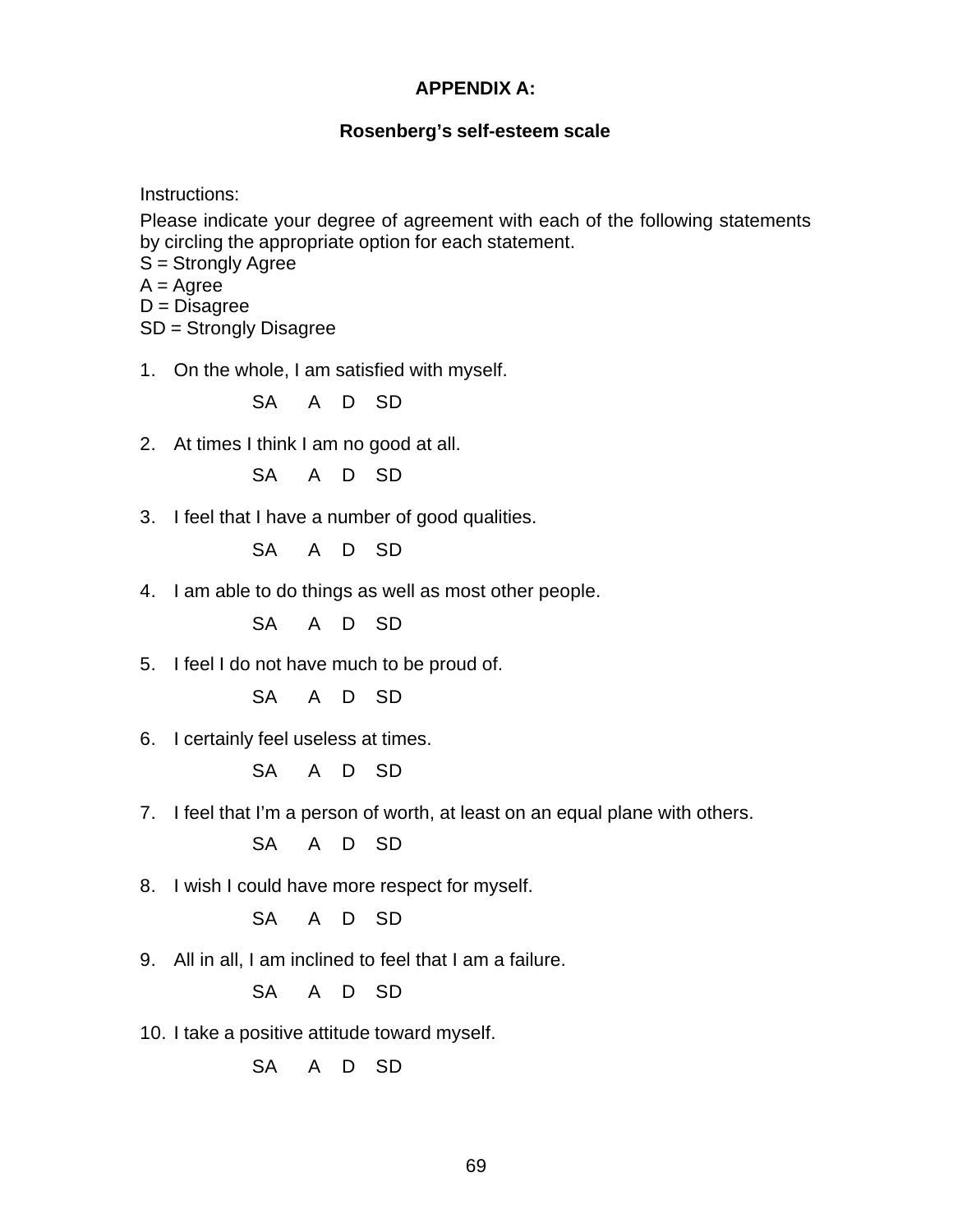**APPENDIX A:**

**Rosenberg's self-esteem scale**

Instructions:

Please indicate your degree of agreement with each of the following statements by circling the appropriate option for each statement.
S = Strongly Agree
A = Agree
D = Disagree
SD = Strongly Disagree

1. On the whole, I am satisfied with myself.

   SA A D SD

2. At times I think I am no good at all.

   SA A D SD

3. I feel that I have a number of good qualities.

   SA A D SD

4. I am able to do things as well as most other people.

   SA A D SD

5. I feel I do not have much to be proud of.

   SA A D SD

6. I certainly feel useless at times.

   SA A D SD

7. I feel that I'm a person of worth, at least on an equal plane with others.

   SA A D SD

8. I wish I could have more respect for myself.

   SA A D SD

9. All in all, I am inclined to feel that I am a failure.

   SA A D SD

10. I take a positive attitude toward myself.

    SA A D SD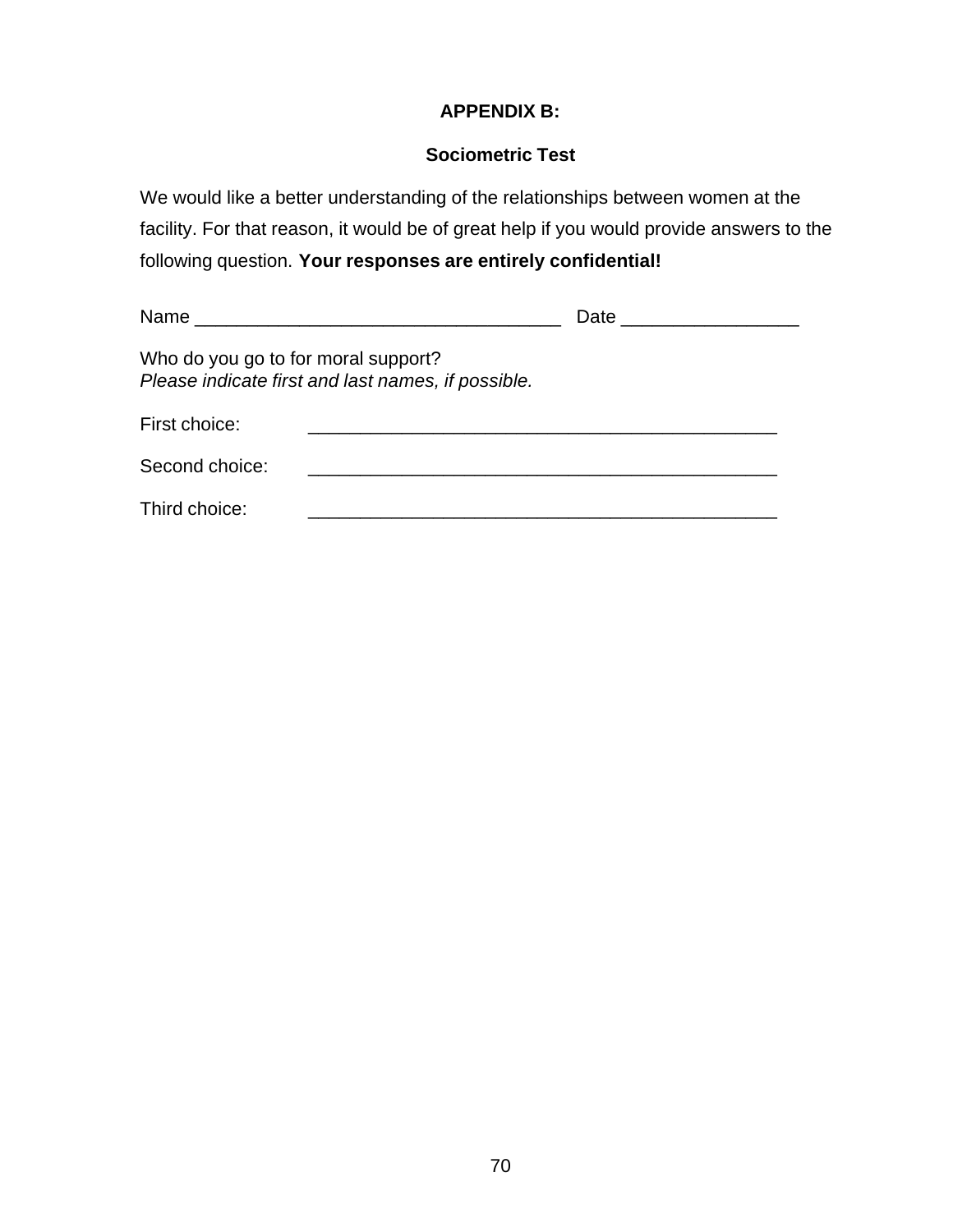## APPENDIX B:

### Sociometric Test

We would like a better understanding of the relationships between women at the facility. For that reason, it would be of great help if you would provide answers to the following question. **Your responses are entirely confidential!**

Name ___________________________________ Date _________________

Who do you go to for moral support?
*Please indicate first and last names, if possible.*

First choice: _____________________________________________

Second choice: _____________________________________________

Third choice: _____________________________________________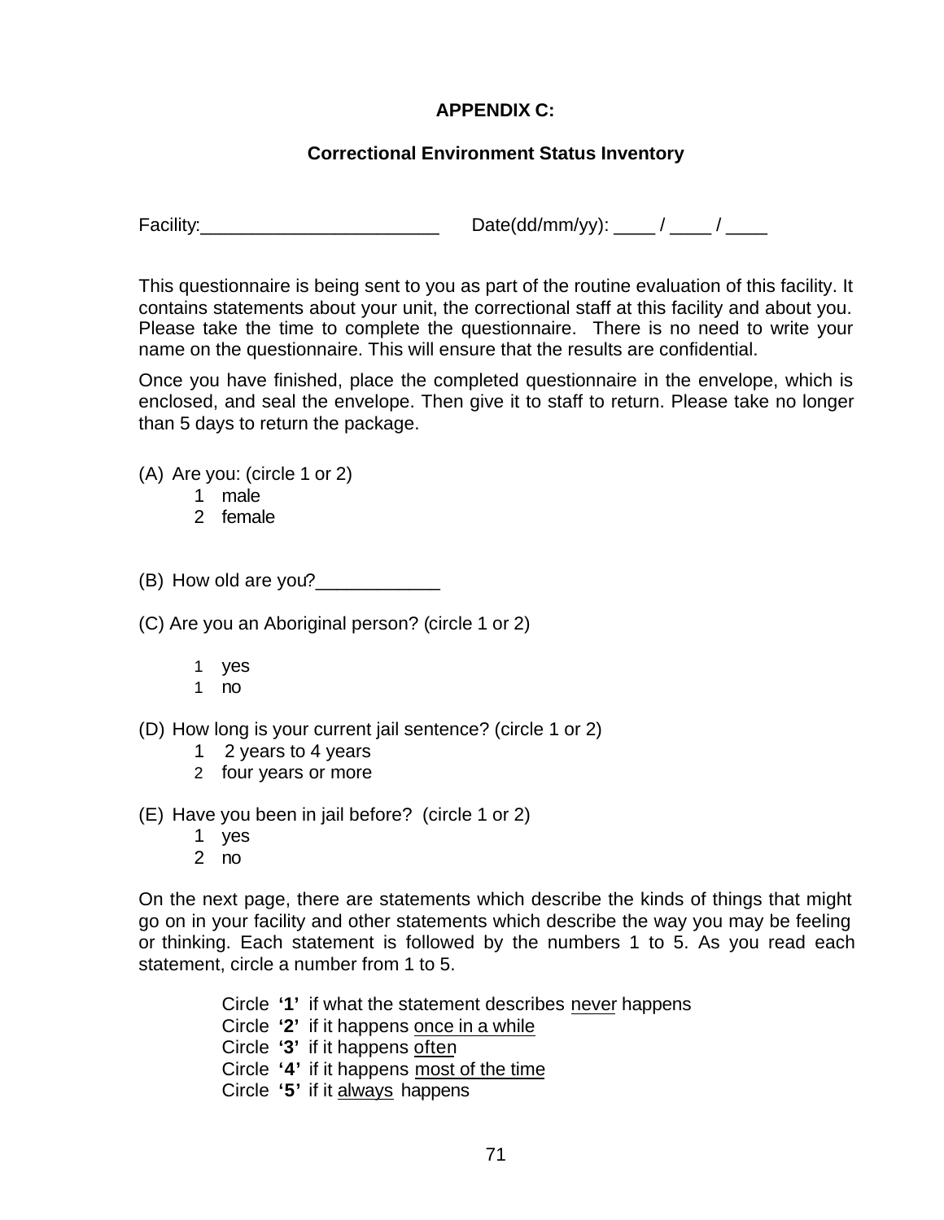**APPENDIX C:**

**Correctional Environment Status Inventory**

Facility:_______________________ Date(dd/mm/yy): ____ / ____ / ____

This questionnaire is being sent to you as part of the routine evaluation of this facility. It contains statements about your unit, the correctional staff at this facility and about you. Please take the time to complete the questionnaire. There is no need to write your name on the questionnaire. This will ensure that the results are confidential.

Once you have finished, place the completed questionnaire in the envelope, which is enclosed, and seal the envelope. Then give it to staff to return. Please take no longer than 5 days to return the package.

(A) Are you: (circle 1 or 2)
  1 male
  2 female

(B) How old are you?____________

(C) Are you an Aboriginal person? (circle 1 or 2)

  1 yes
  1 no

(D) How long is your current jail sentence? (circle 1 or 2)
  1 2 years to 4 years
  2 four years or more

(E) Have you been in jail before? (circle 1 or 2)
  1 yes
  2 no

On the next page, there are statements which describe the kinds of things that might go on in your facility and other statements which describe the way you may be feeling or thinking. Each statement is followed by the numbers 1 to 5. As you read each statement, circle a number from 1 to 5.

Circle **'1'** if what the statement describes never happens
Circle **'2'** if it happens once in a while
Circle **'3'** if it happens often
Circle **'4'** if it happens most of the time
Circle **'5'** if it always happens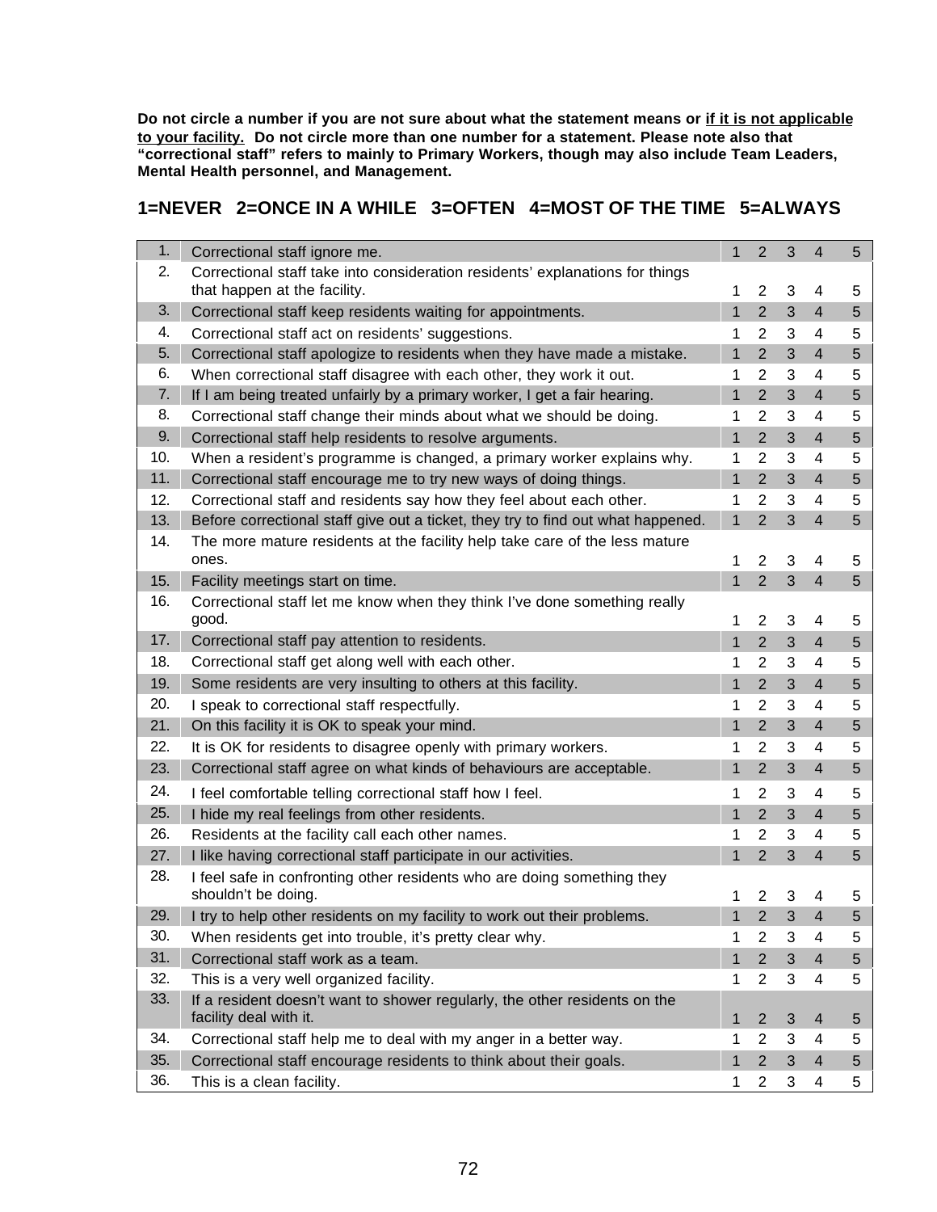**Do not circle a number if you are not sure about what the statement means or <u>if it is not applicable to your facility.</u> Do not circle more than one number for a statement. Please note also that "correctional staff" refers to mainly to Primary Workers, though may also include Team Leaders, Mental Health personnel, and Management.**

**1=NEVER 2=ONCE IN A WHILE 3=OFTEN 4=MOST OF THE TIME 5=ALWAYS**

| | | | | | | |
|---|---|---|---|---|---|---|
| 1. | Correctional staff ignore me. | 1 | 2 | 3 | 4 | 5 |
| 2. | Correctional staff take into consideration residents' explanations for things that happen at the facility. | 1 | 2 | 3 | 4 | 5 |
| 3. | Correctional staff keep residents waiting for appointments. | 1 | 2 | 3 | 4 | 5 |
| 4. | Correctional staff act on residents' suggestions. | 1 | 2 | 3 | 4 | 5 |
| 5. | Correctional staff apologize to residents when they have made a mistake. | 1 | 2 | 3 | 4 | 5 |
| 6. | When correctional staff disagree with each other, they work it out. | 1 | 2 | 3 | 4 | 5 |
| 7. | If I am being treated unfairly by a primary worker, I get a fair hearing. | 1 | 2 | 3 | 4 | 5 |
| 8. | Correctional staff change their minds about what we should be doing. | 1 | 2 | 3 | 4 | 5 |
| 9. | Correctional staff help residents to resolve arguments. | 1 | 2 | 3 | 4 | 5 |
| 10. | When a resident's programme is changed, a primary worker explains why. | 1 | 2 | 3 | 4 | 5 |
| 11. | Correctional staff encourage me to try new ways of doing things. | 1 | 2 | 3 | 4 | 5 |
| 12. | Correctional staff and residents say how they feel about each other. | 1 | 2 | 3 | 4 | 5 |
| 13. | Before correctional staff give out a ticket, they try to find out what happened. | 1 | 2 | 3 | 4 | 5 |
| 14. | The more mature residents at the facility help take care of the less mature ones. | 1 | 2 | 3 | 4 | 5 |
| 15. | Facility meetings start on time. | 1 | 2 | 3 | 4 | 5 |
| 16. | Correctional staff let me know when they think I've done something really good. | 1 | 2 | 3 | 4 | 5 |
| 17. | Correctional staff pay attention to residents. | 1 | 2 | 3 | 4 | 5 |
| 18. | Correctional staff get along well with each other. | 1 | 2 | 3 | 4 | 5 |
| 19. | Some residents are very insulting to others at this facility. | 1 | 2 | 3 | 4 | 5 |
| 20. | I speak to correctional staff respectfully. | 1 | 2 | 3 | 4 | 5 |
| 21. | On this facility it is OK to speak your mind. | 1 | 2 | 3 | 4 | 5 |
| 22. | It is OK for residents to disagree openly with primary workers. | 1 | 2 | 3 | 4 | 5 |
| 23. | Correctional staff agree on what kinds of behaviours are acceptable. | 1 | 2 | 3 | 4 | 5 |
| 24. | I feel comfortable telling correctional staff how I feel. | 1 | 2 | 3 | 4 | 5 |
| 25. | I hide my real feelings from other residents. | 1 | 2 | 3 | 4 | 5 |
| 26. | Residents at the facility call each other names. | 1 | 2 | 3 | 4 | 5 |
| 27. | I like having correctional staff participate in our activities. | 1 | 2 | 3 | 4 | 5 |
| 28. | I feel safe in confronting other residents who are doing something they shouldn't be doing. | 1 | 2 | 3 | 4 | 5 |
| 29. | I try to help other residents on my facility to work out their problems. | 1 | 2 | 3 | 4 | 5 |
| 30. | When residents get into trouble, it's pretty clear why. | 1 | 2 | 3 | 4 | 5 |
| 31. | Correctional staff work as a team. | 1 | 2 | 3 | 4 | 5 |
| 32. | This is a very well organized facility. | 1 | 2 | 3 | 4 | 5 |
| 33. | If a resident doesn't want to shower regularly, the other residents on the facility deal with it. | 1 | 2 | 3 | 4 | 5 |
| 34. | Correctional staff help me to deal with my anger in a better way. | 1 | 2 | 3 | 4 | 5 |
| 35. | Correctional staff encourage residents to think about their goals. | 1 | 2 | 3 | 4 | 5 |
| 36. | This is a clean facility. | 1 | 2 | 3 | 4 | 5 |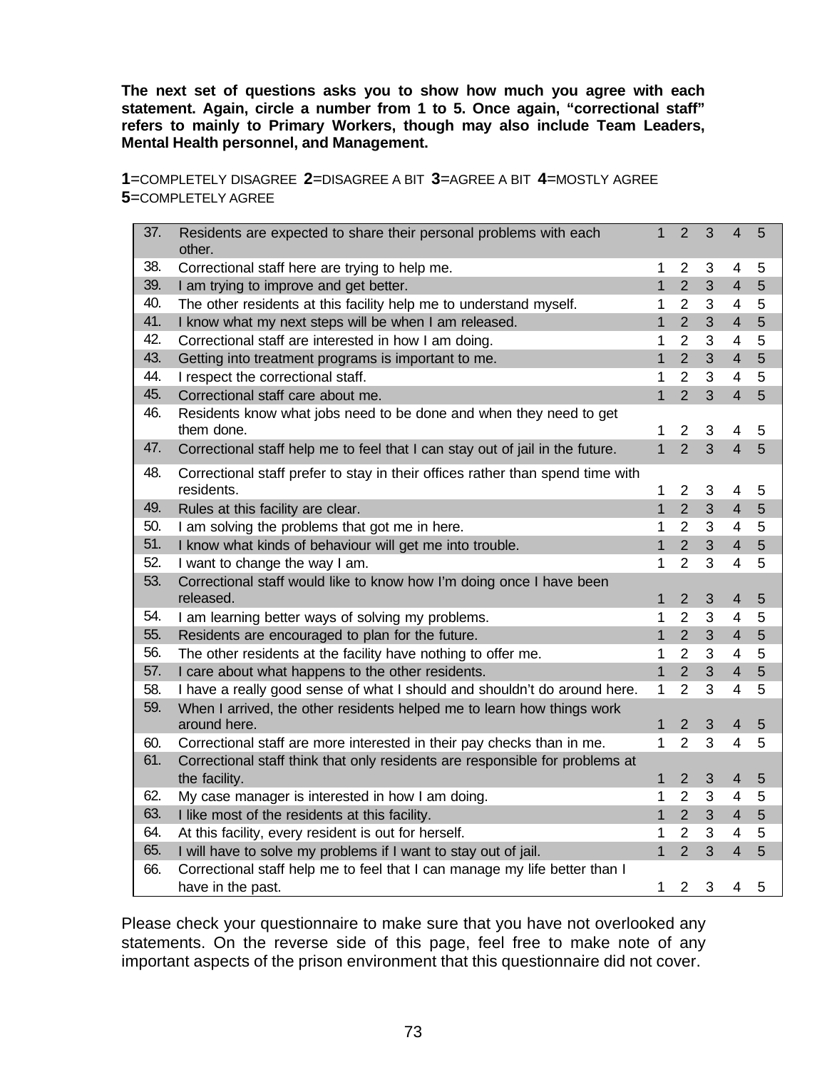**The next set of questions asks you to show how much you agree with each statement. Again, circle a number from 1 to 5. Once again, "correctional staff" refers to mainly to Primary Workers, though may also include Team Leaders, Mental Health personnel, and Management.**

**1**=COMPLETELY DISAGREE **2**=DISAGREE A BIT **3**=AGREE A BIT **4**=MOSTLY AGREE **5**=COMPLETELY AGREE

| | | | | | | |
|---|---|---|---|---|---|---|
| 37. | Residents are expected to share their personal problems with each other. | 1 | 2 | 3 | 4 | 5 |
| 38. | Correctional staff here are trying to help me. | 1 | 2 | 3 | 4 | 5 |
| 39. | I am trying to improve and get better. | 1 | 2 | 3 | 4 | 5 |
| 40. | The other residents at this facility help me to understand myself. | 1 | 2 | 3 | 4 | 5 |
| 41. | I know what my next steps will be when I am released. | 1 | 2 | 3 | 4 | 5 |
| 42. | Correctional staff are interested in how I am doing. | 1 | 2 | 3 | 4 | 5 |
| 43. | Getting into treatment programs is important to me. | 1 | 2 | 3 | 4 | 5 |
| 44. | I respect the correctional staff. | 1 | 2 | 3 | 4 | 5 |
| 45. | Correctional staff care about me. | 1 | 2 | 3 | 4 | 5 |
| 46. | Residents know what jobs need to be done and when they need to get them done. | 1 | 2 | 3 | 4 | 5 |
| 47. | Correctional staff help me to feel that I can stay out of jail in the future. | 1 | 2 | 3 | 4 | 5 |
| 48. | Correctional staff prefer to stay in their offices rather than spend time with residents. | 1 | 2 | 3 | 4 | 5 |
| 49. | Rules at this facility are clear. | 1 | 2 | 3 | 4 | 5 |
| 50. | I am solving the problems that got me in here. | 1 | 2 | 3 | 4 | 5 |
| 51. | I know what kinds of behaviour will get me into trouble. | 1 | 2 | 3 | 4 | 5 |
| 52. | I want to change the way I am. | 1 | 2 | 3 | 4 | 5 |
| 53. | Correctional staff would like to know how I'm doing once I have been released. | 1 | 2 | 3 | 4 | 5 |
| 54. | I am learning better ways of solving my problems. | 1 | 2 | 3 | 4 | 5 |
| 55. | Residents are encouraged to plan for the future. | 1 | 2 | 3 | 4 | 5 |
| 56. | The other residents at the facility have nothing to offer me. | 1 | 2 | 3 | 4 | 5 |
| 57. | I care about what happens to the other residents. | 1 | 2 | 3 | 4 | 5 |
| 58. | I have a really good sense of what I should and shouldn't do around here. | 1 | 2 | 3 | 4 | 5 |
| 59. | When I arrived, the other residents helped me to learn how things work around here. | 1 | 2 | 3 | 4 | 5 |
| 60. | Correctional staff are more interested in their pay checks than in me. | 1 | 2 | 3 | 4 | 5 |
| 61. | Correctional staff think that only residents are responsible for problems at the facility. | 1 | 2 | 3 | 4 | 5 |
| 62. | My case manager is interested in how I am doing. | 1 | 2 | 3 | 4 | 5 |
| 63. | I like most of the residents at this facility. | 1 | 2 | 3 | 4 | 5 |
| 64. | At this facility, every resident is out for herself. | 1 | 2 | 3 | 4 | 5 |
| 65. | I will have to solve my problems if I want to stay out of jail. | 1 | 2 | 3 | 4 | 5 |
| 66. | Correctional staff help me to feel that I can manage my life better than I have in the past. | 1 | 2 | 3 | 4 | 5 |

Please check your questionnaire to make sure that you have not overlooked any statements. On the reverse side of this page, feel free to make note of any important aspects of the prison environment that this questionnaire did not cover.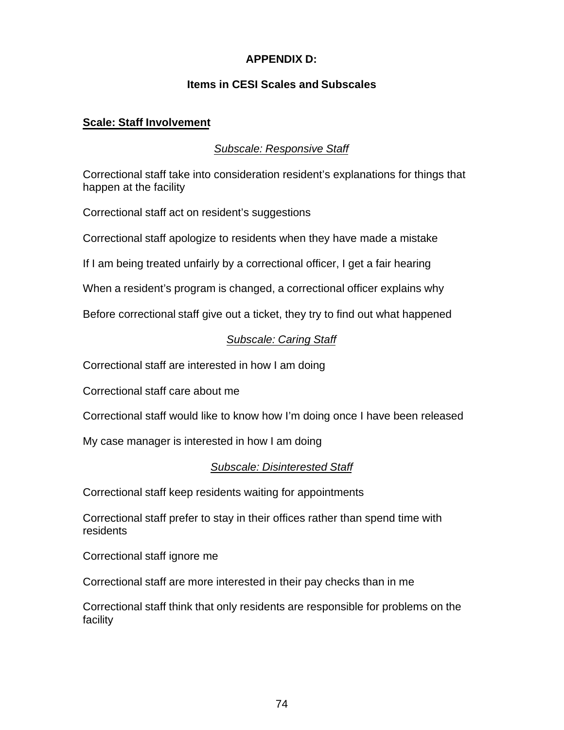## APPENDIX D:

## Items in CESI Scales and Subscales

### Scale: Staff Involvement

*Subscale: Responsive Staff*

Correctional staff take into consideration resident's explanations for things that happen at the facility

Correctional staff act on resident's suggestions

Correctional staff apologize to residents when they have made a mistake

If I am being treated unfairly by a correctional officer, I get a fair hearing

When a resident's program is changed, a correctional officer explains why

Before correctional staff give out a ticket, they try to find out what happened

*Subscale: Caring Staff*

Correctional staff are interested in how I am doing

Correctional staff care about me

Correctional staff would like to know how I'm doing once I have been released

My case manager is interested in how I am doing

*Subscale: Disinterested Staff*

Correctional staff keep residents waiting for appointments

Correctional staff prefer to stay in their offices rather than spend time with residents

Correctional staff ignore me

Correctional staff are more interested in their pay checks than in me

Correctional staff think that only residents are responsible for problems on the facility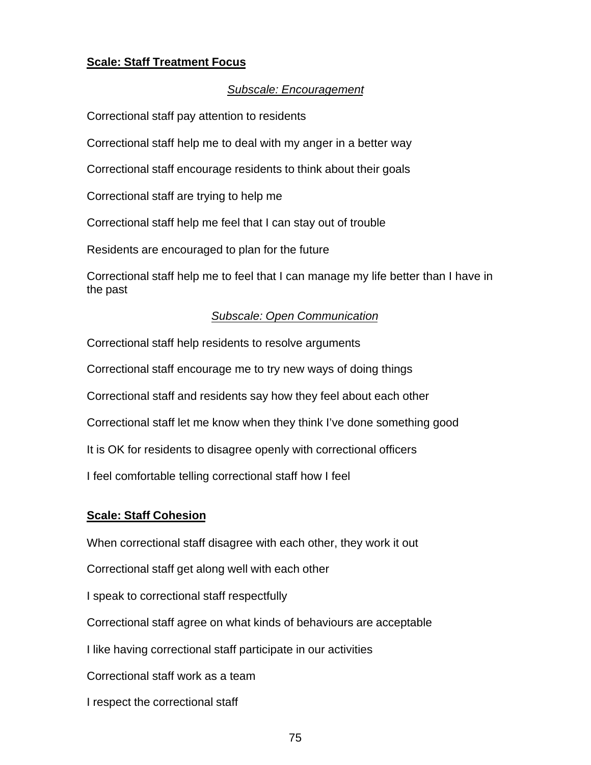**Scale: Staff Treatment Focus**

*Subscale: Encouragement*

Correctional staff pay attention to residents

Correctional staff help me to deal with my anger in a better way

Correctional staff encourage residents to think about their goals

Correctional staff are trying to help me

Correctional staff help me feel that I can stay out of trouble

Residents are encouraged to plan for the future

Correctional staff help me to feel that I can manage my life better than I have in the past

*Subscale: Open Communication*

Correctional staff help residents to resolve arguments

Correctional staff encourage me to try new ways of doing things

Correctional staff and residents say how they feel about each other

Correctional staff let me know when they think I've done something good

It is OK for residents to disagree openly with correctional officers

I feel comfortable telling correctional staff how I feel

**Scale: Staff Cohesion**

When correctional staff disagree with each other, they work it out

Correctional staff get along well with each other

I speak to correctional staff respectfully

Correctional staff agree on what kinds of behaviours are acceptable

I like having correctional staff participate in our activities

Correctional staff work as a team

I respect the correctional staff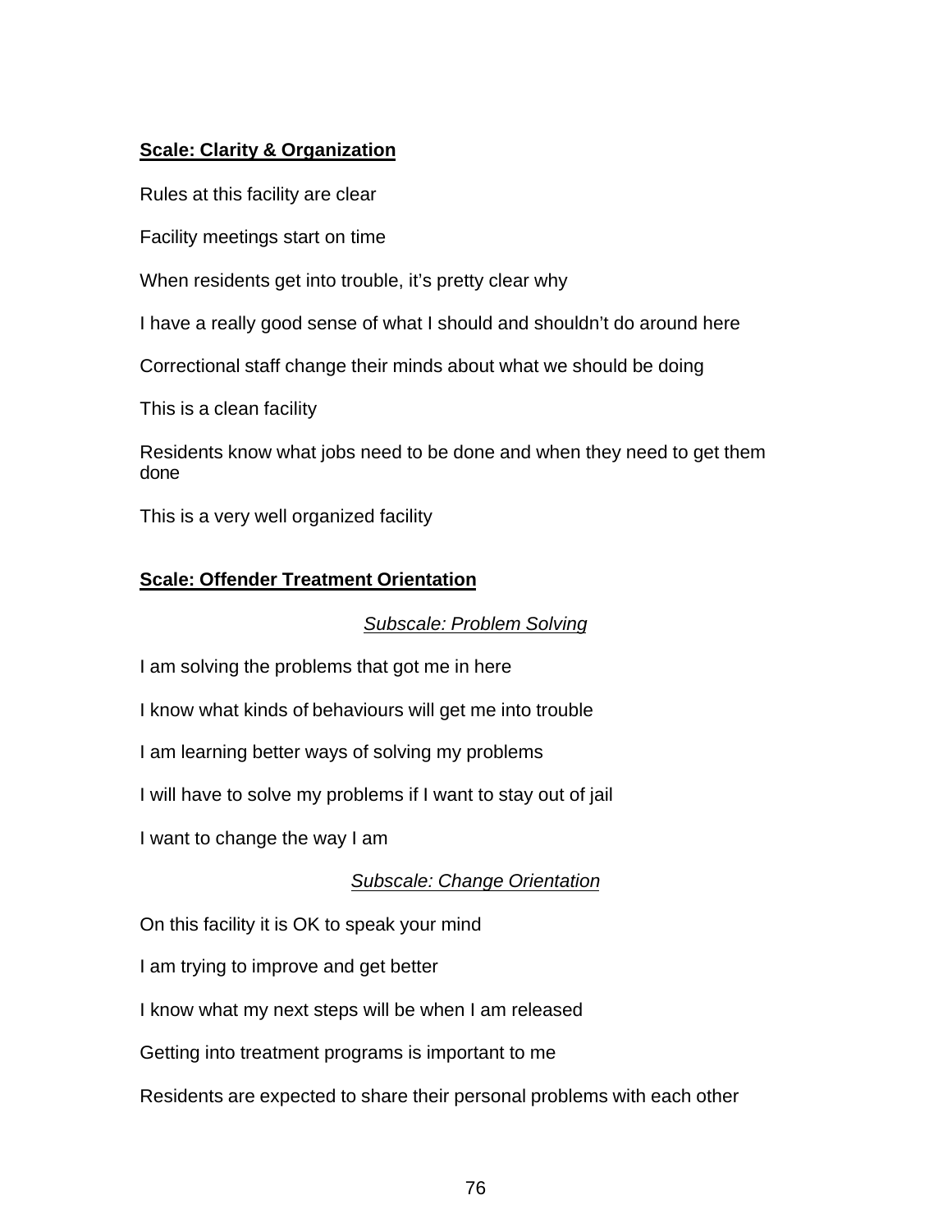**<u>Scale: Clarity & Organization</u>**

Rules at this facility are clear

Facility meetings start on time

When residents get into trouble, it's pretty clear why

I have a really good sense of what I should and shouldn't do around here

Correctional staff change their minds about what we should be doing

This is a clean facility

Residents know what jobs need to be done and when they need to get them done

This is a very well organized facility

**<u>Scale: Offender Treatment Orientation</u>**

*<u>Subscale: Problem Solving</u>*

I am solving the problems that got me in here

I know what kinds of behaviours will get me into trouble

I am learning better ways of solving my problems

I will have to solve my problems if I want to stay out of jail

I want to change the way I am

*<u>Subscale: Change Orientation</u>*

On this facility it is OK to speak your mind

I am trying to improve and get better

I know what my next steps will be when I am released

Getting into treatment programs is important to me

Residents are expected to share their personal problems with each other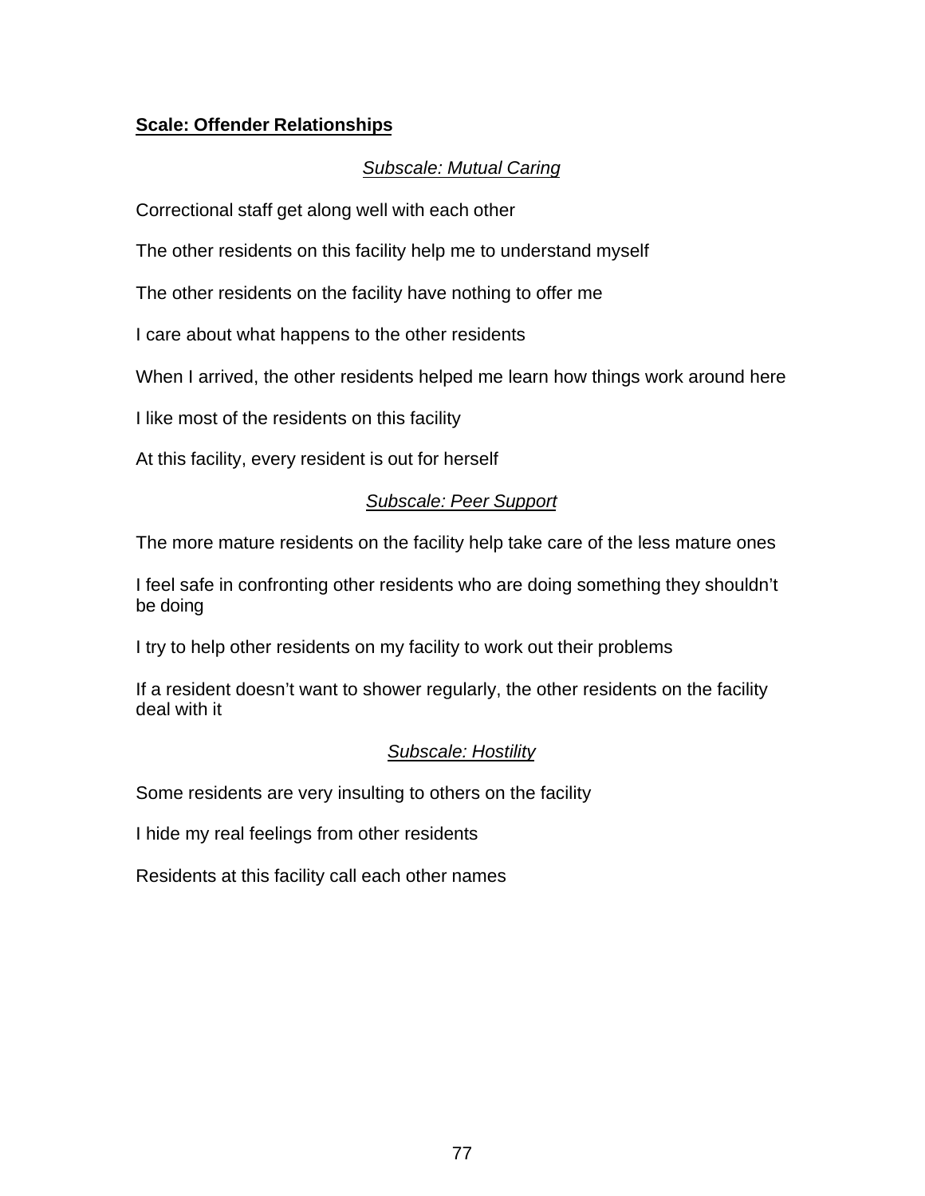**<u>Scale: Offender Relationships</u>**

*<u>Subscale: Mutual Caring</u>*

Correctional staff get along well with each other

The other residents on this facility help me to understand myself

The other residents on the facility have nothing to offer me

I care about what happens to the other residents

When I arrived, the other residents helped me learn how things work around here

I like most of the residents on this facility

At this facility, every resident is out for herself

*<u>Subscale: Peer Support</u>*

The more mature residents on the facility help take care of the less mature ones

I feel safe in confronting other residents who are doing something they shouldn't be doing

I try to help other residents on my facility to work out their problems

If a resident doesn't want to shower regularly, the other residents on the facility deal with it

*<u>Subscale: Hostility</u>*

Some residents are very insulting to others on the facility

I hide my real feelings from other residents

Residents at this facility call each other names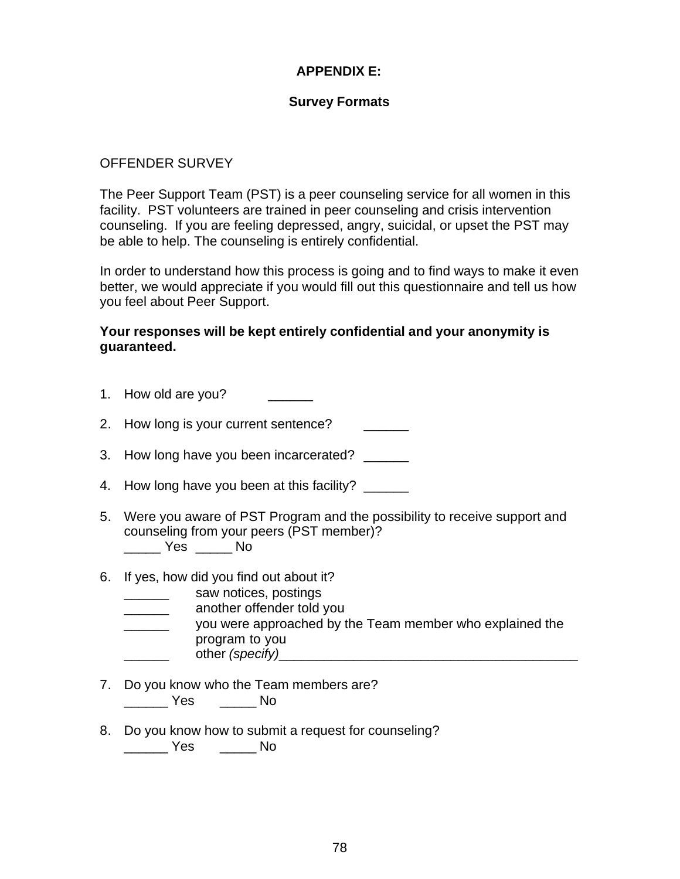# APPENDIX E:

## Survey Formats

OFFENDER SURVEY

The Peer Support Team (PST) is a peer counseling service for all women in this facility. PST volunteers are trained in peer counseling and crisis intervention counseling. If you are feeling depressed, angry, suicidal, or upset the PST may be able to help. The counseling is entirely confidential.

In order to understand how this process is going and to find ways to make it even better, we would appreciate if you would fill out this questionnaire and tell us how you feel about Peer Support.

**Your responses will be kept entirely confidential and your anonymity is guaranteed.**

1. How old are you? ______

2. How long is your current sentence? ______

3. How long have you been incarcerated? ______

4. How long have you been at this facility? ______

5. Were you aware of PST Program and the possibility to receive support and counseling from your peers (PST member)?
   _____ Yes _____ No

6. If yes, how did you find out about it?
   ______ saw notices, postings
   ______ another offender told you
   ______ you were approached by the Team member who explained the program to you
   ______ other *(specify)*_________________________________________

7. Do you know who the Team members are?
   ______ Yes _____ No

8. Do you know how to submit a request for counseling?
   ______ Yes _____ No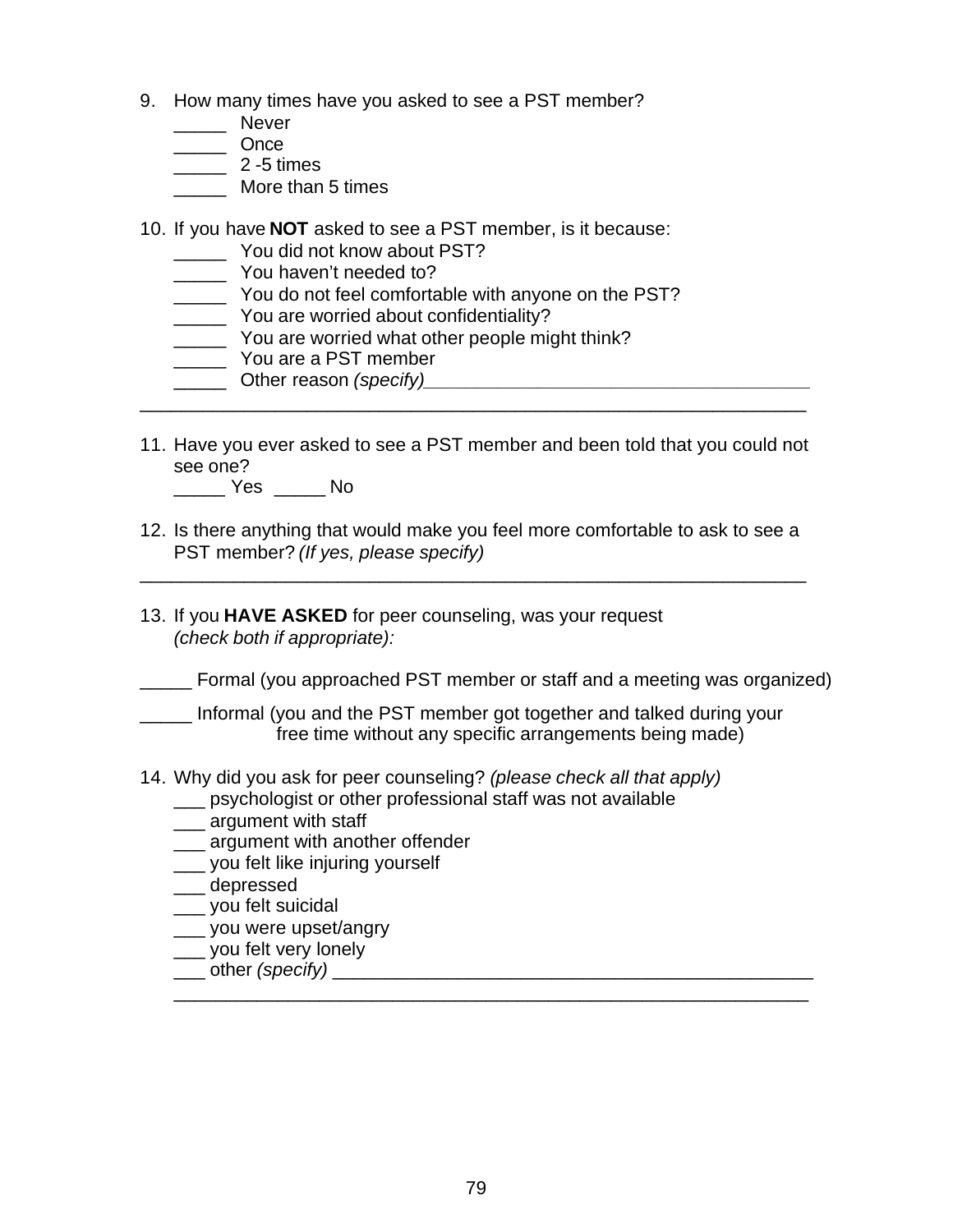9. How many times have you asked to see a PST member?
   _____ Never
   _____ Once
   _____ 2 -5 times
   _____ More than 5 times

10. If you have **NOT** asked to see a PST member, is it because:
    _____ You did not know about PST?
    _____ You haven't needed to?
    _____ You do not feel comfortable with anyone on the PST?
    _____ You are worried about confidentiality?
    _____ You are worried what other people might think?
    _____ You are a PST member
    _____ Other reason *(specify)*______________________________________

________________________________________________________________

11. Have you ever asked to see a PST member and been told that you could not see one?
    _____ Yes _____ No

12. Is there anything that would make you feel more comfortable to ask to see a PST member? *(If yes, please specify)*

________________________________________________________________

13. If you **HAVE ASKED** for peer counseling, was your request *(check both if appropriate):*

_____ Formal (you approached PST member or staff and a meeting was organized)

_____ Informal (you and the PST member got together and talked during your free time without any specific arrangements being made)

14. Why did you ask for peer counseling? *(please check all that apply)*
    ___ psychologist or other professional staff was not available
    ___ argument with staff
    ___ argument with another offender
    ___ you felt like injuring yourself
    ___ depressed
    ___ you felt suicidal
    ___ you were upset/angry
    ___ you felt very lonely
    ___ other *(specify)* _______________________________________________
    ________________________________________________________________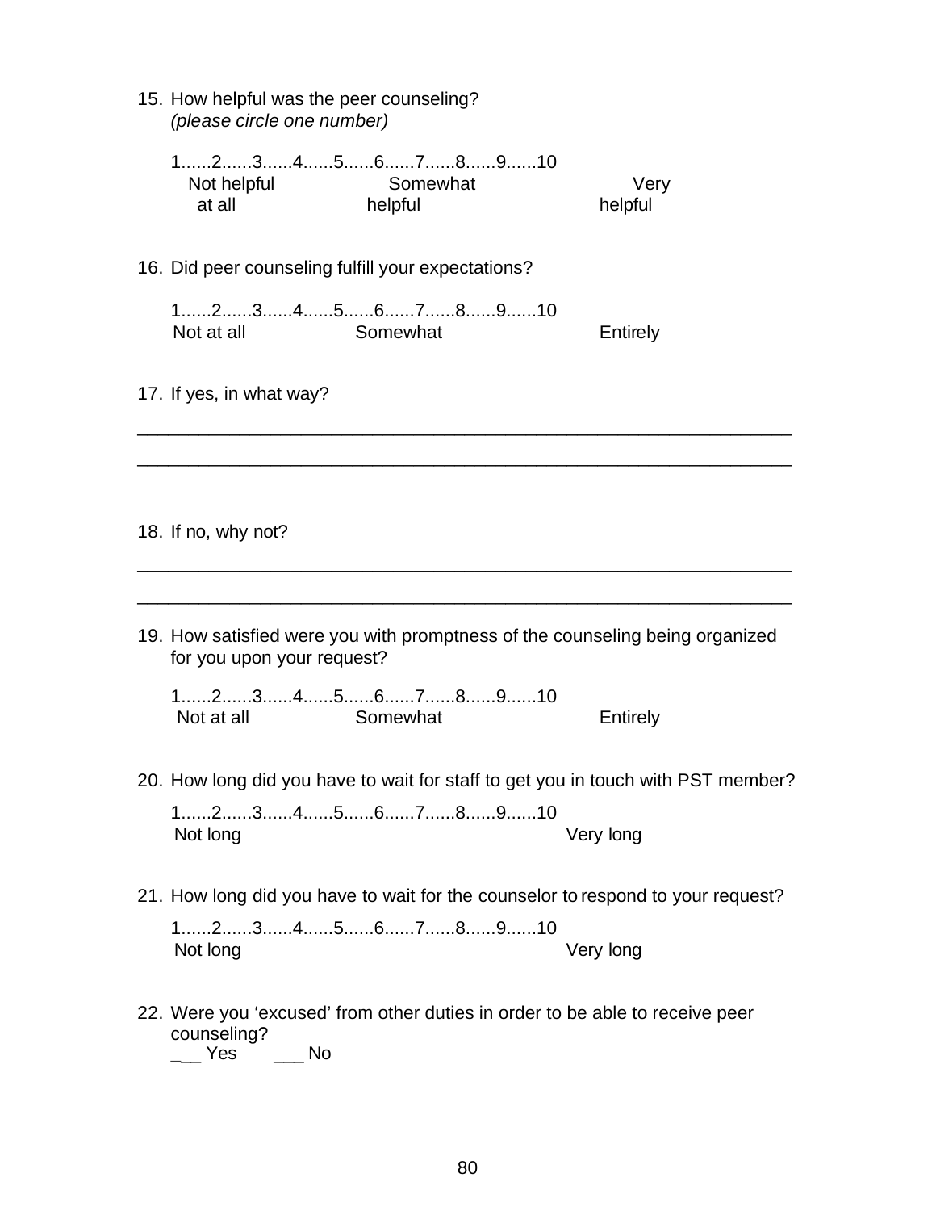15. How helpful was the peer counseling?
    *(please circle one number)*

    1......2......3......4......5......6......7......8......9......10
    Not helpful at all  Somewhat helpful  Very helpful

16. Did peer counseling fulfill your expectations?

    1......2......3......4......5......6......7......8......9......10
    Not at all  Somewhat  Entirely

17. If yes, in what way?

______________________________________________________________

______________________________________________________________

18. If no, why not?

______________________________________________________________

______________________________________________________________

19. How satisfied were you with promptness of the counseling being organized for you upon your request?

    1......2......3......4......5......6......7......8......9......10
    Not at all  Somewhat  Entirely

20. How long did you have to wait for staff to get you in touch with PST member?

    1......2......3......4......5......6......7......8......9......10
    Not long  Very long

21. How long did you have to wait for the counselor to respond to your request?

    1......2......3......4......5......6......7......8......9......10
    Not long  Very long

22. Were you 'excused' from other duties in order to be able to receive peer counseling?
    ___ Yes  ___ No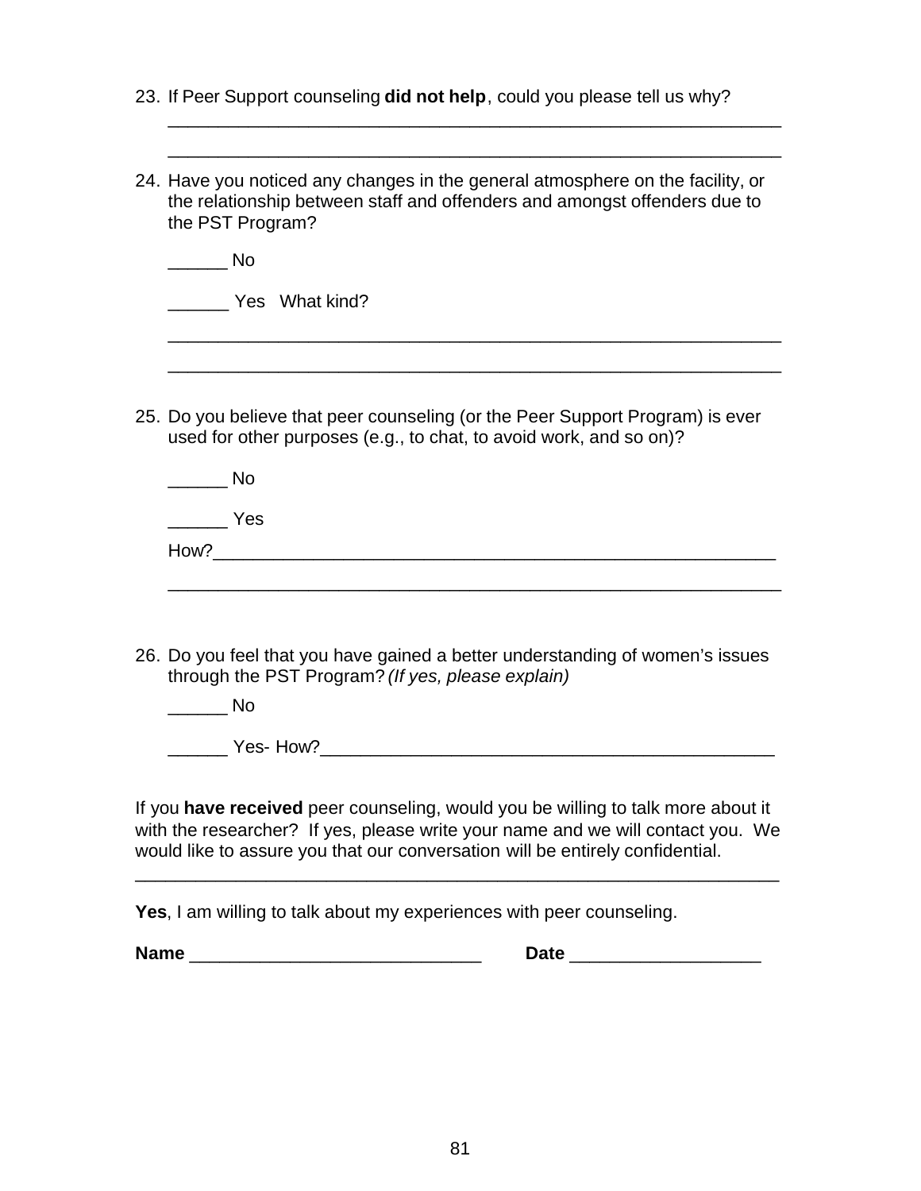23. If Peer Support counseling **did not help**, could you please tell us why?

    ____________________________________________________________

    ____________________________________________________________

24. Have you noticed any changes in the general atmosphere on the facility, or the relationship between staff and offenders and amongst offenders due to the PST Program?

    ______ No

    ______ Yes What kind?

    ____________________________________________________________

    ____________________________________________________________

25. Do you believe that peer counseling (or the Peer Support Program) is ever used for other purposes (e.g., to chat, to avoid work, and so on)?

    ______ No

    ______ Yes

    How?________________________________________________________

    ____________________________________________________________

26. Do you feel that you have gained a better understanding of women's issues through the PST Program? *(If yes, please explain)*

    ______ No

    ______ Yes- How?__________________________________________

If you **have received** peer counseling, would you be willing to talk more about it with the researcher? If yes, please write your name and we will contact you. We would like to assure you that our conversation will be entirely confidential.

________________________________________________________________

**Yes**, I am willing to talk about my experiences with peer counseling.

**Name** ____________________________ **Date** ___________________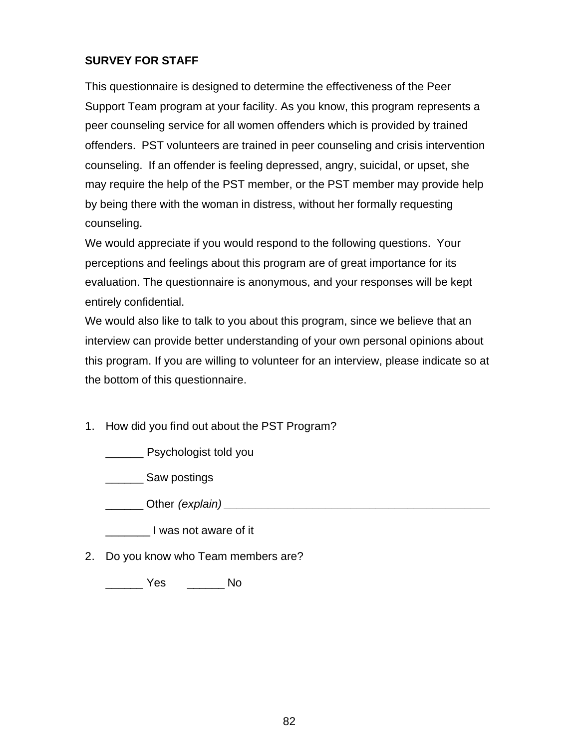**SURVEY FOR STAFF**

This questionnaire is designed to determine the effectiveness of the Peer Support Team program at your facility. As you know, this program represents a peer counseling service for all women offenders which is provided by trained offenders. PST volunteers are trained in peer counseling and crisis intervention counseling. If an offender is feeling depressed, angry, suicidal, or upset, she may require the help of the PST member, or the PST member may provide help by being there with the woman in distress, without her formally requesting counseling.

We would appreciate if you would respond to the following questions. Your perceptions and feelings about this program are of great importance for its evaluation. The questionnaire is anonymous, and your responses will be kept entirely confidential.

We would also like to talk to you about this program, since we believe that an interview can provide better understanding of your own personal opinions about this program. If you are willing to volunteer for an interview, please indicate so at the bottom of this questionnaire.

1. How did you find out about the PST Program?

   ______ Psychologist told you

   ______ Saw postings

   ______ Other *(explain)* ___________________________________________

   _______ I was not aware of it

2. Do you know who Team members are?

   ______ Yes ______ No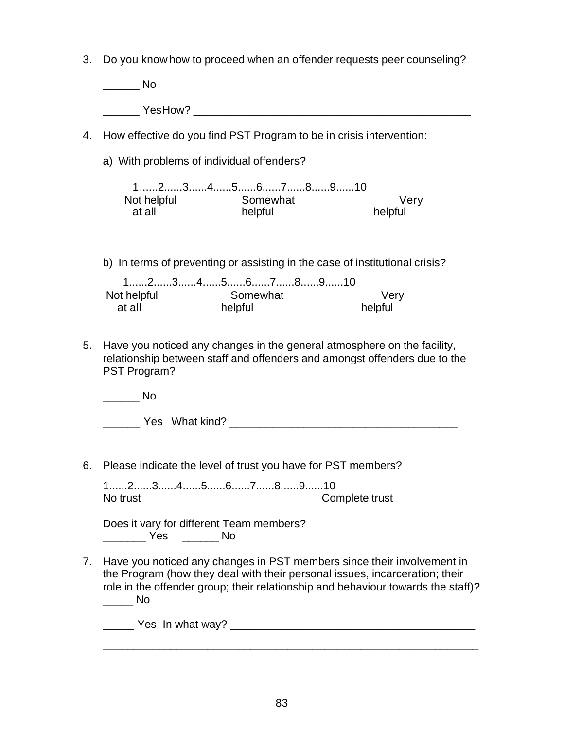3. Do you know how to proceed when an offender requests peer counseling?

   ______ No

   ______ Yes How? _______________________________________________

4. How effective do you find PST Program to be in crisis intervention:

   a) With problems of individual offenders?

   1......2......3......4......5......6......7......8......9......10
   Not helpful at all — Somewhat helpful — Very helpful

   b) In terms of preventing or assisting in the case of institutional crisis?

   1......2......3......4......5......6......7......8......9......10
   Not helpful at all — Somewhat helpful — Very helpful

5. Have you noticed any changes in the general atmosphere on the facility, relationship between staff and offenders and amongst offenders due to the PST Program?

   ______ No

   ______ Yes What kind? _____________________________________

6. Please indicate the level of trust you have for PST members?

   1......2......3......4......5......6......7......8......9......10
   No trust — Complete trust

   Does it vary for different Team members?
   _______ Yes ______ No

7. Have you noticed any changes in PST members since their involvement in the Program (how they deal with their personal issues, incarceration; their role in the offender group; their relationship and behaviour towards the staff)?
   _____ No

   _____ Yes In what way? ________________________________________

   _______________________________________________________________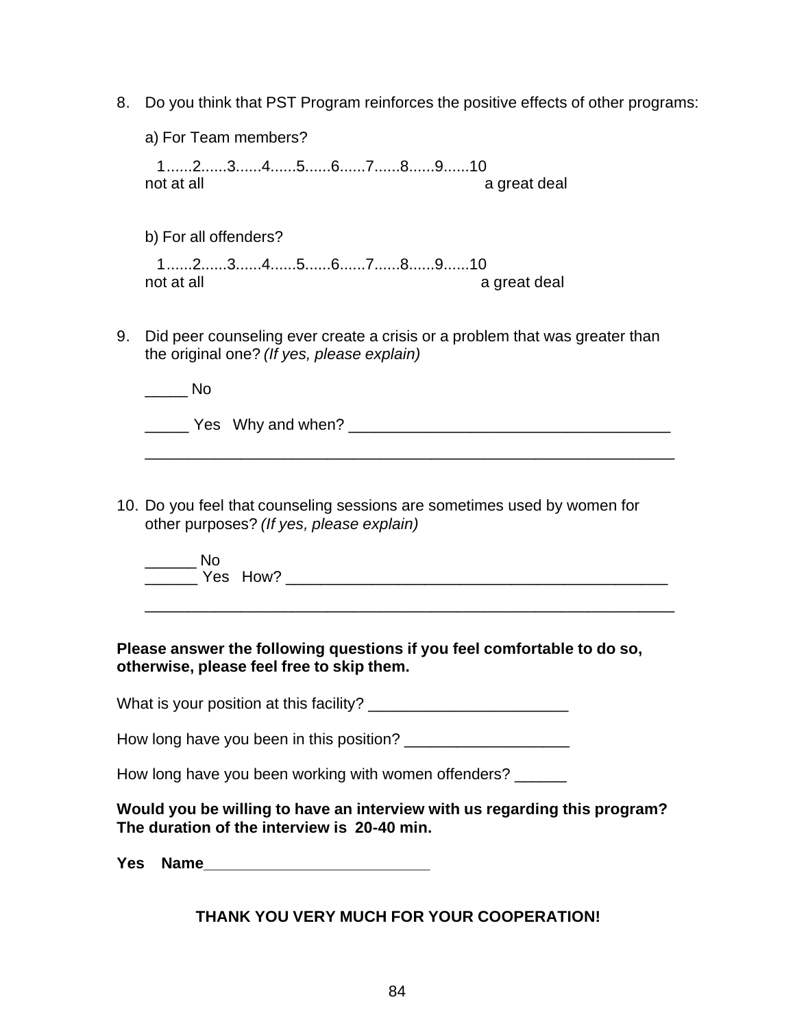8. Do you think that PST Program reinforces the positive effects of other programs:

   a) For Team members?

   1......2......3......4......5......6......7......8......9......10
   not at all a great deal

   b) For all offenders?

   1......2......3......4......5......6......7......8......9......10
   not at all a great deal

9. Did peer counseling ever create a crisis or a problem that was greater than the original one? *(If yes, please explain)*

   _____ No

   _____ Yes Why and when? ______________________________________

   ______________________________________________________________

10. Do you feel that counseling sessions are sometimes used by women for other purposes? *(If yes, please explain)*

    ______ No
    ______ Yes How? ____________________________________________

    ______________________________________________________________

**Please answer the following questions if you feel comfortable to do so, otherwise, please feel free to skip them.**

What is your position at this facility? _______________________

How long have you been in this position? ___________________

How long have you been working with women offenders? ______

**Would you be willing to have an interview with us regarding this program? The duration of the interview is 20-40 min.**

**Yes Name__________________________**

**THANK YOU VERY MUCH FOR YOUR COOPERATION!**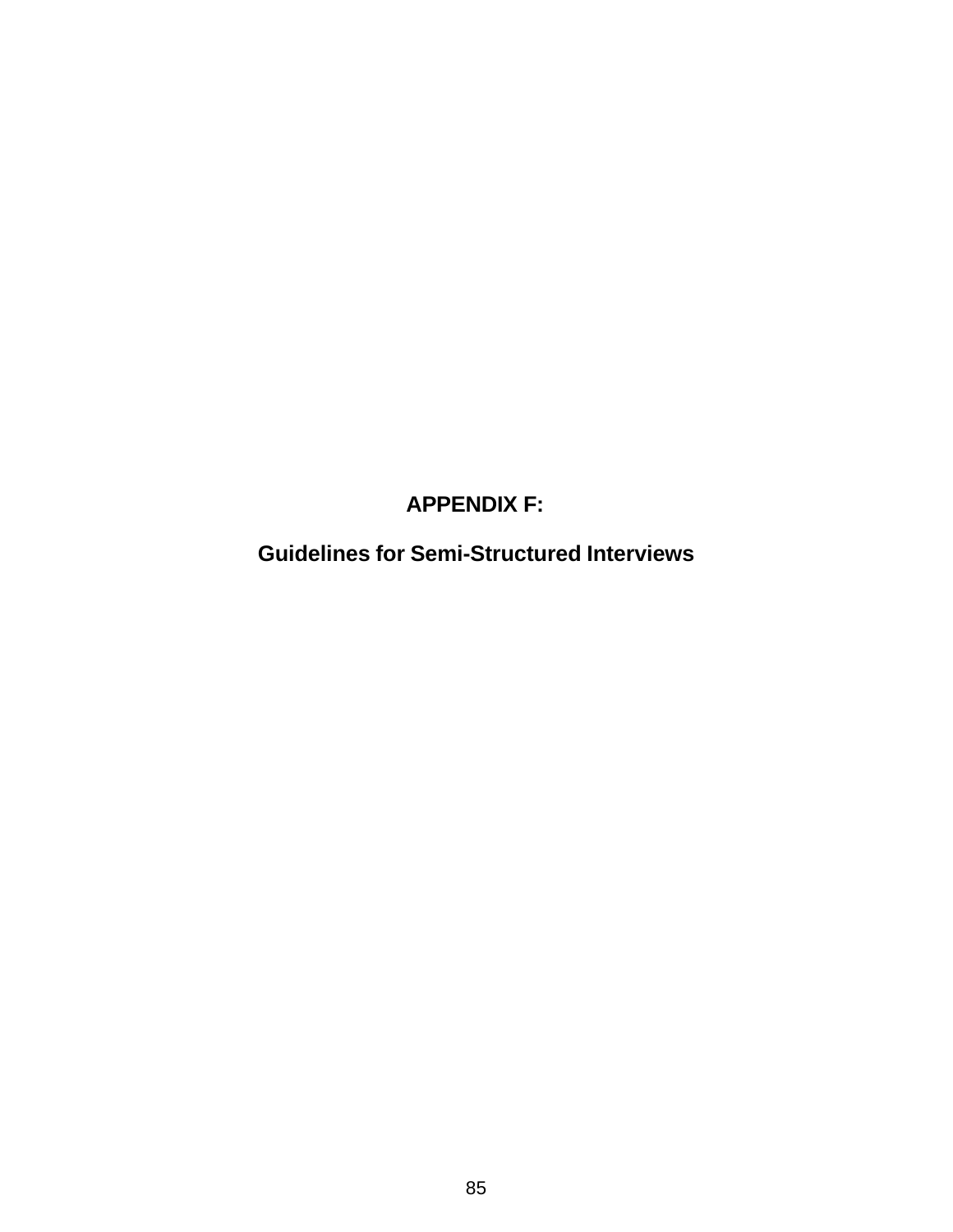# APPENDIX F:

## Guidelines for Semi-Structured Interviews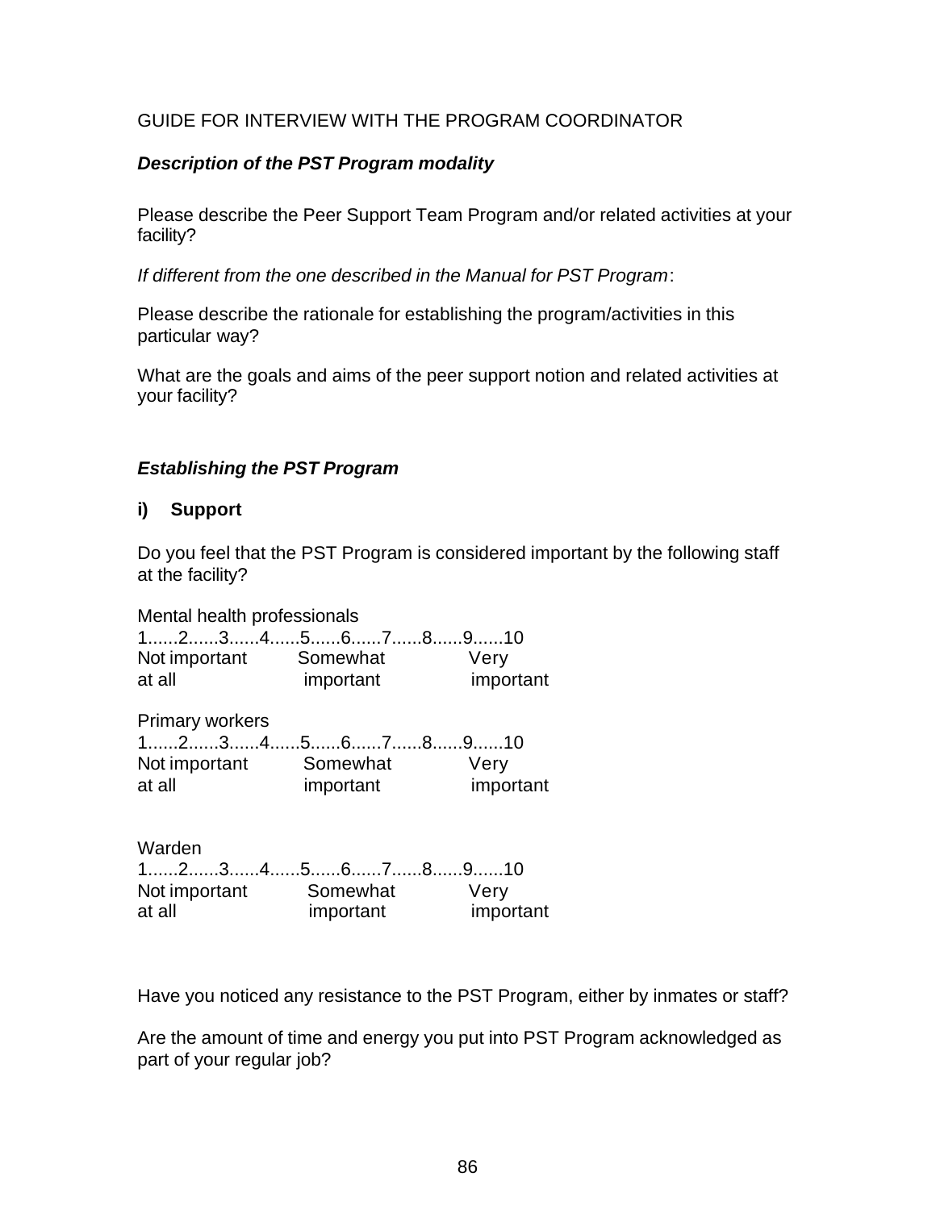GUIDE FOR INTERVIEW WITH THE PROGRAM COORDINATOR

***Description of the PST Program modality***

Please describe the Peer Support Team Program and/or related activities at your facility?

*If different from the one described in the Manual for PST Program*:

Please describe the rationale for establishing the program/activities in this particular way?

What are the goals and aims of the peer support notion and related activities at your facility?

***Establishing the PST Program***

**i) Support**

Do you feel that the PST Program is considered important by the following staff at the facility?

Mental health professionals

1......2......3......4......5......6......7......8......9......10

Not important at all — Somewhat important — Very important

Primary workers

1......2......3......4......5......6......7......8......9......10

Not important at all — Somewhat important — Very important

Warden

1......2......3......4......5......6......7......8......9......10

Not important at all — Somewhat important — Very important

Have you noticed any resistance to the PST Program, either by inmates or staff?

Are the amount of time and energy you put into PST Program acknowledged as part of your regular job?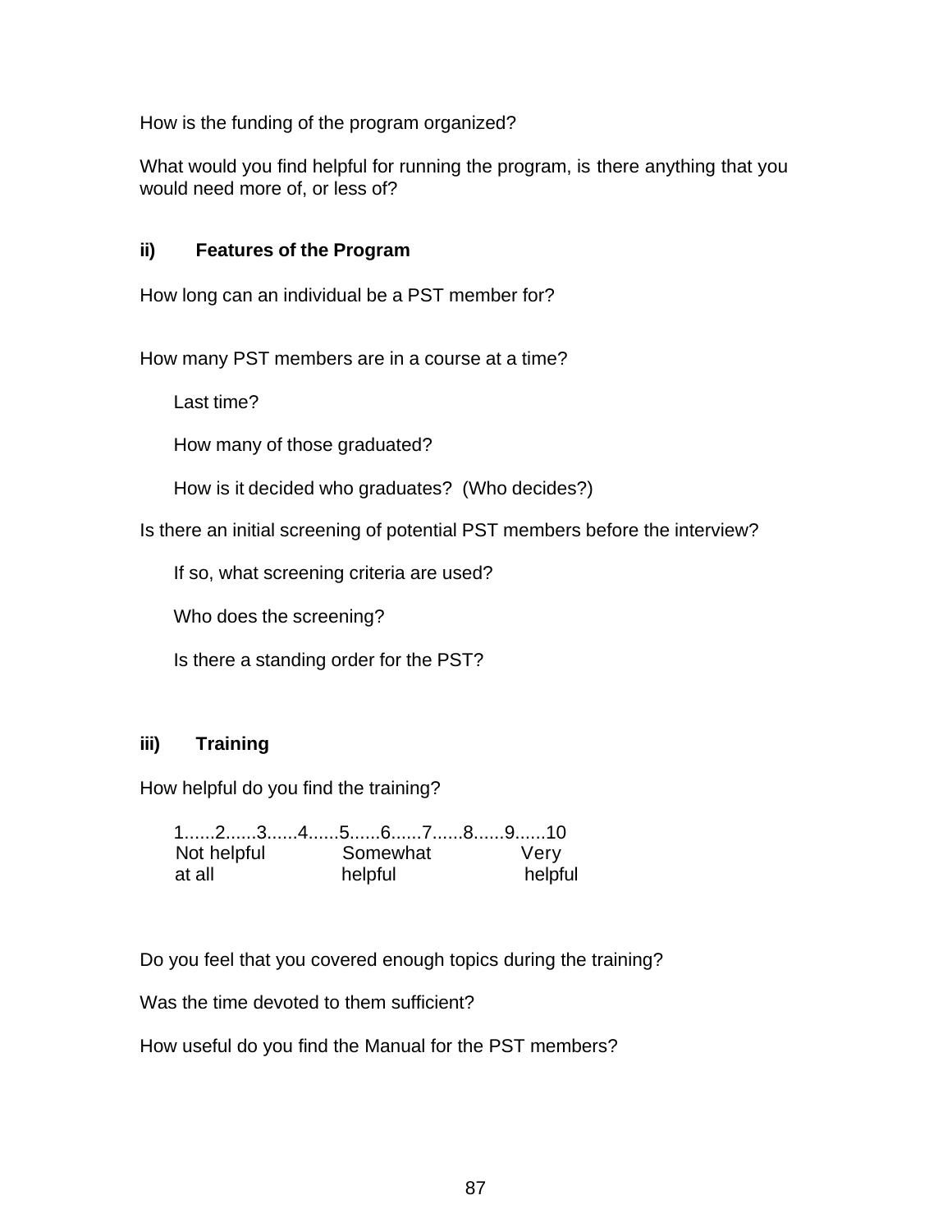How is the funding of the program organized?

What would you find helpful for running the program, is there anything that you would need more of, or less of?

### ii) Features of the Program

How long can an individual be a PST member for?

How many PST members are in a course at a time?

Last time?

How many of those graduated?

How is it decided who graduates? (Who decides?)

Is there an initial screening of potential PST members before the interview?

If so, what screening criteria are used?

Who does the screening?

Is there a standing order for the PST?

### iii) Training

How helpful do you find the training?

1......2......3......4......5......6......7......8......9......10

Not helpful at all — Somewhat helpful — Very helpful

Do you feel that you covered enough topics during the training?

Was the time devoted to them sufficient?

How useful do you find the Manual for the PST members?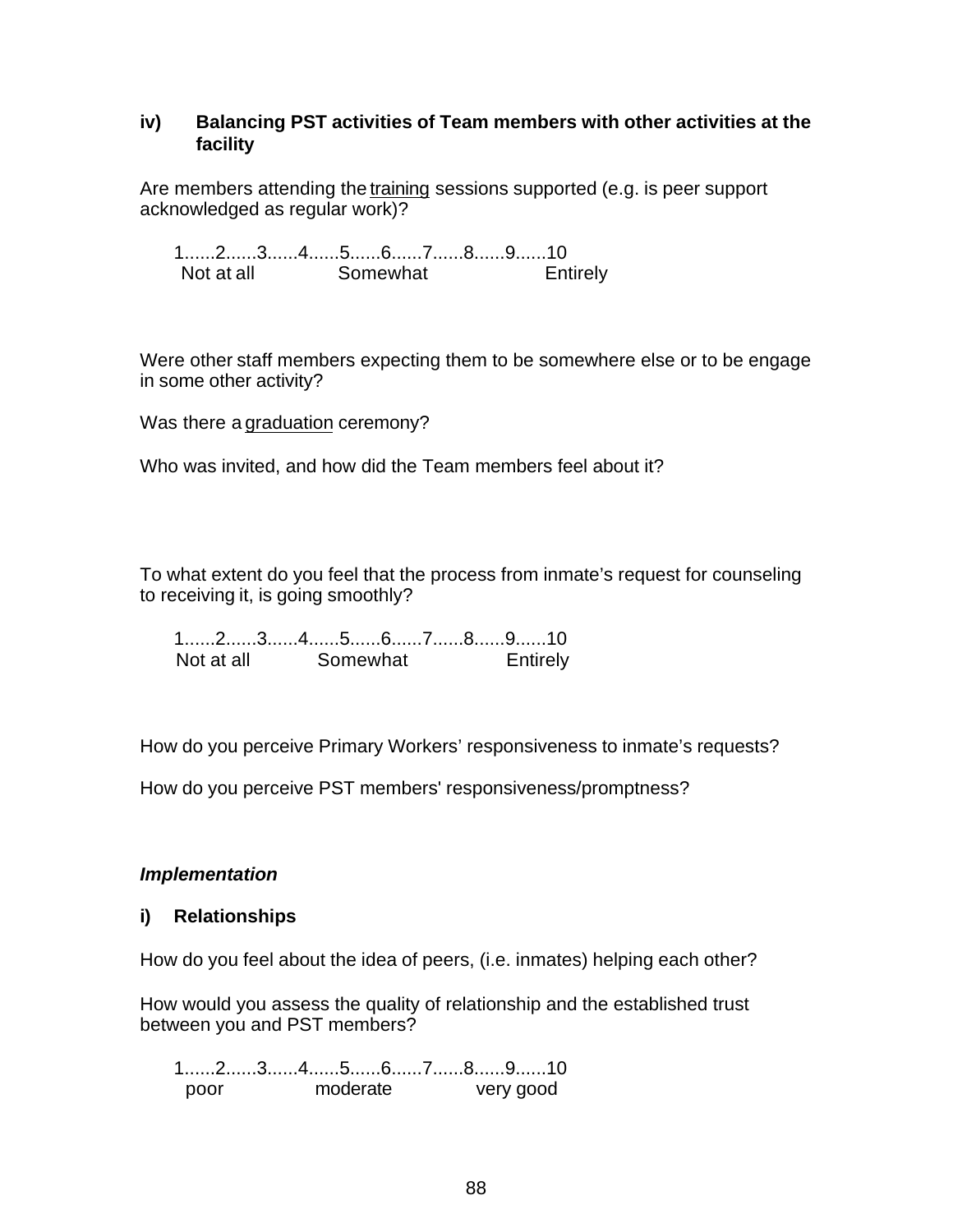**iv) Balancing PST activities of Team members with other activities at the facility**

Are members attending the training sessions supported (e.g. is peer support acknowledged as regular work)?

1......2......3......4......5......6......7......8......9......10
Not at all Somewhat Entirely

Were other staff members expecting them to be somewhere else or to be engage in some other activity?

Was there a graduation ceremony?

Who was invited, and how did the Team members feel about it?

To what extent do you feel that the process from inmate's request for counseling to receiving it, is going smoothly?

1......2......3......4......5......6......7......8......9......10
Not at all Somewhat Entirely

How do you perceive Primary Workers' responsiveness to inmate's requests?

How do you perceive PST members' responsiveness/promptness?

***Implementation***

**i) Relationships**

How do you feel about the idea of peers, (i.e. inmates) helping each other?

How would you assess the quality of relationship and the established trust between you and PST members?

1......2......3......4......5......6......7......8......9......10
poor moderate very good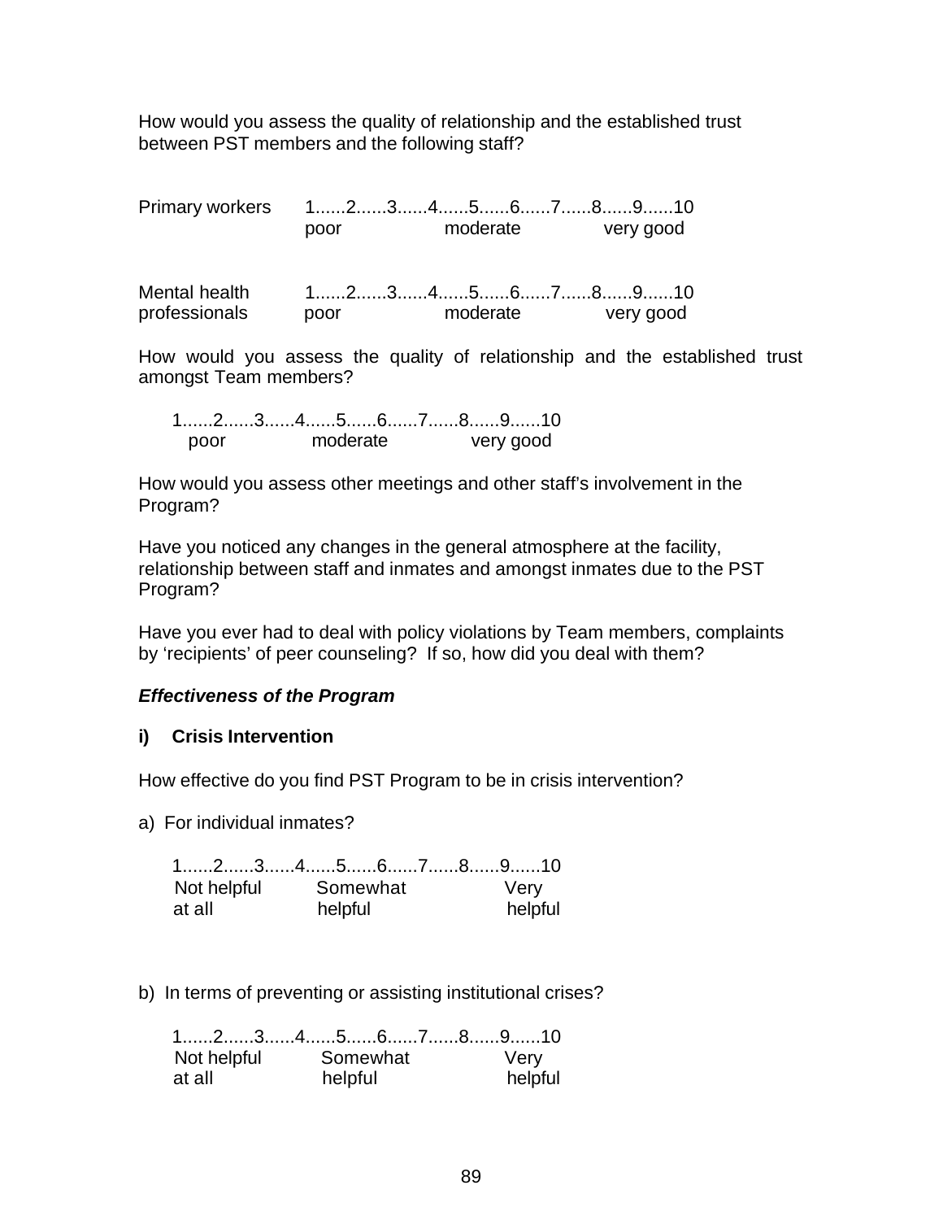How would you assess the quality of relationship and the established trust between PST members and the following staff?

Primary workers 1......2......3......4......5......6......7......8......9......10
poor moderate very good

Mental health professionals 1......2......3......4......5......6......7......8......9......10
poor moderate very good

How would you assess the quality of relationship and the established trust amongst Team members?

1......2......3......4......5......6......7......8......9......10
poor moderate very good

How would you assess other meetings and other staff's involvement in the Program?

Have you noticed any changes in the general atmosphere at the facility, relationship between staff and inmates and amongst inmates due to the PST Program?

Have you ever had to deal with policy violations by Team members, complaints by 'recipients' of peer counseling? If so, how did you deal with them?

***Effectiveness of the Program***

**i) Crisis Intervention**

How effective do you find PST Program to be in crisis intervention?

a) For individual inmates?

1......2......3......4......5......6......7......8......9......10
Not helpful at all Somewhat helpful Very helpful

b) In terms of preventing or assisting institutional crises?

1......2......3......4......5......6......7......8......9......10
Not helpful at all Somewhat helpful Very helpful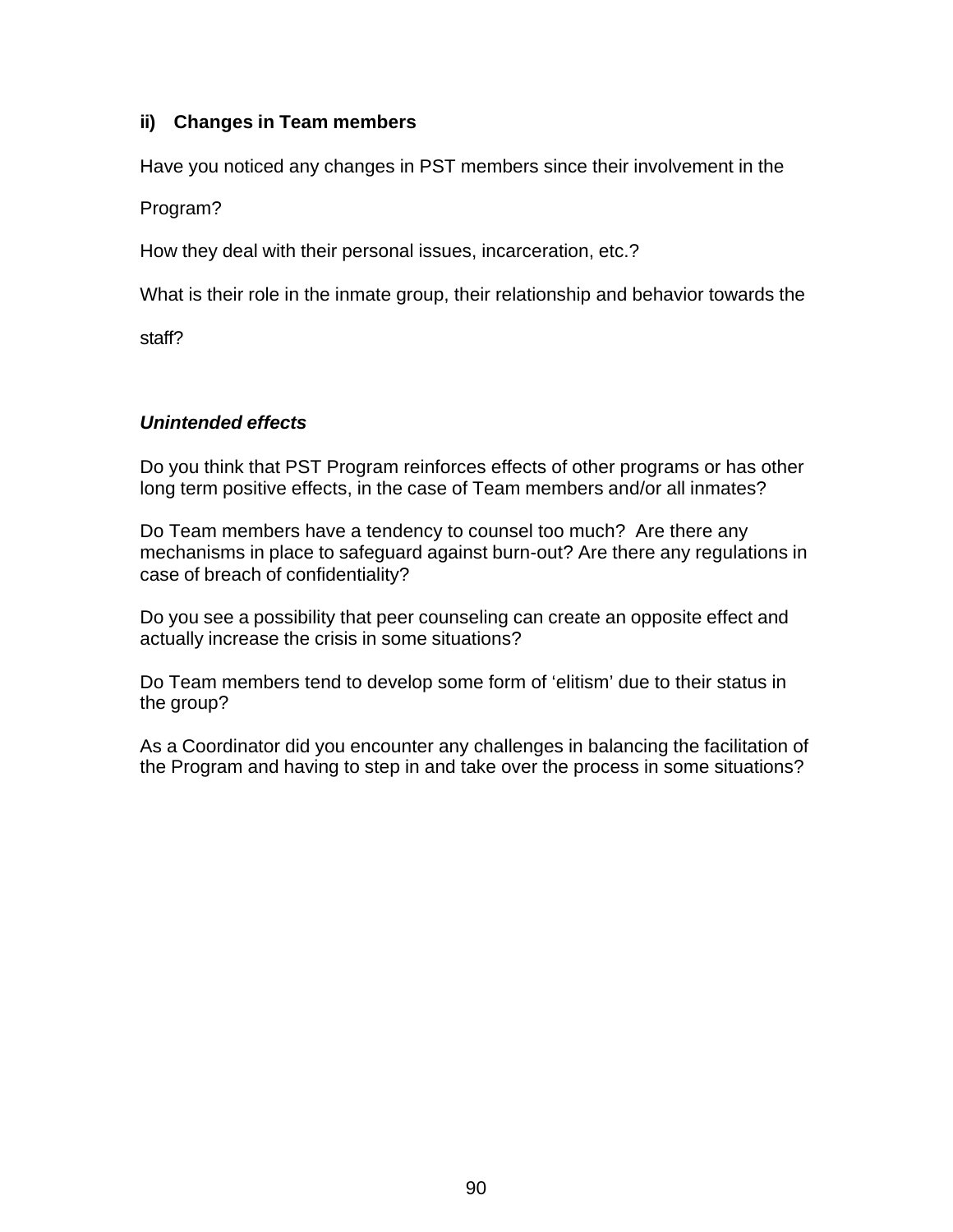### ii) Changes in Team members

Have you noticed any changes in PST members since their involvement in the Program?

How they deal with their personal issues, incarceration, etc.?

What is their role in the inmate group, their relationship and behavior towards the staff?

***Unintended effects***

Do you think that PST Program reinforces effects of other programs or has other long term positive effects, in the case of Team members and/or all inmates?

Do Team members have a tendency to counsel too much? Are there any mechanisms in place to safeguard against burn-out? Are there any regulations in case of breach of confidentiality?

Do you see a possibility that peer counseling can create an opposite effect and actually increase the crisis in some situations?

Do Team members tend to develop some form of 'elitism' due to their status in the group?

As a Coordinator did you encounter any challenges in balancing the facilitation of the Program and having to step in and take over the process in some situations?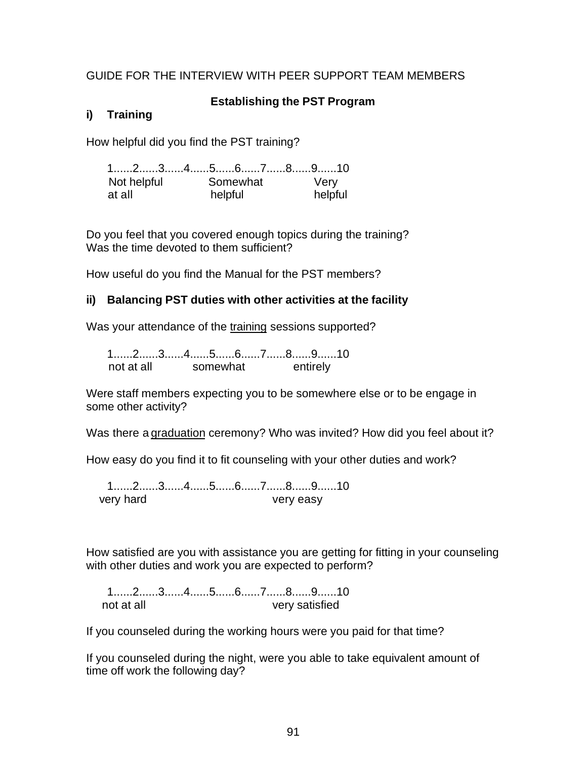GUIDE FOR THE INTERVIEW WITH PEER SUPPORT TEAM MEMBERS

## Establishing the PST Program

### i) Training

How helpful did you find the PST training?

```
1......2......3......4......5......6......7......8......9......10
Not helpful          Somewhat            Very
at all               helpful             helpful
```

Do you feel that you covered enough topics during the training?
Was the time devoted to them sufficient?

How useful do you find the Manual for the PST members?

### ii) Balancing PST duties with other activities at the facility

Was your attendance of the <u>training</u> sessions supported?

```
1......2......3......4......5......6......7......8......9......10
not at all        somewhat          entirely
```

Were staff members expecting you to be somewhere else or to be engage in some other activity?

Was there a <u>graduation</u> ceremony? Who was invited? How did you feel about it?

How easy do you find it to fit counseling with your other duties and work?

```
1......2......3......4......5......6......7......8......9......10
very hard                            very easy
```

How satisfied are you with assistance you are getting for fitting in your counseling with other duties and work you are expected to perform?

```
1......2......3......4......5......6......7......8......9......10
not at all                           very satisfied
```

If you counseled during the working hours were you paid for that time?

If you counseled during the night, were you able to take equivalent amount of time off work the following day?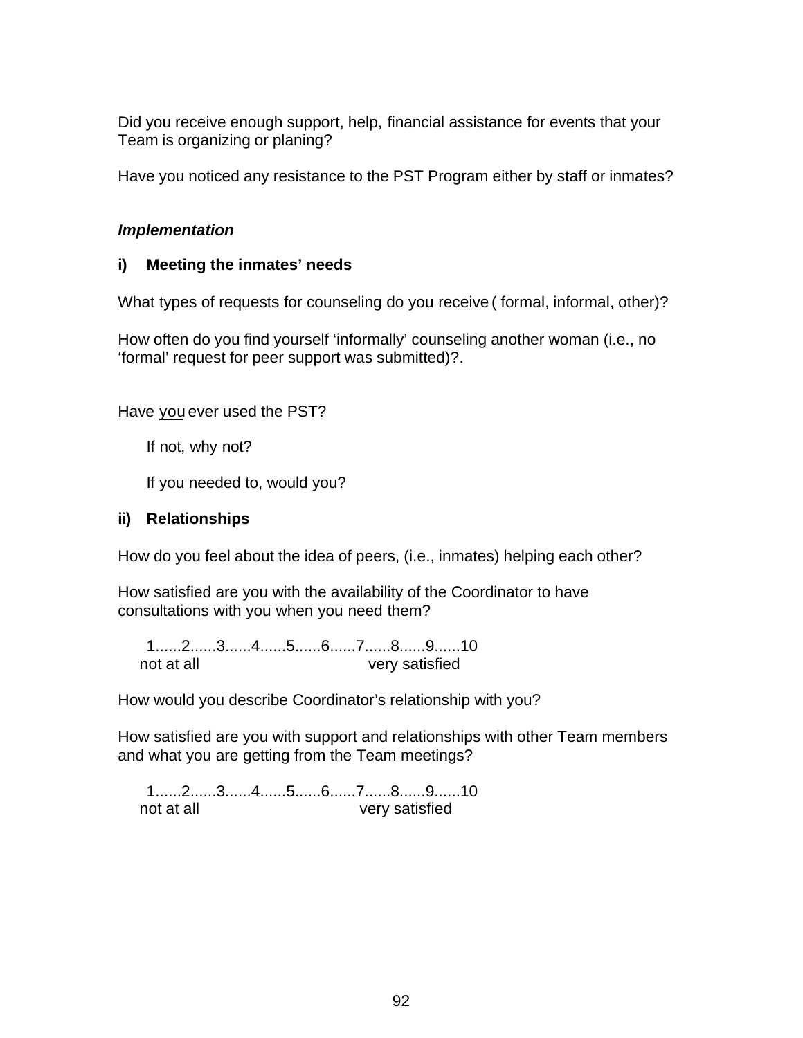Did you receive enough support, help, financial assistance for events that your Team is organizing or planing?

Have you noticed any resistance to the PST Program either by staff or inmates?

***Implementation***

**i) Meeting the inmates' needs**

What types of requests for counseling do you receive ( formal, informal, other)?

How often do you find yourself 'informally' counseling another woman (i.e., no 'formal' request for peer support was submitted)?.

Have <u>you</u> ever used the PST?

If not, why not?

If you needed to, would you?

**ii) Relationships**

How do you feel about the idea of peers, (i.e., inmates) helping each other?

How satisfied are you with the availability of the Coordinator to have consultations with you when you need them?

1......2......3......4......5......6......7......8......9......10
not at all very satisfied

How would you describe Coordinator's relationship with you?

How satisfied are you with support and relationships with other Team members and what you are getting from the Team meetings?

1......2......3......4......5......6......7......8......9......10
not at all very satisfied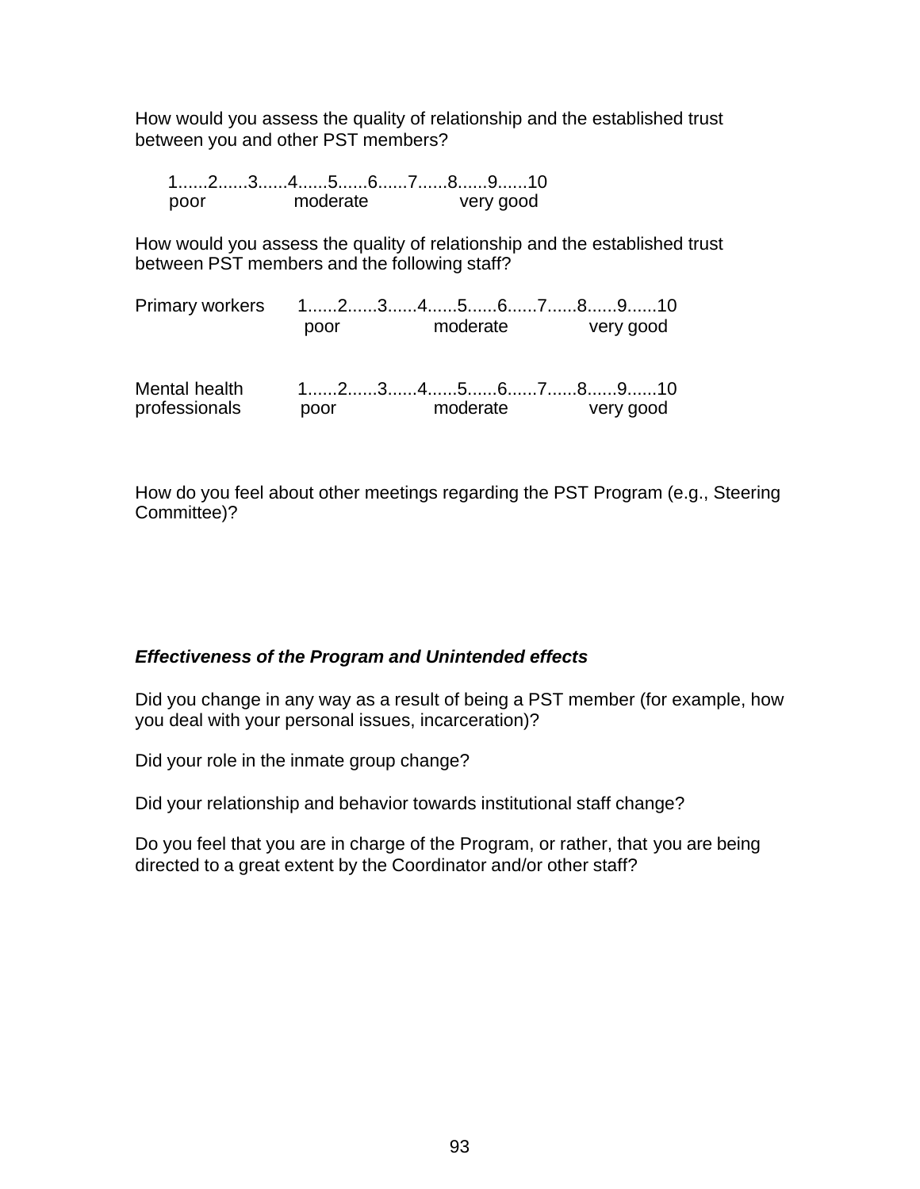How would you assess the quality of relationship and the established trust between you and other PST members?

1......2......3......4......5......6......7......8......9......10
poor moderate very good

How would you assess the quality of relationship and the established trust between PST members and the following staff?

Primary workers 1......2......3......4......5......6......7......8......9......10
poor moderate very good

Mental health professionals 1......2......3......4......5......6......7......8......9......10
poor moderate very good

How do you feel about other meetings regarding the PST Program (e.g., Steering Committee)?

***Effectiveness of the Program and Unintended effects***

Did you change in any way as a result of being a PST member (for example, how you deal with your personal issues, incarceration)?

Did your role in the inmate group change?

Did your relationship and behavior towards institutional staff change?

Do you feel that you are in charge of the Program, or rather, that you are being directed to a great extent by the Coordinator and/or other staff?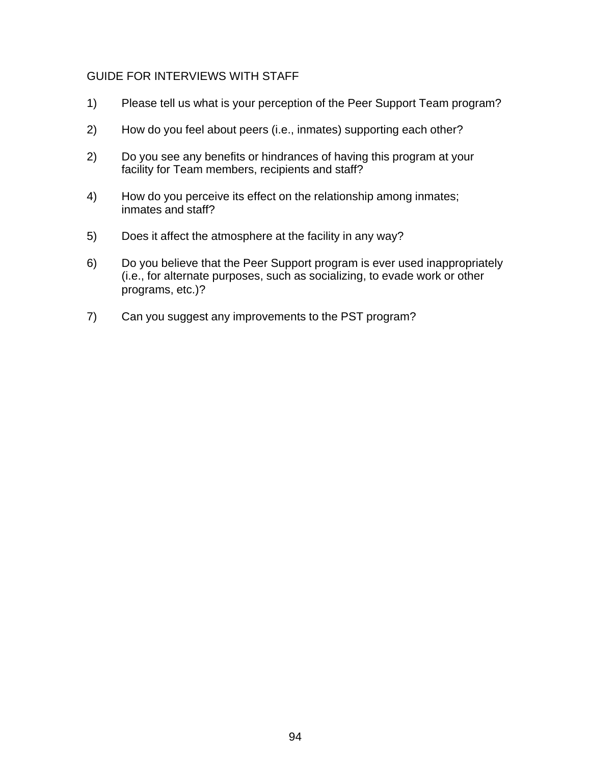## GUIDE FOR INTERVIEWS WITH STAFF

1) Please tell us what is your perception of the Peer Support Team program?

2) How do you feel about peers (i.e., inmates) supporting each other?

2) Do you see any benefits or hindrances of having this program at your facility for Team members, recipients and staff?

4) How do you perceive its effect on the relationship among inmates; inmates and staff?

5) Does it affect the atmosphere at the facility in any way?

6) Do you believe that the Peer Support program is ever used inappropriately (i.e., for alternate purposes, such as socializing, to evade work or other programs, etc.)?

7) Can you suggest any improvements to the PST program?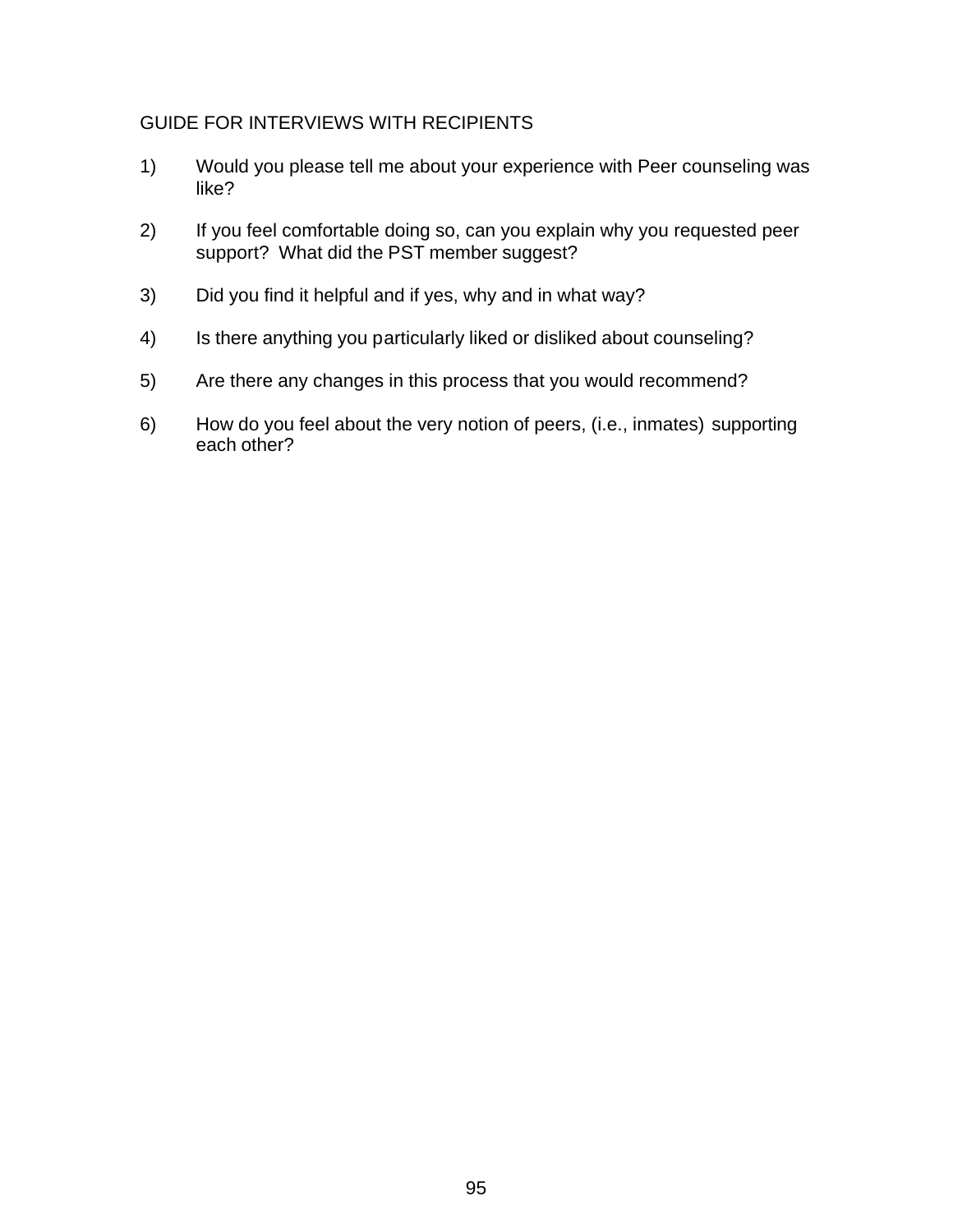GUIDE FOR INTERVIEWS WITH RECIPIENTS

1) Would you please tell me about your experience with Peer counseling was like?

2) If you feel comfortable doing so, can you explain why you requested peer support? What did the PST member suggest?

3) Did you find it helpful and if yes, why and in what way?

4) Is there anything you particularly liked or disliked about counseling?

5) Are there any changes in this process that you would recommend?

6) How do you feel about the very notion of peers, (i.e., inmates) supporting each other?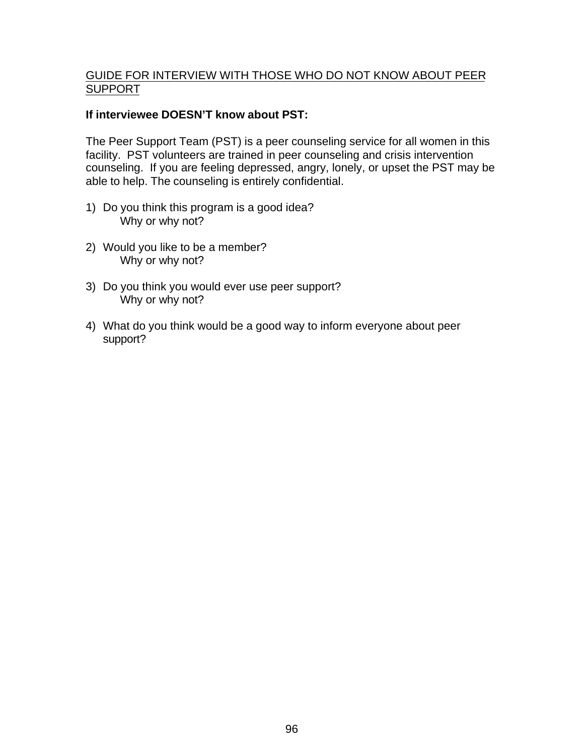<u>GUIDE FOR INTERVIEW WITH THOSE WHO DO NOT KNOW ABOUT PEER SUPPORT</u>

**If interviewee DOESN'T know about PST:**

The Peer Support Team (PST) is a peer counseling service for all women in this facility. PST volunteers are trained in peer counseling and crisis intervention counseling. If you are feeling depressed, angry, lonely, or upset the PST may be able to help. The counseling is entirely confidential.

1) Do you think this program is a good idea?
   Why or why not?

2) Would you like to be a member?
   Why or why not?

3) Do you think you would ever use peer support?
   Why or why not?

4) What do you think would be a good way to inform everyone about peer support?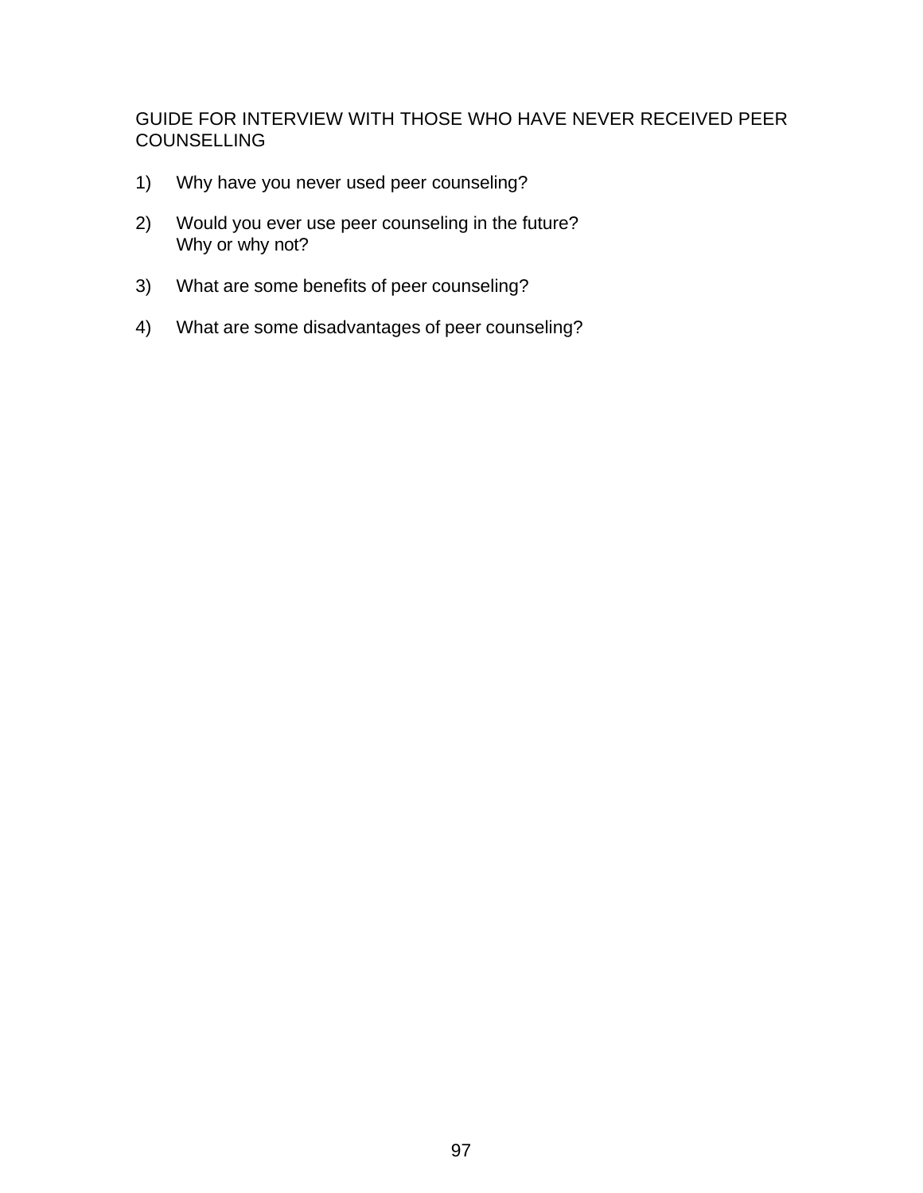GUIDE FOR INTERVIEW WITH THOSE WHO HAVE NEVER RECEIVED PEER COUNSELLING

1) Why have you never used peer counseling?

2) Would you ever use peer counseling in the future?
   Why or why not?

3) What are some benefits of peer counseling?

4) What are some disadvantages of peer counseling?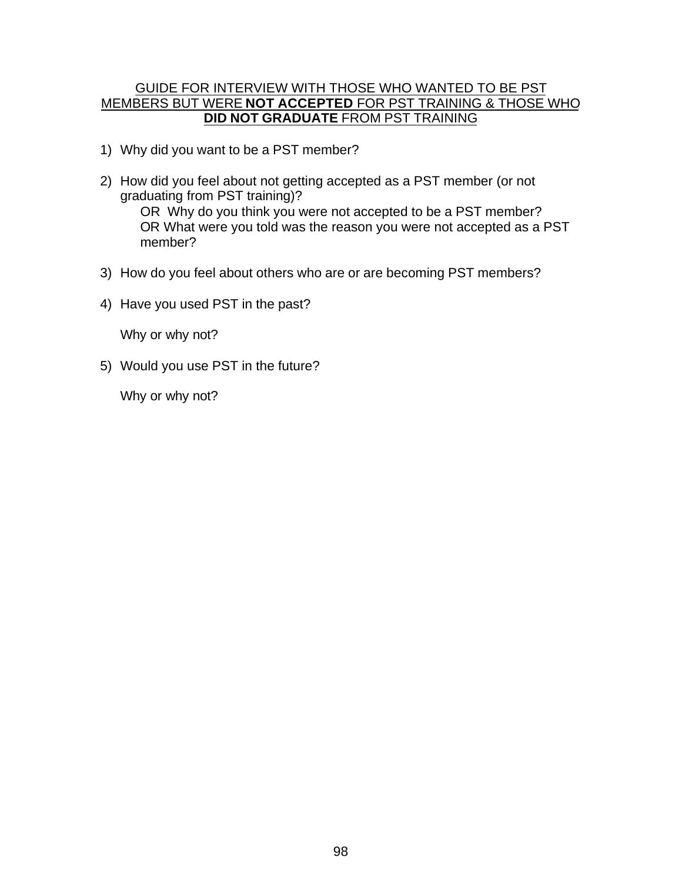## GUIDE FOR INTERVIEW WITH THOSE WHO WANTED TO BE PST MEMBERS BUT WERE **NOT ACCEPTED** FOR PST TRAINING & THOSE WHO **DID NOT GRADUATE** FROM PST TRAINING

1) Why did you want to be a PST member?

2) How did you feel about not getting accepted as a PST member (or not graduating from PST training)?
   OR Why do you think you were not accepted to be a PST member?
   OR What were you told was the reason you were not accepted as a PST member?

3) How do you feel about others who are or are becoming PST members?

4) Have you used PST in the past?

   Why or why not?

5) Would you use PST in the future?

   Why or why not?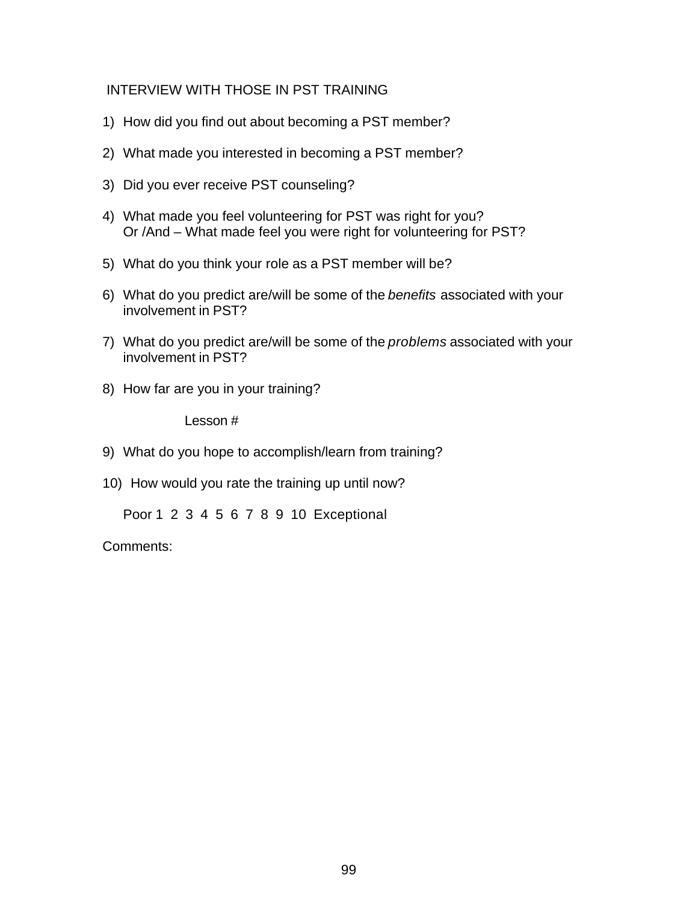# INTERVIEW WITH THOSE IN PST TRAINING

1) How did you find out about becoming a PST member?

2) What made you interested in becoming a PST member?

3) Did you ever receive PST counseling?

4) What made you feel volunteering for PST was right for you?
   Or /And – What made feel you were right for volunteering for PST?

5) What do you think your role as a PST member will be?

6) What do you predict are/will be some of the *benefits* associated with your involvement in PST?

7) What do you predict are/will be some of the *problems* associated with your involvement in PST?

8) How far are you in your training?

   Lesson #

9) What do you hope to accomplish/learn from training?

10) How would you rate the training up until now?

   Poor 1 2 3 4 5 6 7 8 9 10 Exceptional

Comments: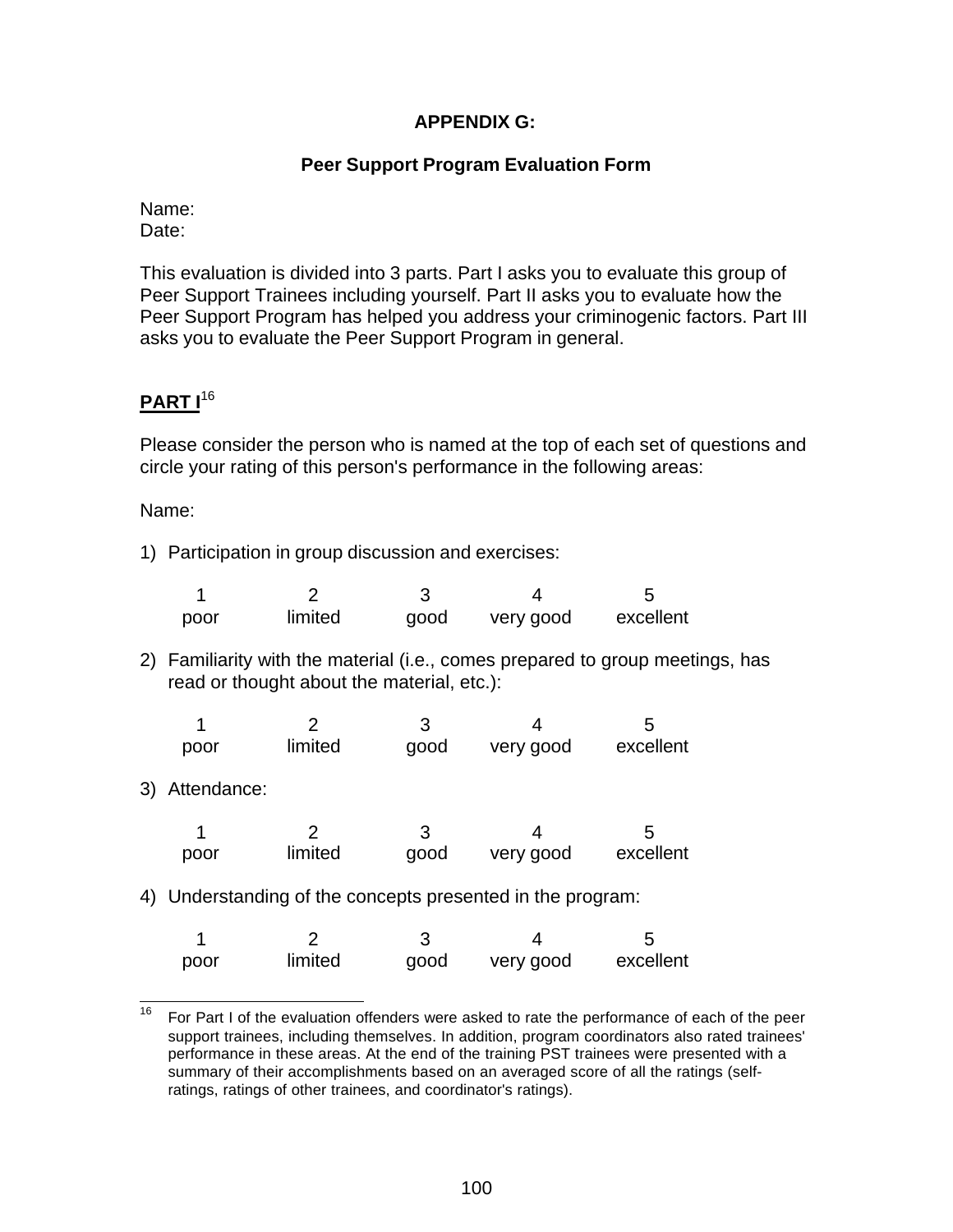# APPENDIX G:

## Peer Support Program Evaluation Form

Name:
Date:

This evaluation is divided into 3 parts. Part I asks you to evaluate this group of Peer Support Trainees including yourself. Part II asks you to evaluate how the Peer Support Program has helped you address your criminogenic factors. Part III asks you to evaluate the Peer Support Program in general.

**PART I**[16]

Please consider the person who is named at the top of each set of questions and circle your rating of this person's performance in the following areas:

Name:

1) Participation in group discussion and exercises:

| 1 | 2 | 3 | 4 | 5 |
|---|---|---|---|---|
| poor | limited | good | very good | excellent |

2) Familiarity with the material (i.e., comes prepared to group meetings, has read or thought about the material, etc.):

| 1 | 2 | 3 | 4 | 5 |
|---|---|---|---|---|
| poor | limited | good | very good | excellent |

3) Attendance:

| 1 | 2 | 3 | 4 | 5 |
|---|---|---|---|---|
| poor | limited | good | very good | excellent |

4) Understanding of the concepts presented in the program:

| 1 | 2 | 3 | 4 | 5 |
|---|---|---|---|---|
| poor | limited | good | very good | excellent |

---

[16] For Part I of the evaluation offenders were asked to rate the performance of each of the peer support trainees, including themselves. In addition, program coordinators also rated trainees' performance in these areas. At the end of the training PST trainees were presented with a summary of their accomplishments based on an averaged score of all the ratings (self-ratings, ratings of other trainees, and coordinator's ratings).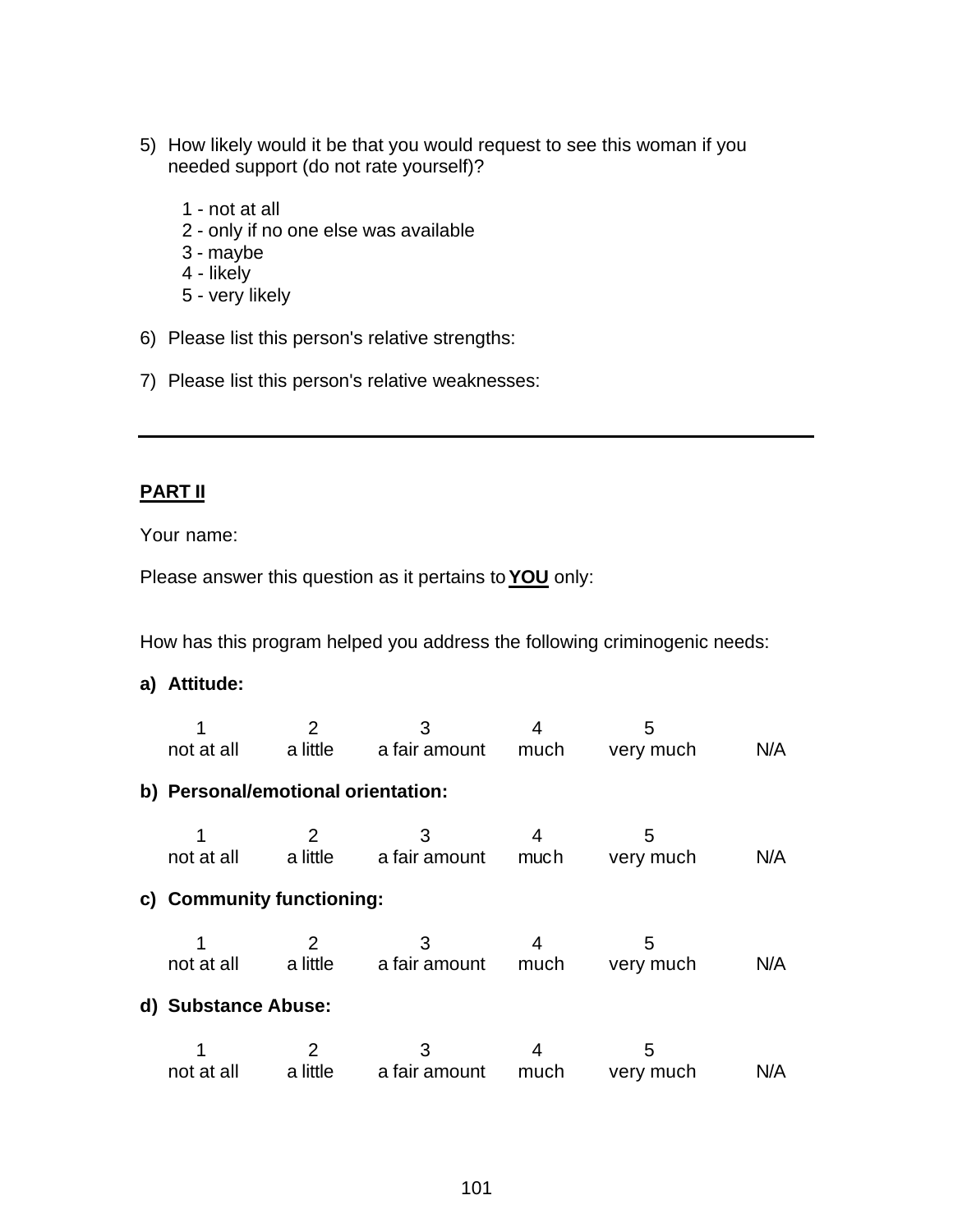5) How likely would it be that you would request to see this woman if you needed support (do not rate yourself)?

   1 - not at all
   2 - only if no one else was available
   3 - maybe
   4 - likely
   5 - very likely

6) Please list this person's relative strengths:

7) Please list this person's relative weaknesses:

---

**PART II**

Your name:

Please answer this question as it pertains to **YOU** only:

How has this program helped you address the following criminogenic needs:

**a) Attitude:**

| 1 | 2 | 3 | 4 | 5 | |
|---|---|---|---|---|---|
| not at all | a little | a fair amount | much | very much | N/A |

**b) Personal/emotional orientation:**

| 1 | 2 | 3 | 4 | 5 | |
|---|---|---|---|---|---|
| not at all | a little | a fair amount | much | very much | N/A |

**c) Community functioning:**

| 1 | 2 | 3 | 4 | 5 | |
|---|---|---|---|---|---|
| not at all | a little | a fair amount | much | very much | N/A |

**d) Substance Abuse:**

| 1 | 2 | 3 | 4 | 5 | |
|---|---|---|---|---|---|
| not at all | a little | a fair amount | much | very much | N/A |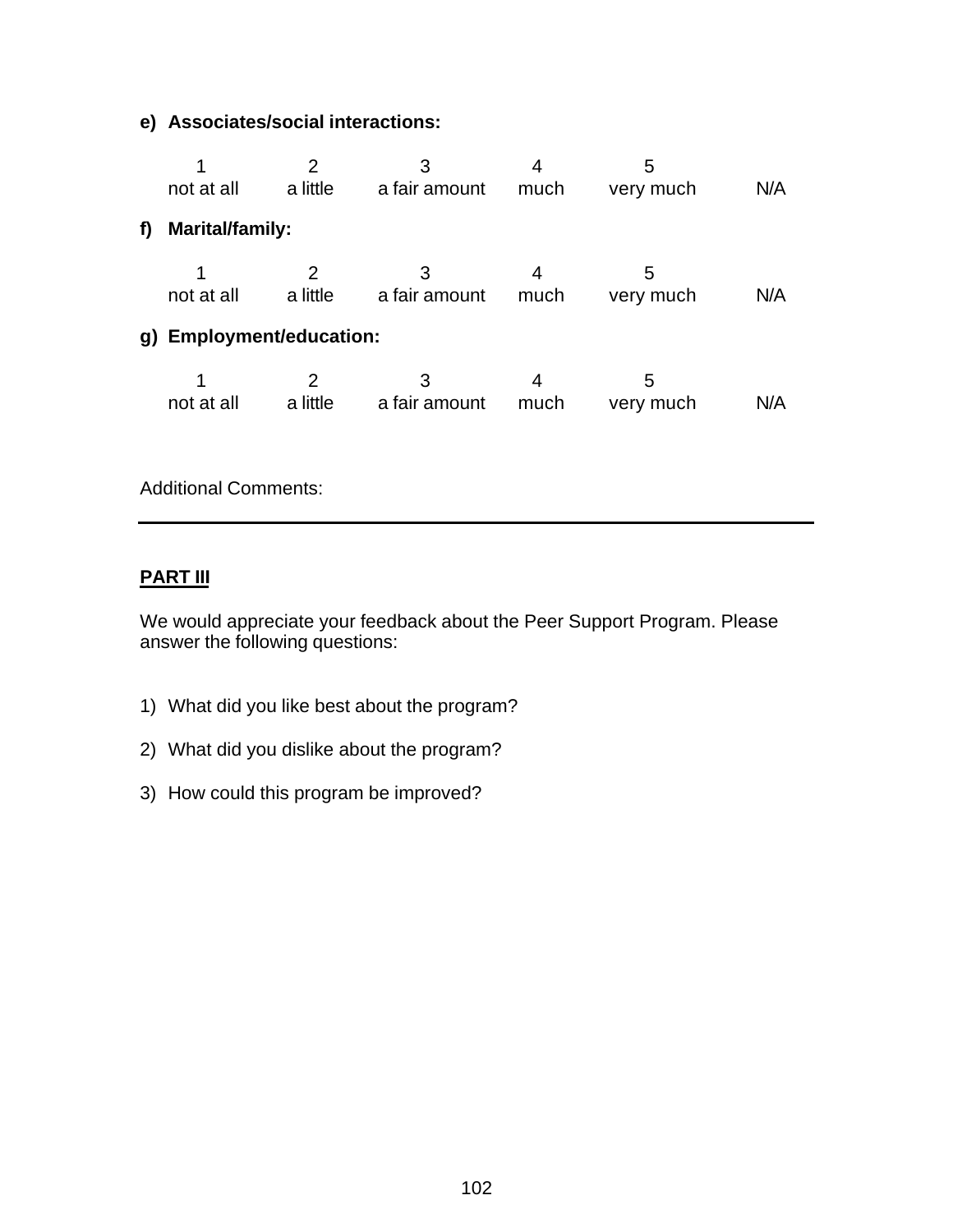**e) Associates/social interactions:**

| 1 | 2 | 3 | 4 | 5 | |
|---|---|---|---|---|---|
| not at all | a little | a fair amount | much | very much | N/A |

**f) Marital/family:**

| 1 | 2 | 3 | 4 | 5 | |
|---|---|---|---|---|---|
| not at all | a little | a fair amount | much | very much | N/A |

**g) Employment/education:**

| 1 | 2 | 3 | 4 | 5 | |
|---|---|---|---|---|---|
| not at all | a little | a fair amount | much | very much | N/A |

Additional Comments:

---

**PART III**

We would appreciate your feedback about the Peer Support Program. Please answer the following questions:

1) What did you like best about the program?

2) What did you dislike about the program?

3) How could this program be improved?